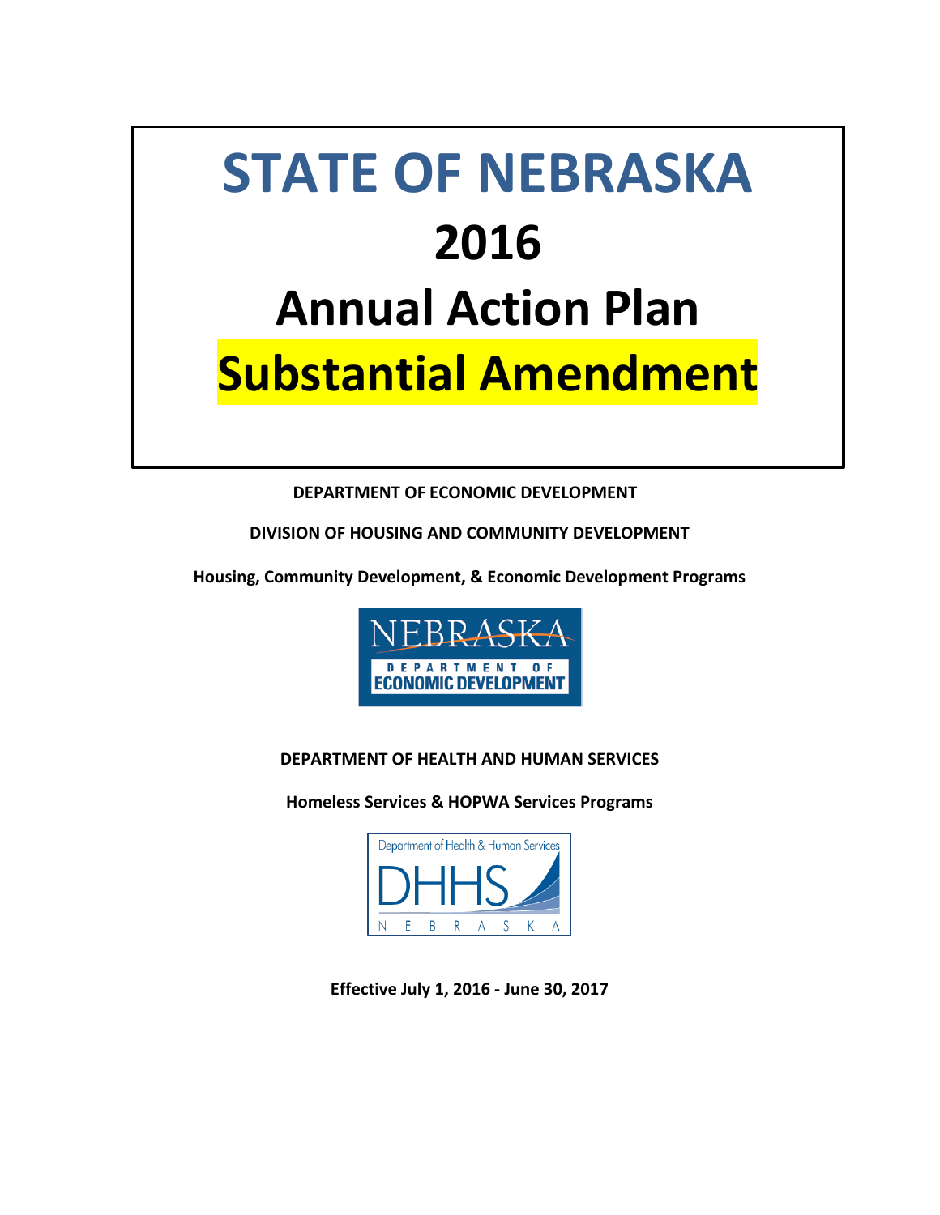# STATE OF NEBRASKA

# 2016

# Annual Action Plan

# Substantial Amendment

**DEPARTMENT OF ECONOMIC DEVELOPMENT**

**DIVISION OF HOUSING AND COMMUNITY DEVELOPMENT**

**Housing, Community Development, & Economic Development Programs**

NEBRASKA DEPARTMENT OF ECONOMIC DEVELOPMENT

**DEPARTMENT OF HEALTH AND HUMAN SERVICES**

**Homeless Services & HOPWA Services Programs**

Department of Health & Human Services DHHS NEBRASKA

**Effective July 1, 2016 - June 30, 2017**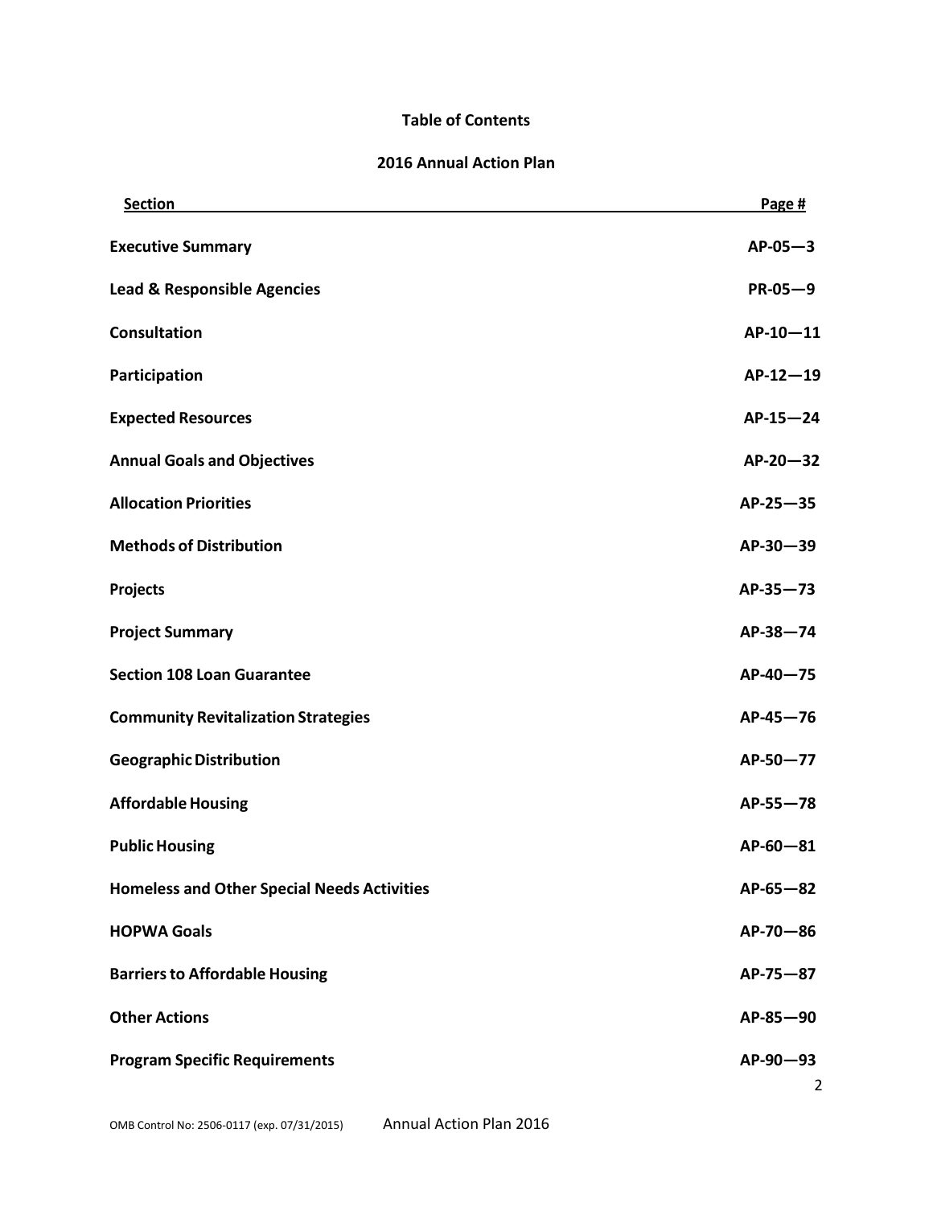# Table of Contents

## 2016 Annual Action Plan

| Section | Page # |
|---|---|
| **Executive Summary** | **AP-05—3** |
| **Lead & Responsible Agencies** | **PR-05—9** |
| **Consultation** | **AP-10—11** |
| **Participation** | **AP-12—19** |
| **Expected Resources** | **AP-15—24** |
| **Annual Goals and Objectives** | **AP-20—32** |
| **Allocation Priorities** | **AP-25—35** |
| **Methods of Distribution** | **AP-30—39** |
| **Projects** | **AP-35—73** |
| **Project Summary** | **AP-38—74** |
| **Section 108 Loan Guarantee** | **AP-40—75** |
| **Community Revitalization Strategies** | **AP-45—76** |
| **Geographic Distribution** | **AP-50—77** |
| **Affordable Housing** | **AP-55—78** |
| **Public Housing** | **AP-60—81** |
| **Homeless and Other Special Needs Activities** | **AP-65—82** |
| **HOPWA Goals** | **AP-70—86** |
| **Barriers to Affordable Housing** | **AP-75—87** |
| **Other Actions** | **AP-85—90** |
| **Program Specific Requirements** | **AP-90—93** |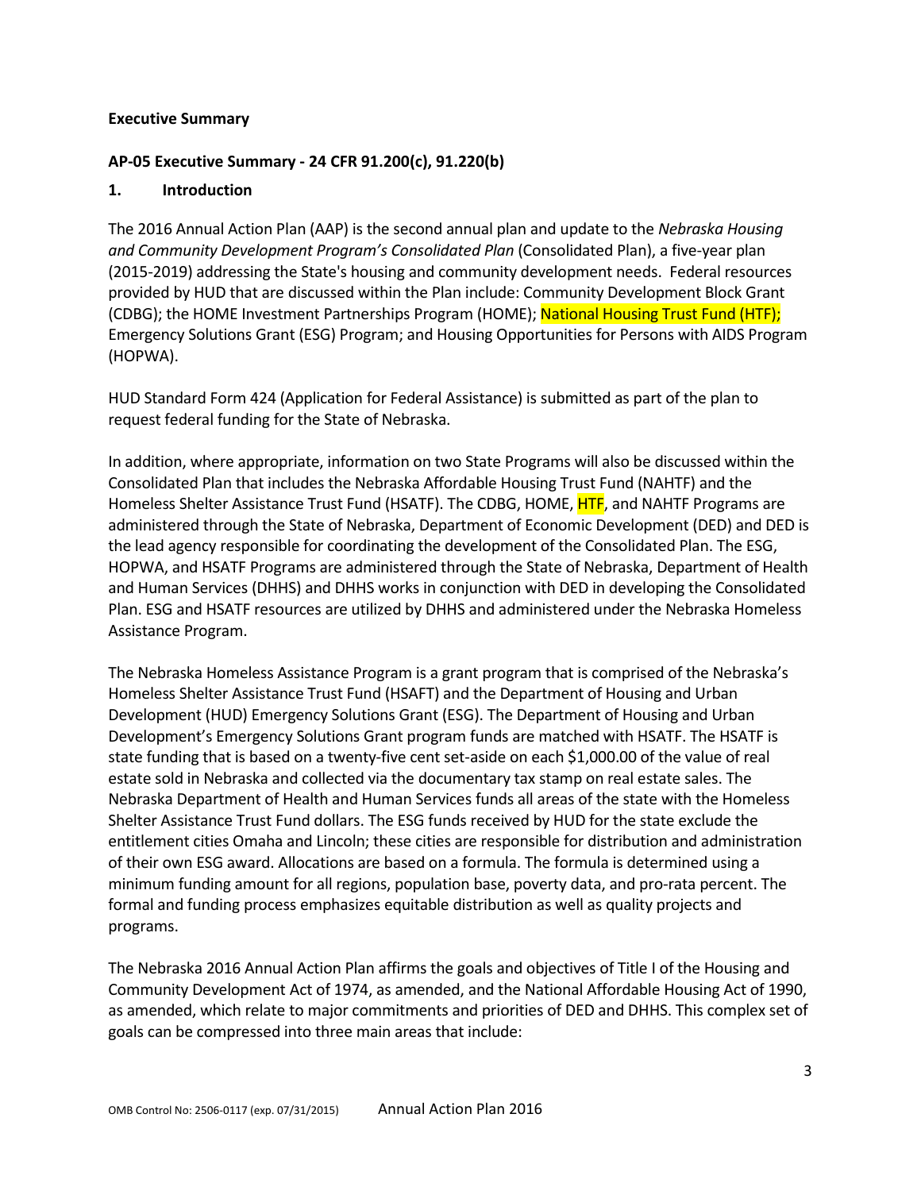**Executive Summary**

**AP-05 Executive Summary - 24 CFR 91.200(c), 91.220(b)**

**1. Introduction**

The 2016 Annual Action Plan (AAP) is the second annual plan and update to the *Nebraska Housing and Community Development Program's Consolidated Plan* (Consolidated Plan), a five-year plan (2015-2019) addressing the State's housing and community development needs. Federal resources provided by HUD that are discussed within the Plan include: Community Development Block Grant (CDBG); the HOME Investment Partnerships Program (HOME); National Housing Trust Fund (HTF); Emergency Solutions Grant (ESG) Program; and Housing Opportunities for Persons with AIDS Program (HOPWA).

HUD Standard Form 424 (Application for Federal Assistance) is submitted as part of the plan to request federal funding for the State of Nebraska.

In addition, where appropriate, information on two State Programs will also be discussed within the Consolidated Plan that includes the Nebraska Affordable Housing Trust Fund (NAHTF) and the Homeless Shelter Assistance Trust Fund (HSATF). The CDBG, HOME, HTF, and NAHTF Programs are administered through the State of Nebraska, Department of Economic Development (DED) and DED is the lead agency responsible for coordinating the development of the Consolidated Plan. The ESG, HOPWA, and HSATF Programs are administered through the State of Nebraska, Department of Health and Human Services (DHHS) and DHHS works in conjunction with DED in developing the Consolidated Plan. ESG and HSATF resources are utilized by DHHS and administered under the Nebraska Homeless Assistance Program.

The Nebraska Homeless Assistance Program is a grant program that is comprised of the Nebraska's Homeless Shelter Assistance Trust Fund (HSAFT) and the Department of Housing and Urban Development (HUD) Emergency Solutions Grant (ESG). The Department of Housing and Urban Development's Emergency Solutions Grant program funds are matched with HSATF. The HSATF is state funding that is based on a twenty-five cent set-aside on each $1,000.00 of the value of real estate sold in Nebraska and collected via the documentary tax stamp on real estate sales. The Nebraska Department of Health and Human Services funds all areas of the state with the Homeless Shelter Assistance Trust Fund dollars. The ESG funds received by HUD for the state exclude the entitlement cities Omaha and Lincoln; these cities are responsible for distribution and administration of their own ESG award. Allocations are based on a formula. The formula is determined using a minimum funding amount for all regions, population base, poverty data, and pro-rata percent. The formal and funding process emphasizes equitable distribution as well as quality projects and programs.

The Nebraska 2016 Annual Action Plan affirms the goals and objectives of Title I of the Housing and Community Development Act of 1974, as amended, and the National Affordable Housing Act of 1990, as amended, which relate to major commitments and priorities of DED and DHHS. This complex set of goals can be compressed into three main areas that include: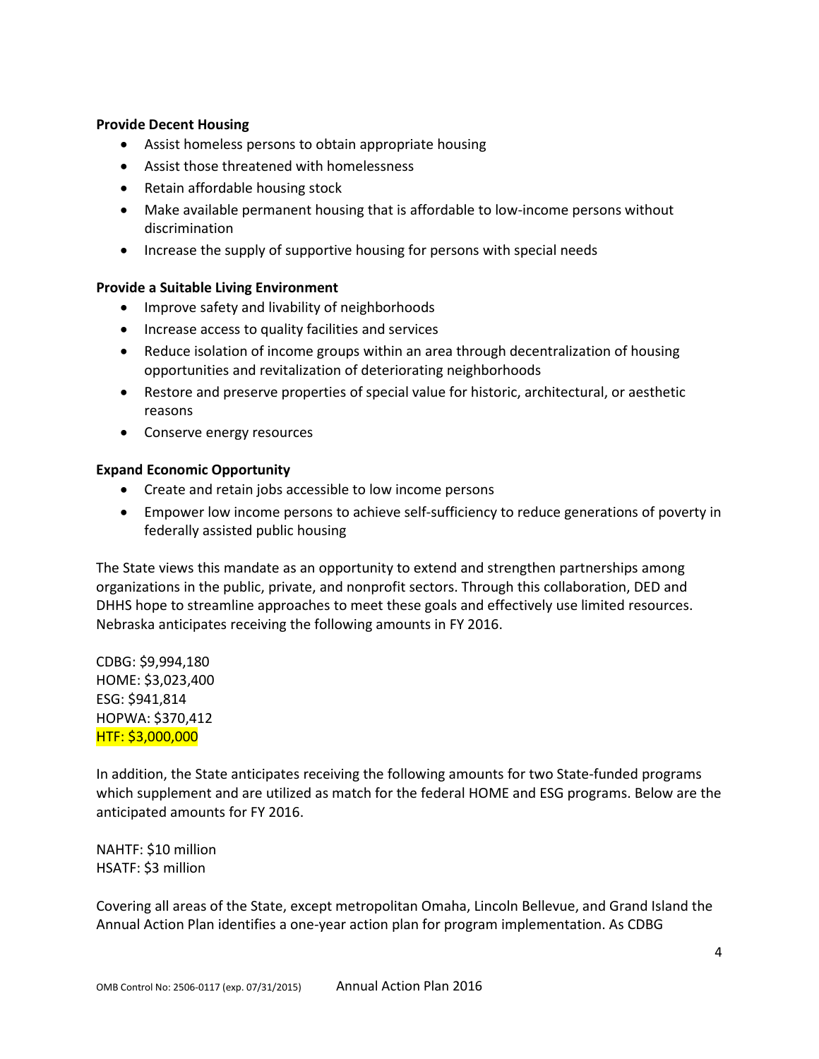**Provide Decent Housing**

- Assist homeless persons to obtain appropriate housing
- Assist those threatened with homelessness
- Retain affordable housing stock
- Make available permanent housing that is affordable to low-income persons without discrimination
- Increase the supply of supportive housing for persons with special needs

**Provide a Suitable Living Environment**

- Improve safety and livability of neighborhoods
- Increase access to quality facilities and services
- Reduce isolation of income groups within an area through decentralization of housing opportunities and revitalization of deteriorating neighborhoods
- Restore and preserve properties of special value for historic, architectural, or aesthetic reasons
- Conserve energy resources

**Expand Economic Opportunity**

- Create and retain jobs accessible to low income persons
- Empower low income persons to achieve self-sufficiency to reduce generations of poverty in federally assisted public housing

The State views this mandate as an opportunity to extend and strengthen partnerships among organizations in the public, private, and nonprofit sectors. Through this collaboration, DED and DHHS hope to streamline approaches to meet these goals and effectively use limited resources. Nebraska anticipates receiving the following amounts in FY 2016.

CDBG: $9,994,180
HOME: $3,023,400
ESG: $941,814
HOPWA: $370,412
HTF: $3,000,000

In addition, the State anticipates receiving the following amounts for two State-funded programs which supplement and are utilized as match for the federal HOME and ESG programs. Below are the anticipated amounts for FY 2016.

NAHTF: $10 million
HSATF: $3 million

Covering all areas of the State, except metropolitan Omaha, Lincoln Bellevue, and Grand Island the Annual Action Plan identifies a one-year action plan for program implementation. As CDBG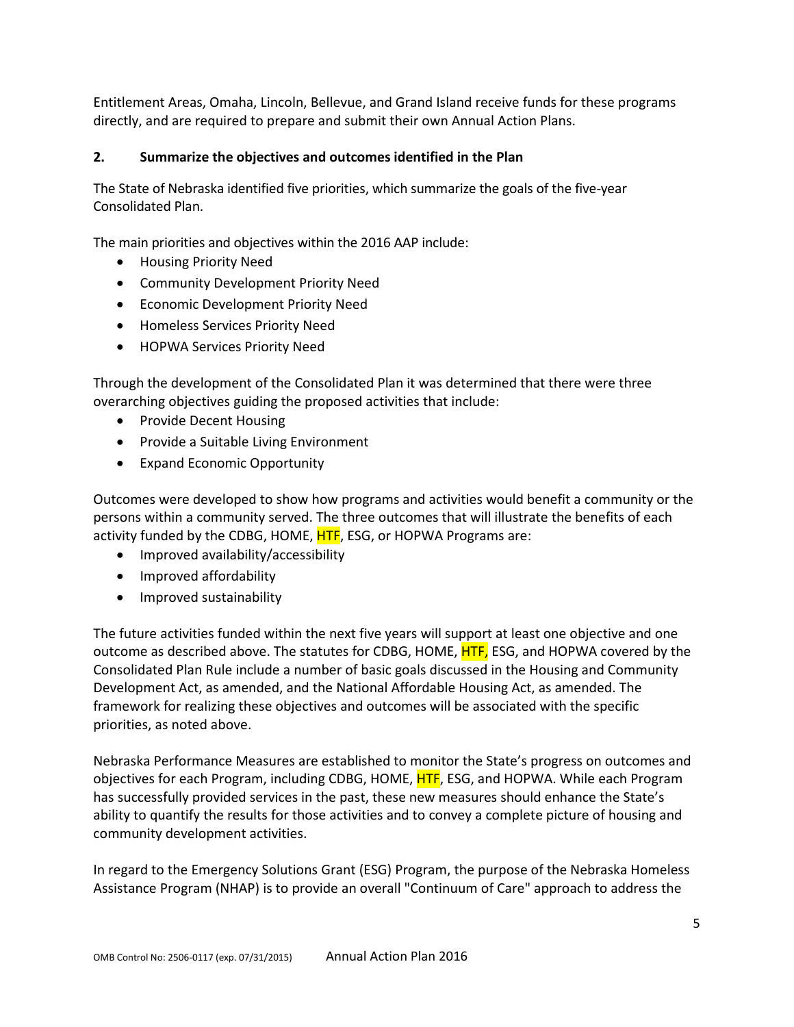Entitlement Areas, Omaha, Lincoln, Bellevue, and Grand Island receive funds for these programs directly, and are required to prepare and submit their own Annual Action Plans.

**2. Summarize the objectives and outcomes identified in the Plan**

The State of Nebraska identified five priorities, which summarize the goals of the five-year Consolidated Plan.

The main priorities and objectives within the 2016 AAP include:

- Housing Priority Need
- Community Development Priority Need
- Economic Development Priority Need
- Homeless Services Priority Need
- HOPWA Services Priority Need

Through the development of the Consolidated Plan it was determined that there were three overarching objectives guiding the proposed activities that include:

- Provide Decent Housing
- Provide a Suitable Living Environment
- Expand Economic Opportunity

Outcomes were developed to show how programs and activities would benefit a community or the persons within a community served. The three outcomes that will illustrate the benefits of each activity funded by the CDBG, HOME, HTF, ESG, or HOPWA Programs are:

- Improved availability/accessibility
- Improved affordability
- Improved sustainability

The future activities funded within the next five years will support at least one objective and one outcome as described above. The statutes for CDBG, HOME, HTF, ESG, and HOPWA covered by the Consolidated Plan Rule include a number of basic goals discussed in the Housing and Community Development Act, as amended, and the National Affordable Housing Act, as amended. The framework for realizing these objectives and outcomes will be associated with the specific priorities, as noted above.

Nebraska Performance Measures are established to monitor the State's progress on outcomes and objectives for each Program, including CDBG, HOME, HTF, ESG, and HOPWA. While each Program has successfully provided services in the past, these new measures should enhance the State's ability to quantify the results for those activities and to convey a complete picture of housing and community development activities.

In regard to the Emergency Solutions Grant (ESG) Program, the purpose of the Nebraska Homeless Assistance Program (NHAP) is to provide an overall "Continuum of Care" approach to address the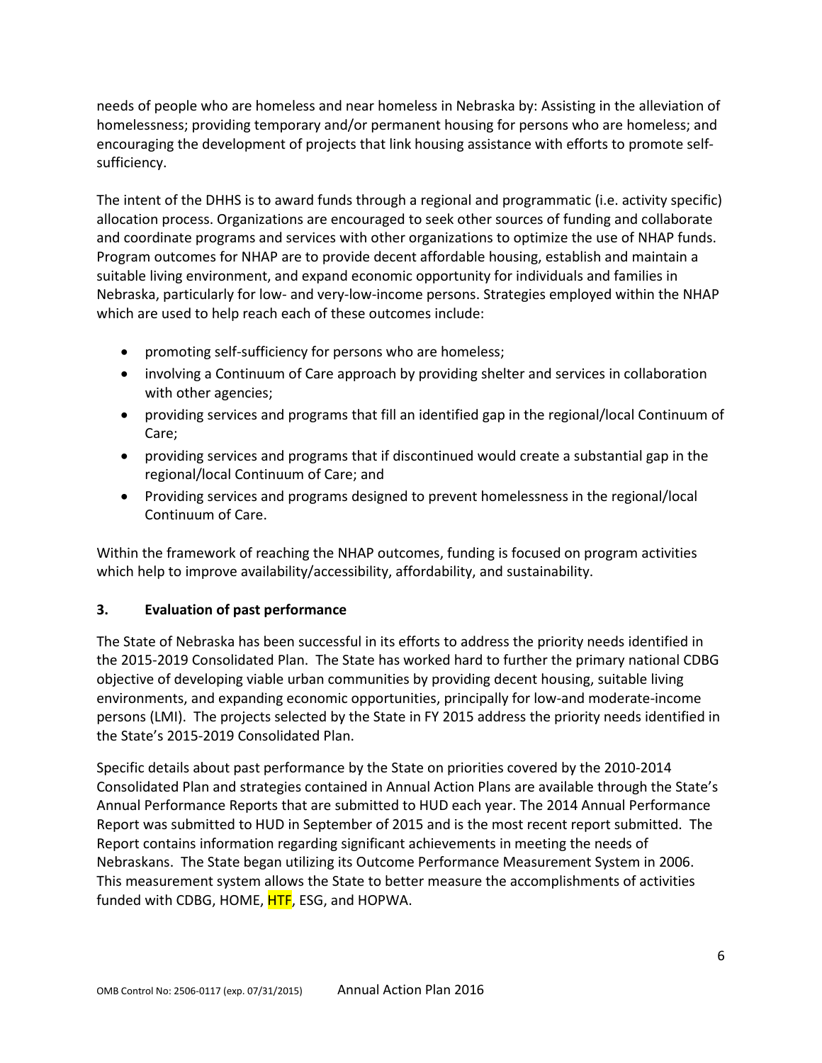needs of people who are homeless and near homeless in Nebraska by: Assisting in the alleviation of homelessness; providing temporary and/or permanent housing for persons who are homeless; and encouraging the development of projects that link housing assistance with efforts to promote self-sufficiency.

The intent of the DHHS is to award funds through a regional and programmatic (i.e. activity specific) allocation process. Organizations are encouraged to seek other sources of funding and collaborate and coordinate programs and services with other organizations to optimize the use of NHAP funds. Program outcomes for NHAP are to provide decent affordable housing, establish and maintain a suitable living environment, and expand economic opportunity for individuals and families in Nebraska, particularly for low- and very-low-income persons. Strategies employed within the NHAP which are used to help reach each of these outcomes include:

- promoting self-sufficiency for persons who are homeless;
- involving a Continuum of Care approach by providing shelter and services in collaboration with other agencies;
- providing services and programs that fill an identified gap in the regional/local Continuum of Care;
- providing services and programs that if discontinued would create a substantial gap in the regional/local Continuum of Care; and
- Providing services and programs designed to prevent homelessness in the regional/local Continuum of Care.

Within the framework of reaching the NHAP outcomes, funding is focused on program activities which help to improve availability/accessibility, affordability, and sustainability.

### 3. Evaluation of past performance

The State of Nebraska has been successful in its efforts to address the priority needs identified in the 2015-2019 Consolidated Plan. The State has worked hard to further the primary national CDBG objective of developing viable urban communities by providing decent housing, suitable living environments, and expanding economic opportunities, principally for low-and moderate-income persons (LMI). The projects selected by the State in FY 2015 address the priority needs identified in the State's 2015-2019 Consolidated Plan.

Specific details about past performance by the State on priorities covered by the 2010-2014 Consolidated Plan and strategies contained in Annual Action Plans are available through the State's Annual Performance Reports that are submitted to HUD each year. The 2014 Annual Performance Report was submitted to HUD in September of 2015 and is the most recent report submitted. The Report contains information regarding significant achievements in meeting the needs of Nebraskans. The State began utilizing its Outcome Performance Measurement System in 2006. This measurement system allows the State to better measure the accomplishments of activities funded with CDBG, HOME, HTF, ESG, and HOPWA.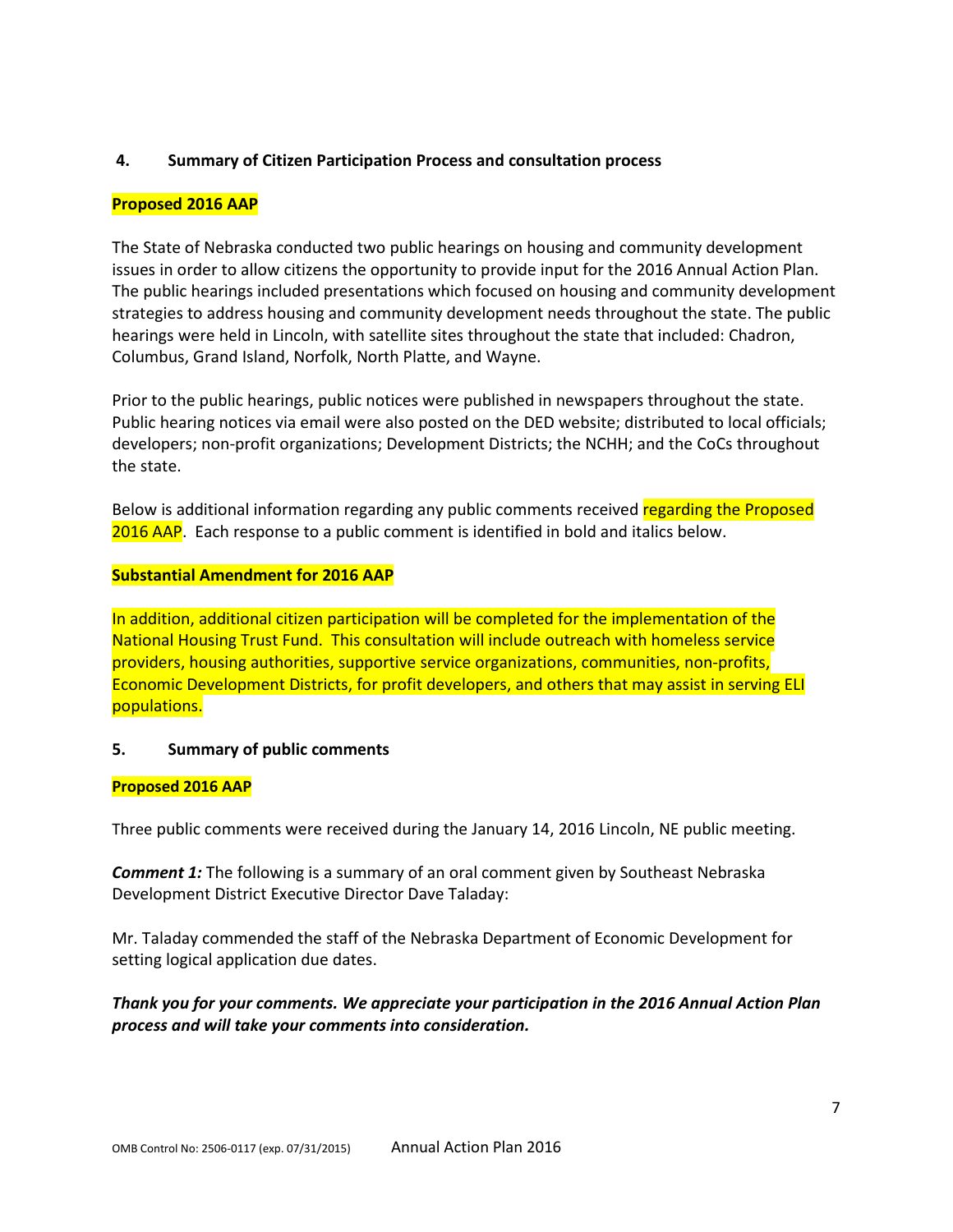## 4. Summary of Citizen Participation Process and consultation process

**Proposed 2016 AAP**

The State of Nebraska conducted two public hearings on housing and community development issues in order to allow citizens the opportunity to provide input for the 2016 Annual Action Plan. The public hearings included presentations which focused on housing and community development strategies to address housing and community development needs throughout the state. The public hearings were held in Lincoln, with satellite sites throughout the state that included: Chadron, Columbus, Grand Island, Norfolk, North Platte, and Wayne.

Prior to the public hearings, public notices were published in newspapers throughout the state. Public hearing notices via email were also posted on the DED website; distributed to local officials; developers; non-profit organizations; Development Districts; the NCHH; and the CoCs throughout the state.

Below is additional information regarding any public comments received regarding the Proposed 2016 AAP. Each response to a public comment is identified in bold and italics below.

**Substantial Amendment for 2016 AAP**

In addition, additional citizen participation will be completed for the implementation of the National Housing Trust Fund. This consultation will include outreach with homeless service providers, housing authorities, supportive service organizations, communities, non-profits, Economic Development Districts, for profit developers, and others that may assist in serving ELI populations.

## 5. Summary of public comments

**Proposed 2016 AAP**

Three public comments were received during the January 14, 2016 Lincoln, NE public meeting.

***Comment 1:*** The following is a summary of an oral comment given by Southeast Nebraska Development District Executive Director Dave Taladay:

Mr. Taladay commended the staff of the Nebraska Department of Economic Development for setting logical application due dates.

***Thank you for your comments. We appreciate your participation in the 2016 Annual Action Plan process and will take your comments into consideration.***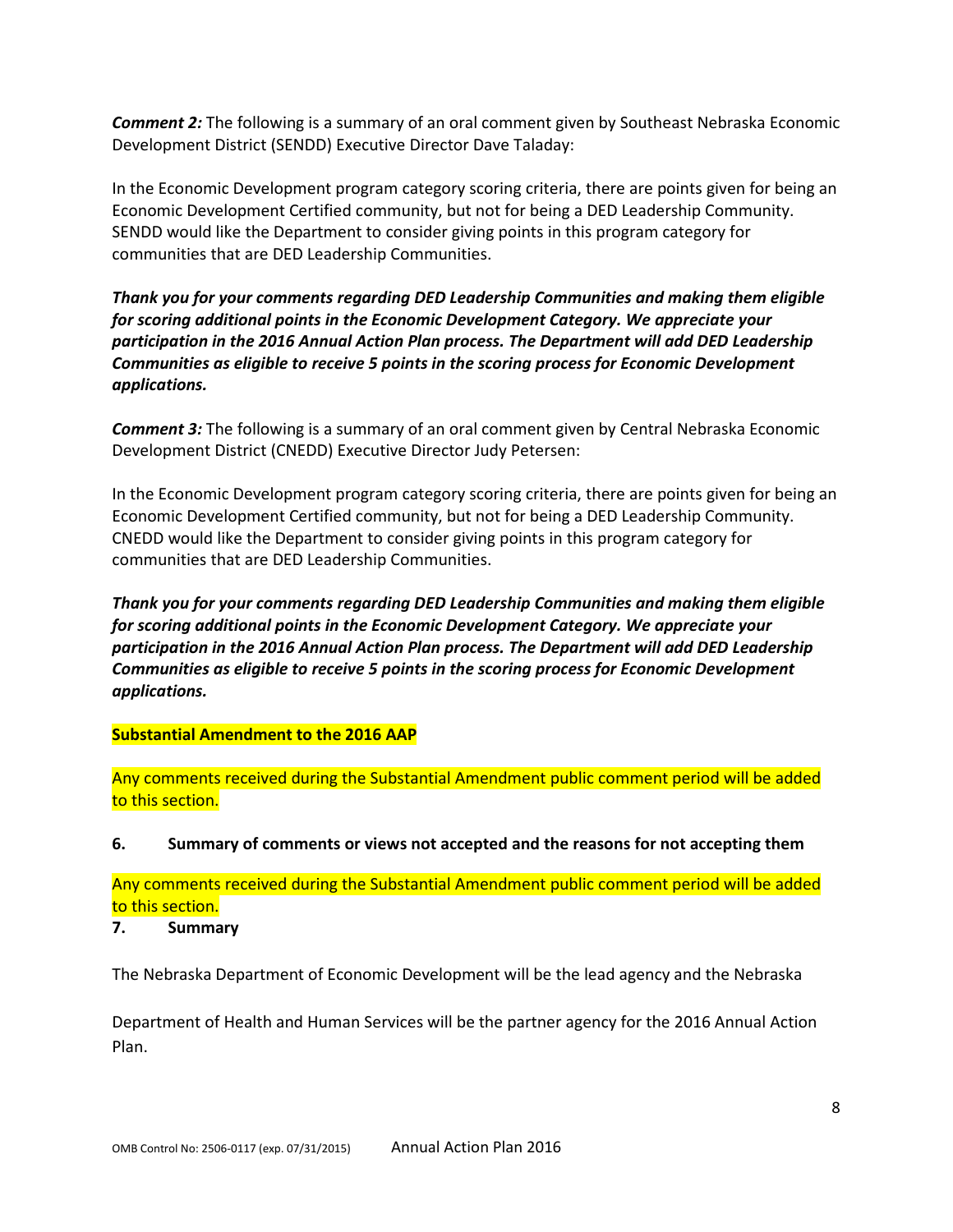***Comment 2:*** The following is a summary of an oral comment given by Southeast Nebraska Economic Development District (SENDD) Executive Director Dave Taladay:

In the Economic Development program category scoring criteria, there are points given for being an Economic Development Certified community, but not for being a DED Leadership Community. SENDD would like the Department to consider giving points in this program category for communities that are DED Leadership Communities.

***Thank you for your comments regarding DED Leadership Communities and making them eligible for scoring additional points in the Economic Development Category. We appreciate your participation in the 2016 Annual Action Plan process. The Department will add DED Leadership Communities as eligible to receive 5 points in the scoring process for Economic Development applications.***

***Comment 3:*** The following is a summary of an oral comment given by Central Nebraska Economic Development District (CNEDD) Executive Director Judy Petersen:

In the Economic Development program category scoring criteria, there are points given for being an Economic Development Certified community, but not for being a DED Leadership Community. CNEDD would like the Department to consider giving points in this program category for communities that are DED Leadership Communities.

***Thank you for your comments regarding DED Leadership Communities and making them eligible for scoring additional points in the Economic Development Category. We appreciate your participation in the 2016 Annual Action Plan process. The Department will add DED Leadership Communities as eligible to receive 5 points in the scoring process for Economic Development applications.***

**Substantial Amendment to the 2016 AAP**

Any comments received during the Substantial Amendment public comment period will be added to this section.

**6. Summary of comments or views not accepted and the reasons for not accepting them**

Any comments received during the Substantial Amendment public comment period will be added to this section.

**7. Summary**

The Nebraska Department of Economic Development will be the lead agency and the Nebraska

Department of Health and Human Services will be the partner agency for the 2016 Annual Action Plan.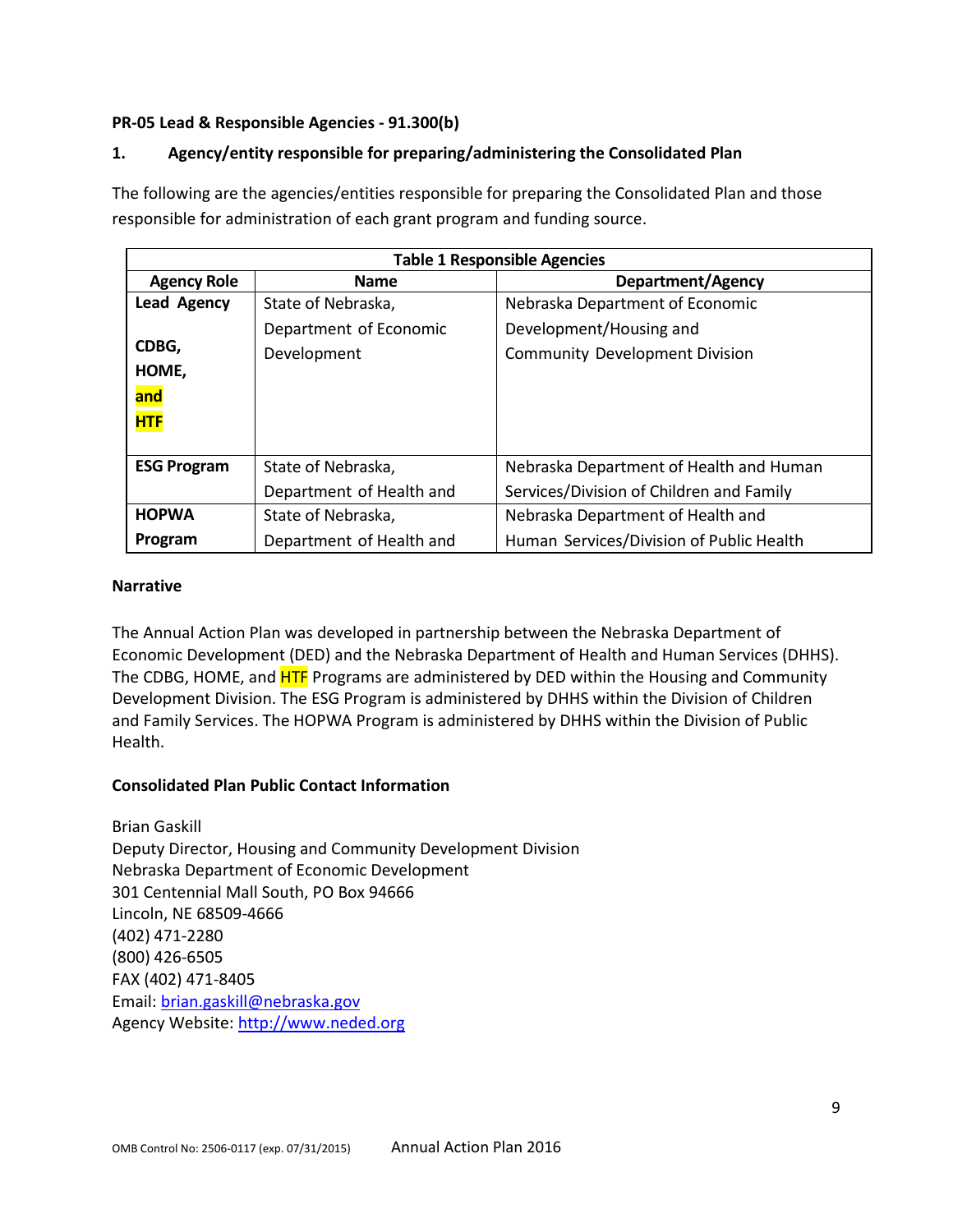**PR-05 Lead & Responsible Agencies - 91.300(b)**

**1. Agency/entity responsible for preparing/administering the Consolidated Plan**

The following are the agencies/entities responsible for preparing the Consolidated Plan and those responsible for administration of each grant program and funding source.

| Table 1 Responsible Agencies | | |
|---|---|---|
| **Agency Role** | **Name** | **Department/Agency** |
| **Lead Agency** **CDBG, HOME, and HTF** | State of Nebraska, Department of Economic Development | Nebraska Department of Economic Development/Housing and Community Development Division |
| **ESG Program** | State of Nebraska, Department of Health and | Nebraska Department of Health and Human Services/Division of Children and Family |
| **HOPWA Program** | State of Nebraska, Department of Health and | Nebraska Department of Health and Human Services/Division of Public Health |

**Narrative**

The Annual Action Plan was developed in partnership between the Nebraska Department of Economic Development (DED) and the Nebraska Department of Health and Human Services (DHHS). The CDBG, HOME, and HTF Programs are administered by DED within the Housing and Community Development Division. The ESG Program is administered by DHHS within the Division of Children and Family Services. The HOPWA Program is administered by DHHS within the Division of Public Health.

**Consolidated Plan Public Contact Information**

Brian Gaskill
Deputy Director, Housing and Community Development Division
Nebraska Department of Economic Development
301 Centennial Mall South, PO Box 94666
Lincoln, NE 68509-4666
(402) 471-2280
(800) 426-6505
FAX (402) 471-8405
Email: brian.gaskill@nebraska.gov
Agency Website: http://www.neded.org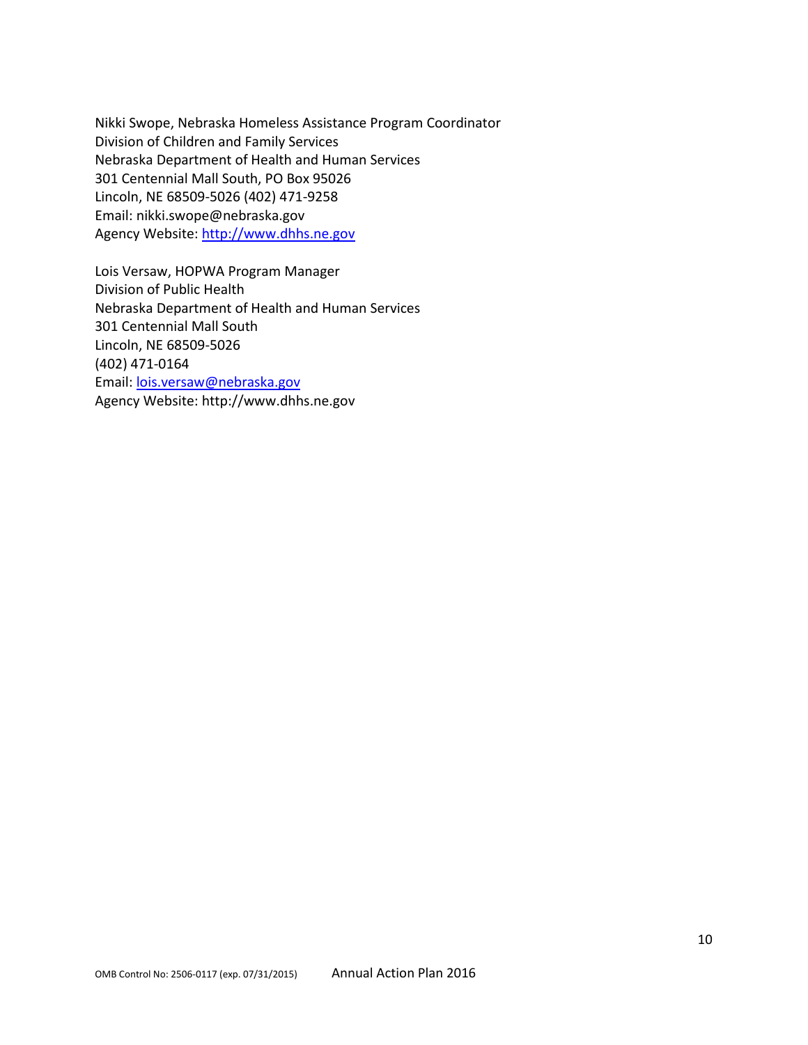Nikki Swope, Nebraska Homeless Assistance Program Coordinator
Division of Children and Family Services
Nebraska Department of Health and Human Services
301 Centennial Mall South, PO Box 95026
Lincoln, NE 68509-5026 (402) 471-9258
Email: nikki.swope@nebraska.gov
Agency Website: [http://www.dhhs.ne.gov](http://www.dhhs.ne.gov)

Lois Versaw, HOPWA Program Manager
Division of Public Health
Nebraska Department of Health and Human Services
301 Centennial Mall South
Lincoln, NE 68509-5026
(402) 471-0164
Email: [lois.versaw@nebraska.gov](mailto:lois.versaw@nebraska.gov)
Agency Website: http://www.dhhs.ne.gov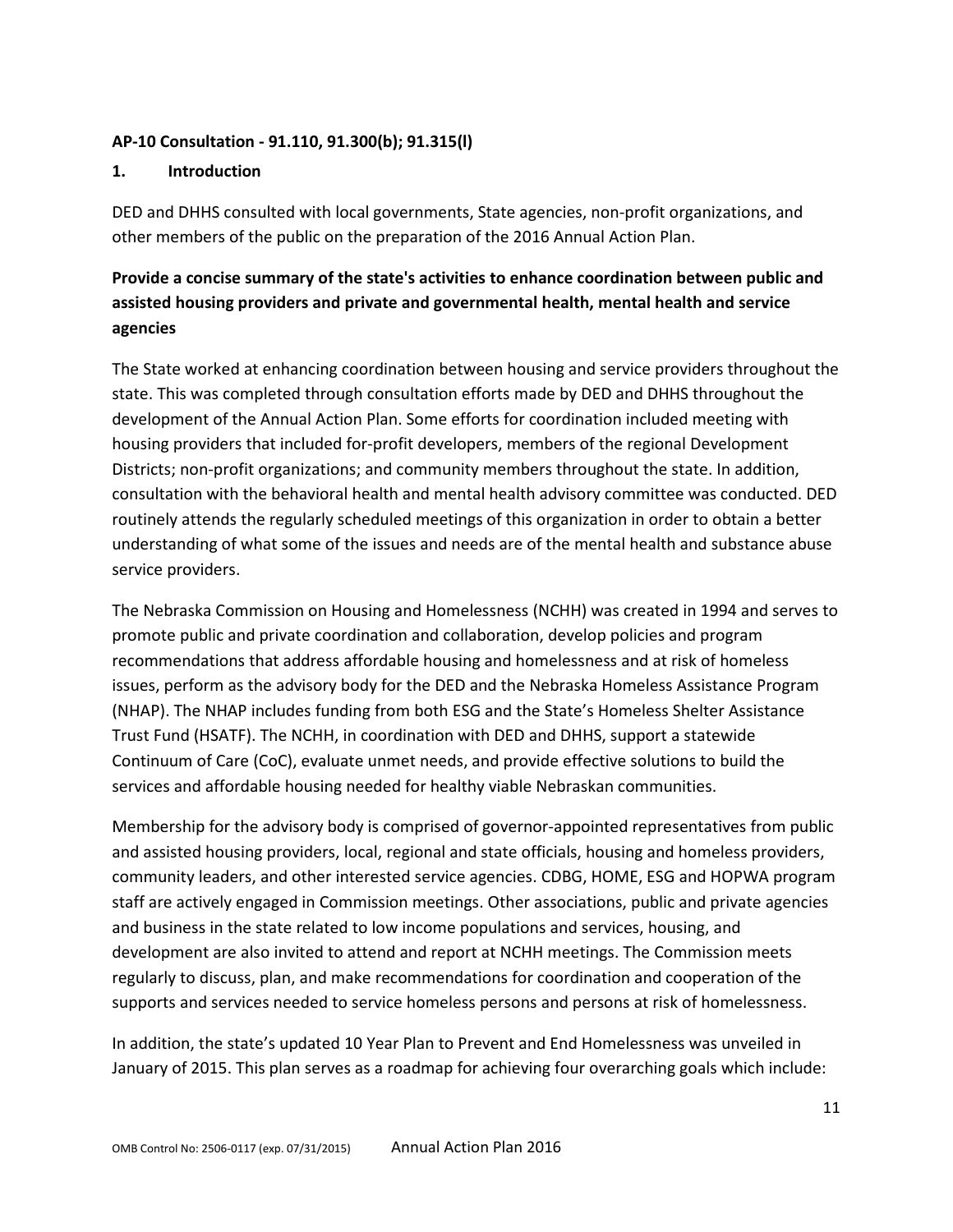**AP-10 Consultation - 91.110, 91.300(b); 91.315(l)**

**1. Introduction**

DED and DHHS consulted with local governments, State agencies, non-profit organizations, and other members of the public on the preparation of the 2016 Annual Action Plan.

**Provide a concise summary of the state's activities to enhance coordination between public and assisted housing providers and private and governmental health, mental health and service agencies**

The State worked at enhancing coordination between housing and service providers throughout the state. This was completed through consultation efforts made by DED and DHHS throughout the development of the Annual Action Plan. Some efforts for coordination included meeting with housing providers that included for-profit developers, members of the regional Development Districts; non-profit organizations; and community members throughout the state. In addition, consultation with the behavioral health and mental health advisory committee was conducted. DED routinely attends the regularly scheduled meetings of this organization in order to obtain a better understanding of what some of the issues and needs are of the mental health and substance abuse service providers.

The Nebraska Commission on Housing and Homelessness (NCHH) was created in 1994 and serves to promote public and private coordination and collaboration, develop policies and program recommendations that address affordable housing and homelessness and at risk of homeless issues, perform as the advisory body for the DED and the Nebraska Homeless Assistance Program (NHAP). The NHAP includes funding from both ESG and the State's Homeless Shelter Assistance Trust Fund (HSATF). The NCHH, in coordination with DED and DHHS, support a statewide Continuum of Care (CoC), evaluate unmet needs, and provide effective solutions to build the services and affordable housing needed for healthy viable Nebraskan communities.

Membership for the advisory body is comprised of governor-appointed representatives from public and assisted housing providers, local, regional and state officials, housing and homeless providers, community leaders, and other interested service agencies. CDBG, HOME, ESG and HOPWA program staff are actively engaged in Commission meetings. Other associations, public and private agencies and business in the state related to low income populations and services, housing, and development are also invited to attend and report at NCHH meetings. The Commission meets regularly to discuss, plan, and make recommendations for coordination and cooperation of the supports and services needed to service homeless persons and persons at risk of homelessness.

In addition, the state's updated 10 Year Plan to Prevent and End Homelessness was unveiled in January of 2015. This plan serves as a roadmap for achieving four overarching goals which include: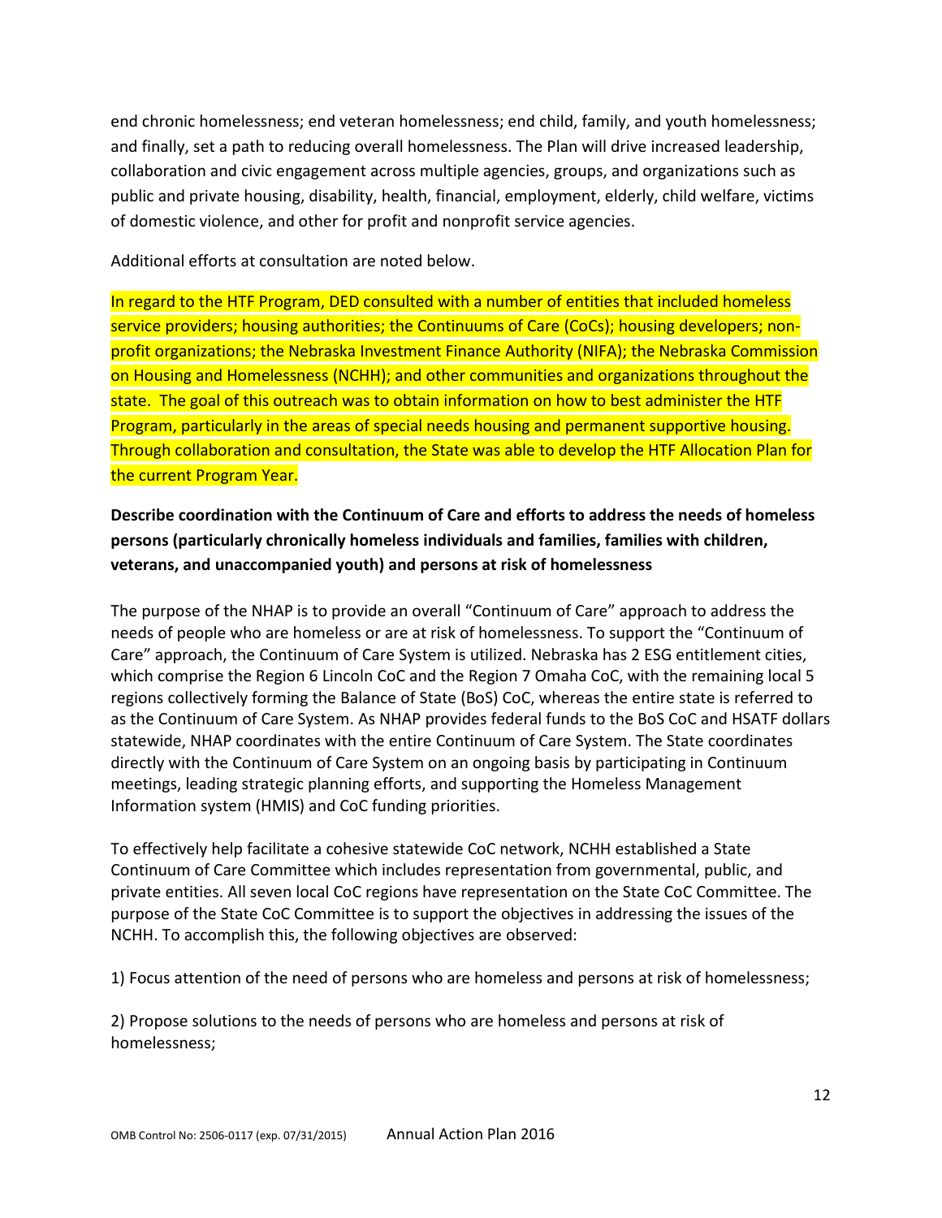end chronic homelessness; end veteran homelessness; end child, family, and youth homelessness; and finally, set a path to reducing overall homelessness. The Plan will drive increased leadership, collaboration and civic engagement across multiple agencies, groups, and organizations such as public and private housing, disability, health, financial, employment, elderly, child welfare, victims of domestic violence, and other for profit and nonprofit service agencies.

Additional efforts at consultation are noted below.

In regard to the HTF Program, DED consulted with a number of entities that included homeless service providers; housing authorities; the Continuums of Care (CoCs); housing developers; non-profit organizations; the Nebraska Investment Finance Authority (NIFA); the Nebraska Commission on Housing and Homelessness (NCHH); and other communities and organizations throughout the state. The goal of this outreach was to obtain information on how to best administer the HTF Program, particularly in the areas of special needs housing and permanent supportive housing. Through collaboration and consultation, the State was able to develop the HTF Allocation Plan for the current Program Year.

**Describe coordination with the Continuum of Care and efforts to address the needs of homeless persons (particularly chronically homeless individuals and families, families with children, veterans, and unaccompanied youth) and persons at risk of homelessness**

The purpose of the NHAP is to provide an overall "Continuum of Care" approach to address the needs of people who are homeless or are at risk of homelessness. To support the "Continuum of Care" approach, the Continuum of Care System is utilized. Nebraska has 2 ESG entitlement cities, which comprise the Region 6 Lincoln CoC and the Region 7 Omaha CoC, with the remaining local 5 regions collectively forming the Balance of State (BoS) CoC, whereas the entire state is referred to as the Continuum of Care System. As NHAP provides federal funds to the BoS CoC and HSATF dollars statewide, NHAP coordinates with the entire Continuum of Care System. The State coordinates directly with the Continuum of Care System on an ongoing basis by participating in Continuum meetings, leading strategic planning efforts, and supporting the Homeless Management Information system (HMIS) and CoC funding priorities.

To effectively help facilitate a cohesive statewide CoC network, NCHH established a State Continuum of Care Committee which includes representation from governmental, public, and private entities. All seven local CoC regions have representation on the State CoC Committee. The purpose of the State CoC Committee is to support the objectives in addressing the issues of the NCHH. To accomplish this, the following objectives are observed:

1) Focus attention of the need of persons who are homeless and persons at risk of homelessness;

2) Propose solutions to the needs of persons who are homeless and persons at risk of homelessness;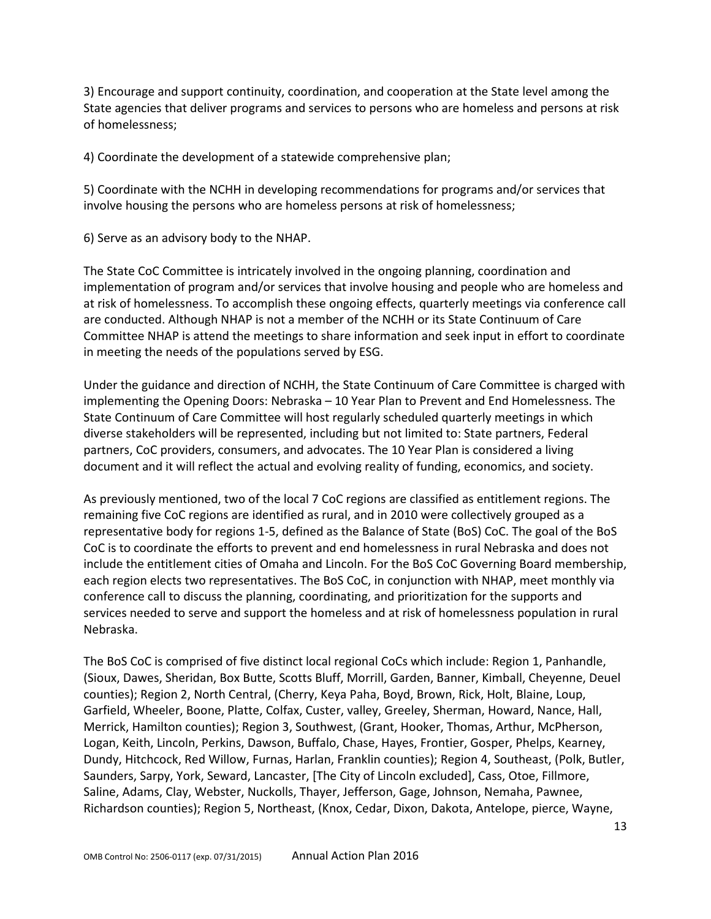3) Encourage and support continuity, coordination, and cooperation at the State level among the State agencies that deliver programs and services to persons who are homeless and persons at risk of homelessness;

4) Coordinate the development of a statewide comprehensive plan;

5) Coordinate with the NCHH in developing recommendations for programs and/or services that involve housing the persons who are homeless persons at risk of homelessness;

6) Serve as an advisory body to the NHAP.

The State CoC Committee is intricately involved in the ongoing planning, coordination and implementation of program and/or services that involve housing and people who are homeless and at risk of homelessness. To accomplish these ongoing effects, quarterly meetings via conference call are conducted. Although NHAP is not a member of the NCHH or its State Continuum of Care Committee NHAP is attend the meetings to share information and seek input in effort to coordinate in meeting the needs of the populations served by ESG.

Under the guidance and direction of NCHH, the State Continuum of Care Committee is charged with implementing the Opening Doors: Nebraska – 10 Year Plan to Prevent and End Homelessness. The State Continuum of Care Committee will host regularly scheduled quarterly meetings in which diverse stakeholders will be represented, including but not limited to: State partners, Federal partners, CoC providers, consumers, and advocates. The 10 Year Plan is considered a living document and it will reflect the actual and evolving reality of funding, economics, and society.

As previously mentioned, two of the local 7 CoC regions are classified as entitlement regions. The remaining five CoC regions are identified as rural, and in 2010 were collectively grouped as a representative body for regions 1-5, defined as the Balance of State (BoS) CoC. The goal of the BoS CoC is to coordinate the efforts to prevent and end homelessness in rural Nebraska and does not include the entitlement cities of Omaha and Lincoln. For the BoS CoC Governing Board membership, each region elects two representatives. The BoS CoC, in conjunction with NHAP, meet monthly via conference call to discuss the planning, coordinating, and prioritization for the supports and services needed to serve and support the homeless and at risk of homelessness population in rural Nebraska.

The BoS CoC is comprised of five distinct local regional CoCs which include: Region 1, Panhandle, (Sioux, Dawes, Sheridan, Box Butte, Scotts Bluff, Morrill, Garden, Banner, Kimball, Cheyenne, Deuel counties); Region 2, North Central, (Cherry, Keya Paha, Boyd, Brown, Rick, Holt, Blaine, Loup, Garfield, Wheeler, Boone, Platte, Colfax, Custer, valley, Greeley, Sherman, Howard, Nance, Hall, Merrick, Hamilton counties); Region 3, Southwest, (Grant, Hooker, Thomas, Arthur, McPherson, Logan, Keith, Lincoln, Perkins, Dawson, Buffalo, Chase, Hayes, Frontier, Gosper, Phelps, Kearney, Dundy, Hitchcock, Red Willow, Furnas, Harlan, Franklin counties); Region 4, Southeast, (Polk, Butler, Saunders, Sarpy, York, Seward, Lancaster, [The City of Lincoln excluded], Cass, Otoe, Fillmore, Saline, Adams, Clay, Webster, Nuckolls, Thayer, Jefferson, Gage, Johnson, Nemaha, Pawnee, Richardson counties); Region 5, Northeast, (Knox, Cedar, Dixon, Dakota, Antelope, pierce, Wayne,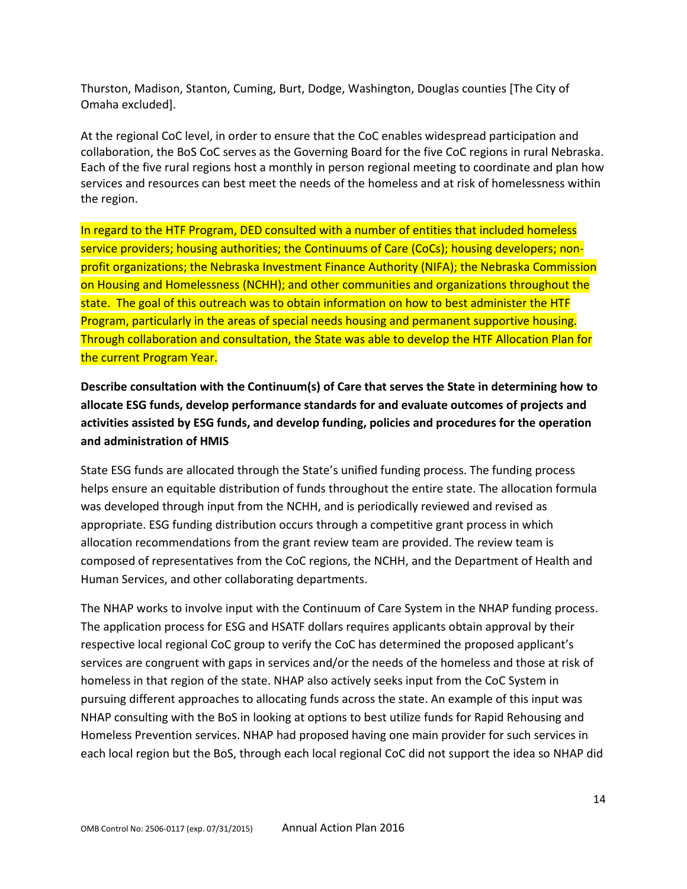Thurston, Madison, Stanton, Cuming, Burt, Dodge, Washington, Douglas counties [The City of Omaha excluded].

At the regional CoC level, in order to ensure that the CoC enables widespread participation and collaboration, the BoS CoC serves as the Governing Board for the five CoC regions in rural Nebraska. Each of the five rural regions host a monthly in person regional meeting to coordinate and plan how services and resources can best meet the needs of the homeless and at risk of homelessness within the region.

In regard to the HTF Program, DED consulted with a number of entities that included homeless service providers; housing authorities; the Continuums of Care (CoCs); housing developers; non-profit organizations; the Nebraska Investment Finance Authority (NIFA); the Nebraska Commission on Housing and Homelessness (NCHH); and other communities and organizations throughout the state. The goal of this outreach was to obtain information on how to best administer the HTF Program, particularly in the areas of special needs housing and permanent supportive housing. Through collaboration and consultation, the State was able to develop the HTF Allocation Plan for the current Program Year.

**Describe consultation with the Continuum(s) of Care that serves the State in determining how to allocate ESG funds, develop performance standards for and evaluate outcomes of projects and activities assisted by ESG funds, and develop funding, policies and procedures for the operation and administration of HMIS**

State ESG funds are allocated through the State's unified funding process. The funding process helps ensure an equitable distribution of funds throughout the entire state. The allocation formula was developed through input from the NCHH, and is periodically reviewed and revised as appropriate. ESG funding distribution occurs through a competitive grant process in which allocation recommendations from the grant review team are provided. The review team is composed of representatives from the CoC regions, the NCHH, and the Department of Health and Human Services, and other collaborating departments.

The NHAP works to involve input with the Continuum of Care System in the NHAP funding process. The application process for ESG and HSATF dollars requires applicants obtain approval by their respective local regional CoC group to verify the CoC has determined the proposed applicant's services are congruent with gaps in services and/or the needs of the homeless and those at risk of homeless in that region of the state. NHAP also actively seeks input from the CoC System in pursuing different approaches to allocating funds across the state. An example of this input was NHAP consulting with the BoS in looking at options to best utilize funds for Rapid Rehousing and Homeless Prevention services. NHAP had proposed having one main provider for such services in each local region but the BoS, through each local regional CoC did not support the idea so NHAP did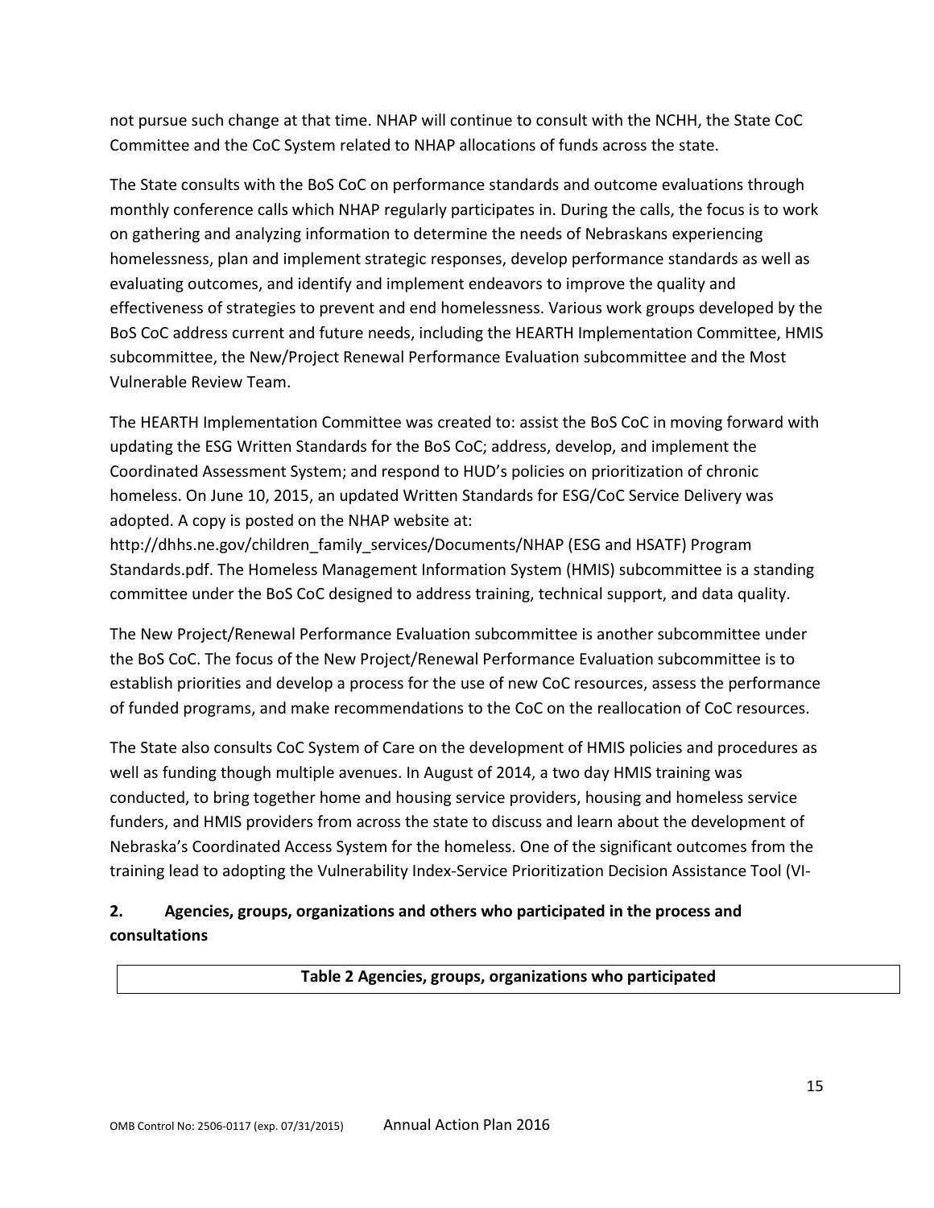not pursue such change at that time. NHAP will continue to consult with the NCHH, the State CoC Committee and the CoC System related to NHAP allocations of funds across the state.

The State consults with the BoS CoC on performance standards and outcome evaluations through monthly conference calls which NHAP regularly participates in. During the calls, the focus is to work on gathering and analyzing information to determine the needs of Nebraskans experiencing homelessness, plan and implement strategic responses, develop performance standards as well as evaluating outcomes, and identify and implement endeavors to improve the quality and effectiveness of strategies to prevent and end homelessness. Various work groups developed by the BoS CoC address current and future needs, including the HEARTH Implementation Committee, HMIS subcommittee, the New/Project Renewal Performance Evaluation subcommittee and the Most Vulnerable Review Team.

The HEARTH Implementation Committee was created to: assist the BoS CoC in moving forward with updating the ESG Written Standards for the BoS CoC; address, develop, and implement the Coordinated Assessment System; and respond to HUD's policies on prioritization of chronic homeless. On June 10, 2015, an updated Written Standards for ESG/CoC Service Delivery was adopted. A copy is posted on the NHAP website at: http://dhhs.ne.gov/children_family_services/Documents/NHAP (ESG and HSATF) Program Standards.pdf. The Homeless Management Information System (HMIS) subcommittee is a standing committee under the BoS CoC designed to address training, technical support, and data quality.

The New Project/Renewal Performance Evaluation subcommittee is another subcommittee under the BoS CoC. The focus of the New Project/Renewal Performance Evaluation subcommittee is to establish priorities and develop a process for the use of new CoC resources, assess the performance of funded programs, and make recommendations to the CoC on the reallocation of CoC resources.

The State also consults CoC System of Care on the development of HMIS policies and procedures as well as funding though multiple avenues. In August of 2014, a two day HMIS training was conducted, to bring together home and housing service providers, housing and homeless service funders, and HMIS providers from across the state to discuss and learn about the development of Nebraska's Coordinated Access System for the homeless. One of the significant outcomes from the training lead to adopting the Vulnerability Index-Service Prioritization Decision Assistance Tool (VI-

**2. Agencies, groups, organizations and others who participated in the process and consultations**

| Table 2 Agencies, groups, organizations who participated |
| --- |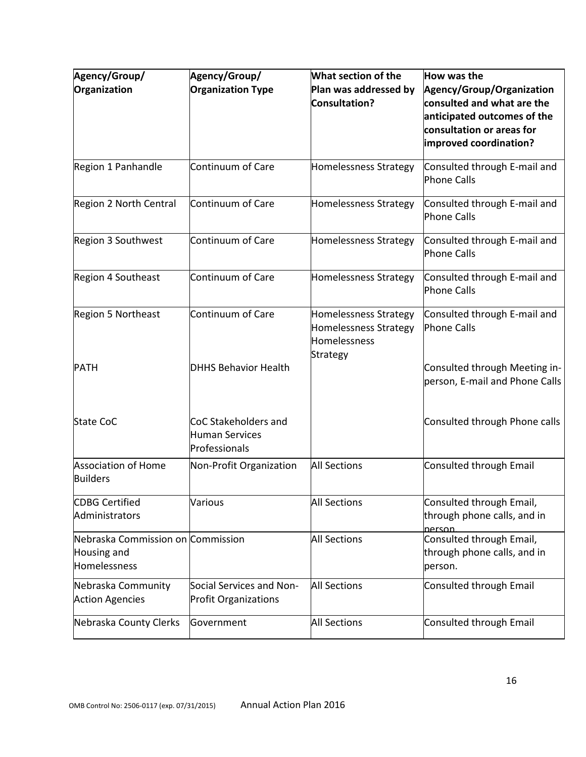| Agency/Group/ Organization | Agency/Group/ Organization Type | What section of the Plan was addressed by Consultation? | How was the Agency/Group/Organization consulted and what are the anticipated outcomes of the consultation or areas for improved coordination? |
|---|---|---|---|
| Region 1 Panhandle | Continuum of Care | Homelessness Strategy | Consulted through E-mail and Phone Calls |
| Region 2 North Central | Continuum of Care | Homelessness Strategy | Consulted through E-mail and Phone Calls |
| Region 3 Southwest | Continuum of Care | Homelessness Strategy | Consulted through E-mail and Phone Calls |
| Region 4 Southeast | Continuum of Care | Homelessness Strategy | Consulted through E-mail and Phone Calls |
| Region 5 Northeast | Continuum of Care | Homelessness Strategy Homelessness Strategy Homelessness Strategy | Consulted through E-mail and Phone Calls |
| PATH | DHHS Behavior Health | | Consulted through Meeting in-person, E-mail and Phone Calls |
| State CoC | CoC Stakeholders and Human Services Professionals | | Consulted through Phone calls |
| Association of Home Builders | Non-Profit Organization | All Sections | Consulted through Email |
| CDBG Certified Administrators | Various | All Sections | Consulted through Email, through phone calls, and in person |
| Nebraska Commission on Housing and Homelessness | Commission | All Sections | Consulted through Email, through phone calls, and in person. |
| Nebraska Community Action Agencies | Social Services and Non-Profit Organizations | All Sections | Consulted through Email |
| Nebraska County Clerks | Government | All Sections | Consulted through Email |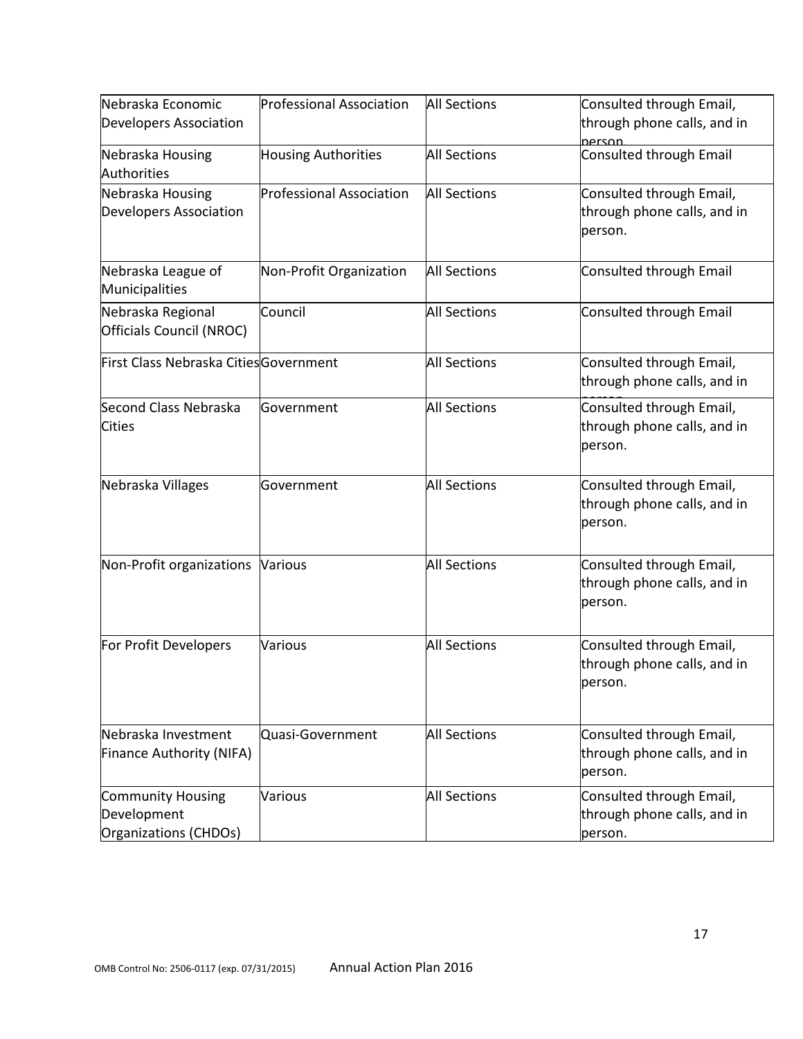| Nebraska Economic Developers Association | Professional Association | All Sections | Consulted through Email, through phone calls, and in person. |
|---|---|---|---|
| Nebraska Housing Authorities | Housing Authorities | All Sections | Consulted through Email |
| Nebraska Housing Developers Association | Professional Association | All Sections | Consulted through Email, through phone calls, and in person. |
| Nebraska League of Municipalities | Non-Profit Organization | All Sections | Consulted through Email |
| Nebraska Regional Officials Council (NROC) | Council | All Sections | Consulted through Email |
| First Class Nebraska Cities | Government | All Sections | Consulted through Email, through phone calls, and in person. |
| Second Class Nebraska Cities | Government | All Sections | Consulted through Email, through phone calls, and in person. |
| Nebraska Villages | Government | All Sections | Consulted through Email, through phone calls, and in person. |
| Non-Profit organizations | Various | All Sections | Consulted through Email, through phone calls, and in person. |
| For Profit Developers | Various | All Sections | Consulted through Email, through phone calls, and in person. |
| Nebraska Investment Finance Authority (NIFA) | Quasi-Government | All Sections | Consulted through Email, through phone calls, and in person. |
| Community Housing Development Organizations (CHDOs) | Various | All Sections | Consulted through Email, through phone calls, and in person. |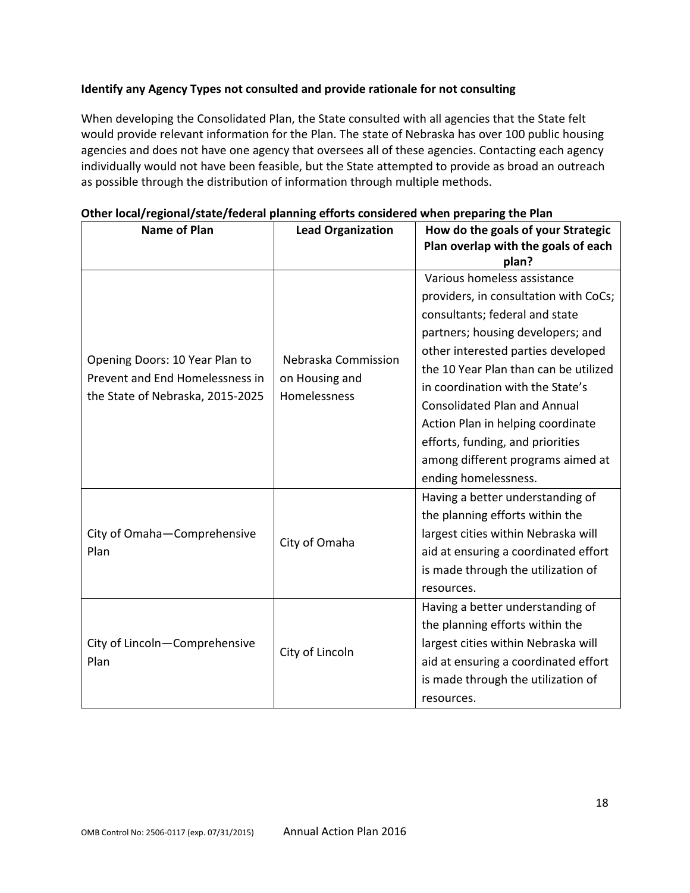**Identify any Agency Types not consulted and provide rationale for not consulting**

When developing the Consolidated Plan, the State consulted with all agencies that the State felt would provide relevant information for the Plan. The state of Nebraska has over 100 public housing agencies and does not have one agency that oversees all of these agencies. Contacting each agency individually would not have been feasible, but the State attempted to provide as broad an outreach as possible through the distribution of information through multiple methods.

**Other local/regional/state/federal planning efforts considered when preparing the Plan**

| Name of Plan | Lead Organization | How do the goals of your Strategic Plan overlap with the goals of each plan? |
|---|---|---|
| Opening Doors: 10 Year Plan to Prevent and End Homelessness in the State of Nebraska, 2015-2025 | Nebraska Commission on Housing and Homelessness | Various homeless assistance providers, in consultation with CoCs; consultants; federal and state partners; housing developers; and other interested parties developed the 10 Year Plan than can be utilized in coordination with the State's Consolidated Plan and Annual Action Plan in helping coordinate efforts, funding, and priorities among different programs aimed at ending homelessness. |
| City of Omaha—Comprehensive Plan | City of Omaha | Having a better understanding of the planning efforts within the largest cities within Nebraska will aid at ensuring a coordinated effort is made through the utilization of resources. |
| City of Lincoln—Comprehensive Plan | City of Lincoln | Having a better understanding of the planning efforts within the largest cities within Nebraska will aid at ensuring a coordinated effort is made through the utilization of resources. |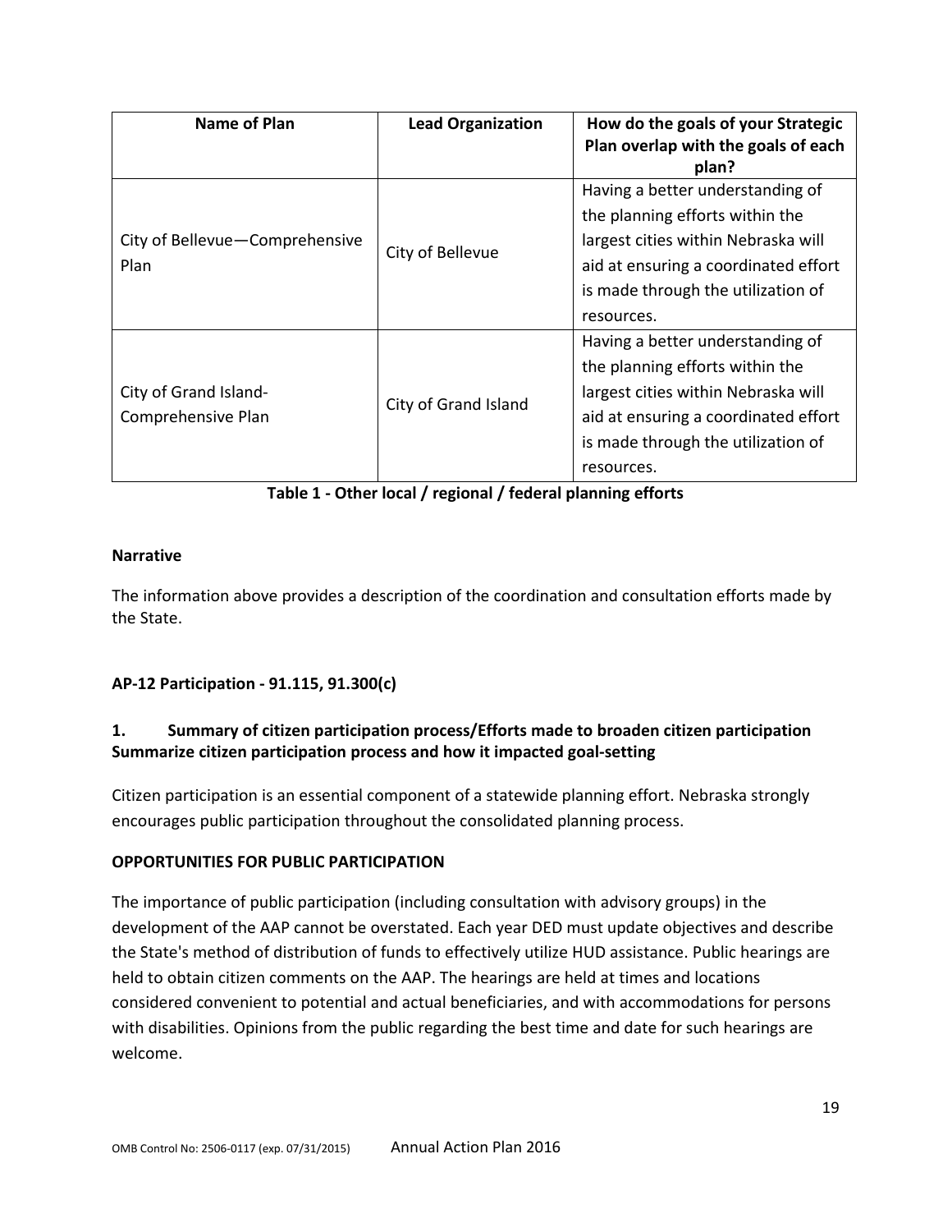| Name of Plan | Lead Organization | How do the goals of your Strategic Plan overlap with the goals of each plan? |
|---|---|---|
| City of Bellevue—Comprehensive Plan | City of Bellevue | Having a better understanding of the planning efforts within the largest cities within Nebraska will aid at ensuring a coordinated effort is made through the utilization of resources. |
| City of Grand Island-Comprehensive Plan | City of Grand Island | Having a better understanding of the planning efforts within the largest cities within Nebraska will aid at ensuring a coordinated effort is made through the utilization of resources. |

**Table 1 - Other local / regional / federal planning efforts**

**Narrative**

The information above provides a description of the coordination and consultation efforts made by the State.

## AP-12 Participation - 91.115, 91.300(c)

### 1. Summary of citizen participation process/Efforts made to broaden citizen participation Summarize citizen participation process and how it impacted goal-setting

Citizen participation is an essential component of a statewide planning effort. Nebraska strongly encourages public participation throughout the consolidated planning process.

**OPPORTUNITIES FOR PUBLIC PARTICIPATION**

The importance of public participation (including consultation with advisory groups) in the development of the AAP cannot be overstated. Each year DED must update objectives and describe the State's method of distribution of funds to effectively utilize HUD assistance. Public hearings are held to obtain citizen comments on the AAP. The hearings are held at times and locations considered convenient to potential and actual beneficiaries, and with accommodations for persons with disabilities. Opinions from the public regarding the best time and date for such hearings are welcome.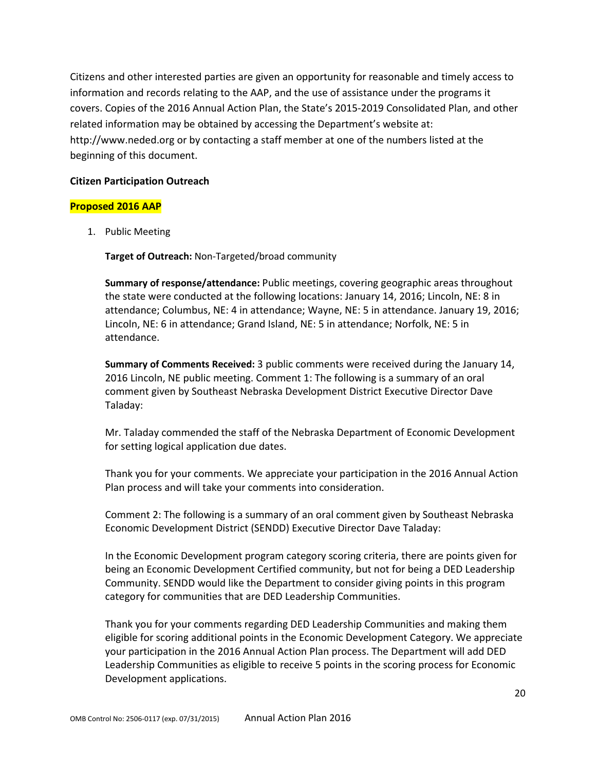Citizens and other interested parties are given an opportunity for reasonable and timely access to information and records relating to the AAP, and the use of assistance under the programs it covers. Copies of the 2016 Annual Action Plan, the State's 2015-2019 Consolidated Plan, and other related information may be obtained by accessing the Department's website at: http://www.neded.org or by contacting a staff member at one of the numbers listed at the beginning of this document.

**Citizen Participation Outreach**

**Proposed 2016 AAP**

1. Public Meeting

   **Target of Outreach:** Non-Targeted/broad community

   **Summary of response/attendance:** Public meetings, covering geographic areas throughout the state were conducted at the following locations: January 14, 2016; Lincoln, NE: 8 in attendance; Columbus, NE: 4 in attendance; Wayne, NE: 5 in attendance. January 19, 2016; Lincoln, NE: 6 in attendance; Grand Island, NE: 5 in attendance; Norfolk, NE: 5 in attendance.

   **Summary of Comments Received:** 3 public comments were received during the January 14, 2016 Lincoln, NE public meeting. Comment 1: The following is a summary of an oral comment given by Southeast Nebraska Development District Executive Director Dave Taladay:

   Mr. Taladay commended the staff of the Nebraska Department of Economic Development for setting logical application due dates.

   Thank you for your comments. We appreciate your participation in the 2016 Annual Action Plan process and will take your comments into consideration.

   Comment 2: The following is a summary of an oral comment given by Southeast Nebraska Economic Development District (SENDD) Executive Director Dave Taladay:

   In the Economic Development program category scoring criteria, there are points given for being an Economic Development Certified community, but not for being a DED Leadership Community. SENDD would like the Department to consider giving points in this program category for communities that are DED Leadership Communities.

   Thank you for your comments regarding DED Leadership Communities and making them eligible for scoring additional points in the Economic Development Category. We appreciate your participation in the 2016 Annual Action Plan process. The Department will add DED Leadership Communities as eligible to receive 5 points in the scoring process for Economic Development applications.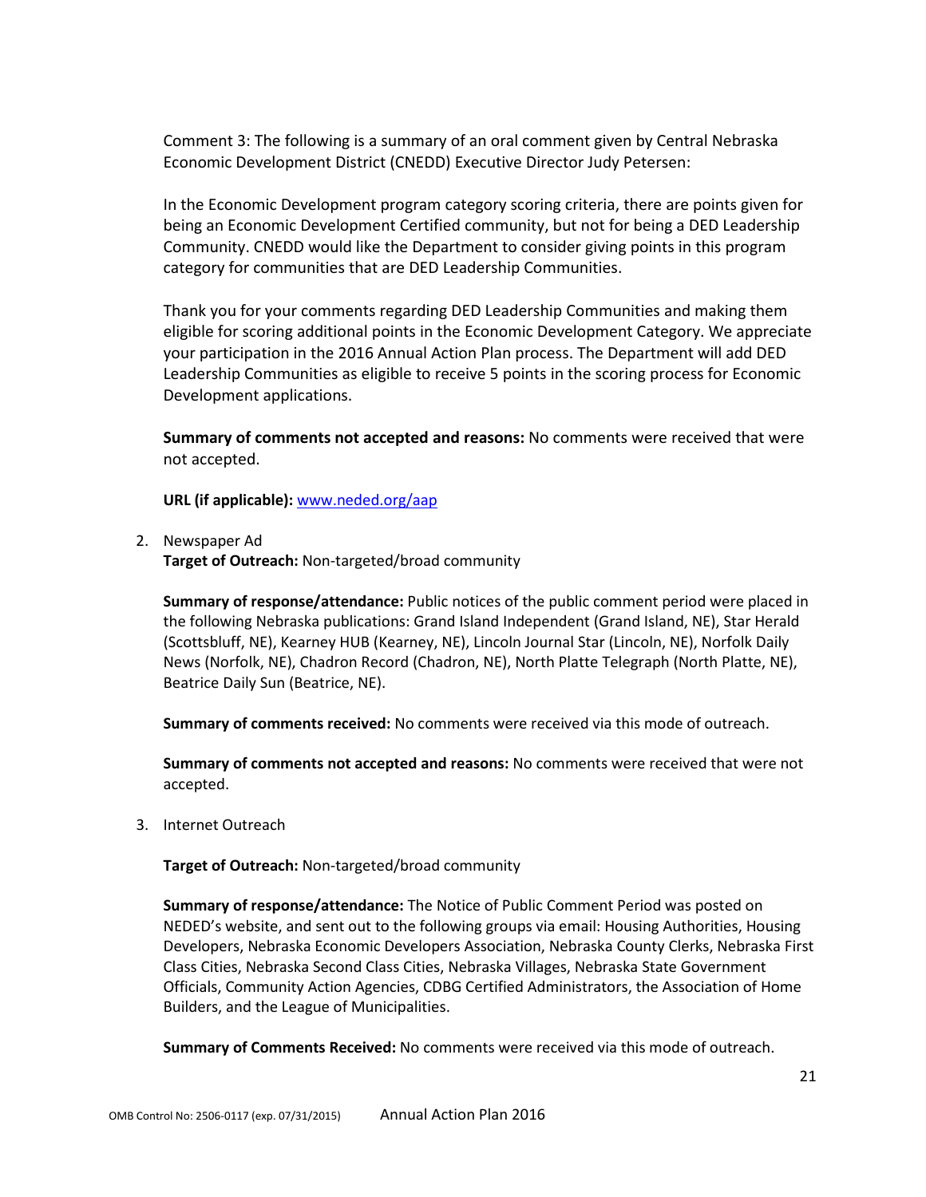Comment 3: The following is a summary of an oral comment given by Central Nebraska Economic Development District (CNEDD) Executive Director Judy Petersen:

In the Economic Development program category scoring criteria, there are points given for being an Economic Development Certified community, but not for being a DED Leadership Community. CNEDD would like the Department to consider giving points in this program category for communities that are DED Leadership Communities.

Thank you for your comments regarding DED Leadership Communities and making them eligible for scoring additional points in the Economic Development Category. We appreciate your participation in the 2016 Annual Action Plan process. The Department will add DED Leadership Communities as eligible to receive 5 points in the scoring process for Economic Development applications.

**Summary of comments not accepted and reasons:** No comments were received that were not accepted.

**URL (if applicable):** www.neded.org/aap

2. Newspaper Ad
   **Target of Outreach:** Non-targeted/broad community

   **Summary of response/attendance:** Public notices of the public comment period were placed in the following Nebraska publications: Grand Island Independent (Grand Island, NE), Star Herald (Scottsbluff, NE), Kearney HUB (Kearney, NE), Lincoln Journal Star (Lincoln, NE), Norfolk Daily News (Norfolk, NE), Chadron Record (Chadron, NE), North Platte Telegraph (North Platte, NE), Beatrice Daily Sun (Beatrice, NE).

   **Summary of comments received:** No comments were received via this mode of outreach.

   **Summary of comments not accepted and reasons:** No comments were received that were not accepted.

3. Internet Outreach

   **Target of Outreach:** Non-targeted/broad community

   **Summary of response/attendance:** The Notice of Public Comment Period was posted on NEDED's website, and sent out to the following groups via email: Housing Authorities, Housing Developers, Nebraska Economic Developers Association, Nebraska County Clerks, Nebraska First Class Cities, Nebraska Second Class Cities, Nebraska Villages, Nebraska State Government Officials, Community Action Agencies, CDBG Certified Administrators, the Association of Home Builders, and the League of Municipalities.

   **Summary of Comments Received:** No comments were received via this mode of outreach.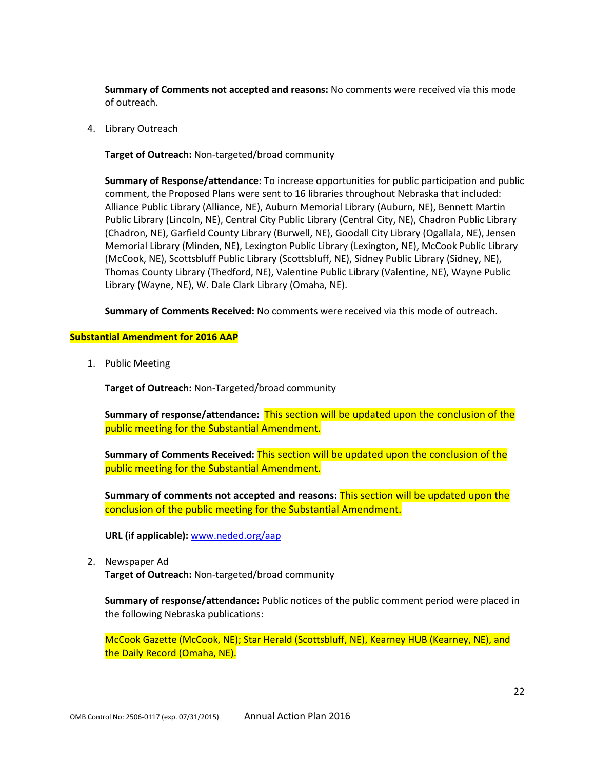**Summary of Comments not accepted and reasons:** No comments were received via this mode of outreach.

4. Library Outreach

   **Target of Outreach:** Non-targeted/broad community

   **Summary of Response/attendance:** To increase opportunities for public participation and public comment, the Proposed Plans were sent to 16 libraries throughout Nebraska that included: Alliance Public Library (Alliance, NE), Auburn Memorial Library (Auburn, NE), Bennett Martin Public Library (Lincoln, NE), Central City Public Library (Central City, NE), Chadron Public Library (Chadron, NE), Garfield County Library (Burwell, NE), Goodall City Library (Ogallala, NE), Jensen Memorial Library (Minden, NE), Lexington Public Library (Lexington, NE), McCook Public Library (McCook, NE), Scottsbluff Public Library (Scottsbluff, NE), Sidney Public Library (Sidney, NE), Thomas County Library (Thedford, NE), Valentine Public Library (Valentine, NE), Wayne Public Library (Wayne, NE), W. Dale Clark Library (Omaha, NE).

   **Summary of Comments Received:** No comments were received via this mode of outreach.

**Substantial Amendment for 2016 AAP**

1. Public Meeting

   **Target of Outreach:** Non-Targeted/broad community

   **Summary of response/attendance:** This section will be updated upon the conclusion of the public meeting for the Substantial Amendment.

   **Summary of Comments Received:** This section will be updated upon the conclusion of the public meeting for the Substantial Amendment.

   **Summary of comments not accepted and reasons:** This section will be updated upon the conclusion of the public meeting for the Substantial Amendment.

   **URL (if applicable):** www.neded.org/aap

2. Newspaper Ad

   **Target of Outreach:** Non-targeted/broad community

   **Summary of response/attendance:** Public notices of the public comment period were placed in the following Nebraska publications:

   McCook Gazette (McCook, NE); Star Herald (Scottsbluff, NE), Kearney HUB (Kearney, NE), and the Daily Record (Omaha, NE).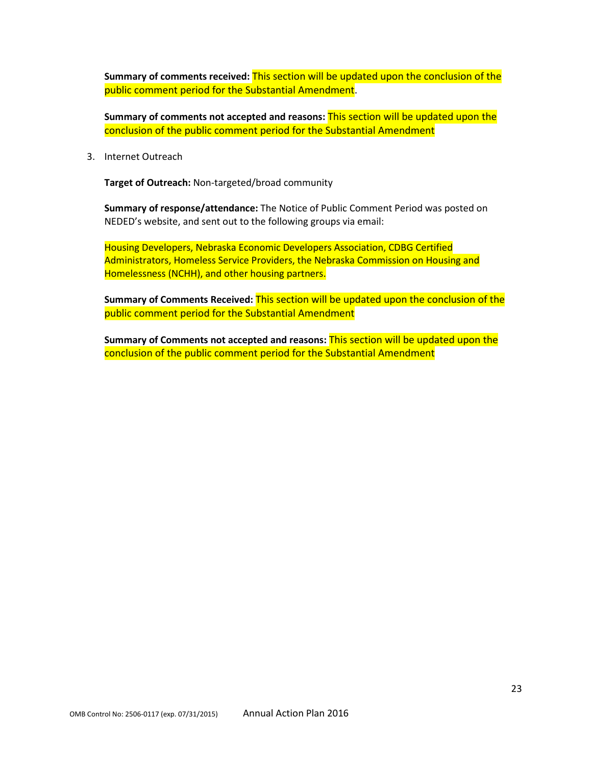**Summary of comments received:** This section will be updated upon the conclusion of the public comment period for the Substantial Amendment.

**Summary of comments not accepted and reasons:** This section will be updated upon the conclusion of the public comment period for the Substantial Amendment

3. Internet Outreach

   **Target of Outreach:** Non-targeted/broad community

   **Summary of response/attendance:** The Notice of Public Comment Period was posted on NEDED's website, and sent out to the following groups via email:

   Housing Developers, Nebraska Economic Developers Association, CDBG Certified Administrators, Homeless Service Providers, the Nebraska Commission on Housing and Homelessness (NCHH), and other housing partners.

   **Summary of Comments Received:** This section will be updated upon the conclusion of the public comment period for the Substantial Amendment

   **Summary of Comments not accepted and reasons:** This section will be updated upon the conclusion of the public comment period for the Substantial Amendment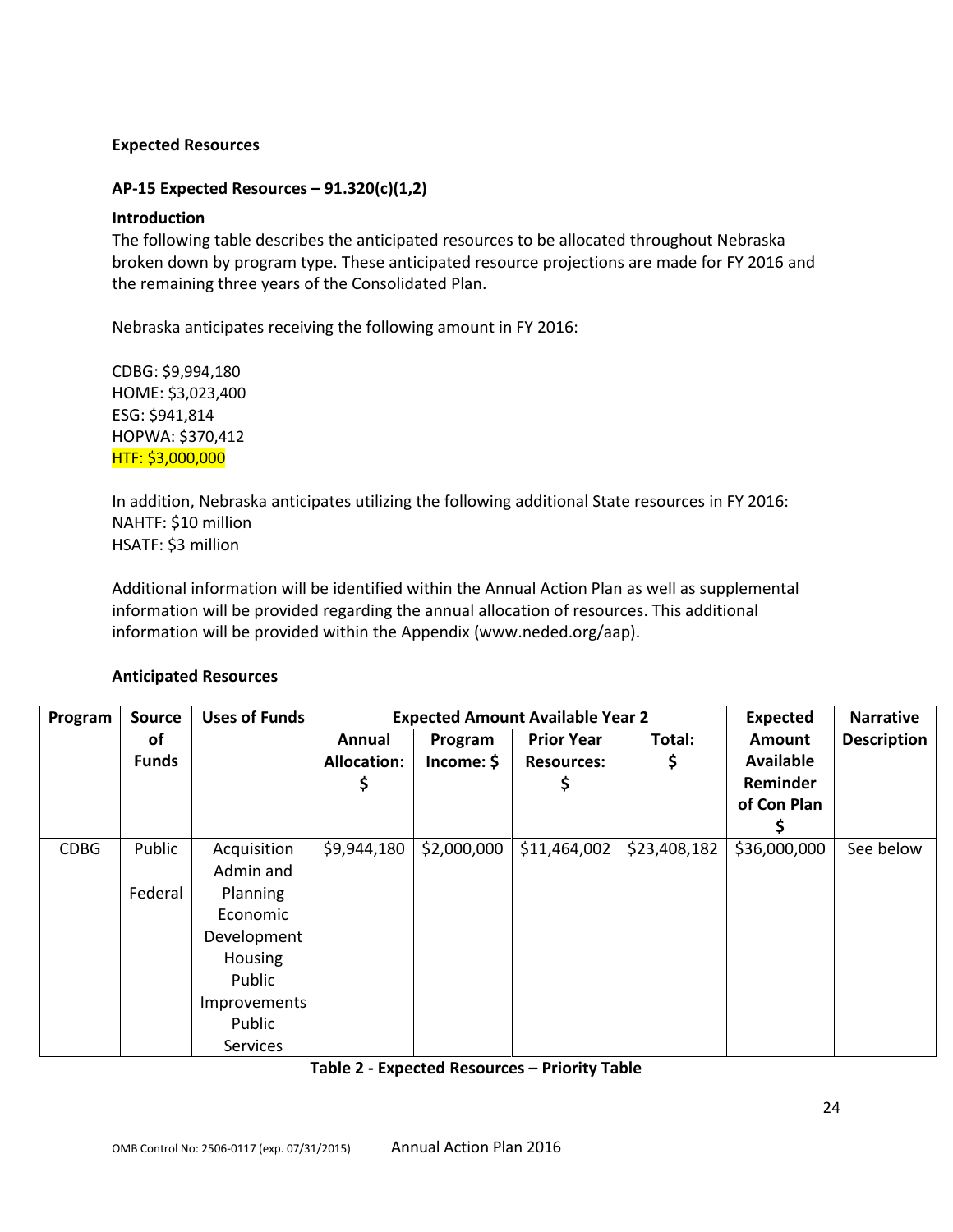**Expected Resources**

**AP-15 Expected Resources – 91.320(c)(1,2)**

**Introduction**

The following table describes the anticipated resources to be allocated throughout Nebraska broken down by program type. These anticipated resource projections are made for FY 2016 and the remaining three years of the Consolidated Plan.

Nebraska anticipates receiving the following amount in FY 2016:

CDBG: $9,994,180
HOME: $3,023,400
ESG: $941,814
HOPWA: $370,412
HTF: $3,000,000

In addition, Nebraska anticipates utilizing the following additional State resources in FY 2016:
NAHTF: $10 million
HSATF: $3 million

Additional information will be identified within the Annual Action Plan as well as supplemental information will be provided regarding the annual allocation of resources. This additional information will be provided within the Appendix (www.neded.org/aap).

**Anticipated Resources**

| Program | Source of Funds | Uses of Funds | Expected Amount Available Year 2 | | | | Expected Amount Available Reminder of Con Plan $ | Narrative Description |
|---|---|---|---|---|---|---|---|---|
| | | | Annual Allocation: $ | Program Income: $ | Prior Year Resources: $ | Total: $ | | |
| CDBG | Public Federal | Acquisition Admin and Planning Economic Development Housing Public Improvements Public Services | $9,944,180 | $2,000,000 | $11,464,002 | $23,408,182 | $36,000,000 | See below |

**Table 2 - Expected Resources – Priority Table**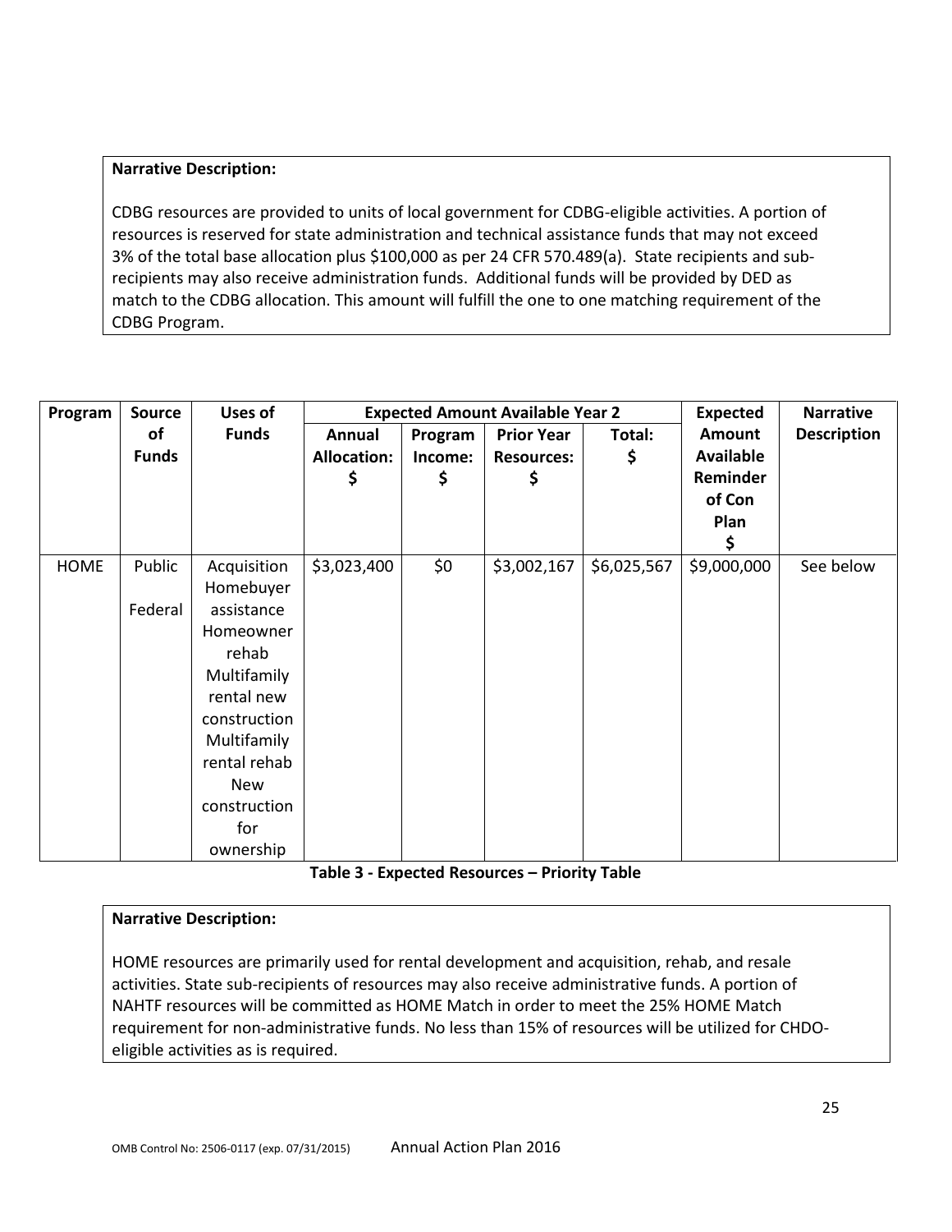**Narrative Description:**

CDBG resources are provided to units of local government for CDBG-eligible activities. A portion of resources is reserved for state administration and technical assistance funds that may not exceed 3% of the total base allocation plus $100,000 as per 24 CFR 570.489(a). State recipients and sub-recipients may also receive administration funds. Additional funds will be provided by DED as match to the CDBG allocation. This amount will fulfill the one to one matching requirement of the CDBG Program.

| Program | Source of Funds | Uses of Funds | Expected Amount Available Year 2 | | | | Expected Amount Available Reminder of Con Plan $ | Narrative Description |
|---|---|---|---|---|---|---|---|---|
| | | | Annual Allocation: $ | Program Income: $ | Prior Year Resources: $ | Total: $ | | |
| HOME | Public Federal | Acquisition Homebuyer assistance Homeowner rehab Multifamily rental new construction Multifamily rental rehab New construction for ownership | $3,023,400 | $0 | $3,002,167 | $6,025,567 | $9,000,000 | See below |

**Table 3 - Expected Resources – Priority Table**

**Narrative Description:**

HOME resources are primarily used for rental development and acquisition, rehab, and resale activities. State sub-recipients of resources may also receive administrative funds. A portion of NAHTF resources will be committed as HOME Match in order to meet the 25% HOME Match requirement for non-administrative funds. No less than 15% of resources will be utilized for CHDO-eligible activities as is required.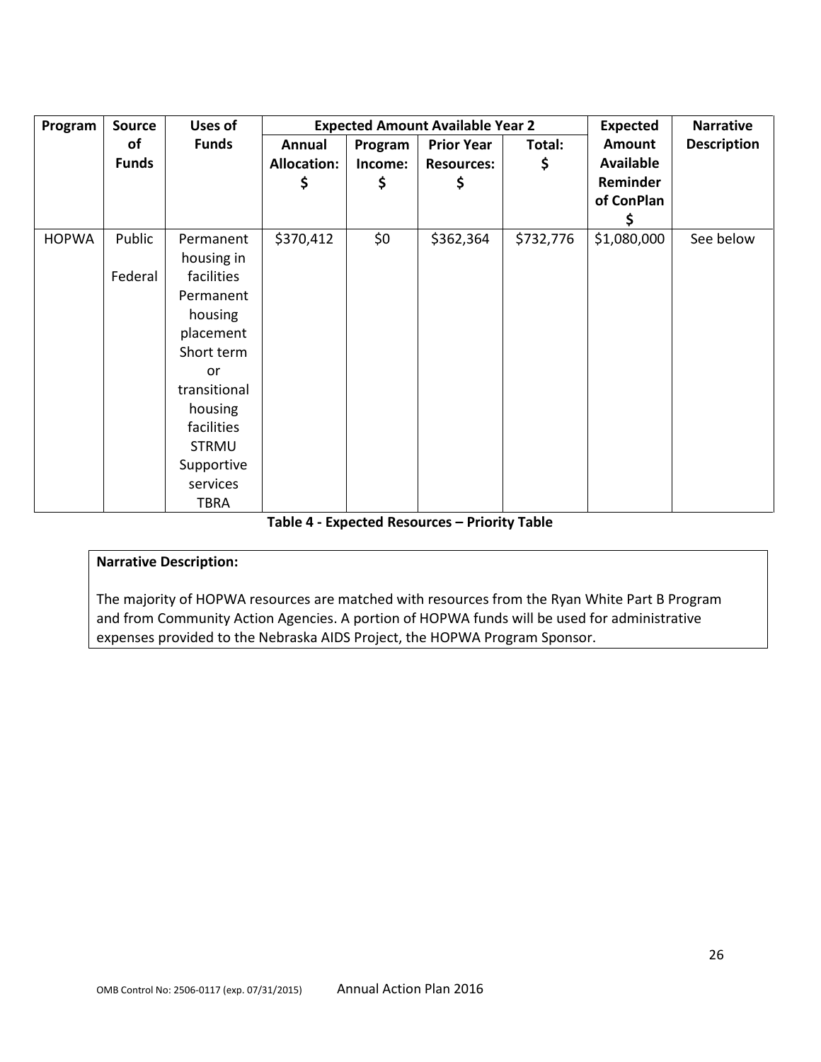| Program | Source of Funds | Uses of Funds | Expected Amount Available Year 2 | | | | Expected Amount Available Reminder of ConPlan $ | Narrative Description |
|---|---|---|---|---|---|---|---|---|
| | | | Annual Allocation: $ | Program Income: $ | Prior Year Resources: $ | Total: $ | | |
| HOPWA | Public Federal | Permanent housing in facilities Permanent housing placement Short term or transitional housing facilities STRMU Supportive services TBRA | $370,412 | $0 | $362,364 | $732,776 | $1,080,000 | See below |

**Table 4 - Expected Resources – Priority Table**

**Narrative Description:**

The majority of HOPWA resources are matched with resources from the Ryan White Part B Program and from Community Action Agencies. A portion of HOPWA funds will be used for administrative expenses provided to the Nebraska AIDS Project, the HOPWA Program Sponsor.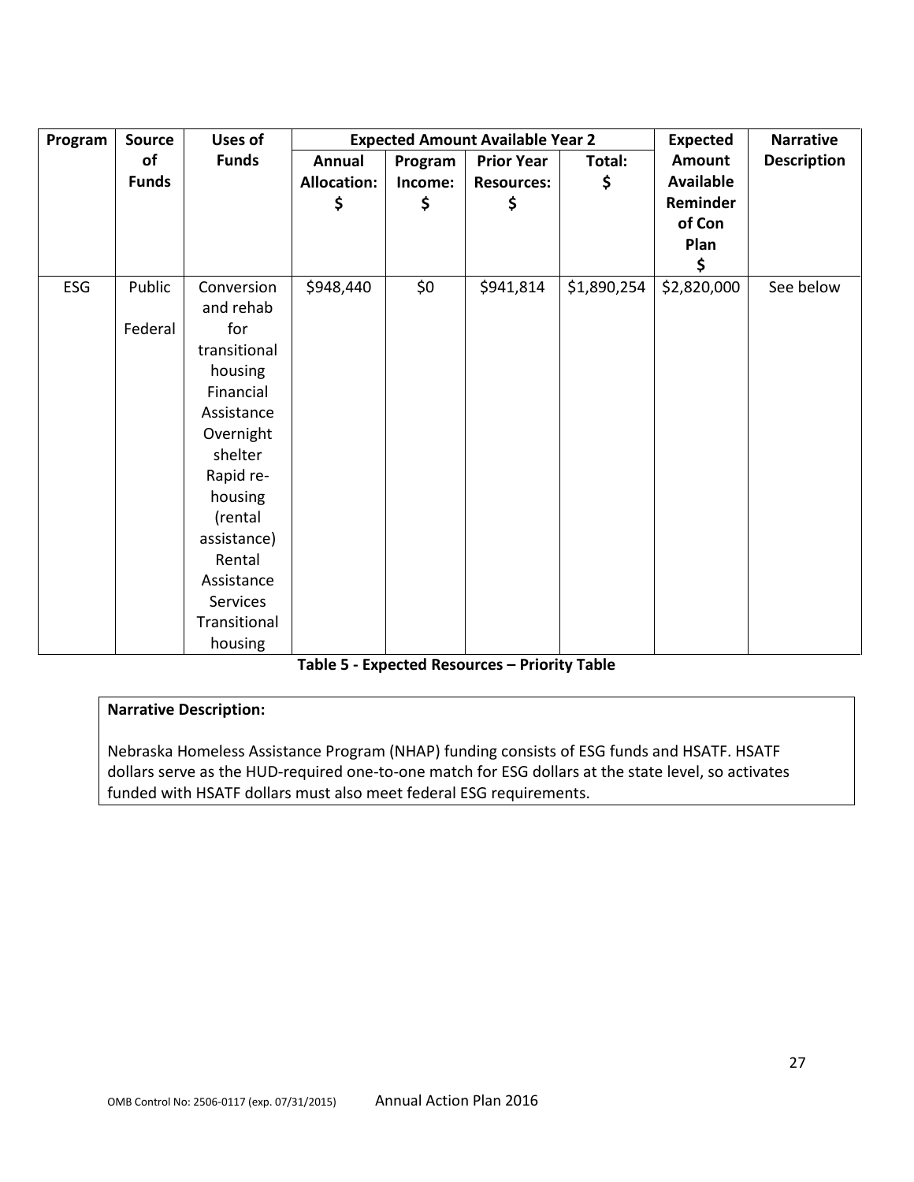| Program | Source of Funds | Uses of Funds | Expected Amount Available Year 2 | | | | Expected Amount Available Reminder of Con Plan $ | Narrative Description |
|---|---|---|---|---|---|---|---|---|
| | | | Annual Allocation: $ | Program Income: $ | Prior Year Resources: $ | Total: $ | | |
| ESG | Public Federal | Conversion and rehab for transitional housing Financial Assistance Overnight shelter Rapid re-housing (rental assistance) Rental Assistance Services Transitional housing | $948,440 | $0 | $941,814 | $1,890,254 | $2,820,000 | See below |

**Table 5 - Expected Resources – Priority Table**

**Narrative Description:**

Nebraska Homeless Assistance Program (NHAP) funding consists of ESG funds and HSATF. HSATF dollars serve as the HUD-required one-to-one match for ESG dollars at the state level, so activates funded with HSATF dollars must also meet federal ESG requirements.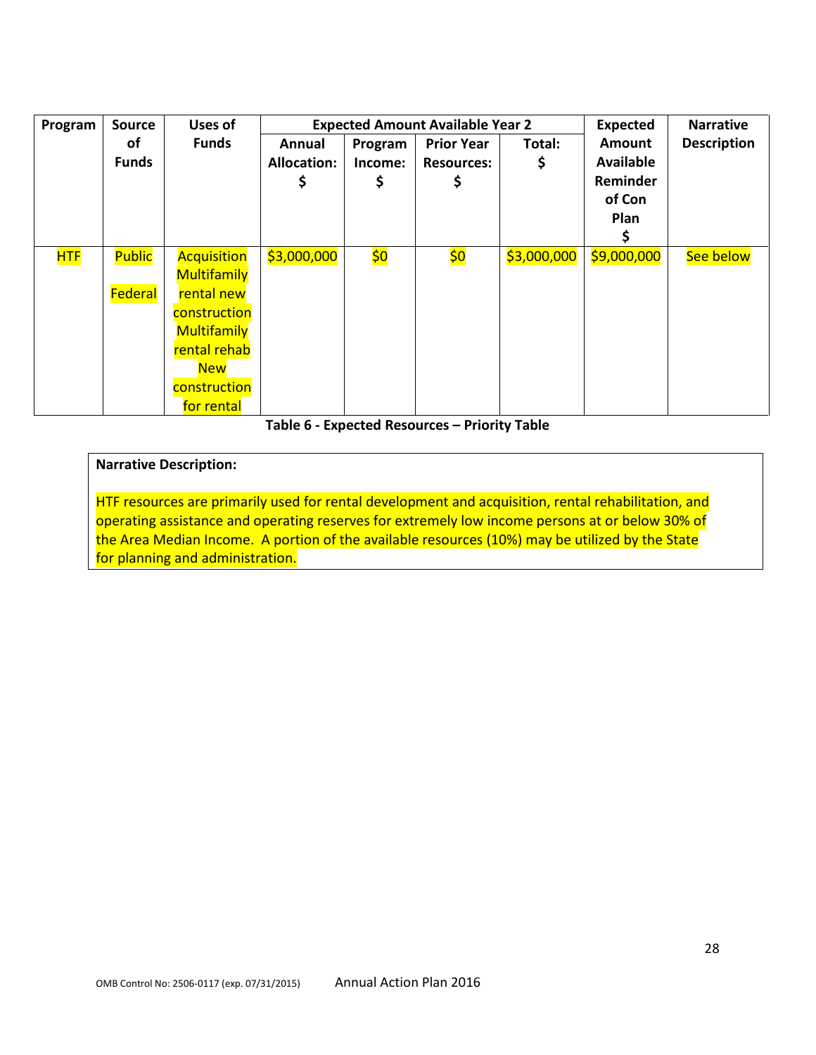| Program | Source of Funds | Uses of Funds | Expected Amount Available Year 2 | | | | Expected Amount Available Reminder of Con Plan $ | Narrative Description |
|---|---|---|---|---|---|---|---|---|
| | | | Annual Allocation: $ | Program Income: $ | Prior Year Resources: $ | Total: $ | | |
| HTF | Public Federal | Acquisition Multifamily rental new construction Multifamily rental rehab New construction for rental | $3,000,000 | $0 | $0 | $3,000,000 | $9,000,000 | See below |

**Table 6 - Expected Resources – Priority Table**

**Narrative Description:**

HTF resources are primarily used for rental development and acquisition, rental rehabilitation, and operating assistance and operating reserves for extremely low income persons at or below 30% of the Area Median Income. A portion of the available resources (10%) may be utilized by the State for planning and administration.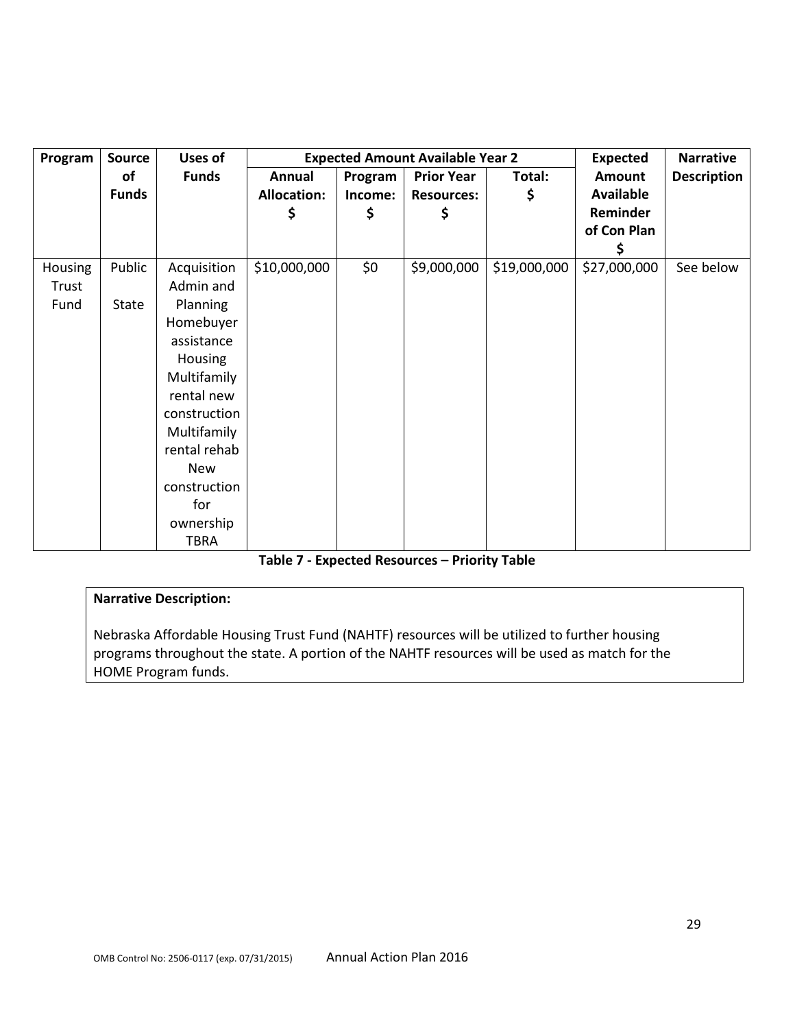| Program | Source of Funds | Uses of Funds | Expected Amount Available Year 2 | | | | Expected Amount Available Reminder of Con Plan $ | Narrative Description |
|---|---|---|---|---|---|---|---|---|
| | | | Annual Allocation: $ | Program Income: $ | Prior Year Resources: $ | Total: $ | | |
| Housing Trust Fund | Public State | Acquisition Admin and Planning Homebuyer assistance Housing Multifamily rental new construction Multifamily rental rehab New construction for ownership TBRA | $10,000,000 | $0 | $9,000,000 | $19,000,000 | $27,000,000 | See below |

**Table 7 - Expected Resources – Priority Table**

**Narrative Description:**

Nebraska Affordable Housing Trust Fund (NAHTF) resources will be utilized to further housing programs throughout the state. A portion of the NAHTF resources will be used as match for the HOME Program funds.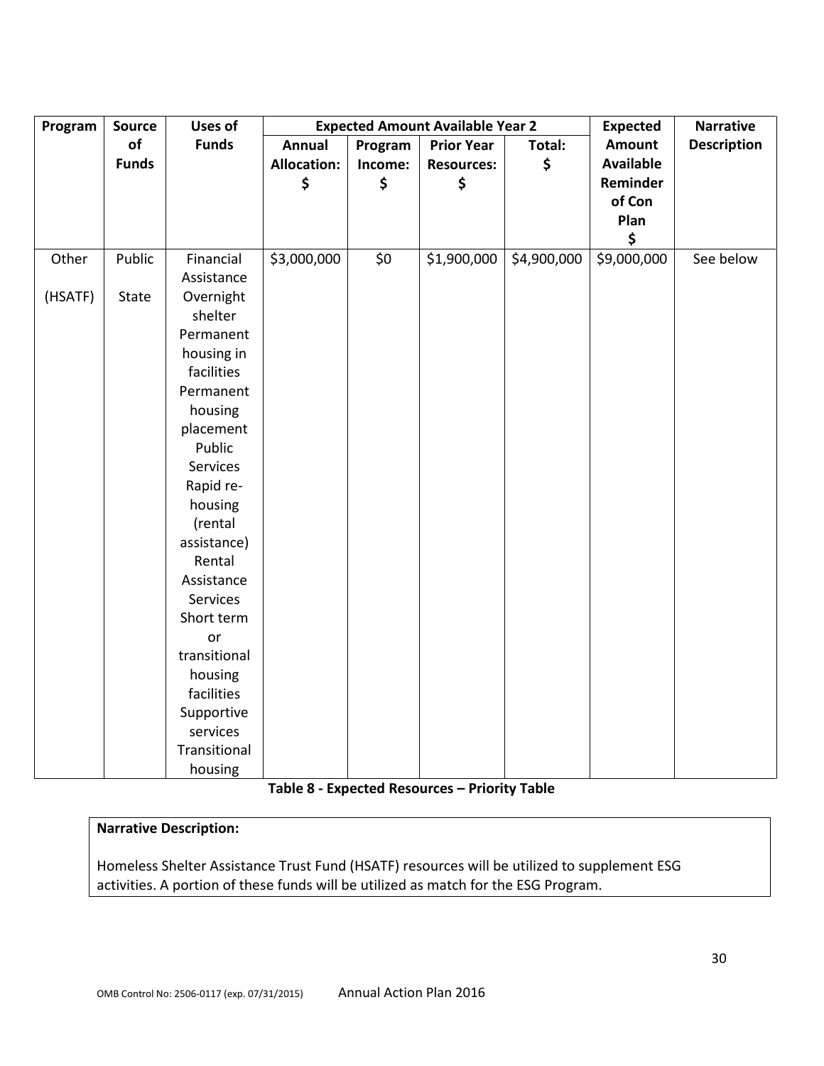| Program | Source of Funds | Uses of Funds | Expected Amount Available Year 2 | | | | Expected Amount Available Reminder of Con Plan $ | Narrative Description |
|---|---|---|---|---|---|---|---|---|
| | | | Annual Allocation: $ | Program Income: $ | Prior Year Resources: $ | Total: $ | | |
| Other (HSATF) | Public State | Financial Assistance Overnight shelter Permanent housing in facilities Permanent housing placement Public Services Rapid re-housing (rental assistance) Rental Assistance Services Short term or transitional housing facilities Supportive services Transitional housing | $3,000,000 | $0 | $1,900,000 | $4,900,000 | $9,000,000 | See below |

**Table 8 - Expected Resources – Priority Table**

**Narrative Description:**

Homeless Shelter Assistance Trust Fund (HSATF) resources will be utilized to supplement ESG activities. A portion of these funds will be utilized as match for the ESG Program.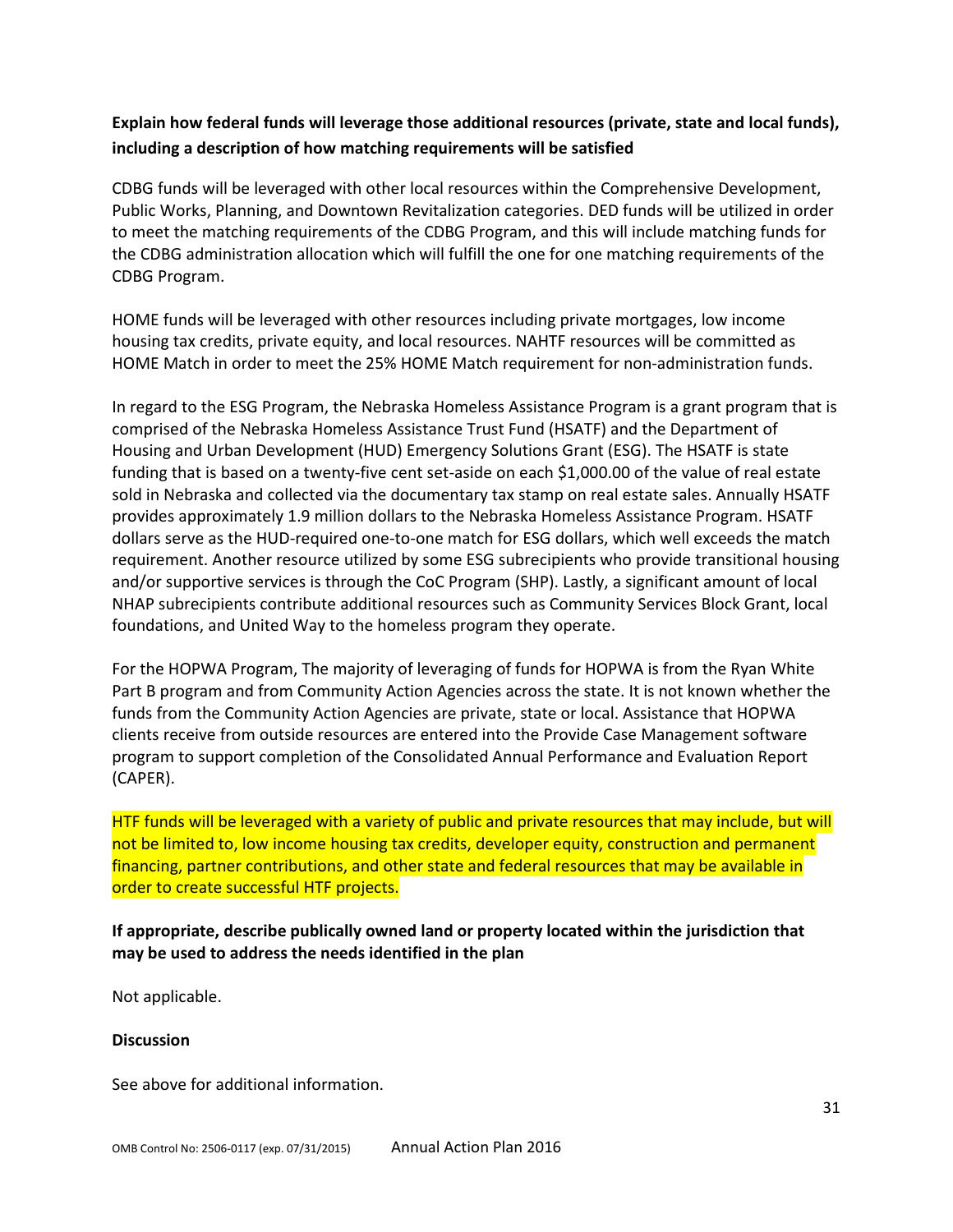**Explain how federal funds will leverage those additional resources (private, state and local funds), including a description of how matching requirements will be satisfied**

CDBG funds will be leveraged with other local resources within the Comprehensive Development, Public Works, Planning, and Downtown Revitalization categories. DED funds will be utilized in order to meet the matching requirements of the CDBG Program, and this will include matching funds for the CDBG administration allocation which will fulfill the one for one matching requirements of the CDBG Program.

HOME funds will be leveraged with other resources including private mortgages, low income housing tax credits, private equity, and local resources. NAHTF resources will be committed as HOME Match in order to meet the 25% HOME Match requirement for non-administration funds.

In regard to the ESG Program, the Nebraska Homeless Assistance Program is a grant program that is comprised of the Nebraska Homeless Assistance Trust Fund (HSATF) and the Department of Housing and Urban Development (HUD) Emergency Solutions Grant (ESG). The HSATF is state funding that is based on a twenty-five cent set-aside on each $1,000.00 of the value of real estate sold in Nebraska and collected via the documentary tax stamp on real estate sales. Annually HSATF provides approximately 1.9 million dollars to the Nebraska Homeless Assistance Program. HSATF dollars serve as the HUD-required one-to-one match for ESG dollars, which well exceeds the match requirement. Another resource utilized by some ESG subrecipients who provide transitional housing and/or supportive services is through the CoC Program (SHP). Lastly, a significant amount of local NHAP subrecipients contribute additional resources such as Community Services Block Grant, local foundations, and United Way to the homeless program they operate.

For the HOPWA Program, The majority of leveraging of funds for HOPWA is from the Ryan White Part B program and from Community Action Agencies across the state. It is not known whether the funds from the Community Action Agencies are private, state or local. Assistance that HOPWA clients receive from outside resources are entered into the Provide Case Management software program to support completion of the Consolidated Annual Performance and Evaluation Report (CAPER).

HTF funds will be leveraged with a variety of public and private resources that may include, but will not be limited to, low income housing tax credits, developer equity, construction and permanent financing, partner contributions, and other state and federal resources that may be available in order to create successful HTF projects.

**If appropriate, describe publically owned land or property located within the jurisdiction that may be used to address the needs identified in the plan**

Not applicable.

**Discussion**

See above for additional information.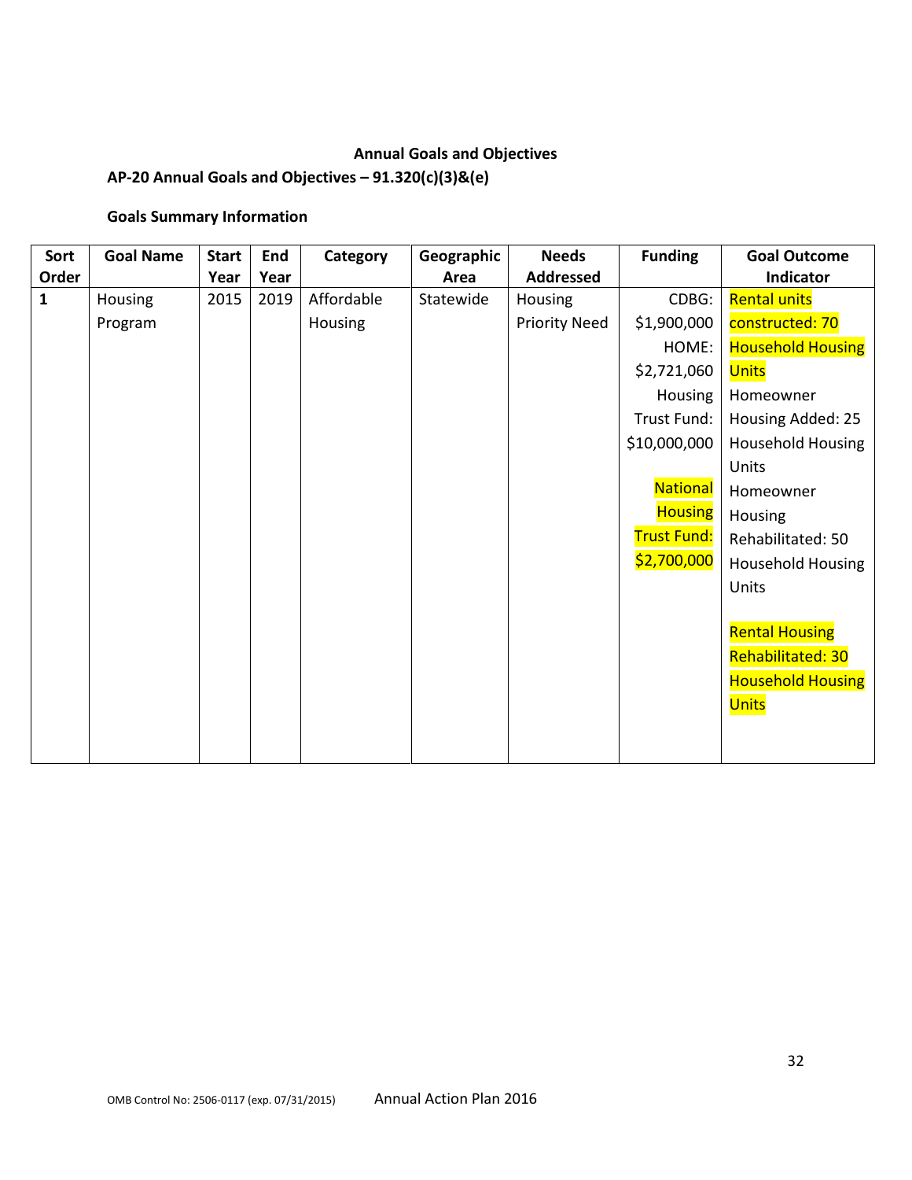### Annual Goals and Objectives

### AP-20 Annual Goals and Objectives – 91.320(c)(3)&(e)

**Goals Summary Information**

| Sort Order | Goal Name | Start Year | End Year | Category | Geographic Area | Needs Addressed | Funding | Goal Outcome Indicator |
|---|---|---|---|---|---|---|---|---|
| **1** | Housing Program | 2015 | 2019 | Affordable Housing | Statewide | Housing Priority Need | CDBG: $1,900,000<br>HOME: $2,721,060<br>Housing Trust Fund: $10,000,000<br>National Housing Trust Fund: $2,700,000 | Rental units constructed: 70 Household Housing Units<br>Homeowner Housing Added: 25 Household Housing Units<br>Homeowner Housing Rehabilitated: 50 Household Housing Units<br>Rental Housing Rehabilitated: 30 Household Housing Units |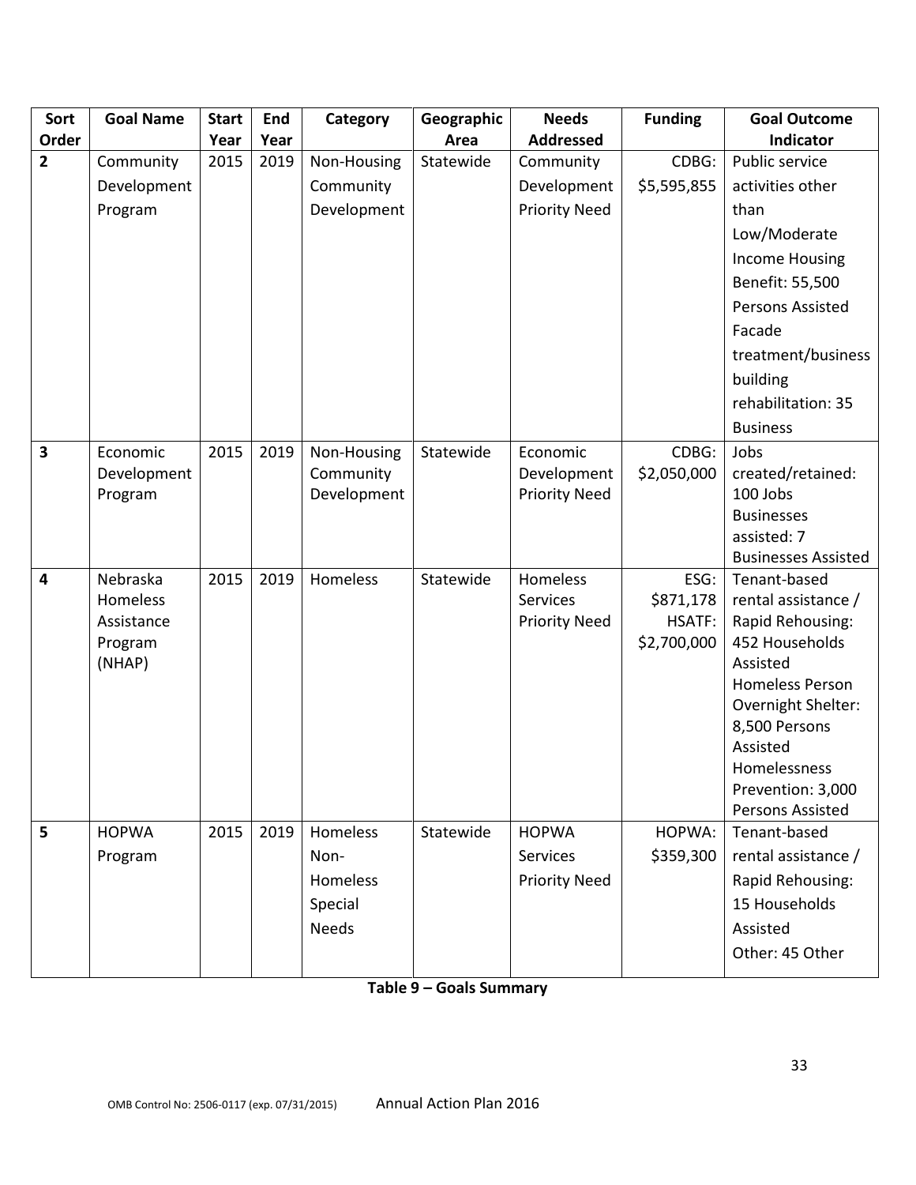| Sort Order | Goal Name | Start Year | End Year | Category | Geographic Area | Needs Addressed | Funding | Goal Outcome Indicator |
|---|---|---|---|---|---|---|---|---|
| 2 | Community Development Program | 2015 | 2019 | Non-Housing Community Development | Statewide | Community Development Priority Need | CDBG: $5,595,855 | Public service activities other than Low/Moderate Income Housing Benefit: 55,500 Persons Assisted Facade treatment/business building rehabilitation: 35 Business |
| 3 | Economic Development Program | 2015 | 2019 | Non-Housing Community Development | Statewide | Economic Development Priority Need | CDBG: $2,050,000 | Jobs created/retained: 100 Jobs Businesses assisted: 7 Businesses Assisted |
| 4 | Nebraska Homeless Assistance Program (NHAP) | 2015 | 2019 | Homeless | Statewide | Homeless Services Priority Need | ESG: $871,178 HSATF: $2,700,000 | Tenant-based rental assistance / Rapid Rehousing: 452 Households Assisted Homeless Person Overnight Shelter: 8,500 Persons Assisted Homelessness Prevention: 3,000 Persons Assisted |
| 5 | HOPWA Program | 2015 | 2019 | Homeless Non-Homeless Special Needs | Statewide | HOPWA Services Priority Need | HOPWA: $359,300 | Tenant-based rental assistance / Rapid Rehousing: 15 Households Assisted Other: 45 Other |

**Table 9 – Goals Summary**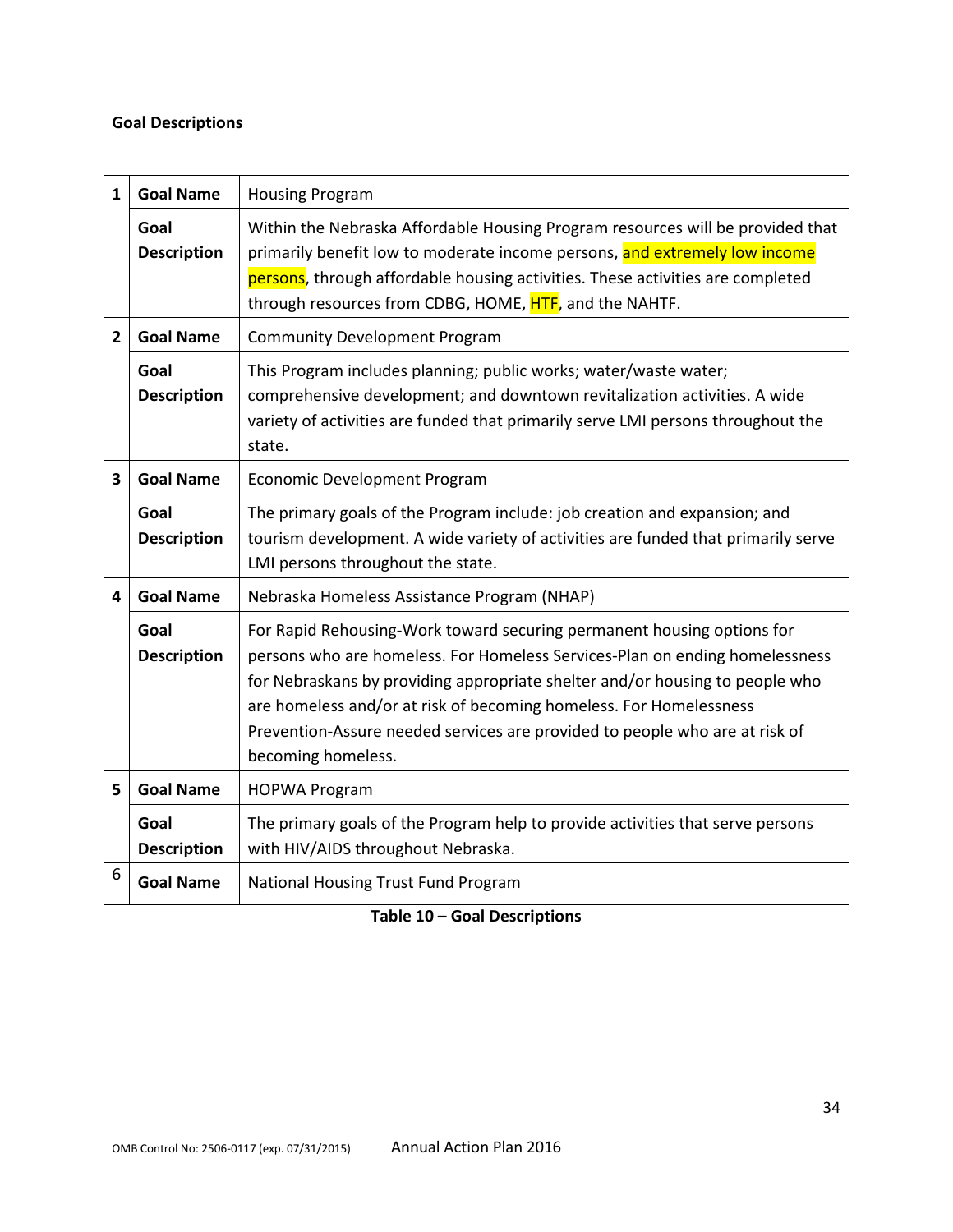**Goal Descriptions**

| | | |
|---|---|---|
| 1 | **Goal Name** | Housing Program |
| | **Goal Description** | Within the Nebraska Affordable Housing Program resources will be provided that primarily benefit low to moderate income persons, and extremely low income persons, through affordable housing activities. These activities are completed through resources from CDBG, HOME, HTF, and the NAHTF. |
| 2 | **Goal Name** | Community Development Program |
| | **Goal Description** | This Program includes planning; public works; water/waste water; comprehensive development; and downtown revitalization activities. A wide variety of activities are funded that primarily serve LMI persons throughout the state. |
| 3 | **Goal Name** | Economic Development Program |
| | **Goal Description** | The primary goals of the Program include: job creation and expansion; and tourism development. A wide variety of activities are funded that primarily serve LMI persons throughout the state. |
| 4 | **Goal Name** | Nebraska Homeless Assistance Program (NHAP) |
| | **Goal Description** | For Rapid Rehousing-Work toward securing permanent housing options for persons who are homeless. For Homeless Services-Plan on ending homelessness for Nebraskans by providing appropriate shelter and/or housing to people who are homeless and/or at risk of becoming homeless. For Homelessness Prevention-Assure needed services are provided to people who are at risk of becoming homeless. |
| 5 | **Goal Name** | HOPWA Program |
| | **Goal Description** | The primary goals of the Program help to provide activities that serve persons with HIV/AIDS throughout Nebraska. |
| 6 | **Goal Name** | National Housing Trust Fund Program |

**Table 10 – Goal Descriptions**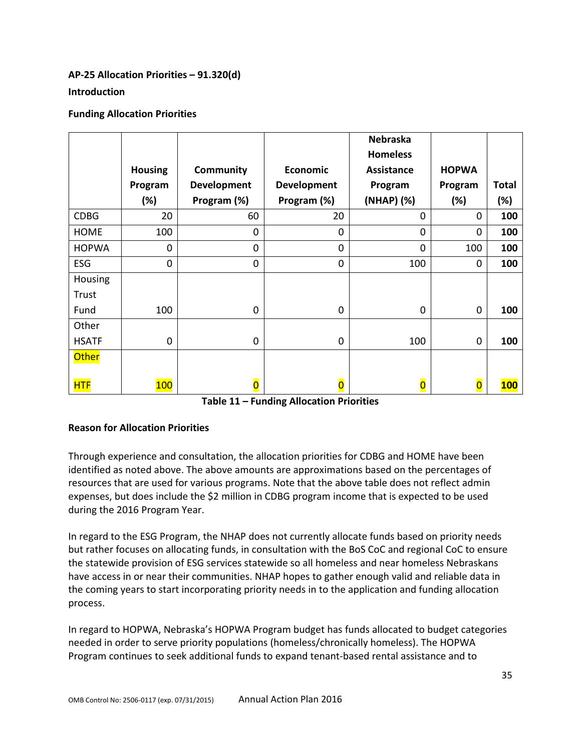**AP-25 Allocation Priorities – 91.320(d)**

**Introduction**

**Funding Allocation Priorities**

| | Housing Program (%) | Community Development Program (%) | Economic Development Program (%) | Nebraska Homeless Assistance Program (NHAP) (%) | HOPWA Program (%) | Total (%) |
|---|---|---|---|---|---|---|
| CDBG | 20 | 60 | 20 | 0 | 0 | **100** |
| HOME | 100 | 0 | 0 | 0 | 0 | **100** |
| HOPWA | 0 | 0 | 0 | 0 | 100 | **100** |
| ESG | 0 | 0 | 0 | 100 | 0 | **100** |
| Housing Trust Fund | 100 | 0 | 0 | 0 | 0 | **100** |
| Other HSATF | 0 | 0 | 0 | 100 | 0 | **100** |
| Other HTF | 100 | 0 | 0 | 0 | 0 | **100** |

**Table 11 – Funding Allocation Priorities**

**Reason for Allocation Priorities**

Through experience and consultation, the allocation priorities for CDBG and HOME have been identified as noted above. The above amounts are approximations based on the percentages of resources that are used for various programs. Note that the above table does not reflect admin expenses, but does include the $2 million in CDBG program income that is expected to be used during the 2016 Program Year.

In regard to the ESG Program, the NHAP does not currently allocate funds based on priority needs but rather focuses on allocating funds, in consultation with the BoS CoC and regional CoC to ensure the statewide provision of ESG services statewide so all homeless and near homeless Nebraskans have access in or near their communities. NHAP hopes to gather enough valid and reliable data in the coming years to start incorporating priority needs in to the application and funding allocation process.

In regard to HOPWA, Nebraska's HOPWA Program budget has funds allocated to budget categories needed in order to serve priority populations (homeless/chronically homeless). The HOPWA Program continues to seek additional funds to expand tenant-based rental assistance and to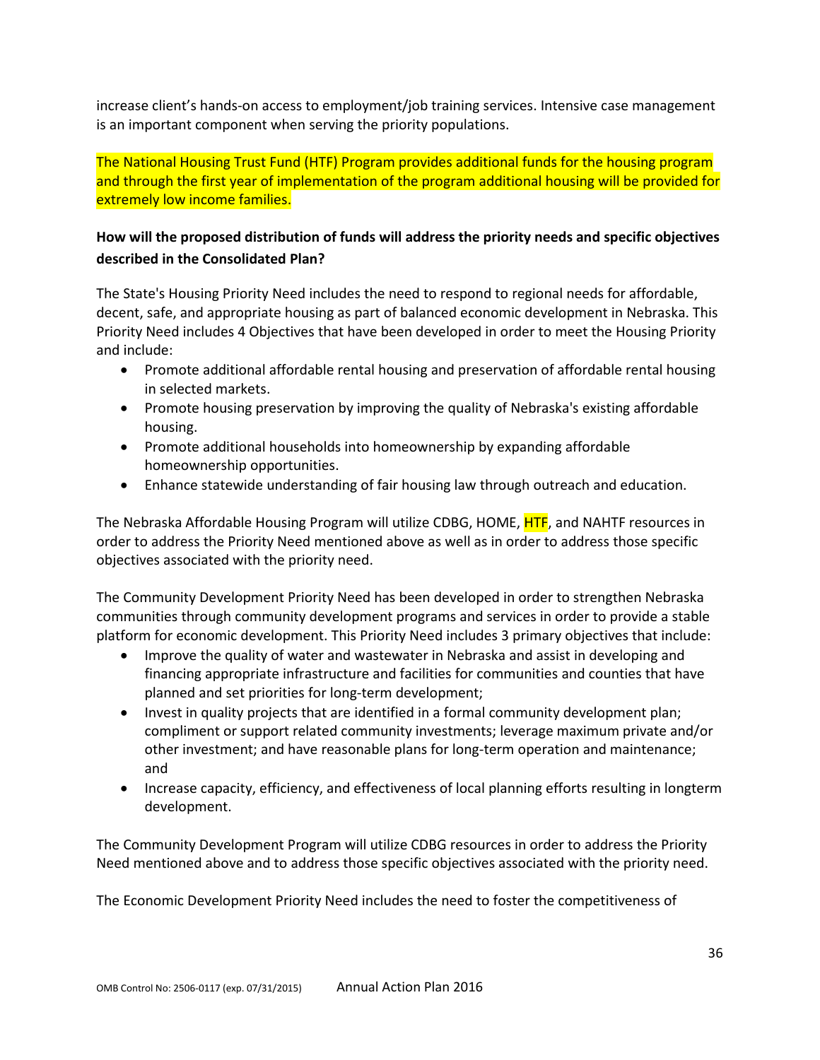increase client's hands-on access to employment/job training services. Intensive case management is an important component when serving the priority populations.

The National Housing Trust Fund (HTF) Program provides additional funds for the housing program and through the first year of implementation of the program additional housing will be provided for extremely low income families.

**How will the proposed distribution of funds will address the priority needs and specific objectives described in the Consolidated Plan?**

The State's Housing Priority Need includes the need to respond to regional needs for affordable, decent, safe, and appropriate housing as part of balanced economic development in Nebraska. This Priority Need includes 4 Objectives that have been developed in order to meet the Housing Priority and include:

- Promote additional affordable rental housing and preservation of affordable rental housing in selected markets.
- Promote housing preservation by improving the quality of Nebraska's existing affordable housing.
- Promote additional households into homeownership by expanding affordable homeownership opportunities.
- Enhance statewide understanding of fair housing law through outreach and education.

The Nebraska Affordable Housing Program will utilize CDBG, HOME, HTF, and NAHTF resources in order to address the Priority Need mentioned above as well as in order to address those specific objectives associated with the priority need.

The Community Development Priority Need has been developed in order to strengthen Nebraska communities through community development programs and services in order to provide a stable platform for economic development. This Priority Need includes 3 primary objectives that include:

- Improve the quality of water and wastewater in Nebraska and assist in developing and financing appropriate infrastructure and facilities for communities and counties that have planned and set priorities for long-term development;
- Invest in quality projects that are identified in a formal community development plan; compliment or support related community investments; leverage maximum private and/or other investment; and have reasonable plans for long-term operation and maintenance; and
- Increase capacity, efficiency, and effectiveness of local planning efforts resulting in longterm development.

The Community Development Program will utilize CDBG resources in order to address the Priority Need mentioned above and to address those specific objectives associated with the priority need.

The Economic Development Priority Need includes the need to foster the competitiveness of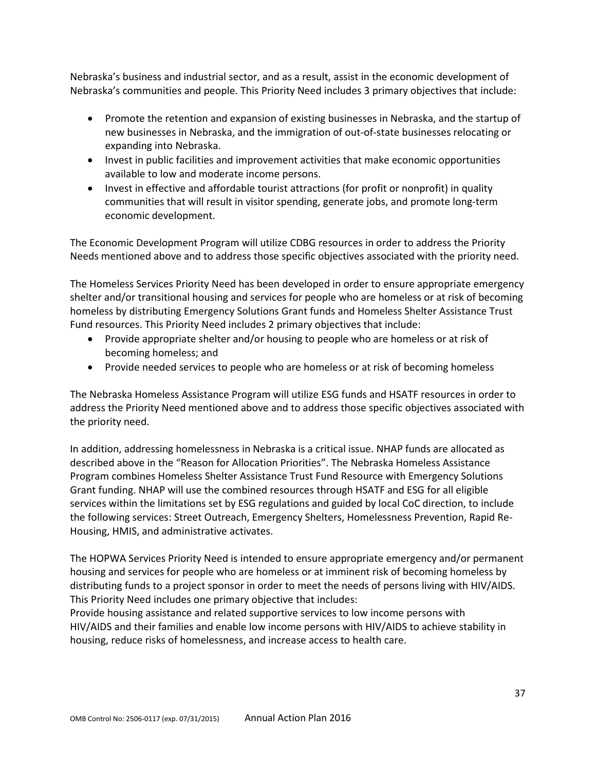Nebraska's business and industrial sector, and as a result, assist in the economic development of Nebraska's communities and people. This Priority Need includes 3 primary objectives that include:

- Promote the retention and expansion of existing businesses in Nebraska, and the startup of new businesses in Nebraska, and the immigration of out-of-state businesses relocating or expanding into Nebraska.
- Invest in public facilities and improvement activities that make economic opportunities available to low and moderate income persons.
- Invest in effective and affordable tourist attractions (for profit or nonprofit) in quality communities that will result in visitor spending, generate jobs, and promote long-term economic development.

The Economic Development Program will utilize CDBG resources in order to address the Priority Needs mentioned above and to address those specific objectives associated with the priority need.

The Homeless Services Priority Need has been developed in order to ensure appropriate emergency shelter and/or transitional housing and services for people who are homeless or at risk of becoming homeless by distributing Emergency Solutions Grant funds and Homeless Shelter Assistance Trust Fund resources. This Priority Need includes 2 primary objectives that include:

- Provide appropriate shelter and/or housing to people who are homeless or at risk of becoming homeless; and
- Provide needed services to people who are homeless or at risk of becoming homeless

The Nebraska Homeless Assistance Program will utilize ESG funds and HSATF resources in order to address the Priority Need mentioned above and to address those specific objectives associated with the priority need.

In addition, addressing homelessness in Nebraska is a critical issue. NHAP funds are allocated as described above in the "Reason for Allocation Priorities". The Nebraska Homeless Assistance Program combines Homeless Shelter Assistance Trust Fund Resource with Emergency Solutions Grant funding. NHAP will use the combined resources through HSATF and ESG for all eligible services within the limitations set by ESG regulations and guided by local CoC direction, to include the following services: Street Outreach, Emergency Shelters, Homelessness Prevention, Rapid Re-Housing, HMIS, and administrative activates.

The HOPWA Services Priority Need is intended to ensure appropriate emergency and/or permanent housing and services for people who are homeless or at imminent risk of becoming homeless by distributing funds to a project sponsor in order to meet the needs of persons living with HIV/AIDS. This Priority Need includes one primary objective that includes:
Provide housing assistance and related supportive services to low income persons with HIV/AIDS and their families and enable low income persons with HIV/AIDS to achieve stability in housing, reduce risks of homelessness, and increase access to health care.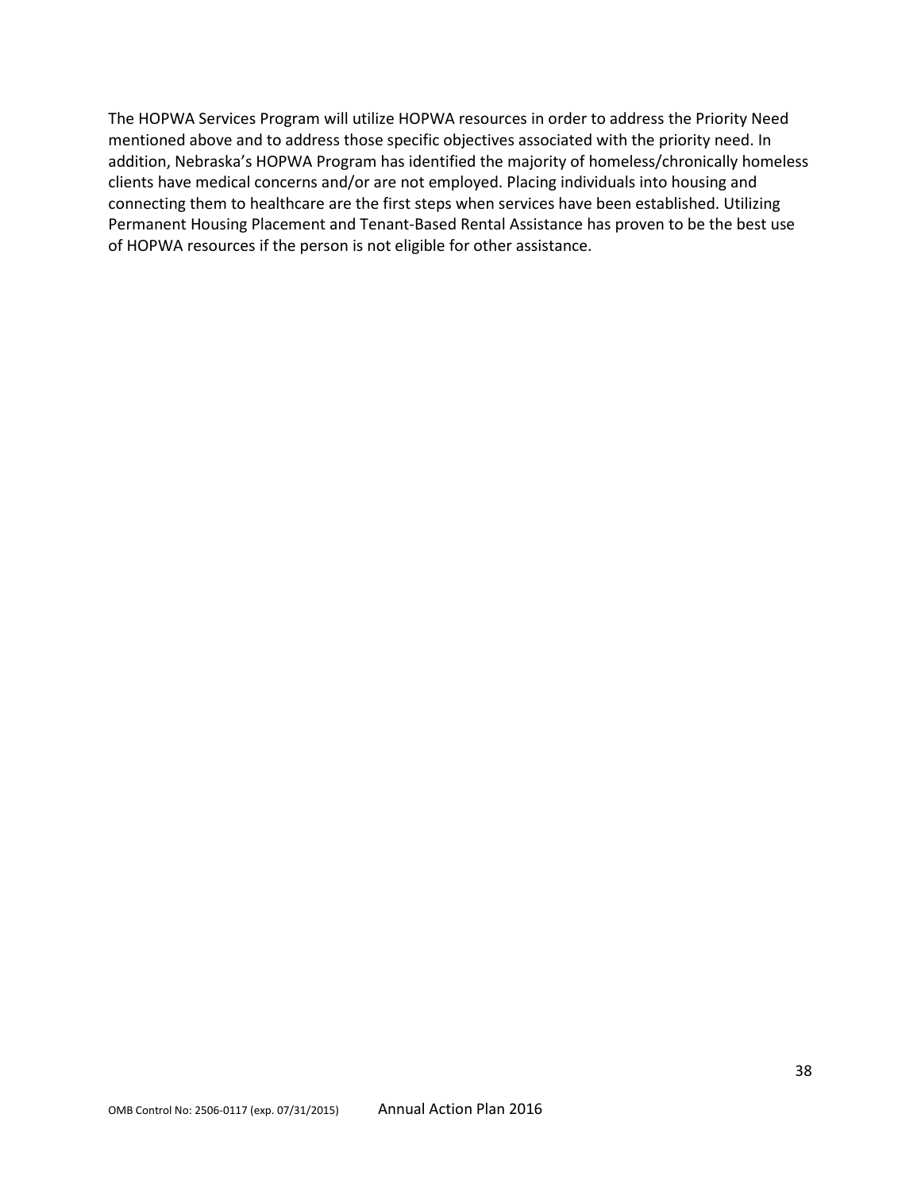The HOPWA Services Program will utilize HOPWA resources in order to address the Priority Need mentioned above and to address those specific objectives associated with the priority need. In addition, Nebraska's HOPWA Program has identified the majority of homeless/chronically homeless clients have medical concerns and/or are not employed. Placing individuals into housing and connecting them to healthcare are the first steps when services have been established. Utilizing Permanent Housing Placement and Tenant-Based Rental Assistance has proven to be the best use of HOPWA resources if the person is not eligible for other assistance.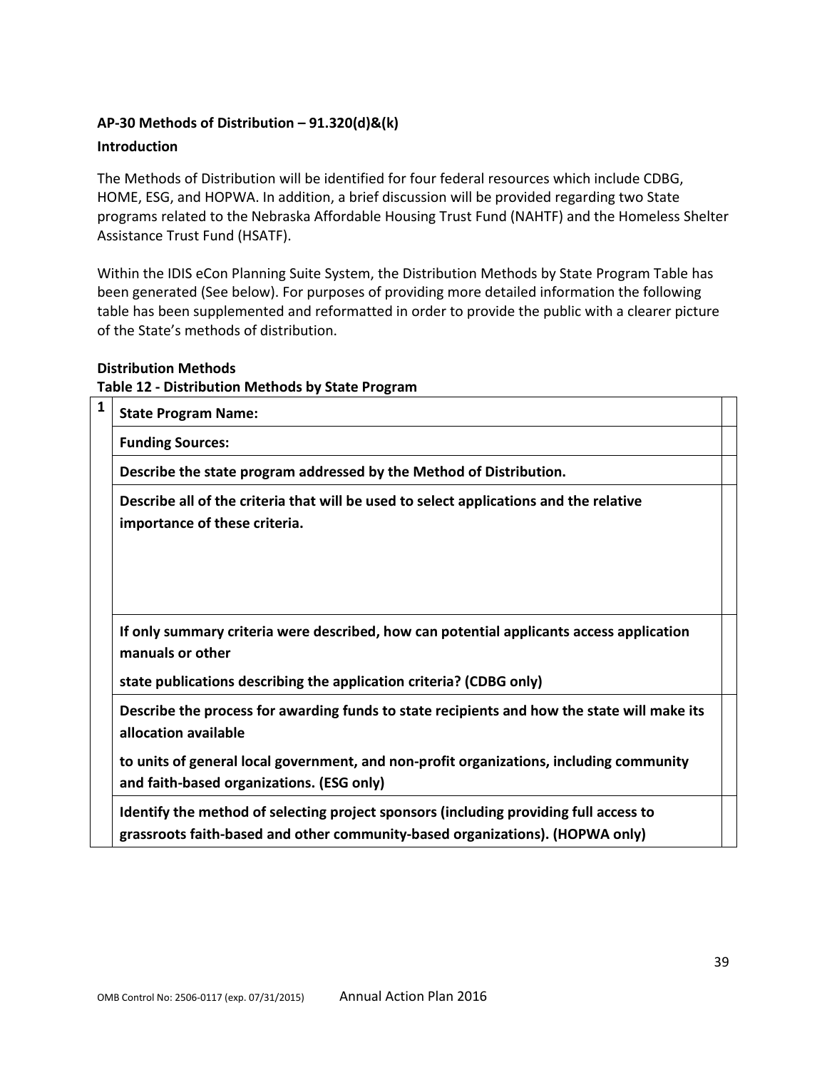### AP-30 Methods of Distribution – 91.320(d)&(k)

#### Introduction

The Methods of Distribution will be identified for four federal resources which include CDBG, HOME, ESG, and HOPWA. In addition, a brief discussion will be provided regarding two State programs related to the Nebraska Affordable Housing Trust Fund (NAHTF) and the Homeless Shelter Assistance Trust Fund (HSATF).

Within the IDIS eCon Planning Suite System, the Distribution Methods by State Program Table has been generated (See below). For purposes of providing more detailed information the following table has been supplemented and reformatted in order to provide the public with a clearer picture of the State's methods of distribution.

#### Distribution Methods

**Table 12 - Distribution Methods by State Program**

| | | |
|---|---|---|
| 1 | **State Program Name:** | |
| | **Funding Sources:** | |
| | **Describe the state program addressed by the Method of Distribution.** | |
| | **Describe all of the criteria that will be used to select applications and the relative importance of these criteria.** | |
| | **If only summary criteria were described, how can potential applicants access application manuals or other state publications describing the application criteria? (CDBG only)** | |
| | **Describe the process for awarding funds to state recipients and how the state will make its allocation available to units of general local government, and non-profit organizations, including community and faith-based organizations. (ESG only)** | |
| | **Identify the method of selecting project sponsors (including providing full access to grassroots faith-based and other community-based organizations). (HOPWA only)** | |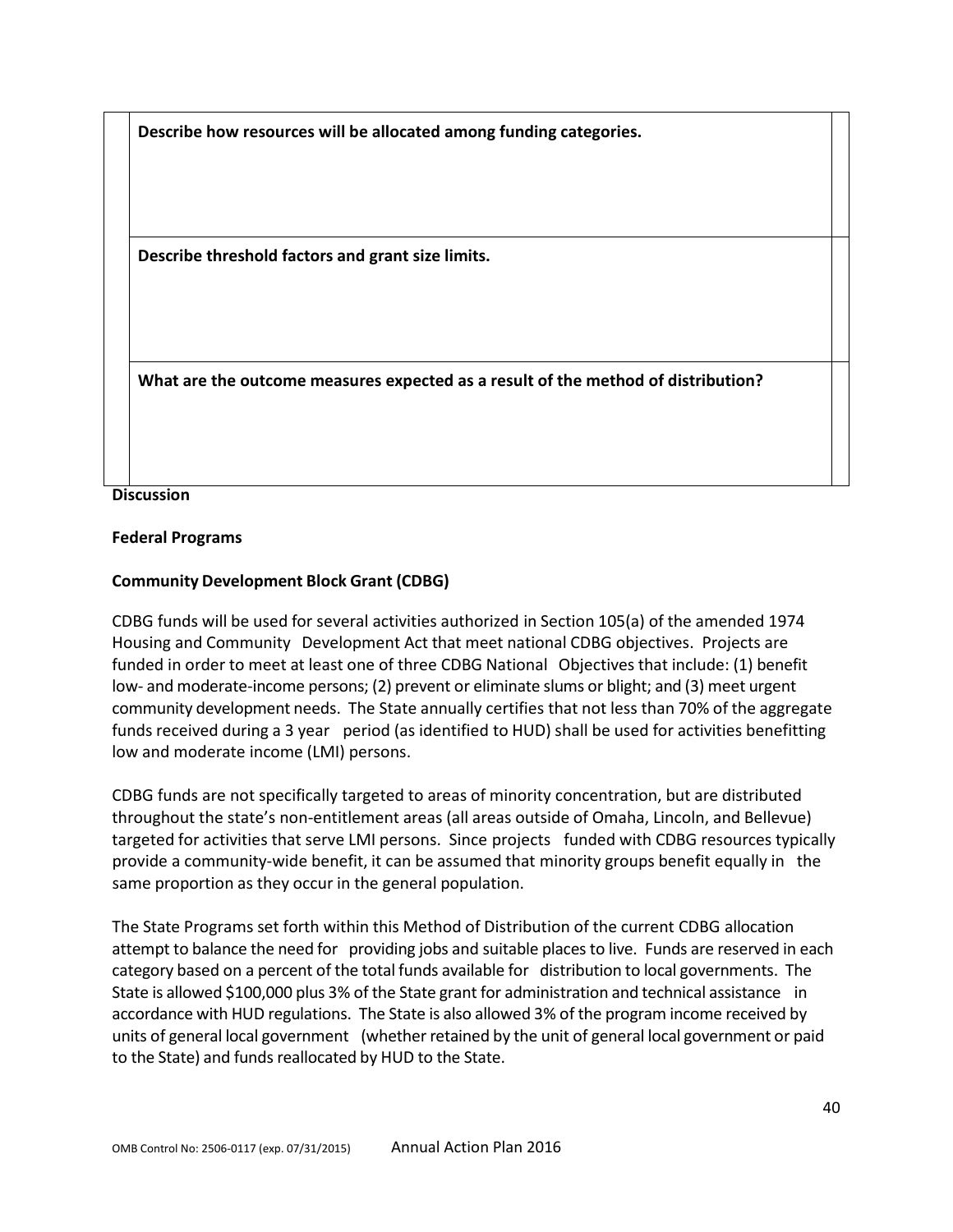| Describe how resources will be allocated among funding categories. |
| --- |
| |
| **Describe threshold factors and grant size limits.** |
| |
| **What are the outcome measures expected as a result of the method of distribution?** |
| |

**Discussion**

**Federal Programs**

**Community Development Block Grant (CDBG)**

CDBG funds will be used for several activities authorized in Section 105(a) of the amended 1974 Housing and Community Development Act that meet national CDBG objectives. Projects are funded in order to meet at least one of three CDBG National Objectives that include: (1) benefit low- and moderate-income persons; (2) prevent or eliminate slums or blight; and (3) meet urgent community development needs. The State annually certifies that not less than 70% of the aggregate funds received during a 3 year period (as identified to HUD) shall be used for activities benefitting low and moderate income (LMI) persons.

CDBG funds are not specifically targeted to areas of minority concentration, but are distributed throughout the state's non-entitlement areas (all areas outside of Omaha, Lincoln, and Bellevue) targeted for activities that serve LMI persons. Since projects funded with CDBG resources typically provide a community-wide benefit, it can be assumed that minority groups benefit equally in the same proportion as they occur in the general population.

The State Programs set forth within this Method of Distribution of the current CDBG allocation attempt to balance the need for providing jobs and suitable places to live. Funds are reserved in each category based on a percent of the total funds available for distribution to local governments. The State is allowed $100,000 plus 3% of the State grant for administration and technical assistance in accordance with HUD regulations. The State is also allowed 3% of the program income received by units of general local government (whether retained by the unit of general local government or paid to the State) and funds reallocated by HUD to the State.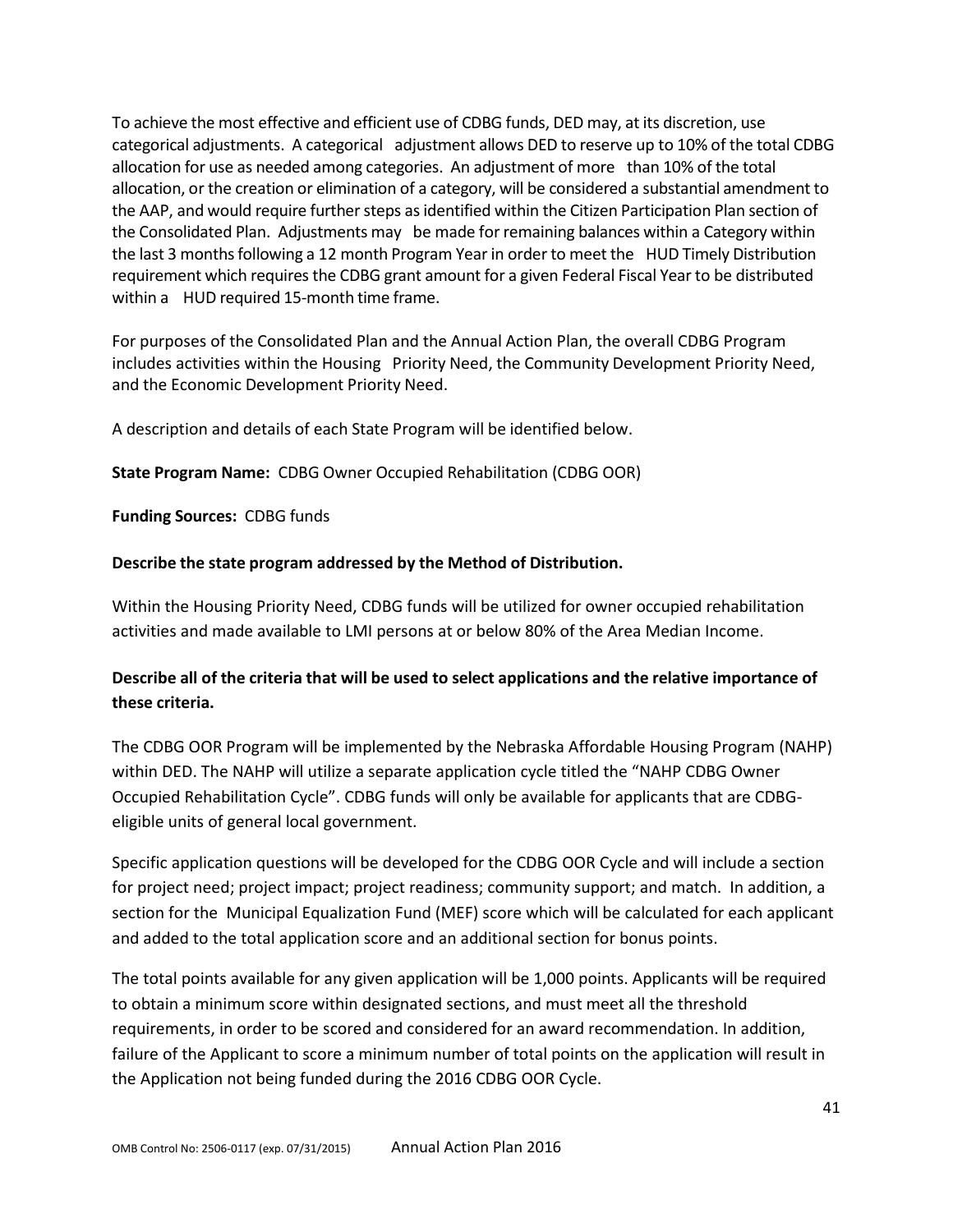To achieve the most effective and efficient use of CDBG funds, DED may, at its discretion, use categorical adjustments. A categorical adjustment allows DED to reserve up to 10% of the total CDBG allocation for use as needed among categories. An adjustment of more than 10% of the total allocation, or the creation or elimination of a category, will be considered a substantial amendment to the AAP, and would require further steps as identified within the Citizen Participation Plan section of the Consolidated Plan. Adjustments may be made for remaining balances within a Category within the last 3 months following a 12 month Program Year in order to meet the HUD Timely Distribution requirement which requires the CDBG grant amount for a given Federal Fiscal Year to be distributed within a HUD required 15-month time frame.

For purposes of the Consolidated Plan and the Annual Action Plan, the overall CDBG Program includes activities within the Housing Priority Need, the Community Development Priority Need, and the Economic Development Priority Need.

A description and details of each State Program will be identified below.

**State Program Name:** CDBG Owner Occupied Rehabilitation (CDBG OOR)

**Funding Sources:** CDBG funds

**Describe the state program addressed by the Method of Distribution.**

Within the Housing Priority Need, CDBG funds will be utilized for owner occupied rehabilitation activities and made available to LMI persons at or below 80% of the Area Median Income.

**Describe all of the criteria that will be used to select applications and the relative importance of these criteria.**

The CDBG OOR Program will be implemented by the Nebraska Affordable Housing Program (NAHP) within DED. The NAHP will utilize a separate application cycle titled the "NAHP CDBG Owner Occupied Rehabilitation Cycle". CDBG funds will only be available for applicants that are CDBG-eligible units of general local government.

Specific application questions will be developed for the CDBG OOR Cycle and will include a section for project need; project impact; project readiness; community support; and match. In addition, a section for the Municipal Equalization Fund (MEF) score which will be calculated for each applicant and added to the total application score and an additional section for bonus points.

The total points available for any given application will be 1,000 points. Applicants will be required to obtain a minimum score within designated sections, and must meet all the threshold requirements, in order to be scored and considered for an award recommendation. In addition, failure of the Applicant to score a minimum number of total points on the application will result in the Application not being funded during the 2016 CDBG OOR Cycle.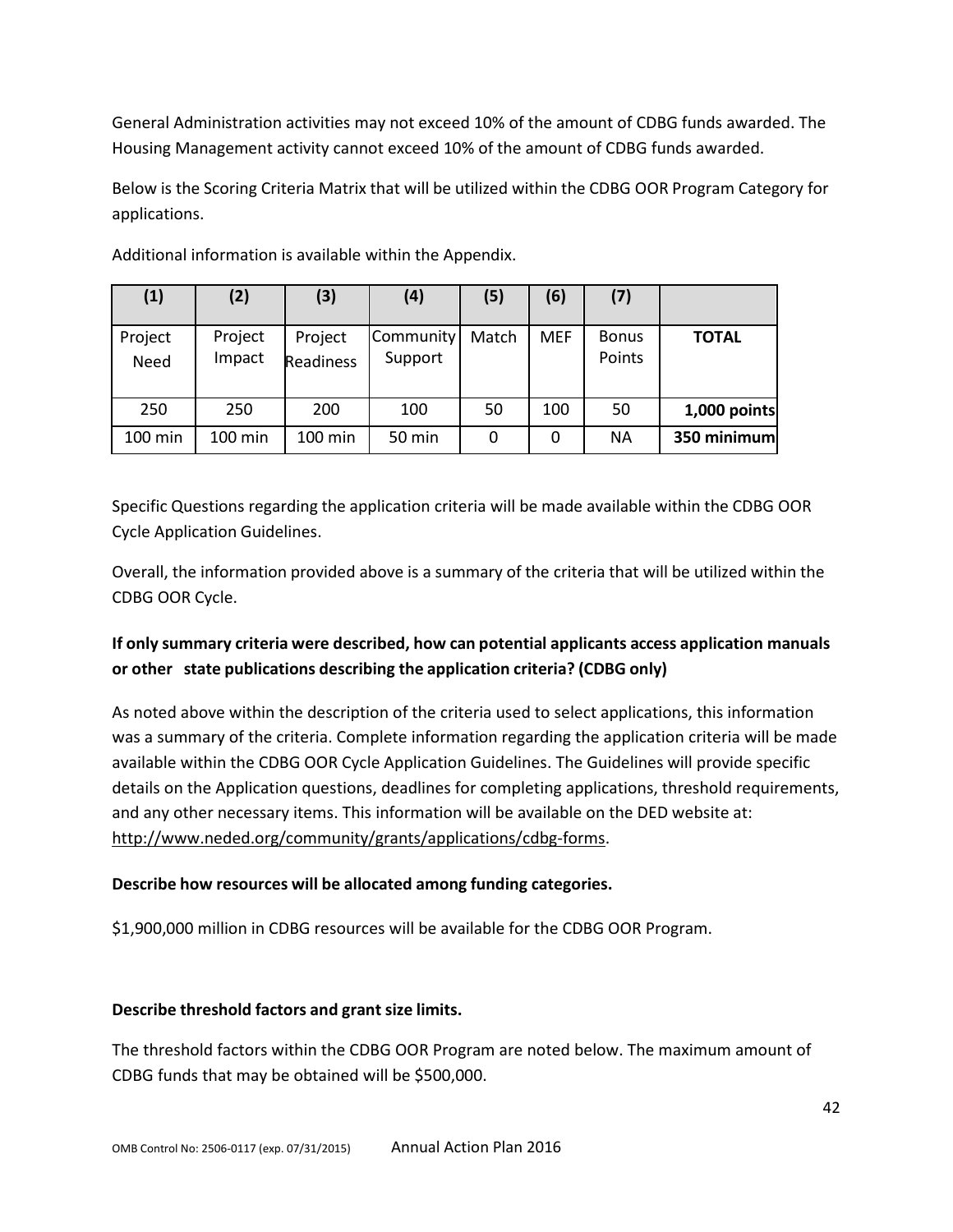General Administration activities may not exceed 10% of the amount of CDBG funds awarded. The Housing Management activity cannot exceed 10% of the amount of CDBG funds awarded.

Below is the Scoring Criteria Matrix that will be utilized within the CDBG OOR Program Category for applications.

Additional information is available within the Appendix.

| (1) | (2) | (3) | (4) | (5) | (6) | (7) | |
|---|---|---|---|---|---|---|---|
| Project Need | Project Impact | Project Readiness | Community Support | Match | MEF | Bonus Points | **TOTAL** |
| 250 | 250 | 200 | 100 | 50 | 100 | 50 | **1,000 points** |
| 100 min | 100 min | 100 min | 50 min | 0 | 0 | NA | **350 minimum** |

Specific Questions regarding the application criteria will be made available within the CDBG OOR Cycle Application Guidelines.

Overall, the information provided above is a summary of the criteria that will be utilized within the CDBG OOR Cycle.

**If only summary criteria were described, how can potential applicants access application manuals or other state publications describing the application criteria? (CDBG only)**

As noted above within the description of the criteria used to select applications, this information was a summary of the criteria. Complete information regarding the application criteria will be made available within the CDBG OOR Cycle Application Guidelines. The Guidelines will provide specific details on the Application questions, deadlines for completing applications, threshold requirements, and any other necessary items. This information will be available on the DED website at: http://www.neded.org/community/grants/applications/cdbg-forms.

**Describe how resources will be allocated among funding categories.**

$1,900,000 million in CDBG resources will be available for the CDBG OOR Program.

**Describe threshold factors and grant size limits.**

The threshold factors within the CDBG OOR Program are noted below. The maximum amount of CDBG funds that may be obtained will be $500,000.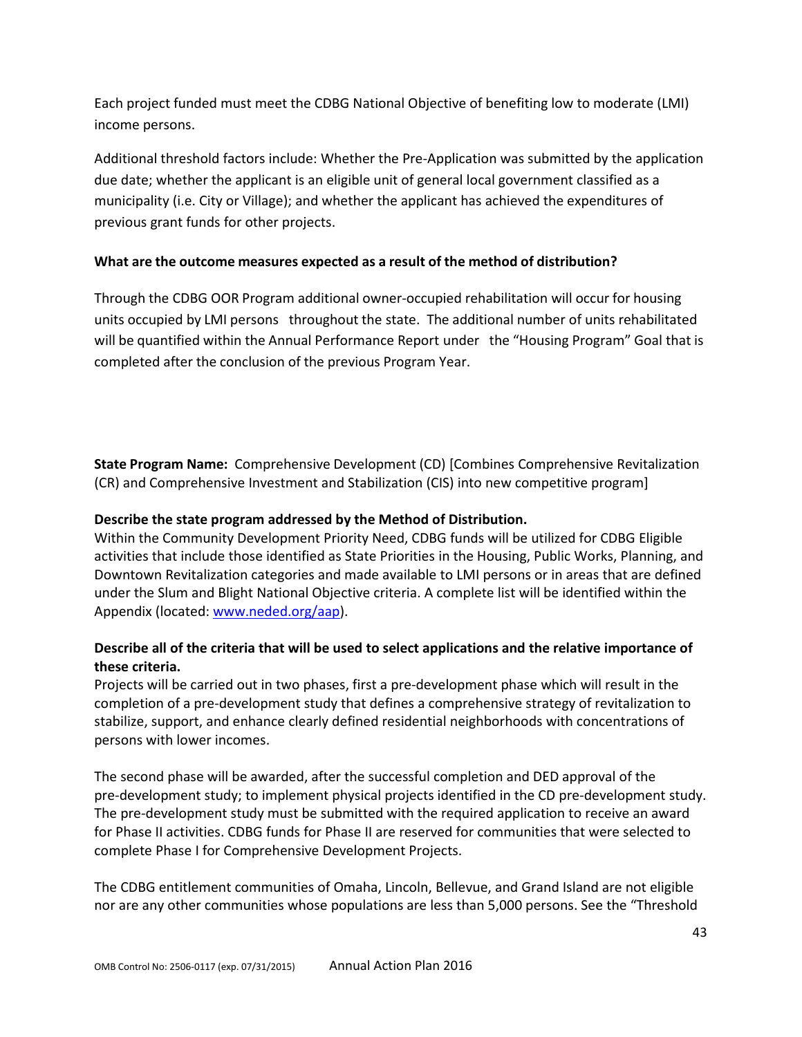Each project funded must meet the CDBG National Objective of benefiting low to moderate (LMI) income persons.

Additional threshold factors include: Whether the Pre-Application was submitted by the application due date; whether the applicant is an eligible unit of general local government classified as a municipality (i.e. City or Village); and whether the applicant has achieved the expenditures of previous grant funds for other projects.

**What are the outcome measures expected as a result of the method of distribution?**

Through the CDBG OOR Program additional owner-occupied rehabilitation will occur for housing units occupied by LMI persons throughout the state. The additional number of units rehabilitated will be quantified within the Annual Performance Report under the "Housing Program" Goal that is completed after the conclusion of the previous Program Year.

**State Program Name:** Comprehensive Development (CD) [Combines Comprehensive Revitalization (CR) and Comprehensive Investment and Stabilization (CIS) into new competitive program]

**Describe the state program addressed by the Method of Distribution.**

Within the Community Development Priority Need, CDBG funds will be utilized for CDBG Eligible activities that include those identified as State Priorities in the Housing, Public Works, Planning, and Downtown Revitalization categories and made available to LMI persons or in areas that are defined under the Slum and Blight National Objective criteria. A complete list will be identified within the Appendix (located: www.neded.org/aap).

**Describe all of the criteria that will be used to select applications and the relative importance of these criteria.**

Projects will be carried out in two phases, first a pre-development phase which will result in the completion of a pre-development study that defines a comprehensive strategy of revitalization to stabilize, support, and enhance clearly defined residential neighborhoods with concentrations of persons with lower incomes.

The second phase will be awarded, after the successful completion and DED approval of the pre-development study; to implement physical projects identified in the CD pre-development study. The pre-development study must be submitted with the required application to receive an award for Phase II activities. CDBG funds for Phase II are reserved for communities that were selected to complete Phase I for Comprehensive Development Projects.

The CDBG entitlement communities of Omaha, Lincoln, Bellevue, and Grand Island are not eligible nor are any other communities whose populations are less than 5,000 persons. See the "Threshold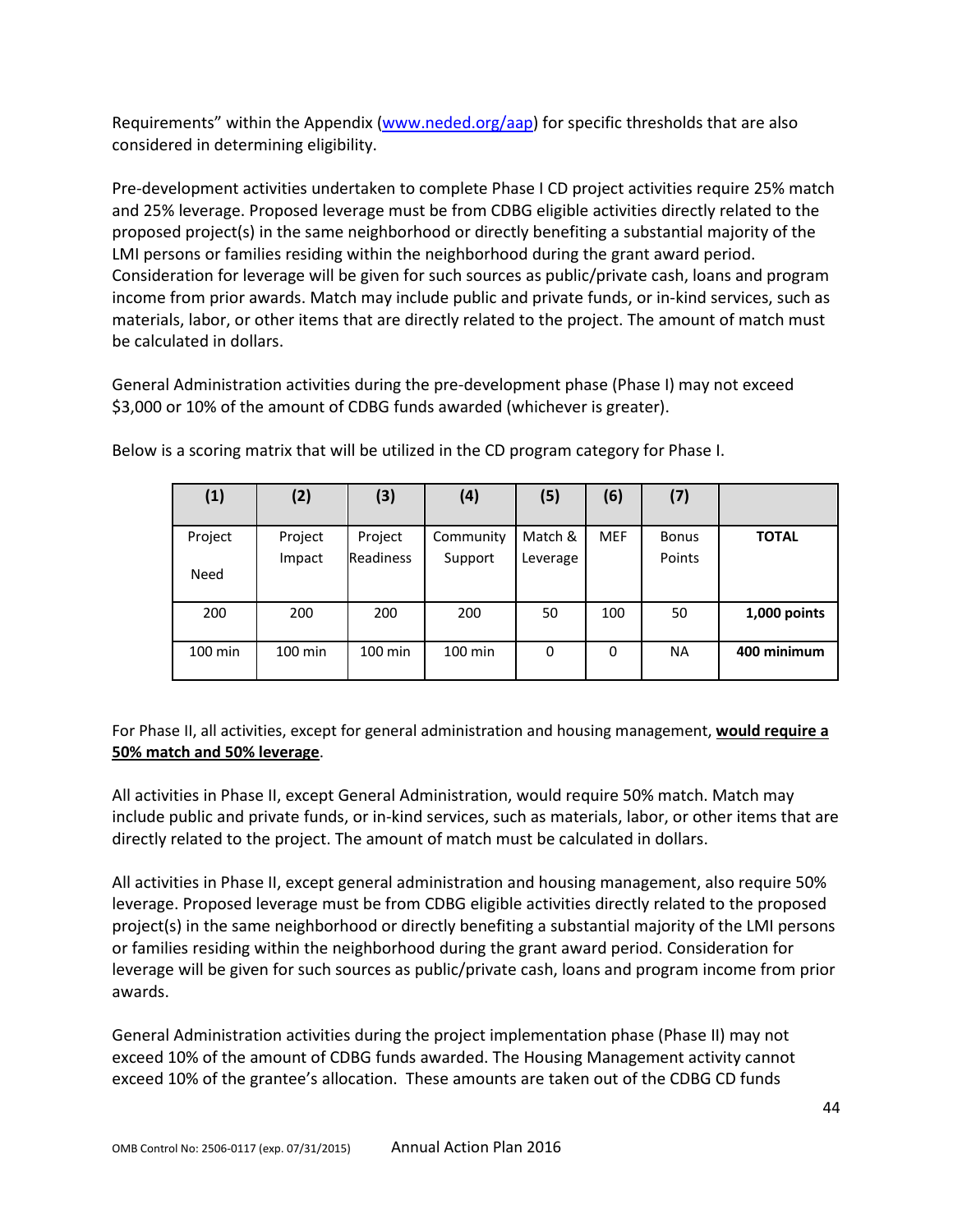Requirements" within the Appendix (www.neded.org/aap) for specific thresholds that are also considered in determining eligibility.

Pre-development activities undertaken to complete Phase I CD project activities require 25% match and 25% leverage. Proposed leverage must be from CDBG eligible activities directly related to the proposed project(s) in the same neighborhood or directly benefiting a substantial majority of the LMI persons or families residing within the neighborhood during the grant award period. Consideration for leverage will be given for such sources as public/private cash, loans and program income from prior awards. Match may include public and private funds, or in-kind services, such as materials, labor, or other items that are directly related to the project. The amount of match must be calculated in dollars.

General Administration activities during the pre-development phase (Phase I) may not exceed $3,000 or 10% of the amount of CDBG funds awarded (whichever is greater).

Below is a scoring matrix that will be utilized in the CD program category for Phase I.

| (1) | (2) | (3) | (4) | (5) | (6) | (7) | |
|---|---|---|---|---|---|---|---|
| Project Need | Project Impact | Project Readiness | Community Support | Match & Leverage | MEF | Bonus Points | **TOTAL** |
| 200 | 200 | 200 | 200 | 50 | 100 | 50 | **1,000 points** |
| 100 min | 100 min | 100 min | 100 min | 0 | 0 | NA | **400 minimum** |

For Phase II, all activities, except for general administration and housing management, **would require a 50% match and 50% leverage**.

All activities in Phase II, except General Administration, would require 50% match. Match may include public and private funds, or in-kind services, such as materials, labor, or other items that are directly related to the project. The amount of match must be calculated in dollars.

All activities in Phase II, except general administration and housing management, also require 50% leverage. Proposed leverage must be from CDBG eligible activities directly related to the proposed project(s) in the same neighborhood or directly benefiting a substantial majority of the LMI persons or families residing within the neighborhood during the grant award period. Consideration for leverage will be given for such sources as public/private cash, loans and program income from prior awards.

General Administration activities during the project implementation phase (Phase II) may not exceed 10% of the amount of CDBG funds awarded. The Housing Management activity cannot exceed 10% of the grantee's allocation. These amounts are taken out of the CDBG CD funds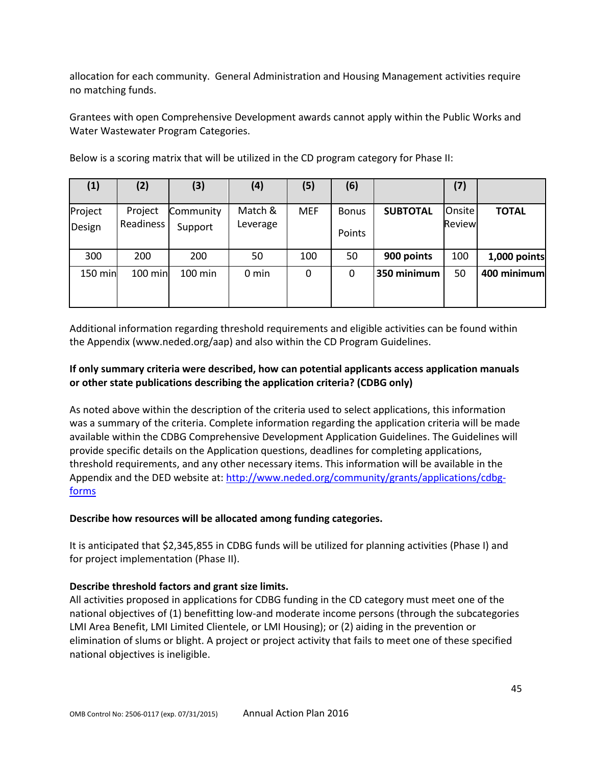allocation for each community. General Administration and Housing Management activities require no matching funds.

Grantees with open Comprehensive Development awards cannot apply within the Public Works and Water Wastewater Program Categories.

Below is a scoring matrix that will be utilized in the CD program category for Phase II:

| (1) | (2) | (3) | (4) | (5) | (6) | | (7) | |
|---|---|---|---|---|---|---|---|---|
| Project Design | Project Readiness | Community Support | Match & Leverage | MEF | Bonus Points | **SUBTOTAL** | Onsite Review | **TOTAL** |
| 300 | 200 | 200 | 50 | 100 | 50 | **900 points** | 100 | **1,000 points** |
| 150 min | 100 min | 100 min | 0 min | 0 | 0 | **350 minimum** | 50 | **400 minimum** |

Additional information regarding threshold requirements and eligible activities can be found within the Appendix (www.neded.org/aap) and also within the CD Program Guidelines.

**If only summary criteria were described, how can potential applicants access application manuals or other state publications describing the application criteria? (CDBG only)**

As noted above within the description of the criteria used to select applications, this information was a summary of the criteria. Complete information regarding the application criteria will be made available within the CDBG Comprehensive Development Application Guidelines. The Guidelines will provide specific details on the Application questions, deadlines for completing applications, threshold requirements, and any other necessary items. This information will be available in the Appendix and the DED website at: [http://www.neded.org/community/grants/applications/cdbg-forms](http://www.neded.org/community/grants/applications/cdbg-forms)

**Describe how resources will be allocated among funding categories.**

It is anticipated that $2,345,855 in CDBG funds will be utilized for planning activities (Phase I) and for project implementation (Phase II).

**Describe threshold factors and grant size limits.**

All activities proposed in applications for CDBG funding in the CD category must meet one of the national objectives of (1) benefitting low-and moderate income persons (through the subcategories LMI Area Benefit, LMI Limited Clientele, or LMI Housing); or (2) aiding in the prevention or elimination of slums or blight. A project or project activity that fails to meet one of these specified national objectives is ineligible.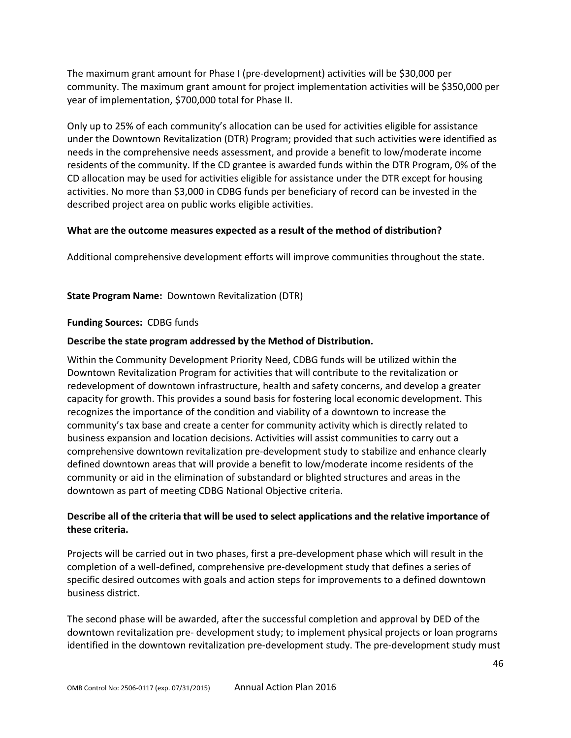The maximum grant amount for Phase I (pre-development) activities will be $30,000 per community. The maximum grant amount for project implementation activities will be $350,000 per year of implementation, $700,000 total for Phase II.

Only up to 25% of each community's allocation can be used for activities eligible for assistance under the Downtown Revitalization (DTR) Program; provided that such activities were identified as needs in the comprehensive needs assessment, and provide a benefit to low/moderate income residents of the community. If the CD grantee is awarded funds within the DTR Program, 0% of the CD allocation may be used for activities eligible for assistance under the DTR except for housing activities. No more than $3,000 in CDBG funds per beneficiary of record can be invested in the described project area on public works eligible activities.

**What are the outcome measures expected as a result of the method of distribution?**

Additional comprehensive development efforts will improve communities throughout the state.

**State Program Name:** Downtown Revitalization (DTR)

**Funding Sources:** CDBG funds

**Describe the state program addressed by the Method of Distribution.**

Within the Community Development Priority Need, CDBG funds will be utilized within the Downtown Revitalization Program for activities that will contribute to the revitalization or redevelopment of downtown infrastructure, health and safety concerns, and develop a greater capacity for growth. This provides a sound basis for fostering local economic development. This recognizes the importance of the condition and viability of a downtown to increase the community's tax base and create a center for community activity which is directly related to business expansion and location decisions. Activities will assist communities to carry out a comprehensive downtown revitalization pre-development study to stabilize and enhance clearly defined downtown areas that will provide a benefit to low/moderate income residents of the community or aid in the elimination of substandard or blighted structures and areas in the downtown as part of meeting CDBG National Objective criteria.

**Describe all of the criteria that will be used to select applications and the relative importance of these criteria.**

Projects will be carried out in two phases, first a pre-development phase which will result in the completion of a well-defined, comprehensive pre-development study that defines a series of specific desired outcomes with goals and action steps for improvements to a defined downtown business district.

The second phase will be awarded, after the successful completion and approval by DED of the downtown revitalization pre- development study; to implement physical projects or loan programs identified in the downtown revitalization pre-development study. The pre-development study must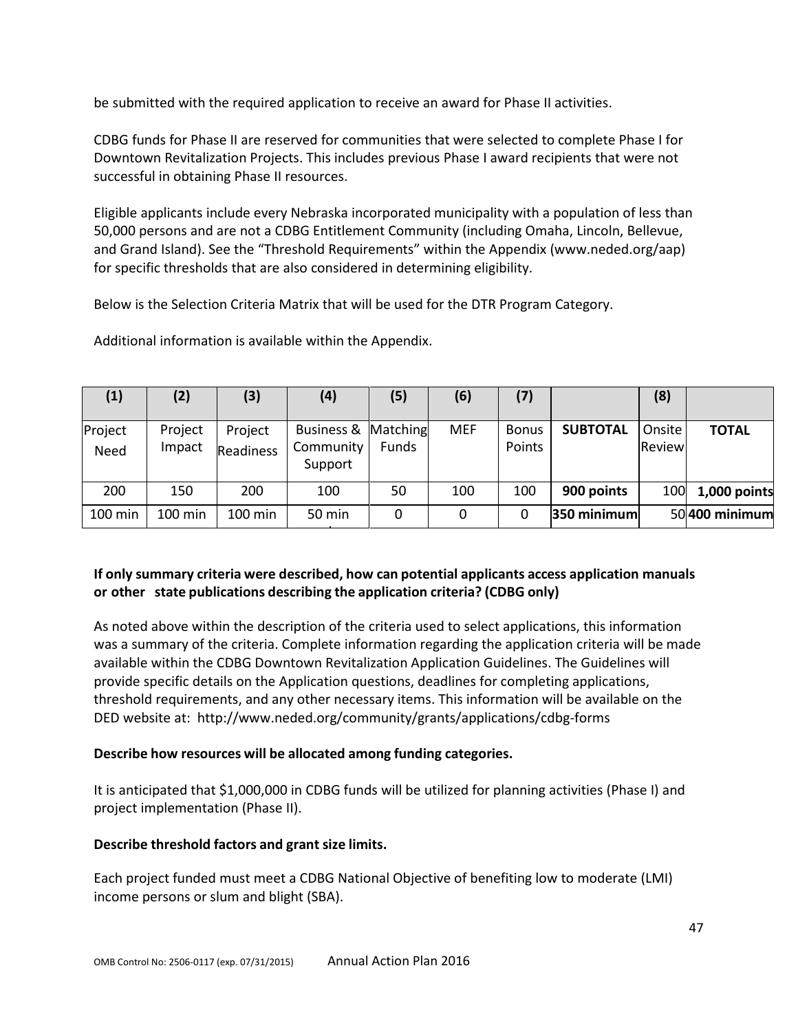be submitted with the required application to receive an award for Phase II activities.

CDBG funds for Phase II are reserved for communities that were selected to complete Phase I for Downtown Revitalization Projects. This includes previous Phase I award recipients that were not successful in obtaining Phase II resources.

Eligible applicants include every Nebraska incorporated municipality with a population of less than 50,000 persons and are not a CDBG Entitlement Community (including Omaha, Lincoln, Bellevue, and Grand Island). See the "Threshold Requirements" within the Appendix (www.neded.org/aap) for specific thresholds that are also considered in determining eligibility.

Below is the Selection Criteria Matrix that will be used for the DTR Program Category.

Additional information is available within the Appendix.

| (1) | (2) | (3) | (4) | (5) | (6) | (7) | | (8) | |
|---|---|---|---|---|---|---|---|---|---|
| Project Need | Project Impact | Project Readiness | Business & Community Support | Matching Funds | MEF | Bonus Points | **SUBTOTAL** | Onsite Review | **TOTAL** |
| 200 | 150 | 200 | 100 | 50 | 100 | 100 | **900 points** | 100 | **1,000 points** |
| 100 min | 100 min | 100 min | 50 min | 0 | 0 | 0 | **350 minimum** | 50 | **400 minimum** |

**If only summary criteria were described, how can potential applicants access application manuals or other state publications describing the application criteria? (CDBG only)**

As noted above within the description of the criteria used to select applications, this information was a summary of the criteria. Complete information regarding the application criteria will be made available within the CDBG Downtown Revitalization Application Guidelines. The Guidelines will provide specific details on the Application questions, deadlines for completing applications, threshold requirements, and any other necessary items. This information will be available on the DED website at: http://www.neded.org/community/grants/applications/cdbg-forms

**Describe how resources will be allocated among funding categories.**

It is anticipated that $1,000,000 in CDBG funds will be utilized for planning activities (Phase I) and project implementation (Phase II).

**Describe threshold factors and grant size limits.**

Each project funded must meet a CDBG National Objective of benefiting low to moderate (LMI) income persons or slum and blight (SBA).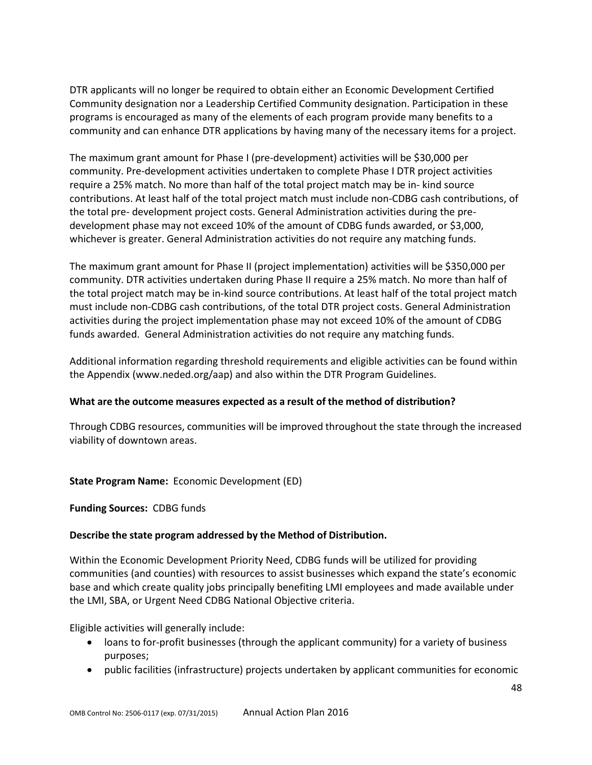DTR applicants will no longer be required to obtain either an Economic Development Certified Community designation nor a Leadership Certified Community designation. Participation in these programs is encouraged as many of the elements of each program provide many benefits to a community and can enhance DTR applications by having many of the necessary items for a project.

The maximum grant amount for Phase I (pre-development) activities will be $30,000 per community. Pre-development activities undertaken to complete Phase I DTR project activities require a 25% match. No more than half of the total project match may be in- kind source contributions. At least half of the total project match must include non-CDBG cash contributions, of the total pre- development project costs. General Administration activities during the pre-development phase may not exceed 10% of the amount of CDBG funds awarded, or $3,000, whichever is greater. General Administration activities do not require any matching funds.

The maximum grant amount for Phase II (project implementation) activities will be $350,000 per community. DTR activities undertaken during Phase II require a 25% match. No more than half of the total project match may be in-kind source contributions. At least half of the total project match must include non-CDBG cash contributions, of the total DTR project costs. General Administration activities during the project implementation phase may not exceed 10% of the amount of CDBG funds awarded. General Administration activities do not require any matching funds.

Additional information regarding threshold requirements and eligible activities can be found within the Appendix (www.neded.org/aap) and also within the DTR Program Guidelines.

**What are the outcome measures expected as a result of the method of distribution?**

Through CDBG resources, communities will be improved throughout the state through the increased viability of downtown areas.

**State Program Name:** Economic Development (ED)

**Funding Sources:** CDBG funds

**Describe the state program addressed by the Method of Distribution.**

Within the Economic Development Priority Need, CDBG funds will be utilized for providing communities (and counties) with resources to assist businesses which expand the state's economic base and which create quality jobs principally benefiting LMI employees and made available under the LMI, SBA, or Urgent Need CDBG National Objective criteria.

Eligible activities will generally include:

- loans to for-profit businesses (through the applicant community) for a variety of business purposes;
- public facilities (infrastructure) projects undertaken by applicant communities for economic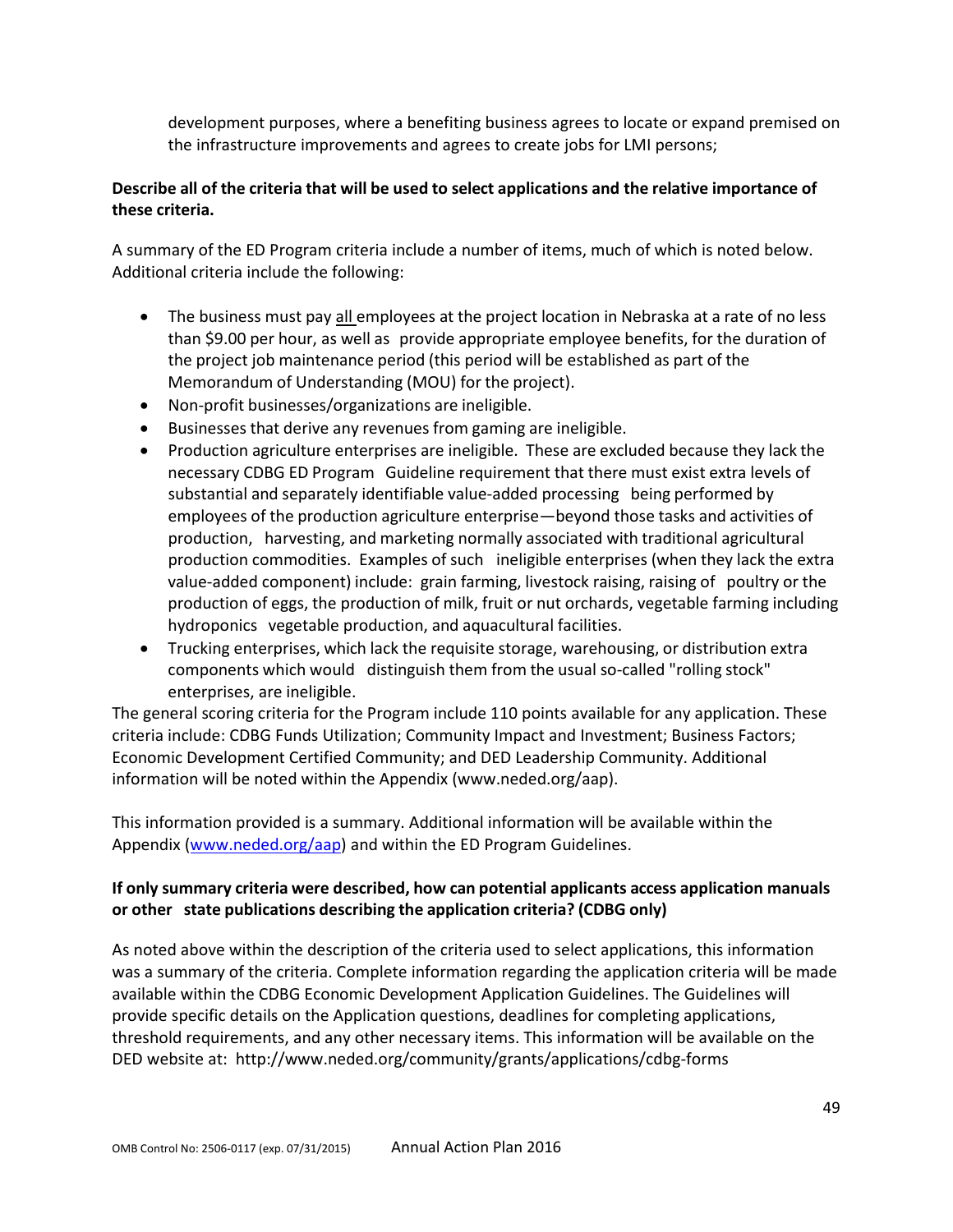development purposes, where a benefiting business agrees to locate or expand premised on the infrastructure improvements and agrees to create jobs for LMI persons;

**Describe all of the criteria that will be used to select applications and the relative importance of these criteria.**

A summary of the ED Program criteria include a number of items, much of which is noted below. Additional criteria include the following:

- The business must pay all employees at the project location in Nebraska at a rate of no less than $9.00 per hour, as well as provide appropriate employee benefits, for the duration of the project job maintenance period (this period will be established as part of the Memorandum of Understanding (MOU) for the project).
- Non-profit businesses/organizations are ineligible.
- Businesses that derive any revenues from gaming are ineligible.
- Production agriculture enterprises are ineligible. These are excluded because they lack the necessary CDBG ED Program Guideline requirement that there must exist extra levels of substantial and separately identifiable value-added processing being performed by employees of the production agriculture enterprise—beyond those tasks and activities of production, harvesting, and marketing normally associated with traditional agricultural production commodities. Examples of such ineligible enterprises (when they lack the extra value-added component) include: grain farming, livestock raising, raising of poultry or the production of eggs, the production of milk, fruit or nut orchards, vegetable farming including hydroponics vegetable production, and aquacultural facilities.
- Trucking enterprises, which lack the requisite storage, warehousing, or distribution extra components which would distinguish them from the usual so-called "rolling stock" enterprises, are ineligible.

The general scoring criteria for the Program include 110 points available for any application. These criteria include: CDBG Funds Utilization; Community Impact and Investment; Business Factors; Economic Development Certified Community; and DED Leadership Community. Additional information will be noted within the Appendix (www.neded.org/aap).

This information provided is a summary. Additional information will be available within the Appendix (www.neded.org/aap) and within the ED Program Guidelines.

**If only summary criteria were described, how can potential applicants access application manuals or other state publications describing the application criteria? (CDBG only)**

As noted above within the description of the criteria used to select applications, this information was a summary of the criteria. Complete information regarding the application criteria will be made available within the CDBG Economic Development Application Guidelines. The Guidelines will provide specific details on the Application questions, deadlines for completing applications, threshold requirements, and any other necessary items. This information will be available on the DED website at: http://www.neded.org/community/grants/applications/cdbg-forms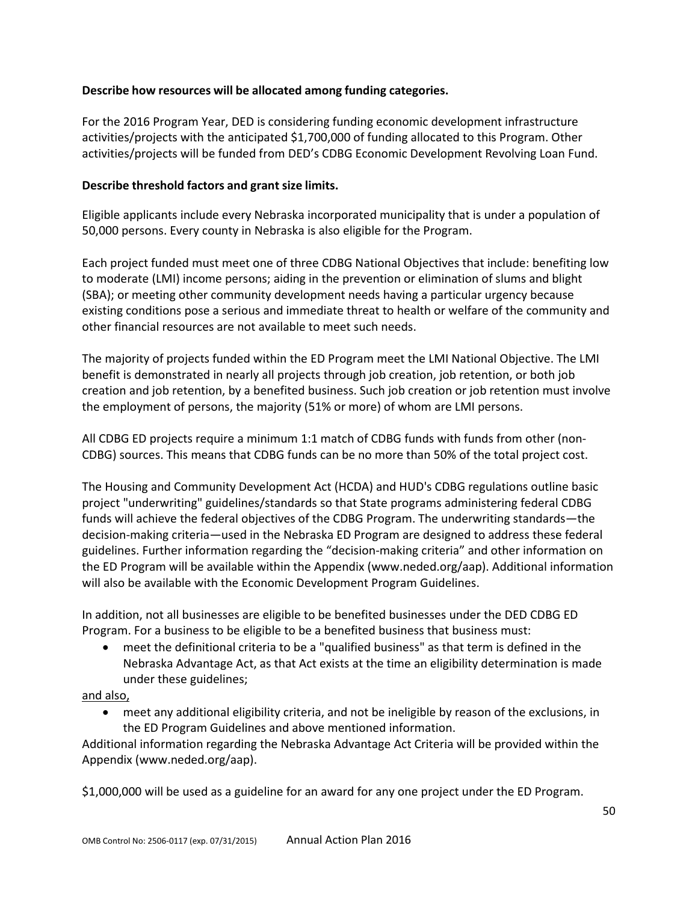**Describe how resources will be allocated among funding categories.**

For the 2016 Program Year, DED is considering funding economic development infrastructure activities/projects with the anticipated $1,700,000 of funding allocated to this Program. Other activities/projects will be funded from DED's CDBG Economic Development Revolving Loan Fund.

**Describe threshold factors and grant size limits.**

Eligible applicants include every Nebraska incorporated municipality that is under a population of 50,000 persons. Every county in Nebraska is also eligible for the Program.

Each project funded must meet one of three CDBG National Objectives that include: benefiting low to moderate (LMI) income persons; aiding in the prevention or elimination of slums and blight (SBA); or meeting other community development needs having a particular urgency because existing conditions pose a serious and immediate threat to health or welfare of the community and other financial resources are not available to meet such needs.

The majority of projects funded within the ED Program meet the LMI National Objective. The LMI benefit is demonstrated in nearly all projects through job creation, job retention, or both job creation and job retention, by a benefited business. Such job creation or job retention must involve the employment of persons, the majority (51% or more) of whom are LMI persons.

All CDBG ED projects require a minimum 1:1 match of CDBG funds with funds from other (non-CDBG) sources. This means that CDBG funds can be no more than 50% of the total project cost.

The Housing and Community Development Act (HCDA) and HUD's CDBG regulations outline basic project "underwriting" guidelines/standards so that State programs administering federal CDBG funds will achieve the federal objectives of the CDBG Program. The underwriting standards—the decision-making criteria—used in the Nebraska ED Program are designed to address these federal guidelines. Further information regarding the "decision-making criteria" and other information on the ED Program will be available within the Appendix (www.neded.org/aap). Additional information will also be available with the Economic Development Program Guidelines.

In addition, not all businesses are eligible to be benefited businesses under the DED CDBG ED Program. For a business to be eligible to be a benefited business that business must:

- meet the definitional criteria to be a "qualified business" as that term is defined in the Nebraska Advantage Act, as that Act exists at the time an eligibility determination is made under these guidelines;

<u>and also,</u>

- meet any additional eligibility criteria, and not be ineligible by reason of the exclusions, in the ED Program Guidelines and above mentioned information.

Additional information regarding the Nebraska Advantage Act Criteria will be provided within the Appendix (www.neded.org/aap).

$1,000,000 will be used as a guideline for an award for any one project under the ED Program.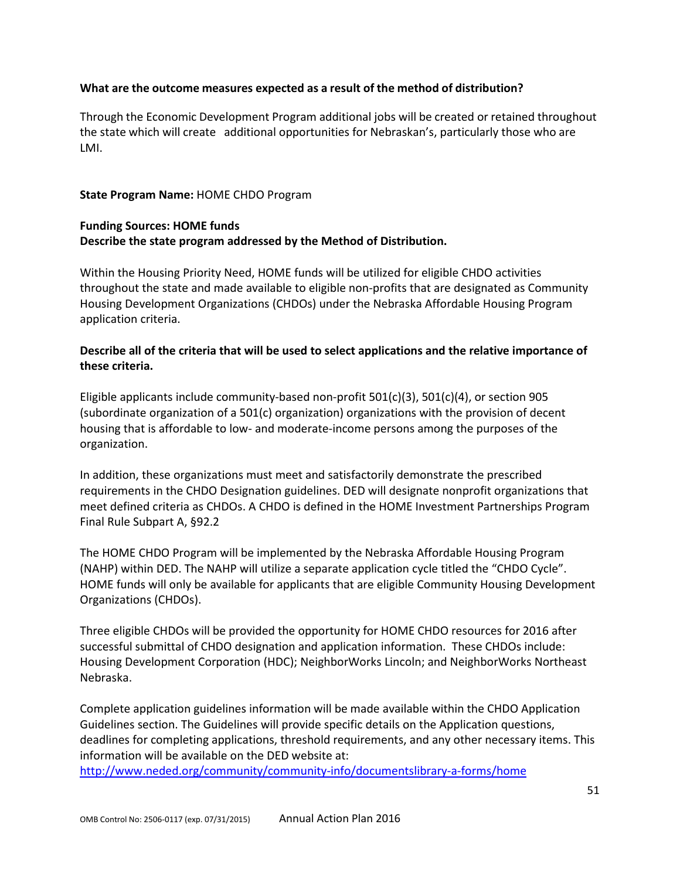**What are the outcome measures expected as a result of the method of distribution?**

Through the Economic Development Program additional jobs will be created or retained throughout the state which will create additional opportunities for Nebraskan's, particularly those who are LMI.

**State Program Name:** HOME CHDO Program

**Funding Sources: HOME funds**
**Describe the state program addressed by the Method of Distribution.**

Within the Housing Priority Need, HOME funds will be utilized for eligible CHDO activities throughout the state and made available to eligible non-profits that are designated as Community Housing Development Organizations (CHDOs) under the Nebraska Affordable Housing Program application criteria.

**Describe all of the criteria that will be used to select applications and the relative importance of these criteria.**

Eligible applicants include community-based non-profit 501(c)(3), 501(c)(4), or section 905 (subordinate organization of a 501(c) organization) organizations with the provision of decent housing that is affordable to low- and moderate-income persons among the purposes of the organization.

In addition, these organizations must meet and satisfactorily demonstrate the prescribed requirements in the CHDO Designation guidelines. DED will designate nonprofit organizations that meet defined criteria as CHDOs. A CHDO is defined in the HOME Investment Partnerships Program Final Rule Subpart A, §92.2

The HOME CHDO Program will be implemented by the Nebraska Affordable Housing Program (NAHP) within DED. The NAHP will utilize a separate application cycle titled the "CHDO Cycle". HOME funds will only be available for applicants that are eligible Community Housing Development Organizations (CHDOs).

Three eligible CHDOs will be provided the opportunity for HOME CHDO resources for 2016 after successful submittal of CHDO designation and application information. These CHDOs include: Housing Development Corporation (HDC); NeighborWorks Lincoln; and NeighborWorks Northeast Nebraska.

Complete application guidelines information will be made available within the CHDO Application Guidelines section. The Guidelines will provide specific details on the Application questions, deadlines for completing applications, threshold requirements, and any other necessary items. This information will be available on the DED website at:
http://www.neded.org/community/community-info/documentslibrary-a-forms/home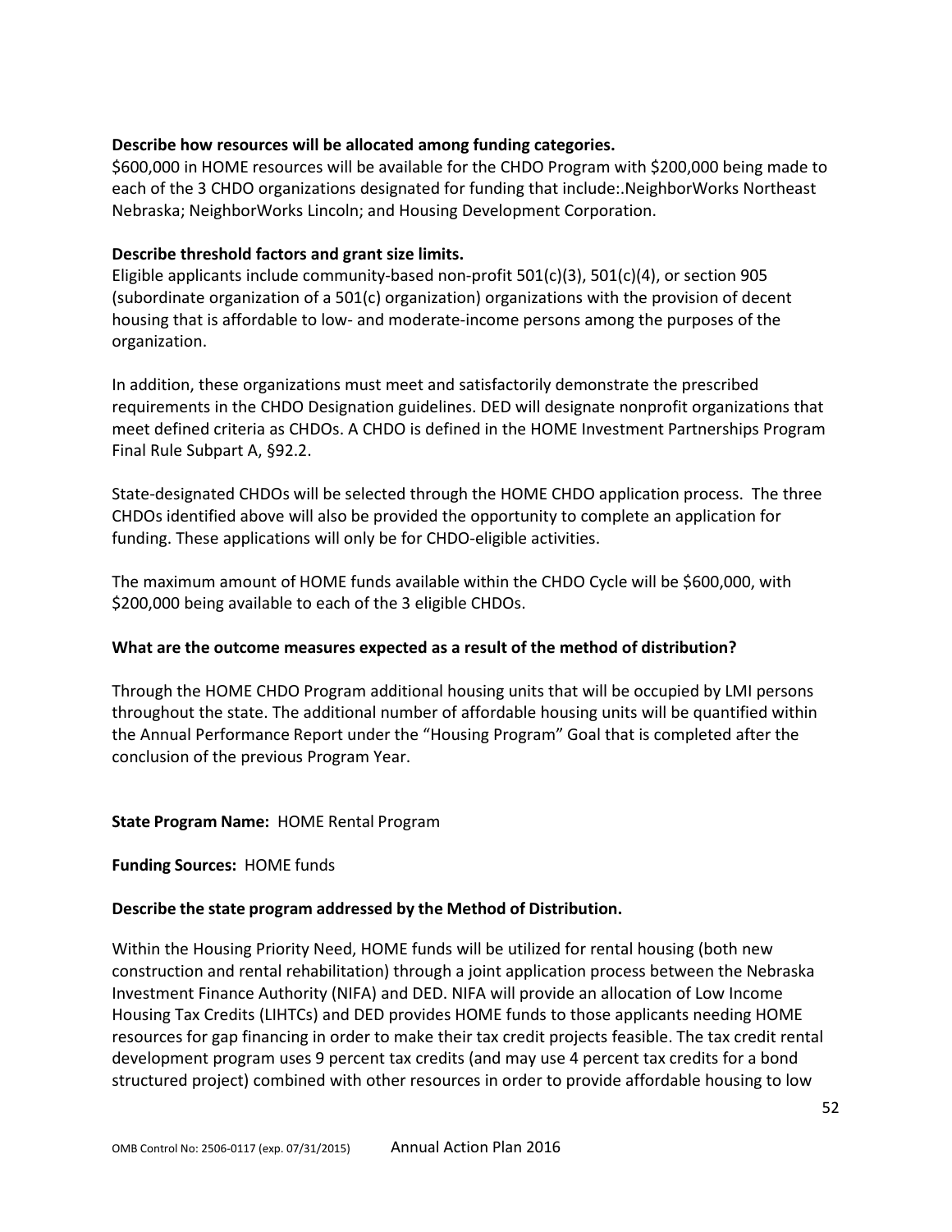**Describe how resources will be allocated among funding categories.**

$600,000 in HOME resources will be available for the CHDO Program with $200,000 being made to each of the 3 CHDO organizations designated for funding that include:.NeighborWorks Northeast Nebraska; NeighborWorks Lincoln; and Housing Development Corporation.

**Describe threshold factors and grant size limits.**

Eligible applicants include community-based non-profit 501(c)(3), 501(c)(4), or section 905 (subordinate organization of a 501(c) organization) organizations with the provision of decent housing that is affordable to low- and moderate-income persons among the purposes of the organization.

In addition, these organizations must meet and satisfactorily demonstrate the prescribed requirements in the CHDO Designation guidelines. DED will designate nonprofit organizations that meet defined criteria as CHDOs. A CHDO is defined in the HOME Investment Partnerships Program Final Rule Subpart A, §92.2.

State-designated CHDOs will be selected through the HOME CHDO application process. The three CHDOs identified above will also be provided the opportunity to complete an application for funding. These applications will only be for CHDO-eligible activities.

The maximum amount of HOME funds available within the CHDO Cycle will be $600,000, with $200,000 being available to each of the 3 eligible CHDOs.

**What are the outcome measures expected as a result of the method of distribution?**

Through the HOME CHDO Program additional housing units that will be occupied by LMI persons throughout the state. The additional number of affordable housing units will be quantified within the Annual Performance Report under the "Housing Program" Goal that is completed after the conclusion of the previous Program Year.

**State Program Name:** HOME Rental Program

**Funding Sources:** HOME funds

**Describe the state program addressed by the Method of Distribution.**

Within the Housing Priority Need, HOME funds will be utilized for rental housing (both new construction and rental rehabilitation) through a joint application process between the Nebraska Investment Finance Authority (NIFA) and DED. NIFA will provide an allocation of Low Income Housing Tax Credits (LIHTCs) and DED provides HOME funds to those applicants needing HOME resources for gap financing in order to make their tax credit projects feasible. The tax credit rental development program uses 9 percent tax credits (and may use 4 percent tax credits for a bond structured project) combined with other resources in order to provide affordable housing to low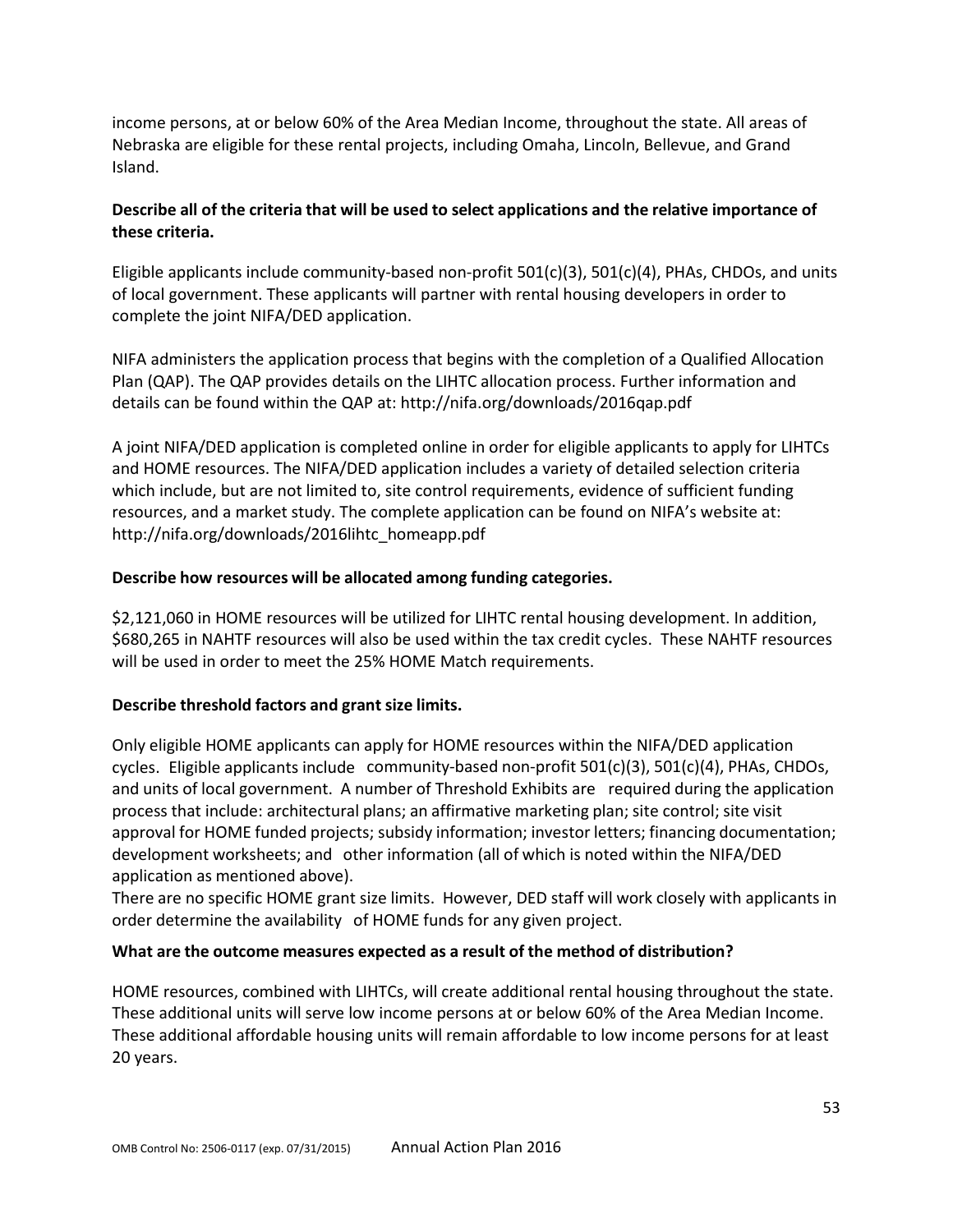income persons, at or below 60% of the Area Median Income, throughout the state. All areas of Nebraska are eligible for these rental projects, including Omaha, Lincoln, Bellevue, and Grand Island.

**Describe all of the criteria that will be used to select applications and the relative importance of these criteria.**

Eligible applicants include community-based non-profit 501(c)(3), 501(c)(4), PHAs, CHDOs, and units of local government. These applicants will partner with rental housing developers in order to complete the joint NIFA/DED application.

NIFA administers the application process that begins with the completion of a Qualified Allocation Plan (QAP). The QAP provides details on the LIHTC allocation process. Further information and details can be found within the QAP at: http://nifa.org/downloads/2016qap.pdf

A joint NIFA/DED application is completed online in order for eligible applicants to apply for LIHTCs and HOME resources. The NIFA/DED application includes a variety of detailed selection criteria which include, but are not limited to, site control requirements, evidence of sufficient funding resources, and a market study. The complete application can be found on NIFA's website at: http://nifa.org/downloads/2016lihtc_homeapp.pdf

**Describe how resources will be allocated among funding categories.**

$2,121,060 in HOME resources will be utilized for LIHTC rental housing development. In addition, $680,265 in NAHTF resources will also be used within the tax credit cycles. These NAHTF resources will be used in order to meet the 25% HOME Match requirements.

**Describe threshold factors and grant size limits.**

Only eligible HOME applicants can apply for HOME resources within the NIFA/DED application cycles. Eligible applicants include community-based non-profit 501(c)(3), 501(c)(4), PHAs, CHDOs, and units of local government. A number of Threshold Exhibits are required during the application process that include: architectural plans; an affirmative marketing plan; site control; site visit approval for HOME funded projects; subsidy information; investor letters; financing documentation; development worksheets; and other information (all of which is noted within the NIFA/DED application as mentioned above).

There are no specific HOME grant size limits. However, DED staff will work closely with applicants in order determine the availability of HOME funds for any given project.

**What are the outcome measures expected as a result of the method of distribution?**

HOME resources, combined with LIHTCs, will create additional rental housing throughout the state. These additional units will serve low income persons at or below 60% of the Area Median Income. These additional affordable housing units will remain affordable to low income persons for at least 20 years.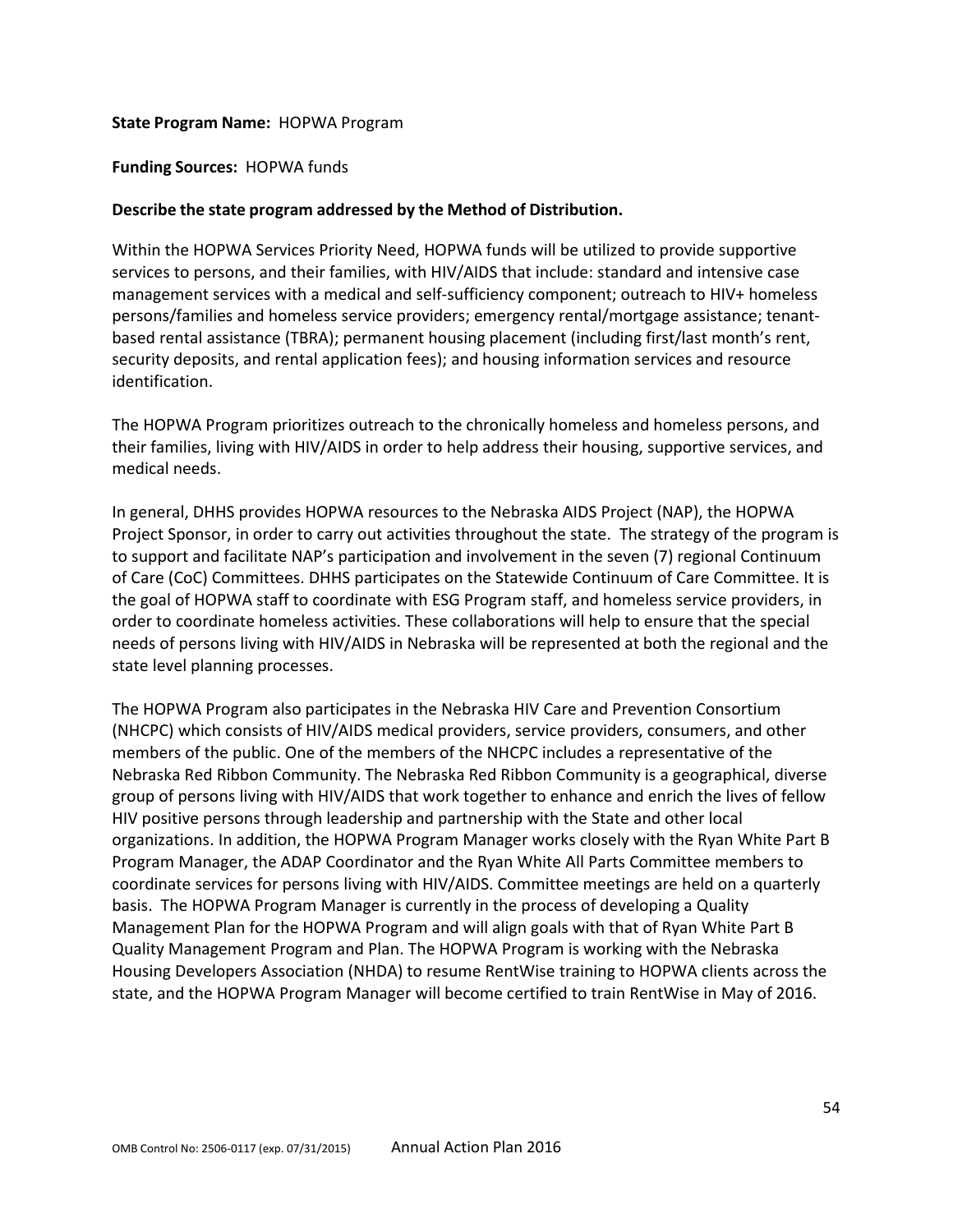**State Program Name:** HOPWA Program

**Funding Sources:** HOPWA funds

**Describe the state program addressed by the Method of Distribution.**

Within the HOPWA Services Priority Need, HOPWA funds will be utilized to provide supportive services to persons, and their families, with HIV/AIDS that include: standard and intensive case management services with a medical and self-sufficiency component; outreach to HIV+ homeless persons/families and homeless service providers; emergency rental/mortgage assistance; tenant-based rental assistance (TBRA); permanent housing placement (including first/last month's rent, security deposits, and rental application fees); and housing information services and resource identification.

The HOPWA Program prioritizes outreach to the chronically homeless and homeless persons, and their families, living with HIV/AIDS in order to help address their housing, supportive services, and medical needs.

In general, DHHS provides HOPWA resources to the Nebraska AIDS Project (NAP), the HOPWA Project Sponsor, in order to carry out activities throughout the state. The strategy of the program is to support and facilitate NAP's participation and involvement in the seven (7) regional Continuum of Care (CoC) Committees. DHHS participates on the Statewide Continuum of Care Committee. It is the goal of HOPWA staff to coordinate with ESG Program staff, and homeless service providers, in order to coordinate homeless activities. These collaborations will help to ensure that the special needs of persons living with HIV/AIDS in Nebraska will be represented at both the regional and the state level planning processes.

The HOPWA Program also participates in the Nebraska HIV Care and Prevention Consortium (NHCPC) which consists of HIV/AIDS medical providers, service providers, consumers, and other members of the public. One of the members of the NHCPC includes a representative of the Nebraska Red Ribbon Community. The Nebraska Red Ribbon Community is a geographical, diverse group of persons living with HIV/AIDS that work together to enhance and enrich the lives of fellow HIV positive persons through leadership and partnership with the State and other local organizations. In addition, the HOPWA Program Manager works closely with the Ryan White Part B Program Manager, the ADAP Coordinator and the Ryan White All Parts Committee members to coordinate services for persons living with HIV/AIDS. Committee meetings are held on a quarterly basis. The HOPWA Program Manager is currently in the process of developing a Quality Management Plan for the HOPWA Program and will align goals with that of Ryan White Part B Quality Management Program and Plan. The HOPWA Program is working with the Nebraska Housing Developers Association (NHDA) to resume RentWise training to HOPWA clients across the state, and the HOPWA Program Manager will become certified to train RentWise in May of 2016.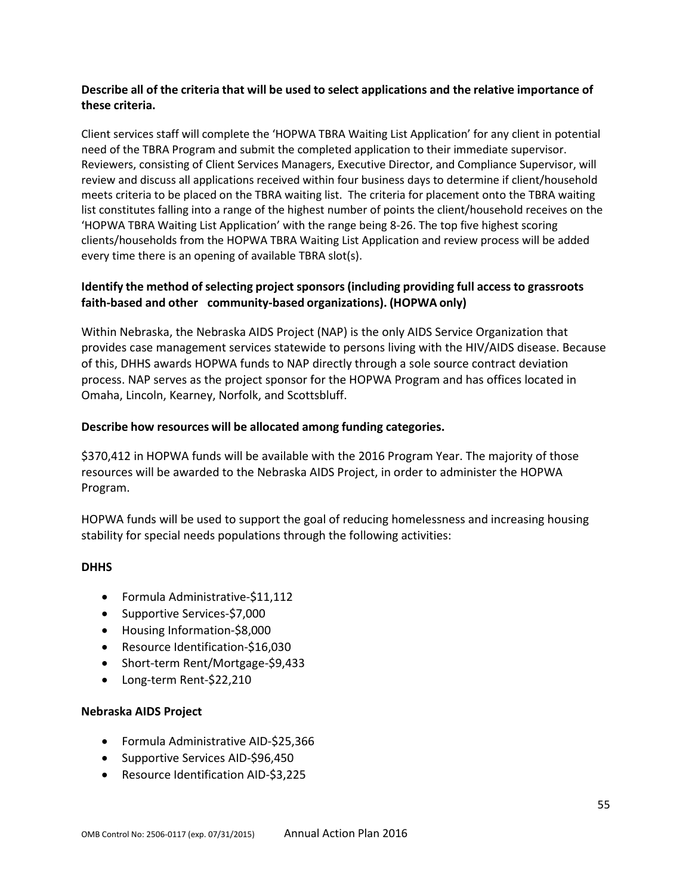**Describe all of the criteria that will be used to select applications and the relative importance of these criteria.**

Client services staff will complete the 'HOPWA TBRA Waiting List Application' for any client in potential need of the TBRA Program and submit the completed application to their immediate supervisor. Reviewers, consisting of Client Services Managers, Executive Director, and Compliance Supervisor, will review and discuss all applications received within four business days to determine if client/household meets criteria to be placed on the TBRA waiting list. The criteria for placement onto the TBRA waiting list constitutes falling into a range of the highest number of points the client/household receives on the 'HOPWA TBRA Waiting List Application' with the range being 8-26. The top five highest scoring clients/households from the HOPWA TBRA Waiting List Application and review process will be added every time there is an opening of available TBRA slot(s).

**Identify the method of selecting project sponsors (including providing full access to grassroots faith-based and other community-based organizations). (HOPWA only)**

Within Nebraska, the Nebraska AIDS Project (NAP) is the only AIDS Service Organization that provides case management services statewide to persons living with the HIV/AIDS disease. Because of this, DHHS awards HOPWA funds to NAP directly through a sole source contract deviation process. NAP serves as the project sponsor for the HOPWA Program and has offices located in Omaha, Lincoln, Kearney, Norfolk, and Scottsbluff.

**Describe how resources will be allocated among funding categories.**

$370,412 in HOPWA funds will be available with the 2016 Program Year. The majority of those resources will be awarded to the Nebraska AIDS Project, in order to administer the HOPWA Program.

HOPWA funds will be used to support the goal of reducing homelessness and increasing housing stability for special needs populations through the following activities:

**DHHS**

- Formula Administrative-$11,112
- Supportive Services-$7,000
- Housing Information-$8,000
- Resource Identification-$16,030
- Short-term Rent/Mortgage-$9,433
- Long-term Rent-$22,210

**Nebraska AIDS Project**

- Formula Administrative AID-$25,366
- Supportive Services AID-$96,450
- Resource Identification AID-$3,225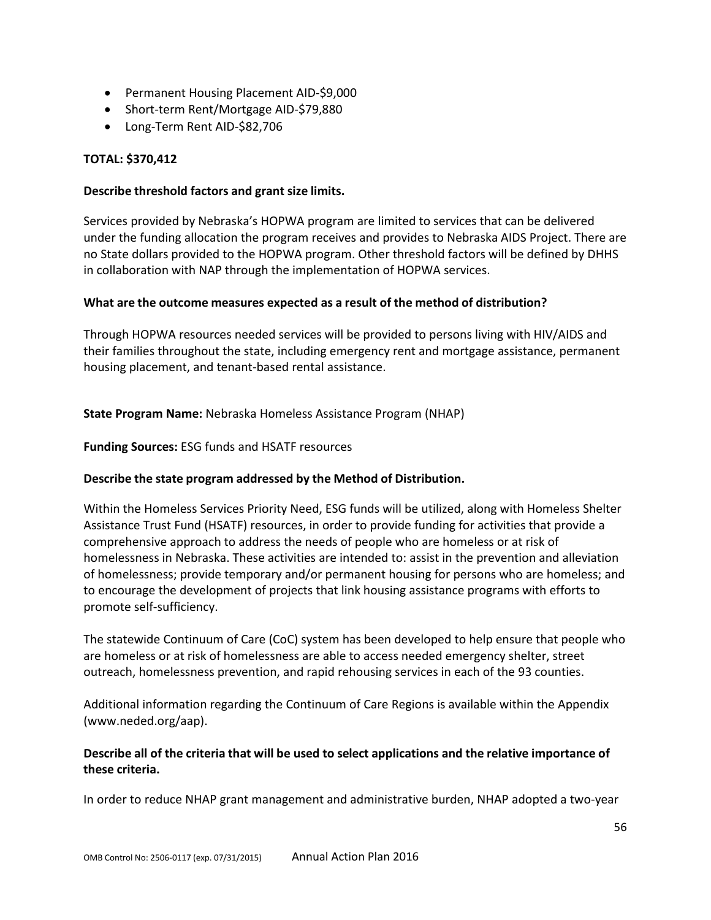- Permanent Housing Placement AID-$9,000
- Short-term Rent/Mortgage AID-$79,880
- Long-Term Rent AID-$82,706

**TOTAL: $370,412**

**Describe threshold factors and grant size limits.**

Services provided by Nebraska's HOPWA program are limited to services that can be delivered under the funding allocation the program receives and provides to Nebraska AIDS Project. There are no State dollars provided to the HOPWA program. Other threshold factors will be defined by DHHS in collaboration with NAP through the implementation of HOPWA services.

**What are the outcome measures expected as a result of the method of distribution?**

Through HOPWA resources needed services will be provided to persons living with HIV/AIDS and their families throughout the state, including emergency rent and mortgage assistance, permanent housing placement, and tenant-based rental assistance.

**State Program Name:** Nebraska Homeless Assistance Program (NHAP)

**Funding Sources:** ESG funds and HSATF resources

**Describe the state program addressed by the Method of Distribution.**

Within the Homeless Services Priority Need, ESG funds will be utilized, along with Homeless Shelter Assistance Trust Fund (HSATF) resources, in order to provide funding for activities that provide a comprehensive approach to address the needs of people who are homeless or at risk of homelessness in Nebraska. These activities are intended to: assist in the prevention and alleviation of homelessness; provide temporary and/or permanent housing for persons who are homeless; and to encourage the development of projects that link housing assistance programs with efforts to promote self-sufficiency.

The statewide Continuum of Care (CoC) system has been developed to help ensure that people who are homeless or at risk of homelessness are able to access needed emergency shelter, street outreach, homelessness prevention, and rapid rehousing services in each of the 93 counties.

Additional information regarding the Continuum of Care Regions is available within the Appendix (www.neded.org/aap).

**Describe all of the criteria that will be used to select applications and the relative importance of these criteria.**

In order to reduce NHAP grant management and administrative burden, NHAP adopted a two-year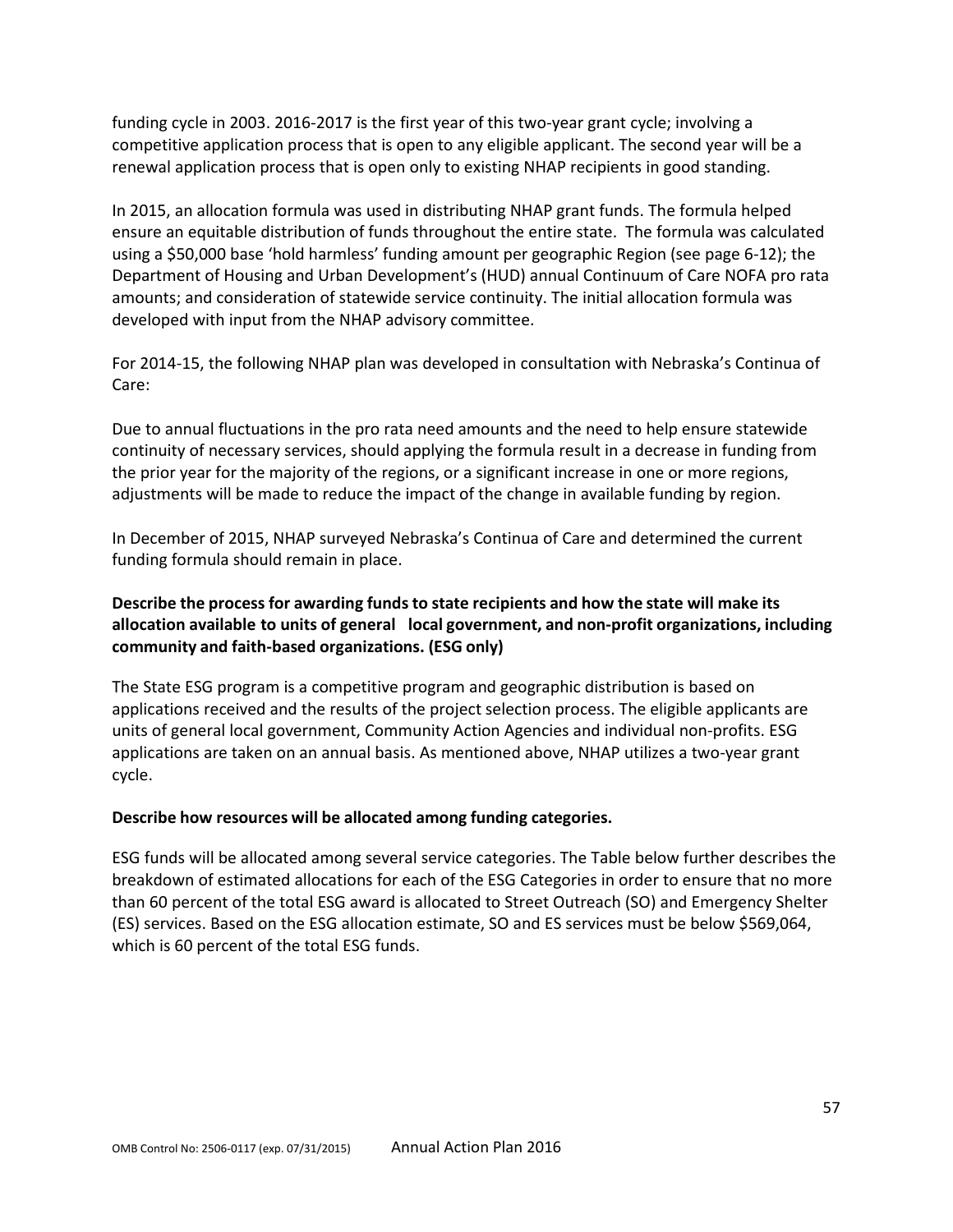funding cycle in 2003. 2016-2017 is the first year of this two-year grant cycle; involving a competitive application process that is open to any eligible applicant. The second year will be a renewal application process that is open only to existing NHAP recipients in good standing.

In 2015, an allocation formula was used in distributing NHAP grant funds. The formula helped ensure an equitable distribution of funds throughout the entire state. The formula was calculated using a $50,000 base 'hold harmless' funding amount per geographic Region (see page 6-12); the Department of Housing and Urban Development's (HUD) annual Continuum of Care NOFA pro rata amounts; and consideration of statewide service continuity. The initial allocation formula was developed with input from the NHAP advisory committee.

For 2014-15, the following NHAP plan was developed in consultation with Nebraska's Continua of Care:

Due to annual fluctuations in the pro rata need amounts and the need to help ensure statewide continuity of necessary services, should applying the formula result in a decrease in funding from the prior year for the majority of the regions, or a significant increase in one or more regions, adjustments will be made to reduce the impact of the change in available funding by region.

In December of 2015, NHAP surveyed Nebraska's Continua of Care and determined the current funding formula should remain in place.

**Describe the process for awarding funds to state recipients and how the state will make its allocation available to units of general local government, and non-profit organizations, including community and faith-based organizations. (ESG only)**

The State ESG program is a competitive program and geographic distribution is based on applications received and the results of the project selection process. The eligible applicants are units of general local government, Community Action Agencies and individual non-profits. ESG applications are taken on an annual basis. As mentioned above, NHAP utilizes a two-year grant cycle.

**Describe how resources will be allocated among funding categories.**

ESG funds will be allocated among several service categories. The Table below further describes the breakdown of estimated allocations for each of the ESG Categories in order to ensure that no more than 60 percent of the total ESG award is allocated to Street Outreach (SO) and Emergency Shelter (ES) services. Based on the ESG allocation estimate, SO and ES services must be below $569,064, which is 60 percent of the total ESG funds.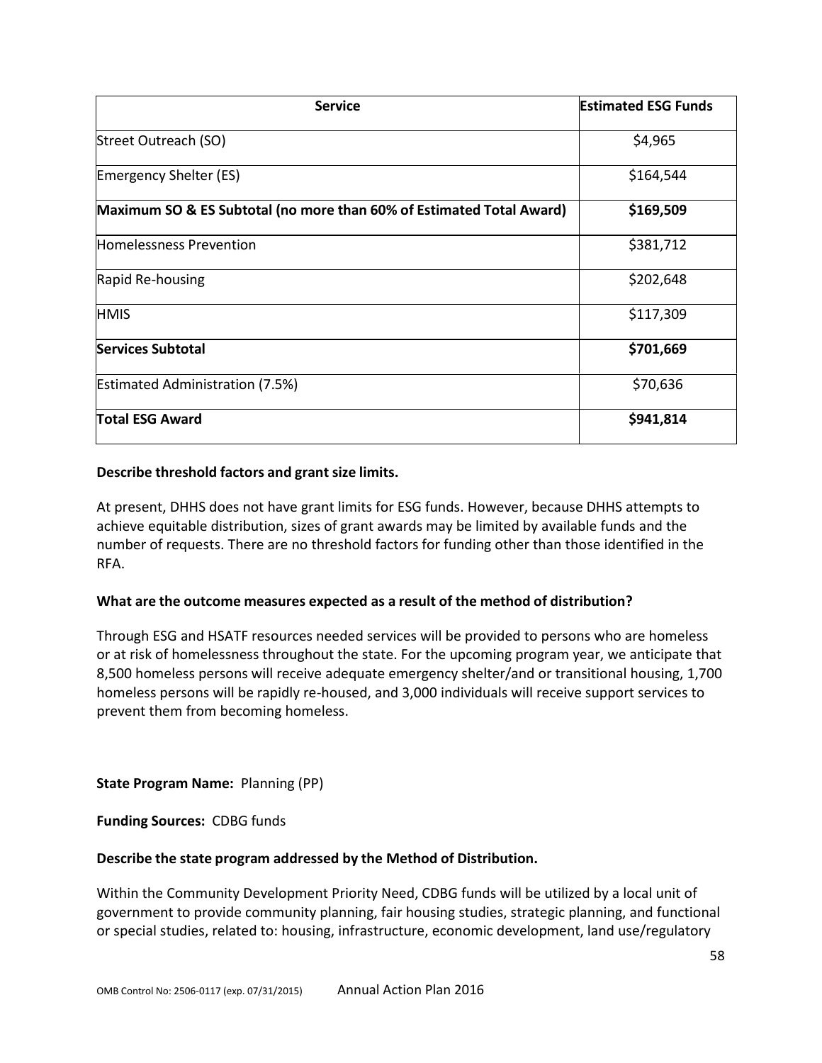| Service | Estimated ESG Funds |
|---|---|
| Street Outreach (SO) | $4,965 |
| Emergency Shelter (ES) | $164,544 |
| **Maximum SO & ES Subtotal (no more than 60% of Estimated Total Award)** | **$169,509** |
| Homelessness Prevention | $381,712 |
| Rapid Re-housing | $202,648 |
| HMIS | $117,309 |
| **Services Subtotal** | **$701,669** |
| Estimated Administration (7.5%) | $70,636 |
| **Total ESG Award** | **$941,814** |

**Describe threshold factors and grant size limits.**

At present, DHHS does not have grant limits for ESG funds. However, because DHHS attempts to achieve equitable distribution, sizes of grant awards may be limited by available funds and the number of requests. There are no threshold factors for funding other than those identified in the RFA.

**What are the outcome measures expected as a result of the method of distribution?**

Through ESG and HSATF resources needed services will be provided to persons who are homeless or at risk of homelessness throughout the state. For the upcoming program year, we anticipate that 8,500 homeless persons will receive adequate emergency shelter/and or transitional housing, 1,700 homeless persons will be rapidly re-housed, and 3,000 individuals will receive support services to prevent them from becoming homeless.

**State Program Name:** Planning (PP)

**Funding Sources:** CDBG funds

**Describe the state program addressed by the Method of Distribution.**

Within the Community Development Priority Need, CDBG funds will be utilized by a local unit of government to provide community planning, fair housing studies, strategic planning, and functional or special studies, related to: housing, infrastructure, economic development, land use/regulatory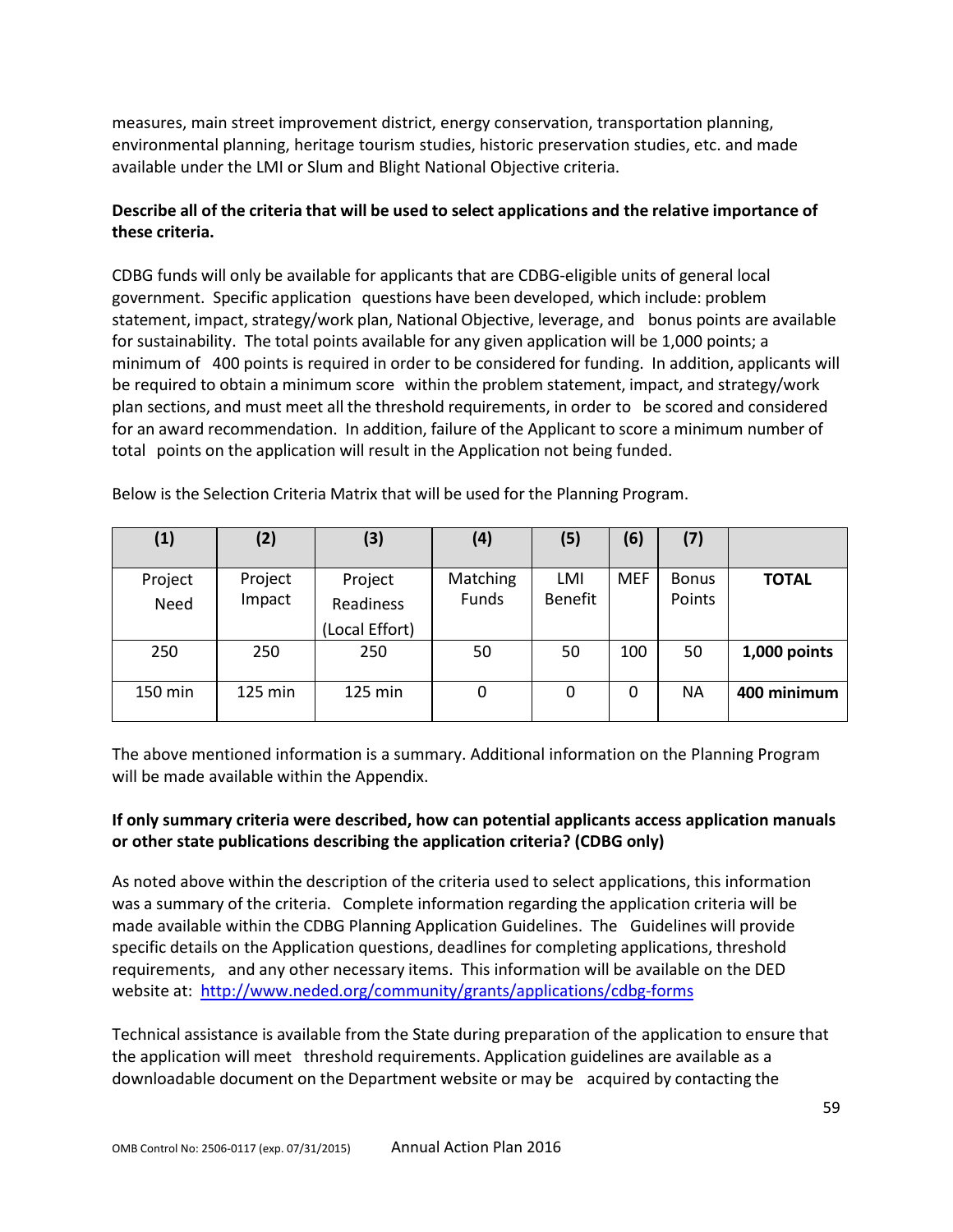measures, main street improvement district, energy conservation, transportation planning, environmental planning, heritage tourism studies, historic preservation studies, etc. and made available under the LMI or Slum and Blight National Objective criteria.

**Describe all of the criteria that will be used to select applications and the relative importance of these criteria.**

CDBG funds will only be available for applicants that are CDBG-eligible units of general local government. Specific application questions have been developed, which include: problem statement, impact, strategy/work plan, National Objective, leverage, and bonus points are available for sustainability. The total points available for any given application will be 1,000 points; a minimum of 400 points is required in order to be considered for funding. In addition, applicants will be required to obtain a minimum score within the problem statement, impact, and strategy/work plan sections, and must meet all the threshold requirements, in order to be scored and considered for an award recommendation. In addition, failure of the Applicant to score a minimum number of total points on the application will result in the Application not being funded.

Below is the Selection Criteria Matrix that will be used for the Planning Program.

| (1) | (2) | (3) | (4) | (5) | (6) | (7) | |
|---|---|---|---|---|---|---|---|
| Project Need | Project Impact | Project Readiness (Local Effort) | Matching Funds | LMI Benefit | MEF | Bonus Points | **TOTAL** |
| 250 | 250 | 250 | 50 | 50 | 100 | 50 | **1,000 points** |
| 150 min | 125 min | 125 min | 0 | 0 | 0 | NA | **400 minimum** |

The above mentioned information is a summary. Additional information on the Planning Program will be made available within the Appendix.

**If only summary criteria were described, how can potential applicants access application manuals or other state publications describing the application criteria? (CDBG only)**

As noted above within the description of the criteria used to select applications, this information was a summary of the criteria. Complete information regarding the application criteria will be made available within the CDBG Planning Application Guidelines. The Guidelines will provide specific details on the Application questions, deadlines for completing applications, threshold requirements, and any other necessary items. This information will be available on the DED website at: http://www.neded.org/community/grants/applications/cdbg-forms

Technical assistance is available from the State during preparation of the application to ensure that the application will meet threshold requirements. Application guidelines are available as a downloadable document on the Department website or may be acquired by contacting the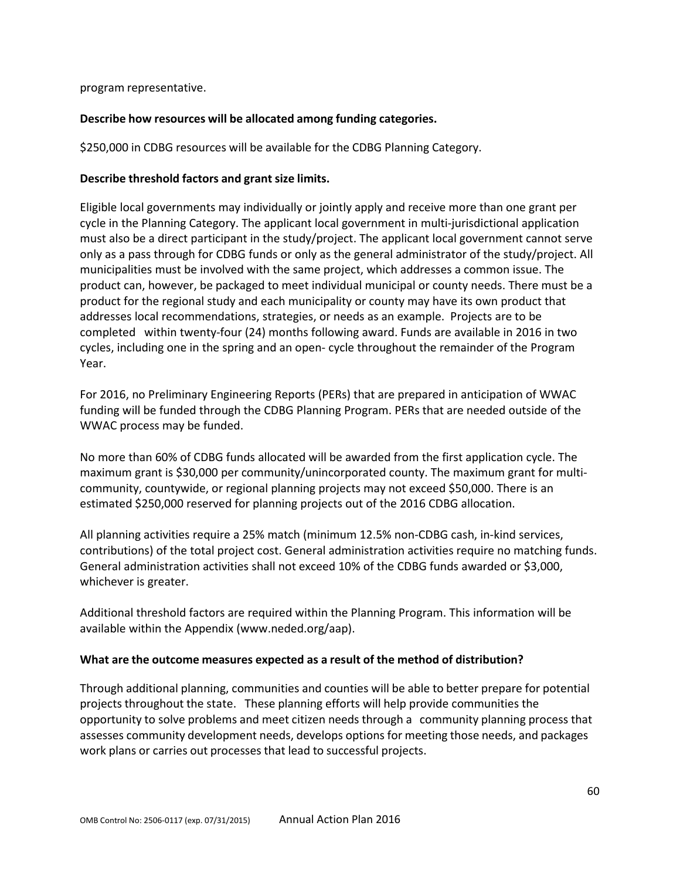program representative.

**Describe how resources will be allocated among funding categories.**

$250,000 in CDBG resources will be available for the CDBG Planning Category.

**Describe threshold factors and grant size limits.**

Eligible local governments may individually or jointly apply and receive more than one grant per cycle in the Planning Category. The applicant local government in multi-jurisdictional application must also be a direct participant in the study/project. The applicant local government cannot serve only as a pass through for CDBG funds or only as the general administrator of the study/project. All municipalities must be involved with the same project, which addresses a common issue. The product can, however, be packaged to meet individual municipal or county needs. There must be a product for the regional study and each municipality or county may have its own product that addresses local recommendations, strategies, or needs as an example. Projects are to be completed within twenty-four (24) months following award. Funds are available in 2016 in two cycles, including one in the spring and an open- cycle throughout the remainder of the Program Year.

For 2016, no Preliminary Engineering Reports (PERs) that are prepared in anticipation of WWAC funding will be funded through the CDBG Planning Program. PERs that are needed outside of the WWAC process may be funded.

No more than 60% of CDBG funds allocated will be awarded from the first application cycle. The maximum grant is $30,000 per community/unincorporated county. The maximum grant for multi-community, countywide, or regional planning projects may not exceed $50,000. There is an estimated $250,000 reserved for planning projects out of the 2016 CDBG allocation.

All planning activities require a 25% match (minimum 12.5% non-CDBG cash, in-kind services, contributions) of the total project cost. General administration activities require no matching funds. General administration activities shall not exceed 10% of the CDBG funds awarded or $3,000, whichever is greater.

Additional threshold factors are required within the Planning Program. This information will be available within the Appendix (www.neded.org/aap).

**What are the outcome measures expected as a result of the method of distribution?**

Through additional planning, communities and counties will be able to better prepare for potential projects throughout the state. These planning efforts will help provide communities the opportunity to solve problems and meet citizen needs through a community planning process that assesses community development needs, develops options for meeting those needs, and packages work plans or carries out processes that lead to successful projects.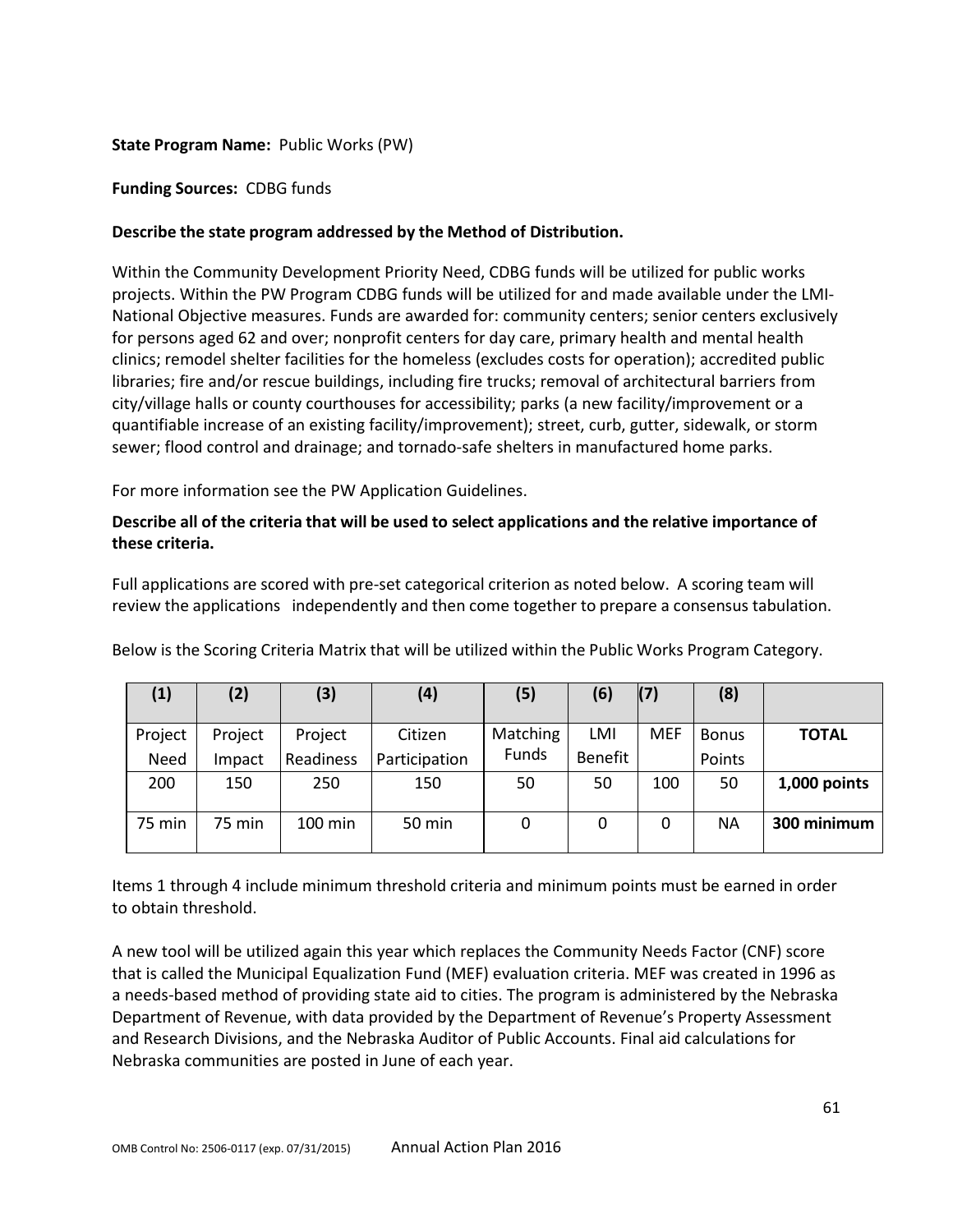**State Program Name:** Public Works (PW)

**Funding Sources:** CDBG funds

**Describe the state program addressed by the Method of Distribution.**

Within the Community Development Priority Need, CDBG funds will be utilized for public works projects. Within the PW Program CDBG funds will be utilized for and made available under the LMI-National Objective measures. Funds are awarded for: community centers; senior centers exclusively for persons aged 62 and over; nonprofit centers for day care, primary health and mental health clinics; remodel shelter facilities for the homeless (excludes costs for operation); accredited public libraries; fire and/or rescue buildings, including fire trucks; removal of architectural barriers from city/village halls or county courthouses for accessibility; parks (a new facility/improvement or a quantifiable increase of an existing facility/improvement); street, curb, gutter, sidewalk, or storm sewer; flood control and drainage; and tornado-safe shelters in manufactured home parks.

For more information see the PW Application Guidelines.

**Describe all of the criteria that will be used to select applications and the relative importance of these criteria.**

Full applications are scored with pre-set categorical criterion as noted below. A scoring team will review the applications independently and then come together to prepare a consensus tabulation.

Below is the Scoring Criteria Matrix that will be utilized within the Public Works Program Category.

| (1) | (2) | (3) | (4) | (5) | (6) | (7) | (8) | |
|---|---|---|---|---|---|---|---|---|
| Project Need | Project Impact | Project Readiness | Citizen Participation | Matching Funds | LMI Benefit | MEF | Bonus Points | **TOTAL** |
| 200 | 150 | 250 | 150 | 50 | 50 | 100 | 50 | **1,000 points** |
| 75 min | 75 min | 100 min | 50 min | 0 | 0 | 0 | NA | **300 minimum** |

Items 1 through 4 include minimum threshold criteria and minimum points must be earned in order to obtain threshold.

A new tool will be utilized again this year which replaces the Community Needs Factor (CNF) score that is called the Municipal Equalization Fund (MEF) evaluation criteria. MEF was created in 1996 as a needs-based method of providing state aid to cities. The program is administered by the Nebraska Department of Revenue, with data provided by the Department of Revenue's Property Assessment and Research Divisions, and the Nebraska Auditor of Public Accounts. Final aid calculations for Nebraska communities are posted in June of each year.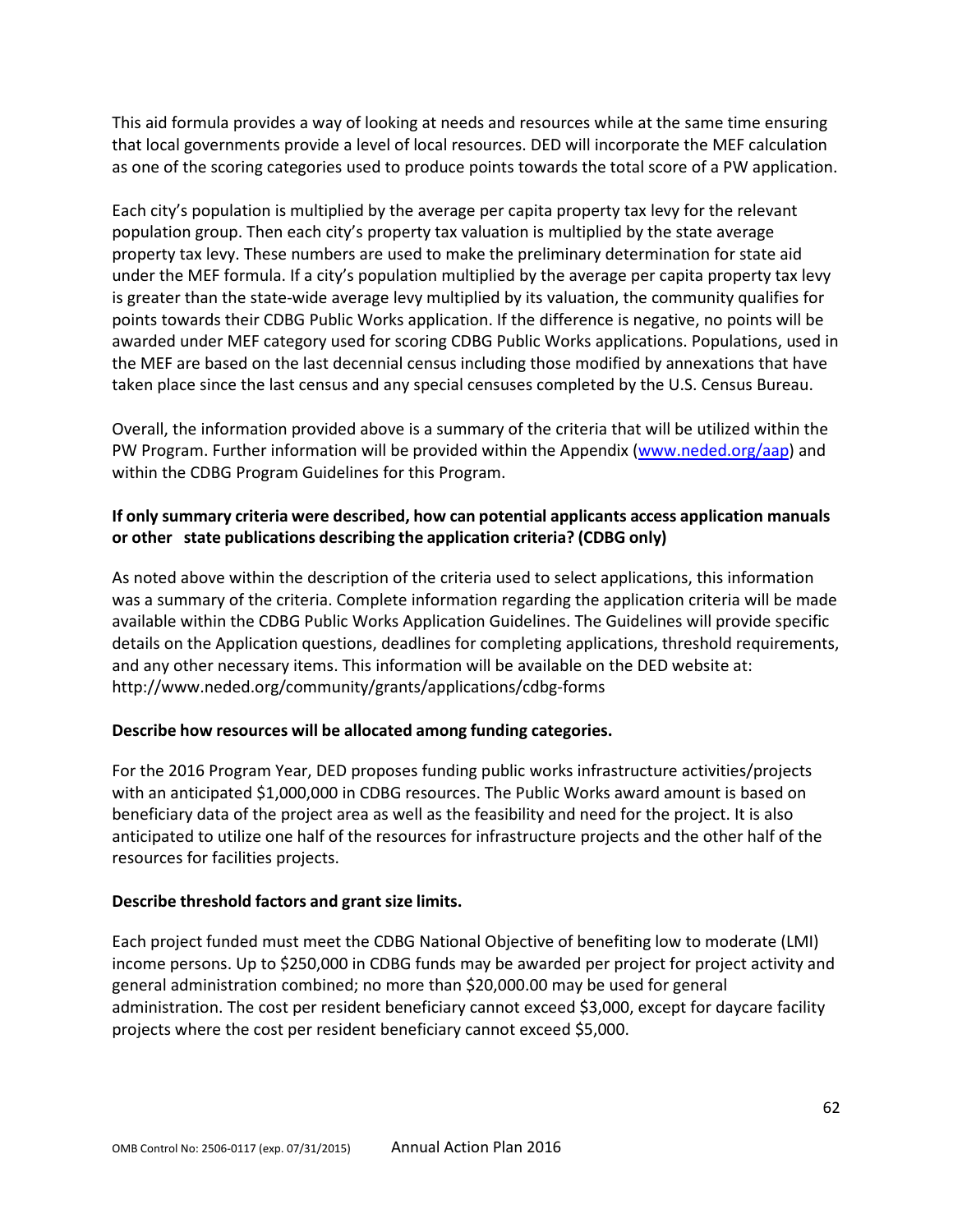This aid formula provides a way of looking at needs and resources while at the same time ensuring that local governments provide a level of local resources. DED will incorporate the MEF calculation as one of the scoring categories used to produce points towards the total score of a PW application.

Each city's population is multiplied by the average per capita property tax levy for the relevant population group. Then each city's property tax valuation is multiplied by the state average property tax levy. These numbers are used to make the preliminary determination for state aid under the MEF formula. If a city's population multiplied by the average per capita property tax levy is greater than the state-wide average levy multiplied by its valuation, the community qualifies for points towards their CDBG Public Works application. If the difference is negative, no points will be awarded under MEF category used for scoring CDBG Public Works applications. Populations, used in the MEF are based on the last decennial census including those modified by annexations that have taken place since the last census and any special censuses completed by the U.S. Census Bureau.

Overall, the information provided above is a summary of the criteria that will be utilized within the PW Program. Further information will be provided within the Appendix (www.neded.org/aap) and within the CDBG Program Guidelines for this Program.

**If only summary criteria were described, how can potential applicants access application manuals or other state publications describing the application criteria? (CDBG only)**

As noted above within the description of the criteria used to select applications, this information was a summary of the criteria. Complete information regarding the application criteria will be made available within the CDBG Public Works Application Guidelines. The Guidelines will provide specific details on the Application questions, deadlines for completing applications, threshold requirements, and any other necessary items. This information will be available on the DED website at: http://www.neded.org/community/grants/applications/cdbg-forms

**Describe how resources will be allocated among funding categories.**

For the 2016 Program Year, DED proposes funding public works infrastructure activities/projects with an anticipated $1,000,000 in CDBG resources. The Public Works award amount is based on beneficiary data of the project area as well as the feasibility and need for the project. It is also anticipated to utilize one half of the resources for infrastructure projects and the other half of the resources for facilities projects.

**Describe threshold factors and grant size limits.**

Each project funded must meet the CDBG National Objective of benefiting low to moderate (LMI) income persons. Up to $250,000 in CDBG funds may be awarded per project for project activity and general administration combined; no more than $20,000.00 may be used for general administration. The cost per resident beneficiary cannot exceed $3,000, except for daycare facility projects where the cost per resident beneficiary cannot exceed $5,000.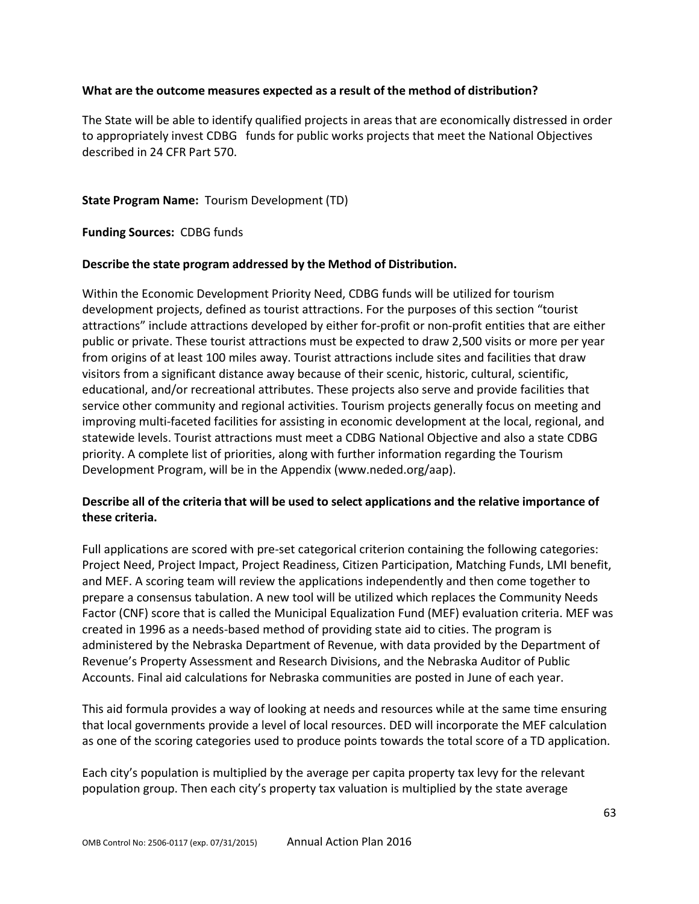**What are the outcome measures expected as a result of the method of distribution?**

The State will be able to identify qualified projects in areas that are economically distressed in order to appropriately invest CDBG funds for public works projects that meet the National Objectives described in 24 CFR Part 570.

**State Program Name:** Tourism Development (TD)

**Funding Sources:** CDBG funds

**Describe the state program addressed by the Method of Distribution.**

Within the Economic Development Priority Need, CDBG funds will be utilized for tourism development projects, defined as tourist attractions. For the purposes of this section "tourist attractions" include attractions developed by either for-profit or non-profit entities that are either public or private. These tourist attractions must be expected to draw 2,500 visits or more per year from origins of at least 100 miles away. Tourist attractions include sites and facilities that draw visitors from a significant distance away because of their scenic, historic, cultural, scientific, educational, and/or recreational attributes. These projects also serve and provide facilities that service other community and regional activities. Tourism projects generally focus on meeting and improving multi-faceted facilities for assisting in economic development at the local, regional, and statewide levels. Tourist attractions must meet a CDBG National Objective and also a state CDBG priority. A complete list of priorities, along with further information regarding the Tourism Development Program, will be in the Appendix (www.neded.org/aap).

**Describe all of the criteria that will be used to select applications and the relative importance of these criteria.**

Full applications are scored with pre-set categorical criterion containing the following categories: Project Need, Project Impact, Project Readiness, Citizen Participation, Matching Funds, LMI benefit, and MEF. A scoring team will review the applications independently and then come together to prepare a consensus tabulation. A new tool will be utilized which replaces the Community Needs Factor (CNF) score that is called the Municipal Equalization Fund (MEF) evaluation criteria. MEF was created in 1996 as a needs-based method of providing state aid to cities. The program is administered by the Nebraska Department of Revenue, with data provided by the Department of Revenue's Property Assessment and Research Divisions, and the Nebraska Auditor of Public Accounts. Final aid calculations for Nebraska communities are posted in June of each year.

This aid formula provides a way of looking at needs and resources while at the same time ensuring that local governments provide a level of local resources. DED will incorporate the MEF calculation as one of the scoring categories used to produce points towards the total score of a TD application.

Each city's population is multiplied by the average per capita property tax levy for the relevant population group. Then each city's property tax valuation is multiplied by the state average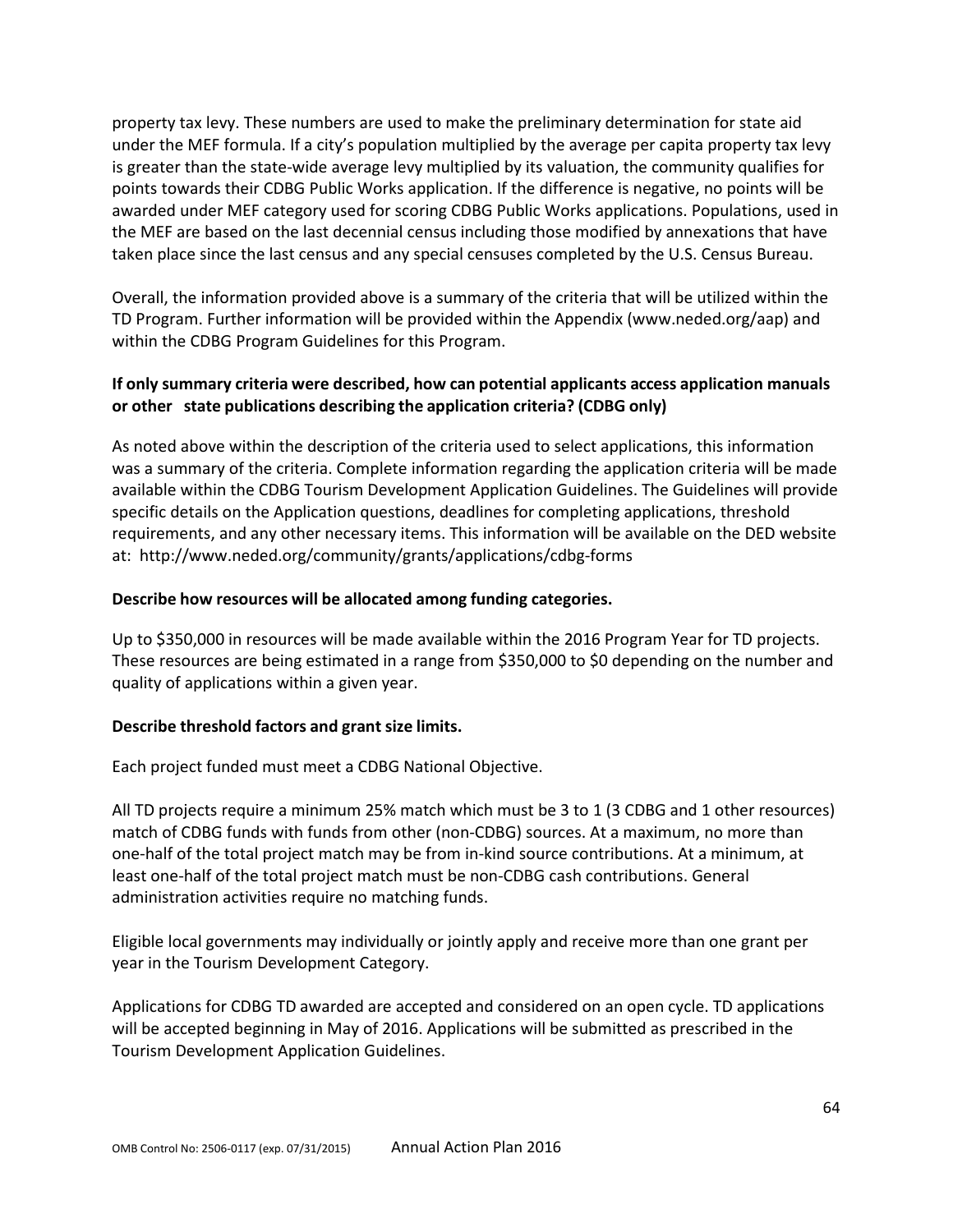property tax levy. These numbers are used to make the preliminary determination for state aid under the MEF formula. If a city's population multiplied by the average per capita property tax levy is greater than the state-wide average levy multiplied by its valuation, the community qualifies for points towards their CDBG Public Works application. If the difference is negative, no points will be awarded under MEF category used for scoring CDBG Public Works applications. Populations, used in the MEF are based on the last decennial census including those modified by annexations that have taken place since the last census and any special censuses completed by the U.S. Census Bureau.

Overall, the information provided above is a summary of the criteria that will be utilized within the TD Program. Further information will be provided within the Appendix (www.neded.org/aap) and within the CDBG Program Guidelines for this Program.

**If only summary criteria were described, how can potential applicants access application manuals or other state publications describing the application criteria? (CDBG only)**

As noted above within the description of the criteria used to select applications, this information was a summary of the criteria. Complete information regarding the application criteria will be made available within the CDBG Tourism Development Application Guidelines. The Guidelines will provide specific details on the Application questions, deadlines for completing applications, threshold requirements, and any other necessary items. This information will be available on the DED website at: http://www.neded.org/community/grants/applications/cdbg-forms

**Describe how resources will be allocated among funding categories.**

Up to $350,000 in resources will be made available within the 2016 Program Year for TD projects. These resources are being estimated in a range from $350,000 to $0 depending on the number and quality of applications within a given year.

**Describe threshold factors and grant size limits.**

Each project funded must meet a CDBG National Objective.

All TD projects require a minimum 25% match which must be 3 to 1 (3 CDBG and 1 other resources) match of CDBG funds with funds from other (non-CDBG) sources. At a maximum, no more than one-half of the total project match may be from in-kind source contributions. At a minimum, at least one-half of the total project match must be non-CDBG cash contributions. General administration activities require no matching funds.

Eligible local governments may individually or jointly apply and receive more than one grant per year in the Tourism Development Category.

Applications for CDBG TD awarded are accepted and considered on an open cycle. TD applications will be accepted beginning in May of 2016. Applications will be submitted as prescribed in the Tourism Development Application Guidelines.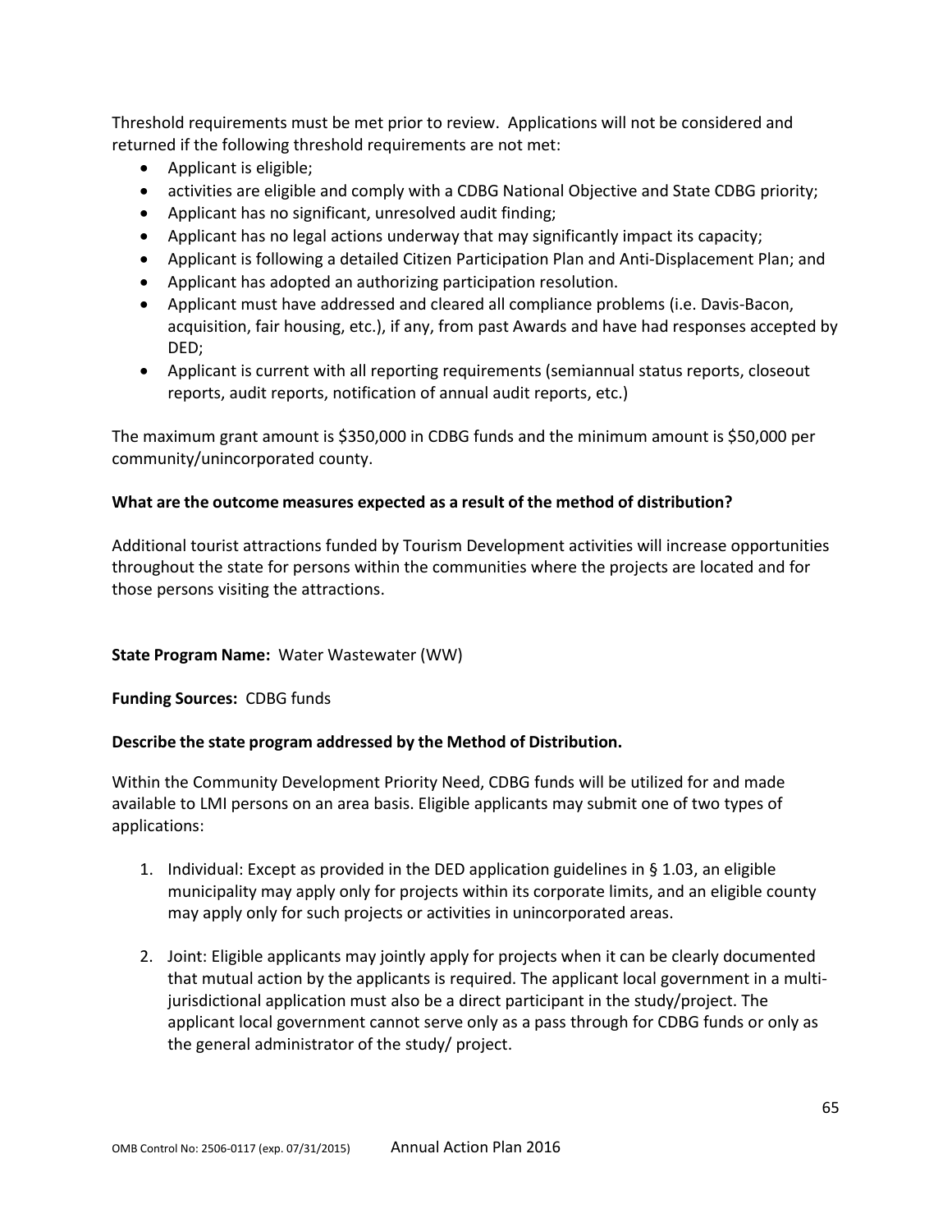Threshold requirements must be met prior to review. Applications will not be considered and returned if the following threshold requirements are not met:

- Applicant is eligible;
- activities are eligible and comply with a CDBG National Objective and State CDBG priority;
- Applicant has no significant, unresolved audit finding;
- Applicant has no legal actions underway that may significantly impact its capacity;
- Applicant is following a detailed Citizen Participation Plan and Anti-Displacement Plan; and
- Applicant has adopted an authorizing participation resolution.
- Applicant must have addressed and cleared all compliance problems (i.e. Davis-Bacon, acquisition, fair housing, etc.), if any, from past Awards and have had responses accepted by DED;
- Applicant is current with all reporting requirements (semiannual status reports, closeout reports, audit reports, notification of annual audit reports, etc.)

The maximum grant amount is $350,000 in CDBG funds and the minimum amount is $50,000 per community/unincorporated county.

**What are the outcome measures expected as a result of the method of distribution?**

Additional tourist attractions funded by Tourism Development activities will increase opportunities throughout the state for persons within the communities where the projects are located and for those persons visiting the attractions.

**State Program Name:** Water Wastewater (WW)

**Funding Sources:** CDBG funds

**Describe the state program addressed by the Method of Distribution.**

Within the Community Development Priority Need, CDBG funds will be utilized for and made available to LMI persons on an area basis. Eligible applicants may submit one of two types of applications:

1. Individual: Except as provided in the DED application guidelines in § 1.03, an eligible municipality may apply only for projects within its corporate limits, and an eligible county may apply only for such projects or activities in unincorporated areas.

2. Joint: Eligible applicants may jointly apply for projects when it can be clearly documented that mutual action by the applicants is required. The applicant local government in a multi-jurisdictional application must also be a direct participant in the study/project. The applicant local government cannot serve only as a pass through for CDBG funds or only as the general administrator of the study/ project.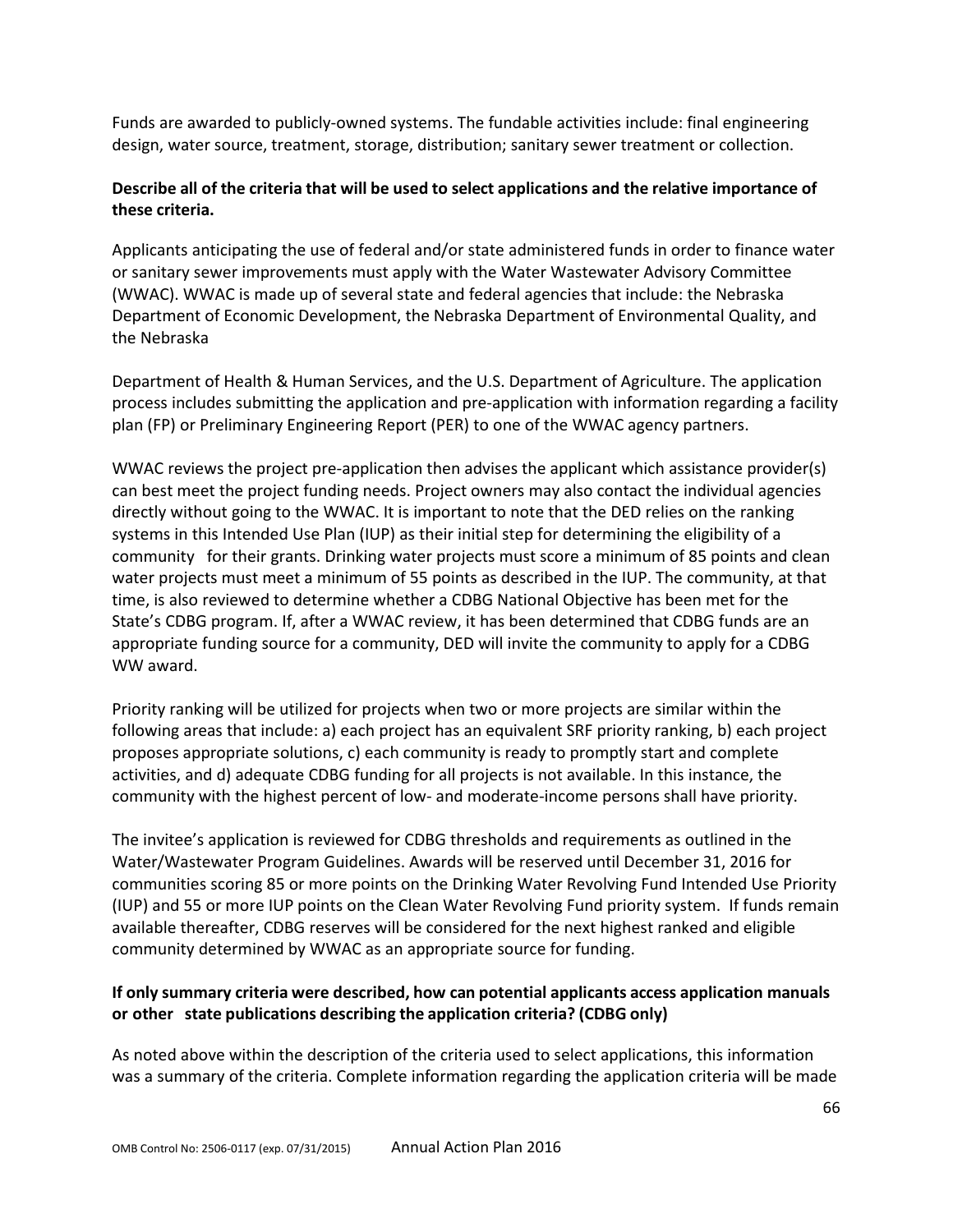Funds are awarded to publicly-owned systems. The fundable activities include: final engineering design, water source, treatment, storage, distribution; sanitary sewer treatment or collection.

**Describe all of the criteria that will be used to select applications and the relative importance of these criteria.**

Applicants anticipating the use of federal and/or state administered funds in order to finance water or sanitary sewer improvements must apply with the Water Wastewater Advisory Committee (WWAC). WWAC is made up of several state and federal agencies that include: the Nebraska Department of Economic Development, the Nebraska Department of Environmental Quality, and the Nebraska

Department of Health & Human Services, and the U.S. Department of Agriculture. The application process includes submitting the application and pre-application with information regarding a facility plan (FP) or Preliminary Engineering Report (PER) to one of the WWAC agency partners.

WWAC reviews the project pre-application then advises the applicant which assistance provider(s) can best meet the project funding needs. Project owners may also contact the individual agencies directly without going to the WWAC. It is important to note that the DED relies on the ranking systems in this Intended Use Plan (IUP) as their initial step for determining the eligibility of a community for their grants. Drinking water projects must score a minimum of 85 points and clean water projects must meet a minimum of 55 points as described in the IUP. The community, at that time, is also reviewed to determine whether a CDBG National Objective has been met for the State's CDBG program. If, after a WWAC review, it has been determined that CDBG funds are an appropriate funding source for a community, DED will invite the community to apply for a CDBG WW award.

Priority ranking will be utilized for projects when two or more projects are similar within the following areas that include: a) each project has an equivalent SRF priority ranking, b) each project proposes appropriate solutions, c) each community is ready to promptly start and complete activities, and d) adequate CDBG funding for all projects is not available. In this instance, the community with the highest percent of low- and moderate-income persons shall have priority.

The invitee's application is reviewed for CDBG thresholds and requirements as outlined in the Water/Wastewater Program Guidelines. Awards will be reserved until December 31, 2016 for communities scoring 85 or more points on the Drinking Water Revolving Fund Intended Use Priority (IUP) and 55 or more IUP points on the Clean Water Revolving Fund priority system. If funds remain available thereafter, CDBG reserves will be considered for the next highest ranked and eligible community determined by WWAC as an appropriate source for funding.

**If only summary criteria were described, how can potential applicants access application manuals or other state publications describing the application criteria? (CDBG only)**

As noted above within the description of the criteria used to select applications, this information was a summary of the criteria. Complete information regarding the application criteria will be made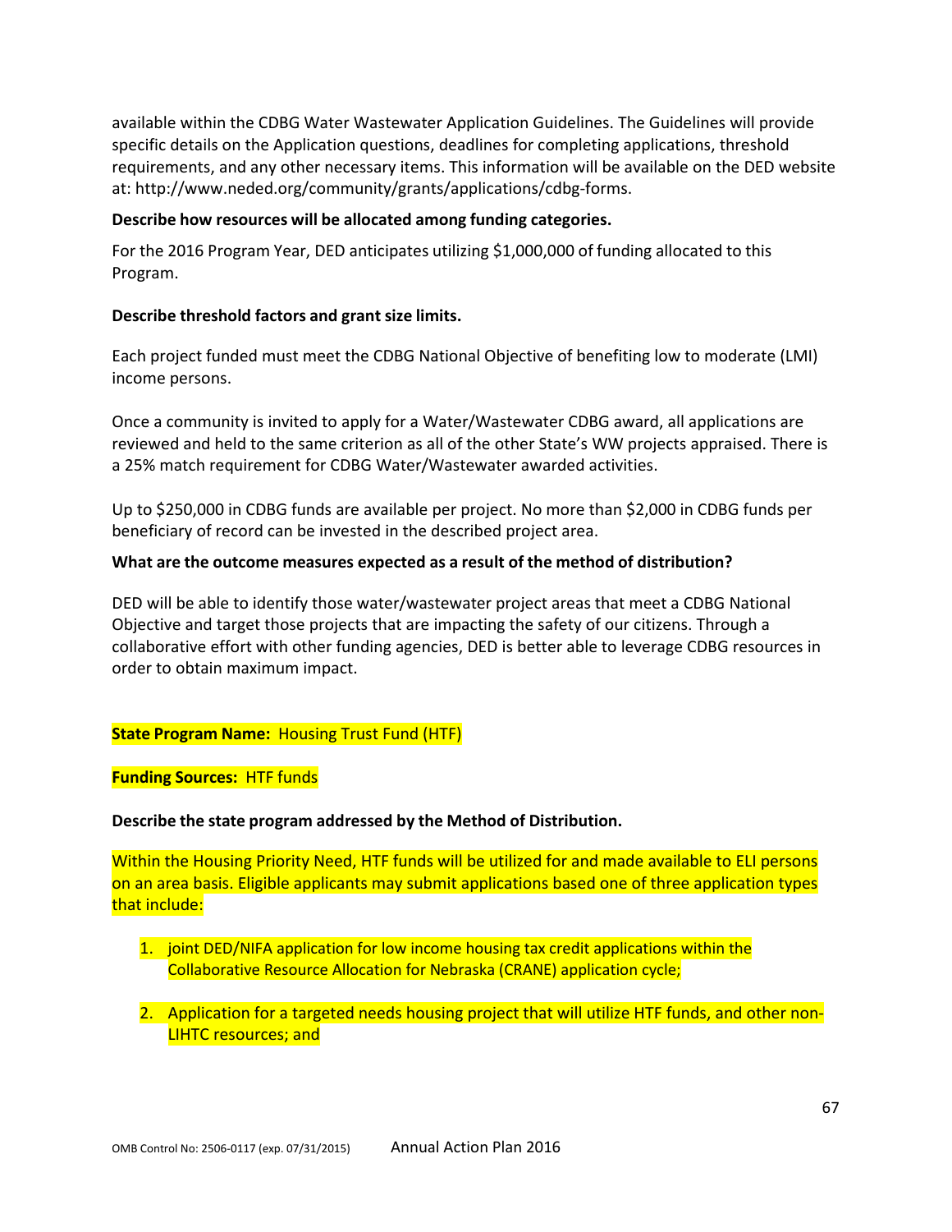available within the CDBG Water Wastewater Application Guidelines. The Guidelines will provide specific details on the Application questions, deadlines for completing applications, threshold requirements, and any other necessary items. This information will be available on the DED website at: http://www.neded.org/community/grants/applications/cdbg-forms.

**Describe how resources will be allocated among funding categories.**

For the 2016 Program Year, DED anticipates utilizing $1,000,000 of funding allocated to this Program.

**Describe threshold factors and grant size limits.**

Each project funded must meet the CDBG National Objective of benefiting low to moderate (LMI) income persons.

Once a community is invited to apply for a Water/Wastewater CDBG award, all applications are reviewed and held to the same criterion as all of the other State's WW projects appraised. There is a 25% match requirement for CDBG Water/Wastewater awarded activities.

Up to $250,000 in CDBG funds are available per project. No more than $2,000 in CDBG funds per beneficiary of record can be invested in the described project area.

**What are the outcome measures expected as a result of the method of distribution?**

DED will be able to identify those water/wastewater project areas that meet a CDBG National Objective and target those projects that are impacting the safety of our citizens. Through a collaborative effort with other funding agencies, DED is better able to leverage CDBG resources in order to obtain maximum impact.

**State Program Name:** Housing Trust Fund (HTF)

**Funding Sources:** HTF funds

**Describe the state program addressed by the Method of Distribution.**

Within the Housing Priority Need, HTF funds will be utilized for and made available to ELI persons on an area basis. Eligible applicants may submit applications based one of three application types that include:

1. joint DED/NIFA application for low income housing tax credit applications within the Collaborative Resource Allocation for Nebraska (CRANE) application cycle;
2. Application for a targeted needs housing project that will utilize HTF funds, and other non-LIHTC resources; and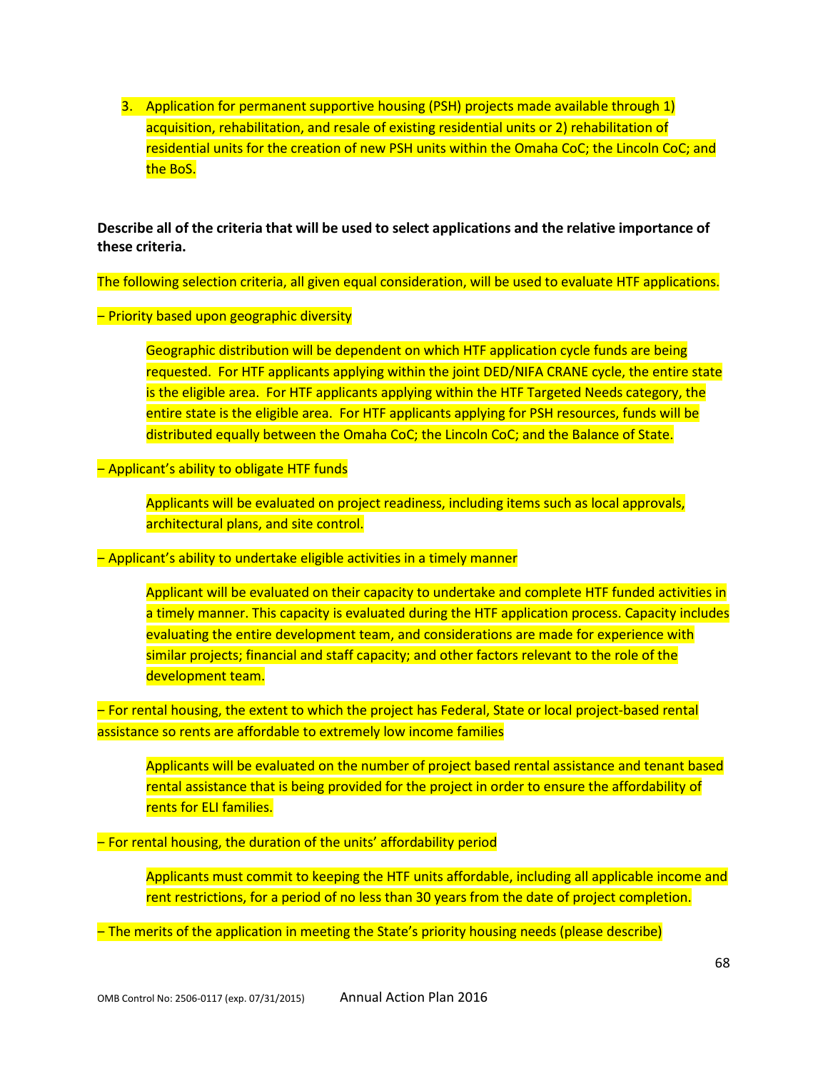3. Application for permanent supportive housing (PSH) projects made available through 1) acquisition, rehabilitation, and resale of existing residential units or 2) rehabilitation of residential units for the creation of new PSH units within the Omaha CoC; the Lincoln CoC; and the BoS.

**Describe all of the criteria that will be used to select applications and the relative importance of these criteria.**

The following selection criteria, all given equal consideration, will be used to evaluate HTF applications.

– Priority based upon geographic diversity

> Geographic distribution will be dependent on which HTF application cycle funds are being requested. For HTF applicants applying within the joint DED/NIFA CRANE cycle, the entire state is the eligible area. For HTF applicants applying within the HTF Targeted Needs category, the entire state is the eligible area. For HTF applicants applying for PSH resources, funds will be distributed equally between the Omaha CoC; the Lincoln CoC; and the Balance of State.

– Applicant's ability to obligate HTF funds

> Applicants will be evaluated on project readiness, including items such as local approvals, architectural plans, and site control.

– Applicant's ability to undertake eligible activities in a timely manner

> Applicant will be evaluated on their capacity to undertake and complete HTF funded activities in a timely manner. This capacity is evaluated during the HTF application process. Capacity includes evaluating the entire development team, and considerations are made for experience with similar projects; financial and staff capacity; and other factors relevant to the role of the development team.

– For rental housing, the extent to which the project has Federal, State or local project-based rental assistance so rents are affordable to extremely low income families

> Applicants will be evaluated on the number of project based rental assistance and tenant based rental assistance that is being provided for the project in order to ensure the affordability of rents for ELI families.

– For rental housing, the duration of the units' affordability period

> Applicants must commit to keeping the HTF units affordable, including all applicable income and rent restrictions, for a period of no less than 30 years from the date of project completion.

– The merits of the application in meeting the State's priority housing needs (please describe)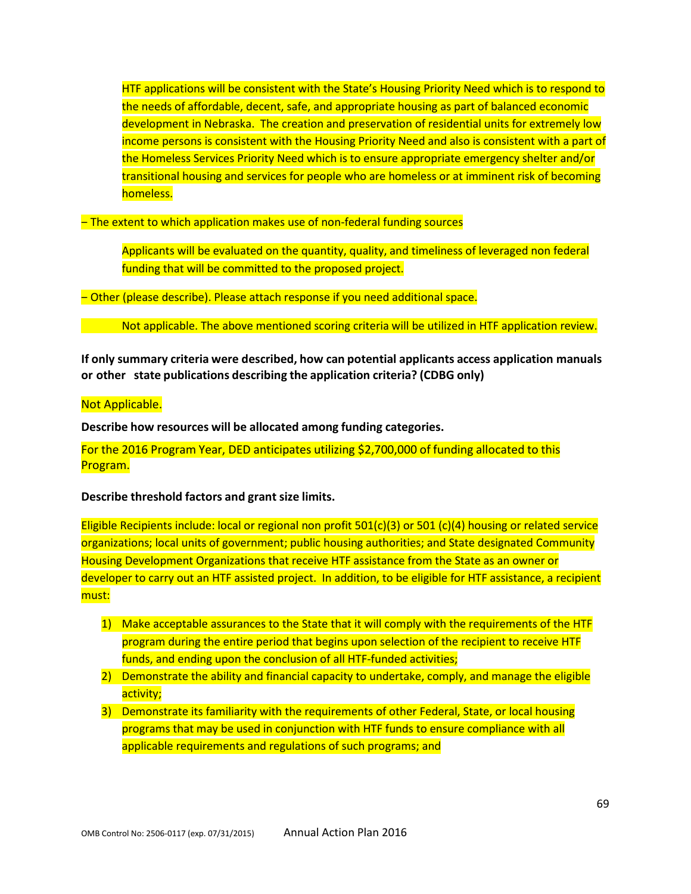HTF applications will be consistent with the State's Housing Priority Need which is to respond to the needs of affordable, decent, safe, and appropriate housing as part of balanced economic development in Nebraska. The creation and preservation of residential units for extremely low income persons is consistent with the Housing Priority Need and also is consistent with a part of the Homeless Services Priority Need which is to ensure appropriate emergency shelter and/or transitional housing and services for people who are homeless or at imminent risk of becoming homeless.

– The extent to which application makes use of non-federal funding sources

Applicants will be evaluated on the quantity, quality, and timeliness of leveraged non federal funding that will be committed to the proposed project.

– Other (please describe). Please attach response if you need additional space.

Not applicable. The above mentioned scoring criteria will be utilized in HTF application review.

**If only summary criteria were described, how can potential applicants access application manuals or other state publications describing the application criteria? (CDBG only)**

Not Applicable.

**Describe how resources will be allocated among funding categories.**

For the 2016 Program Year, DED anticipates utilizing $2,700,000 of funding allocated to this Program.

**Describe threshold factors and grant size limits.**

Eligible Recipients include: local or regional non profit 501(c)(3) or 501 (c)(4) housing or related service organizations; local units of government; public housing authorities; and State designated Community Housing Development Organizations that receive HTF assistance from the State as an owner or developer to carry out an HTF assisted project. In addition, to be eligible for HTF assistance, a recipient must:

1) Make acceptable assurances to the State that it will comply with the requirements of the HTF program during the entire period that begins upon selection of the recipient to receive HTF funds, and ending upon the conclusion of all HTF-funded activities;
2) Demonstrate the ability and financial capacity to undertake, comply, and manage the eligible activity;
3) Demonstrate its familiarity with the requirements of other Federal, State, or local housing programs that may be used in conjunction with HTF funds to ensure compliance with all applicable requirements and regulations of such programs; and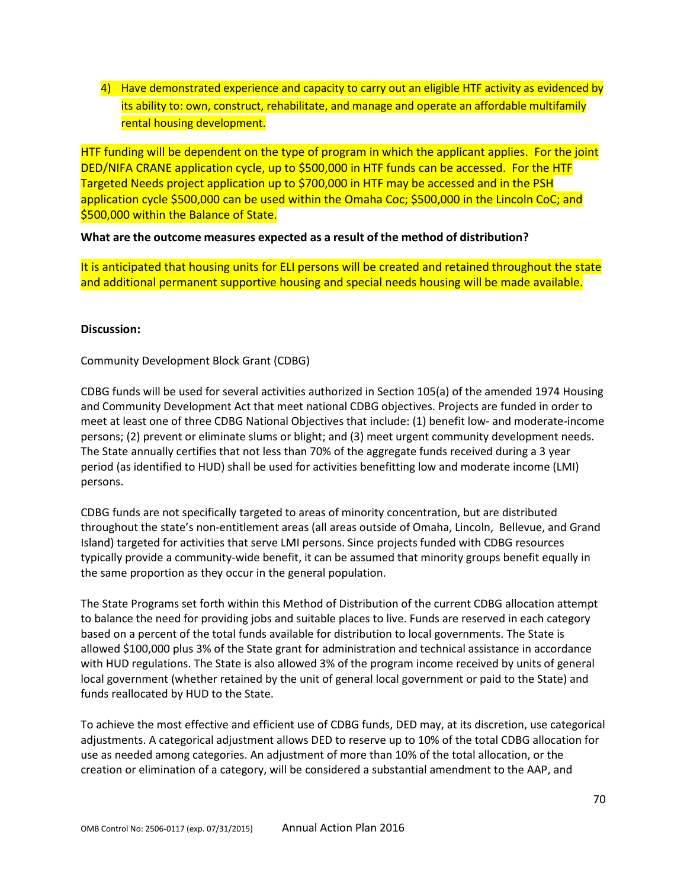4) Have demonstrated experience and capacity to carry out an eligible HTF activity as evidenced by its ability to: own, construct, rehabilitate, and manage and operate an affordable multifamily rental housing development.

HTF funding will be dependent on the type of program in which the applicant applies. For the joint DED/NIFA CRANE application cycle, up to $500,000 in HTF funds can be accessed. For the HTF Targeted Needs project application up to $700,000 in HTF may be accessed and in the PSH application cycle $500,000 can be used within the Omaha Coc; $500,000 in the Lincoln CoC; and $500,000 within the Balance of State.

**What are the outcome measures expected as a result of the method of distribution?**

It is anticipated that housing units for ELI persons will be created and retained throughout the state and additional permanent supportive housing and special needs housing will be made available.

**Discussion:**

Community Development Block Grant (CDBG)

CDBG funds will be used for several activities authorized in Section 105(a) of the amended 1974 Housing and Community Development Act that meet national CDBG objectives. Projects are funded in order to meet at least one of three CDBG National Objectives that include: (1) benefit low- and moderate-income persons; (2) prevent or eliminate slums or blight; and (3) meet urgent community development needs. The State annually certifies that not less than 70% of the aggregate funds received during a 3 year period (as identified to HUD) shall be used for activities benefitting low and moderate income (LMI) persons.

CDBG funds are not specifically targeted to areas of minority concentration, but are distributed throughout the state's non-entitlement areas (all areas outside of Omaha, Lincoln, Bellevue, and Grand Island) targeted for activities that serve LMI persons. Since projects funded with CDBG resources typically provide a community-wide benefit, it can be assumed that minority groups benefit equally in the same proportion as they occur in the general population.

The State Programs set forth within this Method of Distribution of the current CDBG allocation attempt to balance the need for providing jobs and suitable places to live. Funds are reserved in each category based on a percent of the total funds available for distribution to local governments. The State is allowed $100,000 plus 3% of the State grant for administration and technical assistance in accordance with HUD regulations. The State is also allowed 3% of the program income received by units of general local government (whether retained by the unit of general local government or paid to the State) and funds reallocated by HUD to the State.

To achieve the most effective and efficient use of CDBG funds, DED may, at its discretion, use categorical adjustments. A categorical adjustment allows DED to reserve up to 10% of the total CDBG allocation for use as needed among categories. An adjustment of more than 10% of the total allocation, or the creation or elimination of a category, will be considered a substantial amendment to the AAP, and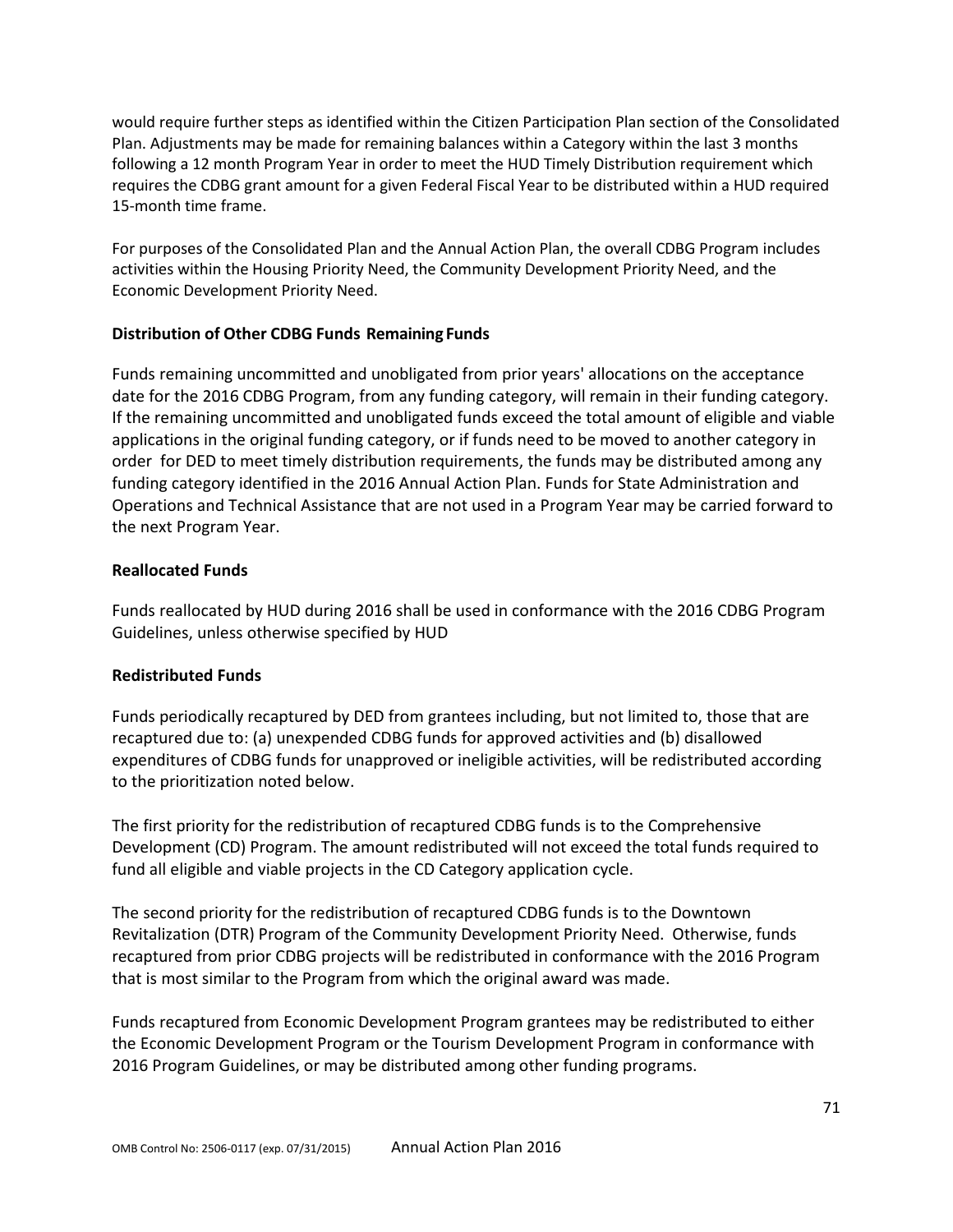would require further steps as identified within the Citizen Participation Plan section of the Consolidated Plan. Adjustments may be made for remaining balances within a Category within the last 3 months following a 12 month Program Year in order to meet the HUD Timely Distribution requirement which requires the CDBG grant amount for a given Federal Fiscal Year to be distributed within a HUD required 15-month time frame.

For purposes of the Consolidated Plan and the Annual Action Plan, the overall CDBG Program includes activities within the Housing Priority Need, the Community Development Priority Need, and the Economic Development Priority Need.

**Distribution of Other CDBG Funds Remaining Funds**

Funds remaining uncommitted and unobligated from prior years' allocations on the acceptance date for the 2016 CDBG Program, from any funding category, will remain in their funding category. If the remaining uncommitted and unobligated funds exceed the total amount of eligible and viable applications in the original funding category, or if funds need to be moved to another category in order for DED to meet timely distribution requirements, the funds may be distributed among any funding category identified in the 2016 Annual Action Plan. Funds for State Administration and Operations and Technical Assistance that are not used in a Program Year may be carried forward to the next Program Year.

**Reallocated Funds**

Funds reallocated by HUD during 2016 shall be used in conformance with the 2016 CDBG Program Guidelines, unless otherwise specified by HUD

**Redistributed Funds**

Funds periodically recaptured by DED from grantees including, but not limited to, those that are recaptured due to: (a) unexpended CDBG funds for approved activities and (b) disallowed expenditures of CDBG funds for unapproved or ineligible activities, will be redistributed according to the prioritization noted below.

The first priority for the redistribution of recaptured CDBG funds is to the Comprehensive Development (CD) Program. The amount redistributed will not exceed the total funds required to fund all eligible and viable projects in the CD Category application cycle.

The second priority for the redistribution of recaptured CDBG funds is to the Downtown Revitalization (DTR) Program of the Community Development Priority Need. Otherwise, funds recaptured from prior CDBG projects will be redistributed in conformance with the 2016 Program that is most similar to the Program from which the original award was made.

Funds recaptured from Economic Development Program grantees may be redistributed to either the Economic Development Program or the Tourism Development Program in conformance with 2016 Program Guidelines, or may be distributed among other funding programs.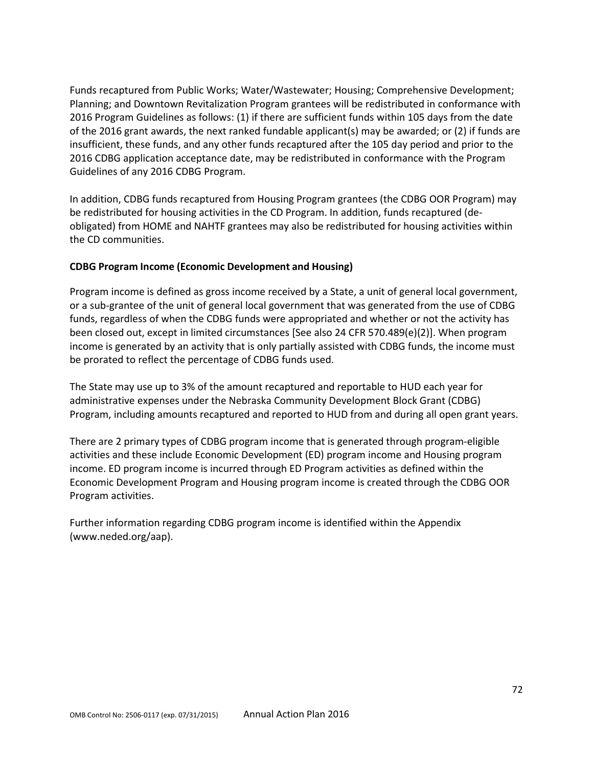Funds recaptured from Public Works; Water/Wastewater; Housing; Comprehensive Development; Planning; and Downtown Revitalization Program grantees will be redistributed in conformance with 2016 Program Guidelines as follows: (1) if there are sufficient funds within 105 days from the date of the 2016 grant awards, the next ranked fundable applicant(s) may be awarded; or (2) if funds are insufficient, these funds, and any other funds recaptured after the 105 day period and prior to the 2016 CDBG application acceptance date, may be redistributed in conformance with the Program Guidelines of any 2016 CDBG Program.

In addition, CDBG funds recaptured from Housing Program grantees (the CDBG OOR Program) may be redistributed for housing activities in the CD Program. In addition, funds recaptured (de-obligated) from HOME and NAHTF grantees may also be redistributed for housing activities within the CD communities.

**CDBG Program Income (Economic Development and Housing)**

Program income is defined as gross income received by a State, a unit of general local government, or a sub-grantee of the unit of general local government that was generated from the use of CDBG funds, regardless of when the CDBG funds were appropriated and whether or not the activity has been closed out, except in limited circumstances [See also 24 CFR 570.489(e)(2)]. When program income is generated by an activity that is only partially assisted with CDBG funds, the income must be prorated to reflect the percentage of CDBG funds used.

The State may use up to 3% of the amount recaptured and reportable to HUD each year for administrative expenses under the Nebraska Community Development Block Grant (CDBG) Program, including amounts recaptured and reported to HUD from and during all open grant years.

There are 2 primary types of CDBG program income that is generated through program-eligible activities and these include Economic Development (ED) program income and Housing program income. ED program income is incurred through ED Program activities as defined within the Economic Development Program and Housing program income is created through the CDBG OOR Program activities.

Further information regarding CDBG program income is identified within the Appendix (www.neded.org/aap).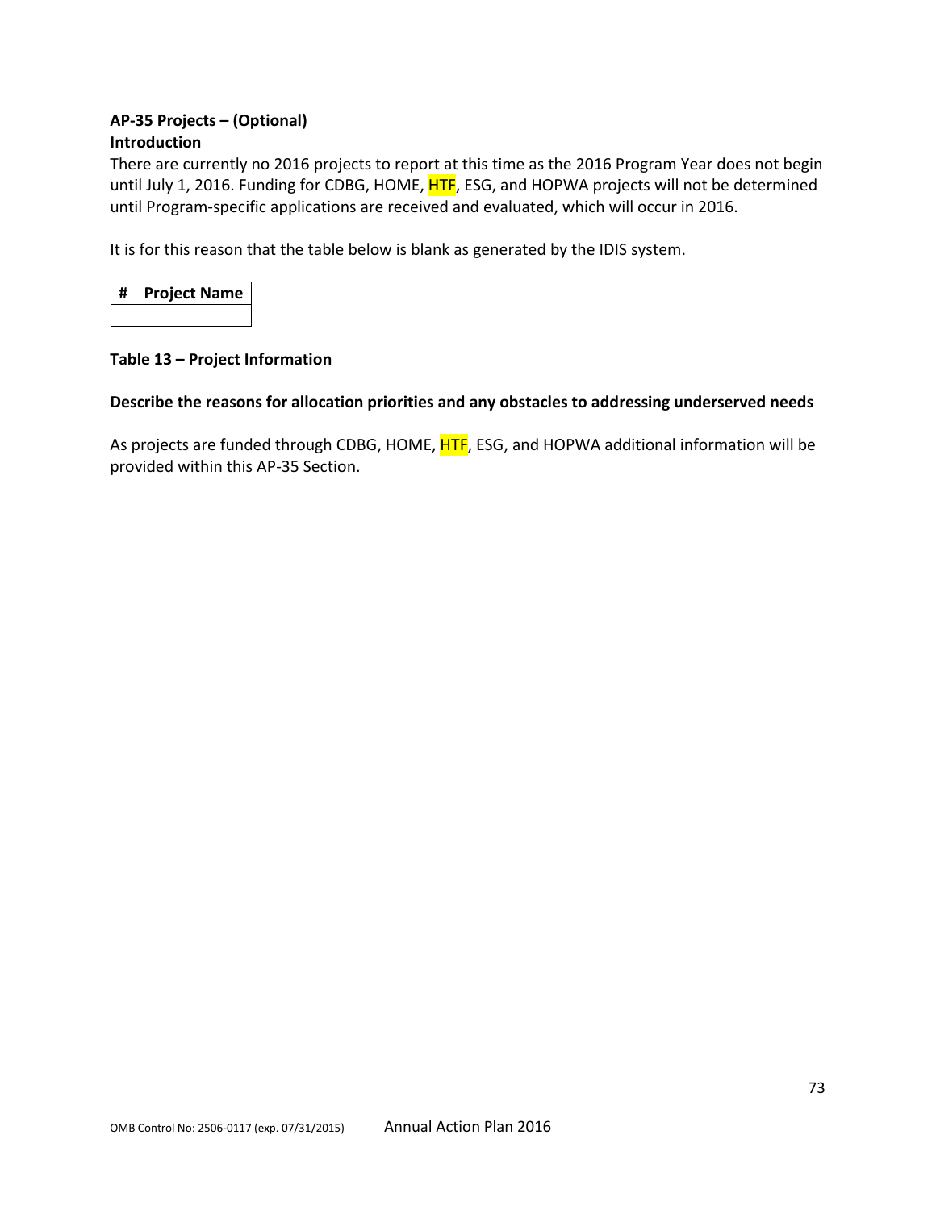**AP-35 Projects – (Optional)**

**Introduction**

There are currently no 2016 projects to report at this time as the 2016 Program Year does not begin until July 1, 2016. Funding for CDBG, HOME, HTF, ESG, and HOPWA projects will not be determined until Program-specific applications are received and evaluated, which will occur in 2016.

It is for this reason that the table below is blank as generated by the IDIS system.

| # | Project Name |
|---|---|
| | |

**Table 13 – Project Information**

**Describe the reasons for allocation priorities and any obstacles to addressing underserved needs**

As projects are funded through CDBG, HOME, HTF, ESG, and HOPWA additional information will be provided within this AP-35 Section.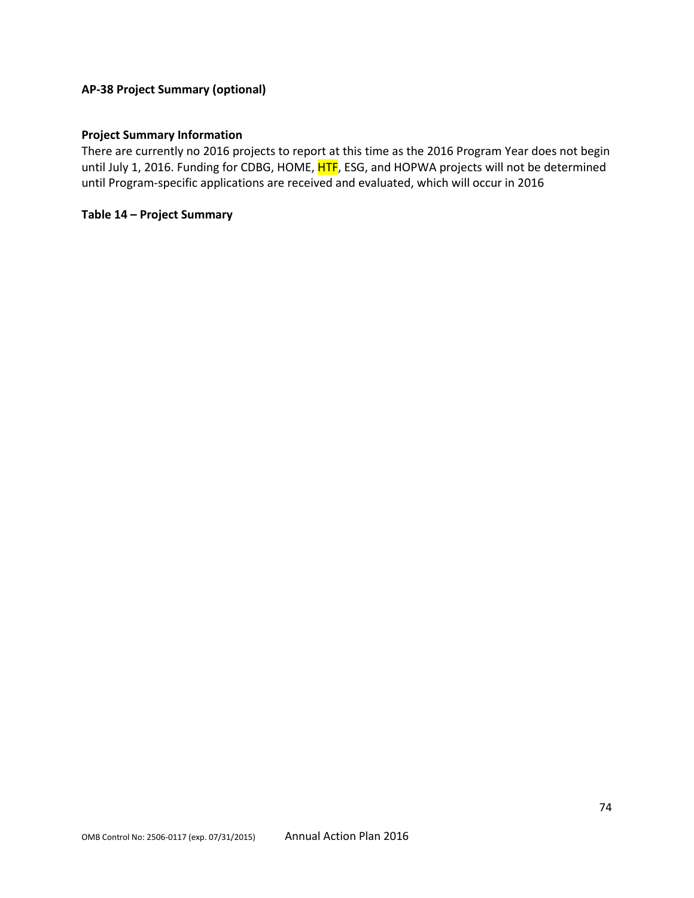## AP-38 Project Summary (optional)

### Project Summary Information

There are currently no 2016 projects to report at this time as the 2016 Program Year does not begin until July 1, 2016. Funding for CDBG, HOME, HTF, ESG, and HOPWA projects will not be determined until Program-specific applications are received and evaluated, which will occur in 2016

**Table 14 – Project Summary**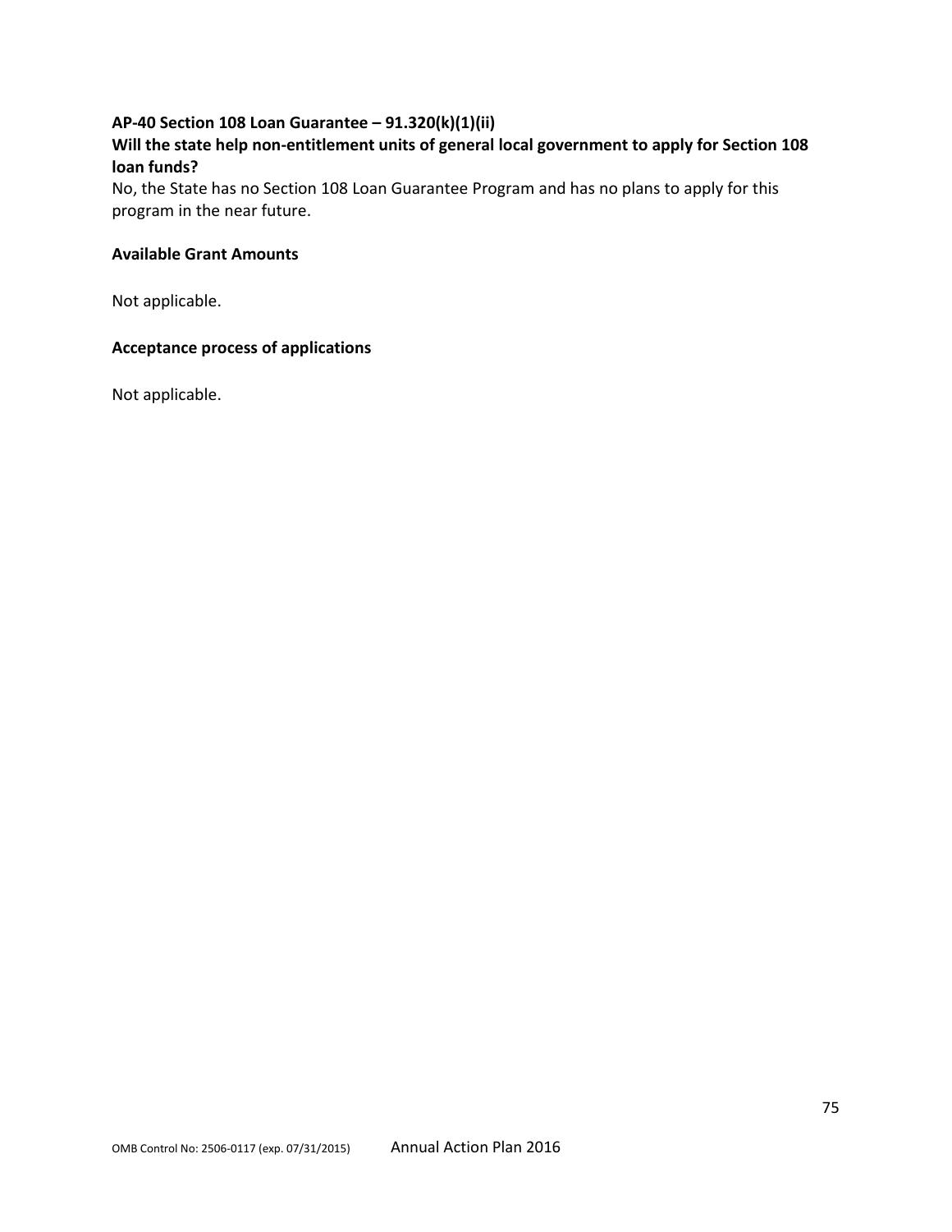**AP-40 Section 108 Loan Guarantee – 91.320(k)(1)(ii)**

**Will the state help non-entitlement units of general local government to apply for Section 108 loan funds?**

No, the State has no Section 108 Loan Guarantee Program and has no plans to apply for this program in the near future.

**Available Grant Amounts**

Not applicable.

**Acceptance process of applications**

Not applicable.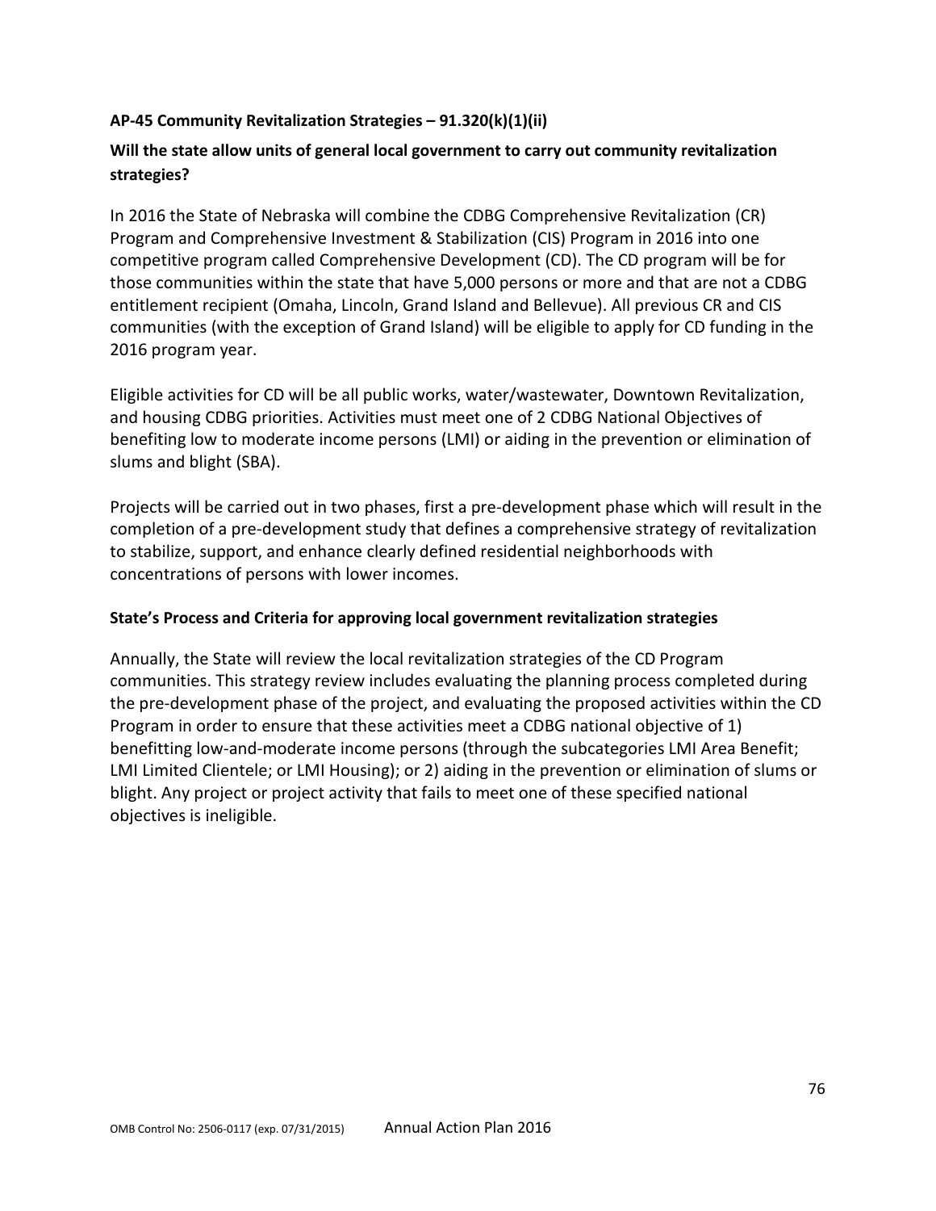## AP-45 Community Revitalization Strategies – 91.320(k)(1)(ii)

### Will the state allow units of general local government to carry out community revitalization strategies?

In 2016 the State of Nebraska will combine the CDBG Comprehensive Revitalization (CR) Program and Comprehensive Investment & Stabilization (CIS) Program in 2016 into one competitive program called Comprehensive Development (CD). The CD program will be for those communities within the state that have 5,000 persons or more and that are not a CDBG entitlement recipient (Omaha, Lincoln, Grand Island and Bellevue). All previous CR and CIS communities (with the exception of Grand Island) will be eligible to apply for CD funding in the 2016 program year.

Eligible activities for CD will be all public works, water/wastewater, Downtown Revitalization, and housing CDBG priorities. Activities must meet one of 2 CDBG National Objectives of benefiting low to moderate income persons (LMI) or aiding in the prevention or elimination of slums and blight (SBA).

Projects will be carried out in two phases, first a pre-development phase which will result in the completion of a pre-development study that defines a comprehensive strategy of revitalization to stabilize, support, and enhance clearly defined residential neighborhoods with concentrations of persons with lower incomes.

### State's Process and Criteria for approving local government revitalization strategies

Annually, the State will review the local revitalization strategies of the CD Program communities. This strategy review includes evaluating the planning process completed during the pre-development phase of the project, and evaluating the proposed activities within the CD Program in order to ensure that these activities meet a CDBG national objective of 1) benefitting low-and-moderate income persons (through the subcategories LMI Area Benefit; LMI Limited Clientele; or LMI Housing); or 2) aiding in the prevention or elimination of slums or blight. Any project or project activity that fails to meet one of these specified national objectives is ineligible.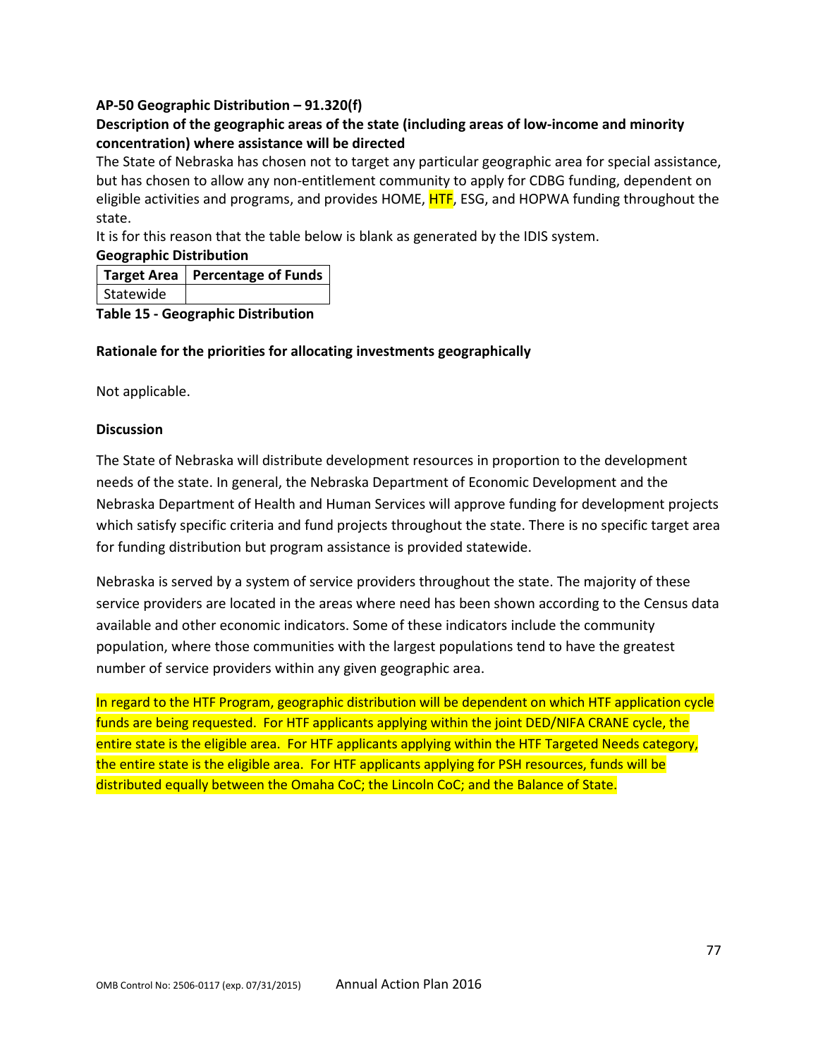**AP-50 Geographic Distribution – 91.320(f)**

**Description of the geographic areas of the state (including areas of low-income and minority concentration) where assistance will be directed**

The State of Nebraska has chosen not to target any particular geographic area for special assistance, but has chosen to allow any non-entitlement community to apply for CDBG funding, dependent on eligible activities and programs, and provides HOME, HTF, ESG, and HOPWA funding throughout the state.

It is for this reason that the table below is blank as generated by the IDIS system.

**Geographic Distribution**

| Target Area | Percentage of Funds |
|---|---|
| Statewide | |

**Table 15 - Geographic Distribution**

**Rationale for the priorities for allocating investments geographically**

Not applicable.

**Discussion**

The State of Nebraska will distribute development resources in proportion to the development needs of the state. In general, the Nebraska Department of Economic Development and the Nebraska Department of Health and Human Services will approve funding for development projects which satisfy specific criteria and fund projects throughout the state. There is no specific target area for funding distribution but program assistance is provided statewide.

Nebraska is served by a system of service providers throughout the state. The majority of these service providers are located in the areas where need has been shown according to the Census data available and other economic indicators. Some of these indicators include the community population, where those communities with the largest populations tend to have the greatest number of service providers within any given geographic area.

In regard to the HTF Program, geographic distribution will be dependent on which HTF application cycle funds are being requested. For HTF applicants applying within the joint DED/NIFA CRANE cycle, the entire state is the eligible area. For HTF applicants applying within the HTF Targeted Needs category, the entire state is the eligible area. For HTF applicants applying for PSH resources, funds will be distributed equally between the Omaha CoC; the Lincoln CoC; and the Balance of State.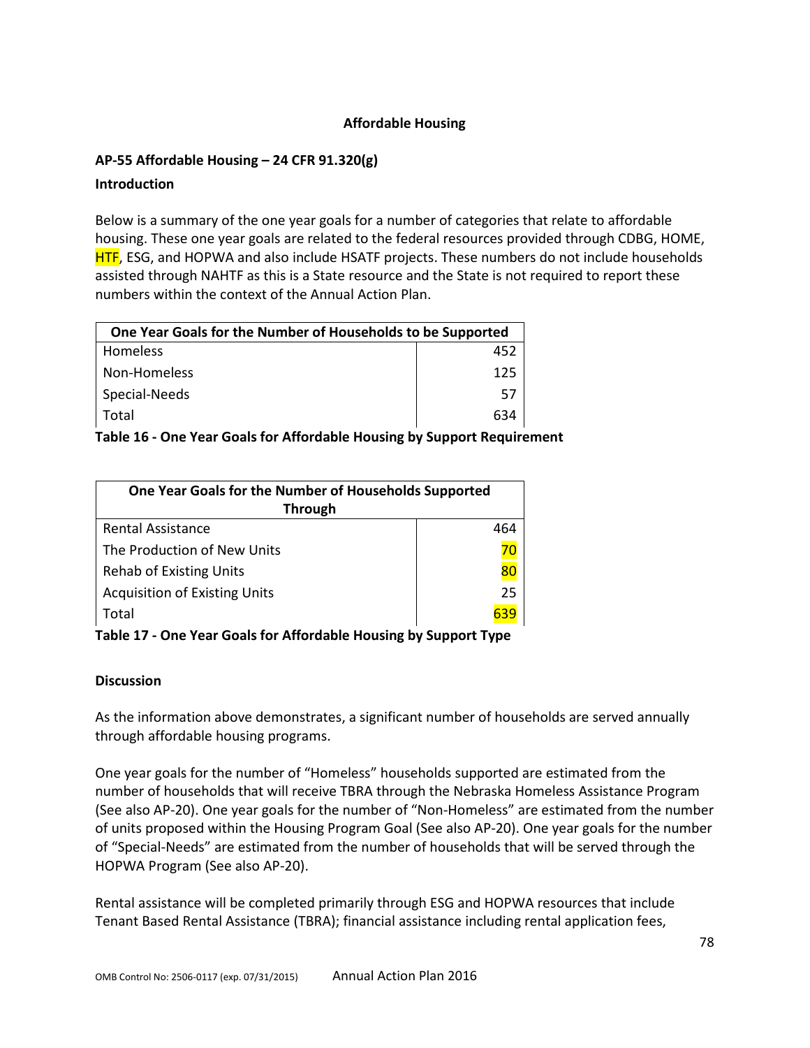## Affordable Housing

### AP-55 Affordable Housing – 24 CFR 91.320(g)

**Introduction**

Below is a summary of the one year goals for a number of categories that relate to affordable housing. These one year goals are related to the federal resources provided through CDBG, HOME, HTF, ESG, and HOPWA and also include HSATF projects. These numbers do not include households assisted through NAHTF as this is a State resource and the State is not required to report these numbers within the context of the Annual Action Plan.

| One Year Goals for the Number of Households to be Supported | |
|---|---|
| Homeless | 452 |
| Non-Homeless | 125 |
| Special-Needs | 57 |
| Total | 634 |

**Table 16 - One Year Goals for Affordable Housing by Support Requirement**

| One Year Goals for the Number of Households Supported Through | |
|---|---|
| Rental Assistance | 464 |
| The Production of New Units | 70 |
| Rehab of Existing Units | 80 |
| Acquisition of Existing Units | 25 |
| Total | 639 |

**Table 17 - One Year Goals for Affordable Housing by Support Type**

**Discussion**

As the information above demonstrates, a significant number of households are served annually through affordable housing programs.

One year goals for the number of "Homeless" households supported are estimated from the number of households that will receive TBRA through the Nebraska Homeless Assistance Program (See also AP-20). One year goals for the number of "Non-Homeless" are estimated from the number of units proposed within the Housing Program Goal (See also AP-20). One year goals for the number of "Special-Needs" are estimated from the number of households that will be served through the HOPWA Program (See also AP-20).

Rental assistance will be completed primarily through ESG and HOPWA resources that include Tenant Based Rental Assistance (TBRA); financial assistance including rental application fees,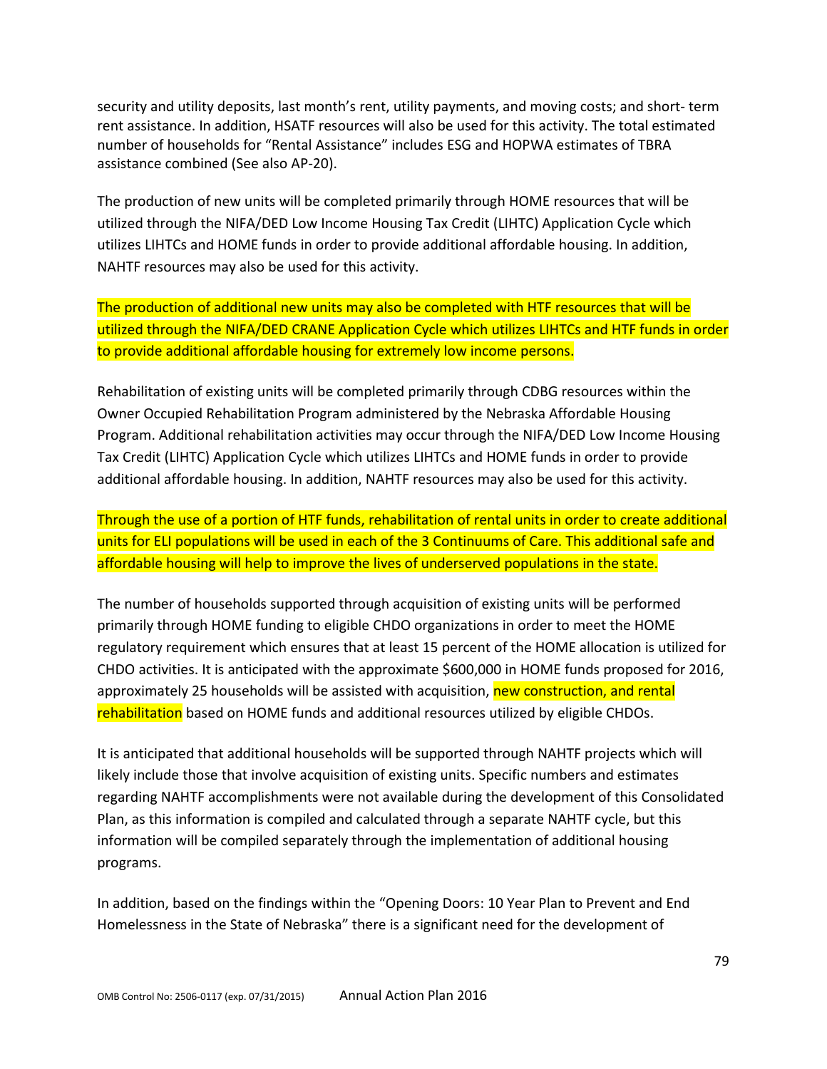security and utility deposits, last month's rent, utility payments, and moving costs; and short- term rent assistance. In addition, HSATF resources will also be used for this activity. The total estimated number of households for "Rental Assistance" includes ESG and HOPWA estimates of TBRA assistance combined (See also AP-20).

The production of new units will be completed primarily through HOME resources that will be utilized through the NIFA/DED Low Income Housing Tax Credit (LIHTC) Application Cycle which utilizes LIHTCs and HOME funds in order to provide additional affordable housing. In addition, NAHTF resources may also be used for this activity.

The production of additional new units may also be completed with HTF resources that will be utilized through the NIFA/DED CRANE Application Cycle which utilizes LIHTCs and HTF funds in order to provide additional affordable housing for extremely low income persons.

Rehabilitation of existing units will be completed primarily through CDBG resources within the Owner Occupied Rehabilitation Program administered by the Nebraska Affordable Housing Program. Additional rehabilitation activities may occur through the NIFA/DED Low Income Housing Tax Credit (LIHTC) Application Cycle which utilizes LIHTCs and HOME funds in order to provide additional affordable housing. In addition, NAHTF resources may also be used for this activity.

Through the use of a portion of HTF funds, rehabilitation of rental units in order to create additional units for ELI populations will be used in each of the 3 Continuums of Care. This additional safe and affordable housing will help to improve the lives of underserved populations in the state.

The number of households supported through acquisition of existing units will be performed primarily through HOME funding to eligible CHDO organizations in order to meet the HOME regulatory requirement which ensures that at least 15 percent of the HOME allocation is utilized for CHDO activities. It is anticipated with the approximate $600,000 in HOME funds proposed for 2016, approximately 25 households will be assisted with acquisition, new construction, and rental rehabilitation based on HOME funds and additional resources utilized by eligible CHDOs.

It is anticipated that additional households will be supported through NAHTF projects which will likely include those that involve acquisition of existing units. Specific numbers and estimates regarding NAHTF accomplishments were not available during the development of this Consolidated Plan, as this information is compiled and calculated through a separate NAHTF cycle, but this information will be compiled separately through the implementation of additional housing programs.

In addition, based on the findings within the "Opening Doors: 10 Year Plan to Prevent and End Homelessness in the State of Nebraska" there is a significant need for the development of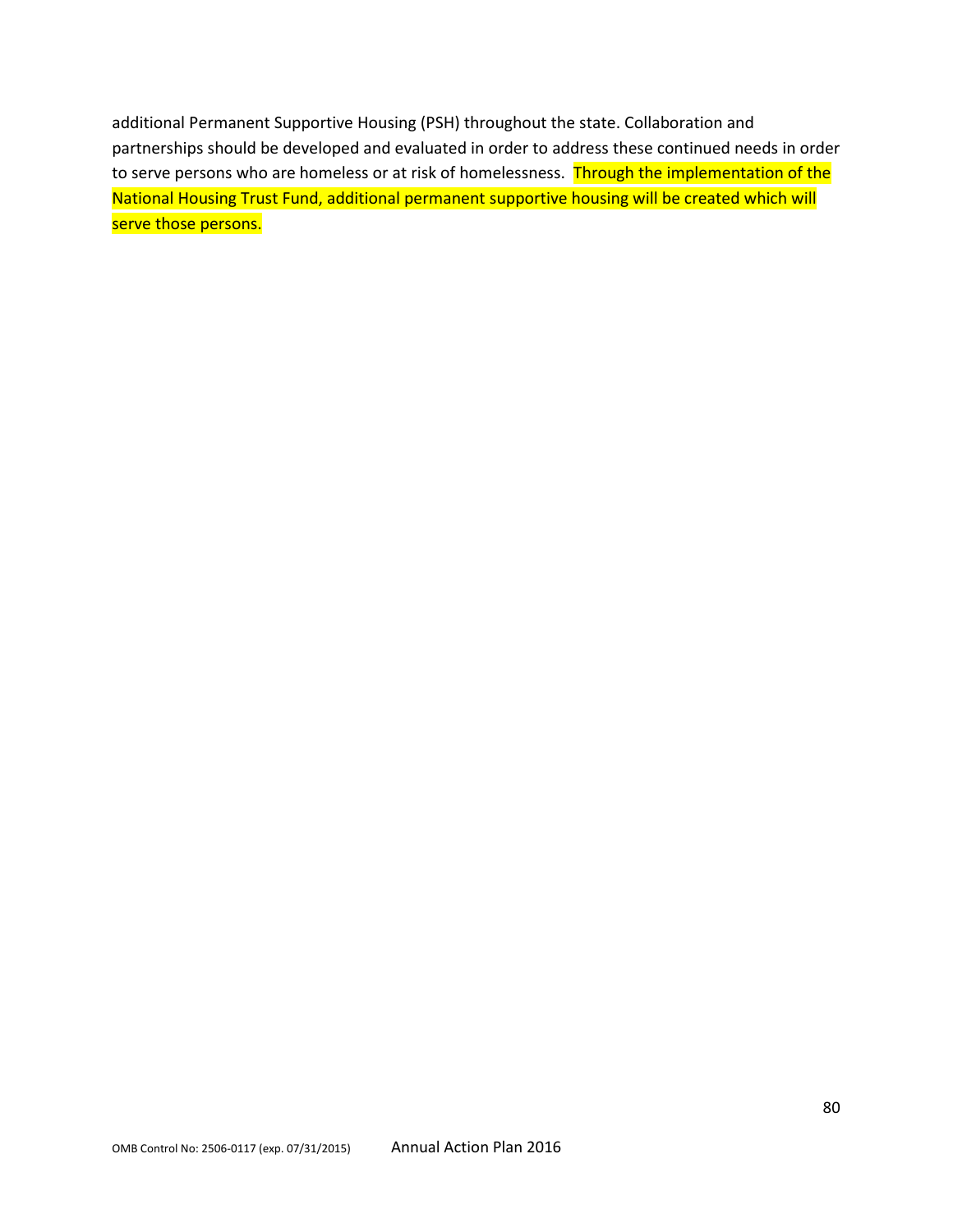additional Permanent Supportive Housing (PSH) throughout the state. Collaboration and partnerships should be developed and evaluated in order to address these continued needs in order to serve persons who are homeless or at risk of homelessness. Through the implementation of the National Housing Trust Fund, additional permanent supportive housing will be created which will serve those persons.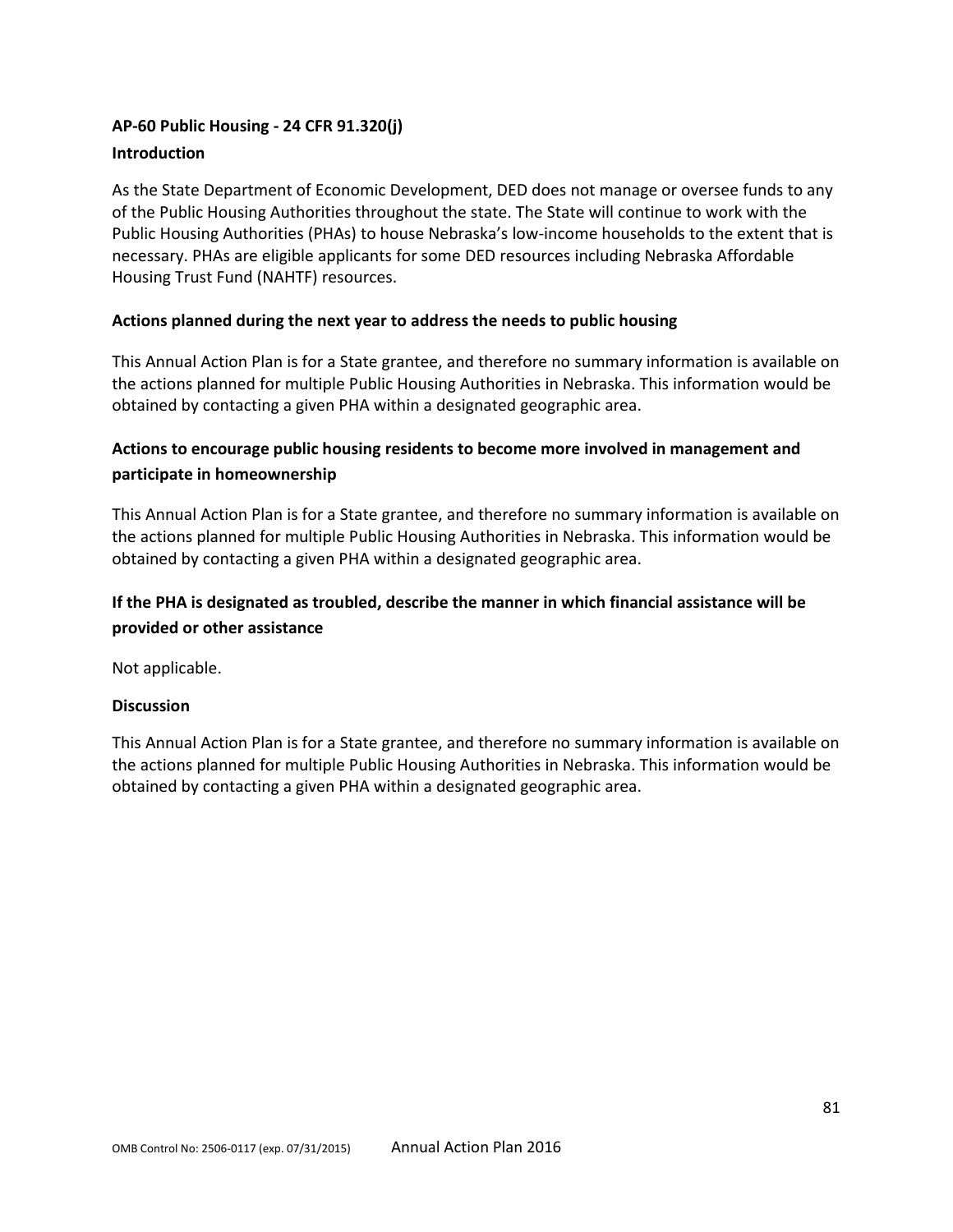## AP-60 Public Housing - 24 CFR 91.320(j)

### Introduction

As the State Department of Economic Development, DED does not manage or oversee funds to any of the Public Housing Authorities throughout the state. The State will continue to work with the Public Housing Authorities (PHAs) to house Nebraska's low-income households to the extent that is necessary. PHAs are eligible applicants for some DED resources including Nebraska Affordable Housing Trust Fund (NAHTF) resources.

### Actions planned during the next year to address the needs to public housing

This Annual Action Plan is for a State grantee, and therefore no summary information is available on the actions planned for multiple Public Housing Authorities in Nebraska. This information would be obtained by contacting a given PHA within a designated geographic area.

### Actions to encourage public housing residents to become more involved in management and participate in homeownership

This Annual Action Plan is for a State grantee, and therefore no summary information is available on the actions planned for multiple Public Housing Authorities in Nebraska. This information would be obtained by contacting a given PHA within a designated geographic area.

### If the PHA is designated as troubled, describe the manner in which financial assistance will be provided or other assistance

Not applicable.

### Discussion

This Annual Action Plan is for a State grantee, and therefore no summary information is available on the actions planned for multiple Public Housing Authorities in Nebraska. This information would be obtained by contacting a given PHA within a designated geographic area.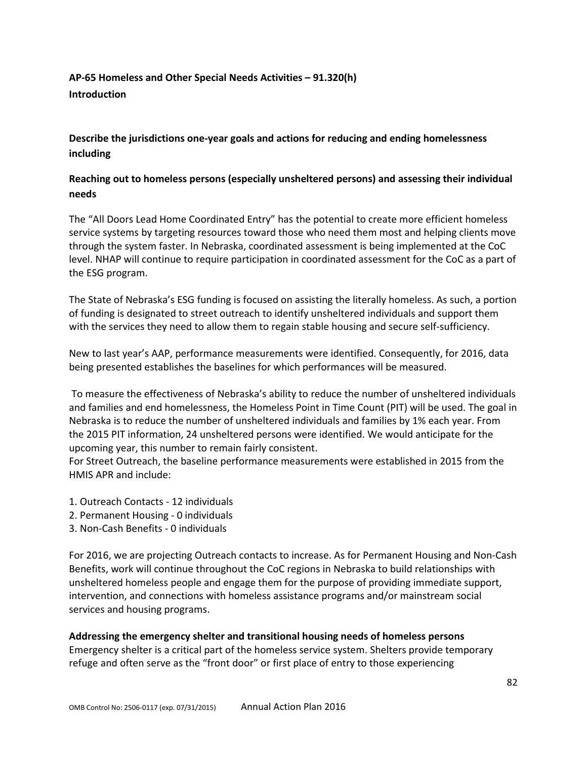**AP-65 Homeless and Other Special Needs Activities – 91.320(h)**

**Introduction**

**Describe the jurisdictions one-year goals and actions for reducing and ending homelessness including**

**Reaching out to homeless persons (especially unsheltered persons) and assessing their individual needs**

The "All Doors Lead Home Coordinated Entry" has the potential to create more efficient homeless service systems by targeting resources toward those who need them most and helping clients move through the system faster. In Nebraska, coordinated assessment is being implemented at the CoC level. NHAP will continue to require participation in coordinated assessment for the CoC as a part of the ESG program.

The State of Nebraska's ESG funding is focused on assisting the literally homeless. As such, a portion of funding is designated to street outreach to identify unsheltered individuals and support them with the services they need to allow them to regain stable housing and secure self-sufficiency.

New to last year's AAP, performance measurements were identified. Consequently, for 2016, data being presented establishes the baselines for which performances will be measured.

To measure the effectiveness of Nebraska's ability to reduce the number of unsheltered individuals and families and end homelessness, the Homeless Point in Time Count (PIT) will be used. The goal in Nebraska is to reduce the number of unsheltered individuals and families by 1% each year. From the 2015 PIT information, 24 unsheltered persons were identified. We would anticipate for the upcoming year, this number to remain fairly consistent.
For Street Outreach, the baseline performance measurements were established in 2015 from the HMIS APR and include:

1. Outreach Contacts - 12 individuals
2. Permanent Housing - 0 individuals
3. Non-Cash Benefits - 0 individuals

For 2016, we are projecting Outreach contacts to increase. As for Permanent Housing and Non-Cash Benefits, work will continue throughout the CoC regions in Nebraska to build relationships with unsheltered homeless people and engage them for the purpose of providing immediate support, intervention, and connections with homeless assistance programs and/or mainstream social services and housing programs.

**Addressing the emergency shelter and transitional housing needs of homeless persons**

Emergency shelter is a critical part of the homeless service system. Shelters provide temporary refuge and often serve as the "front door" or first place of entry to those experiencing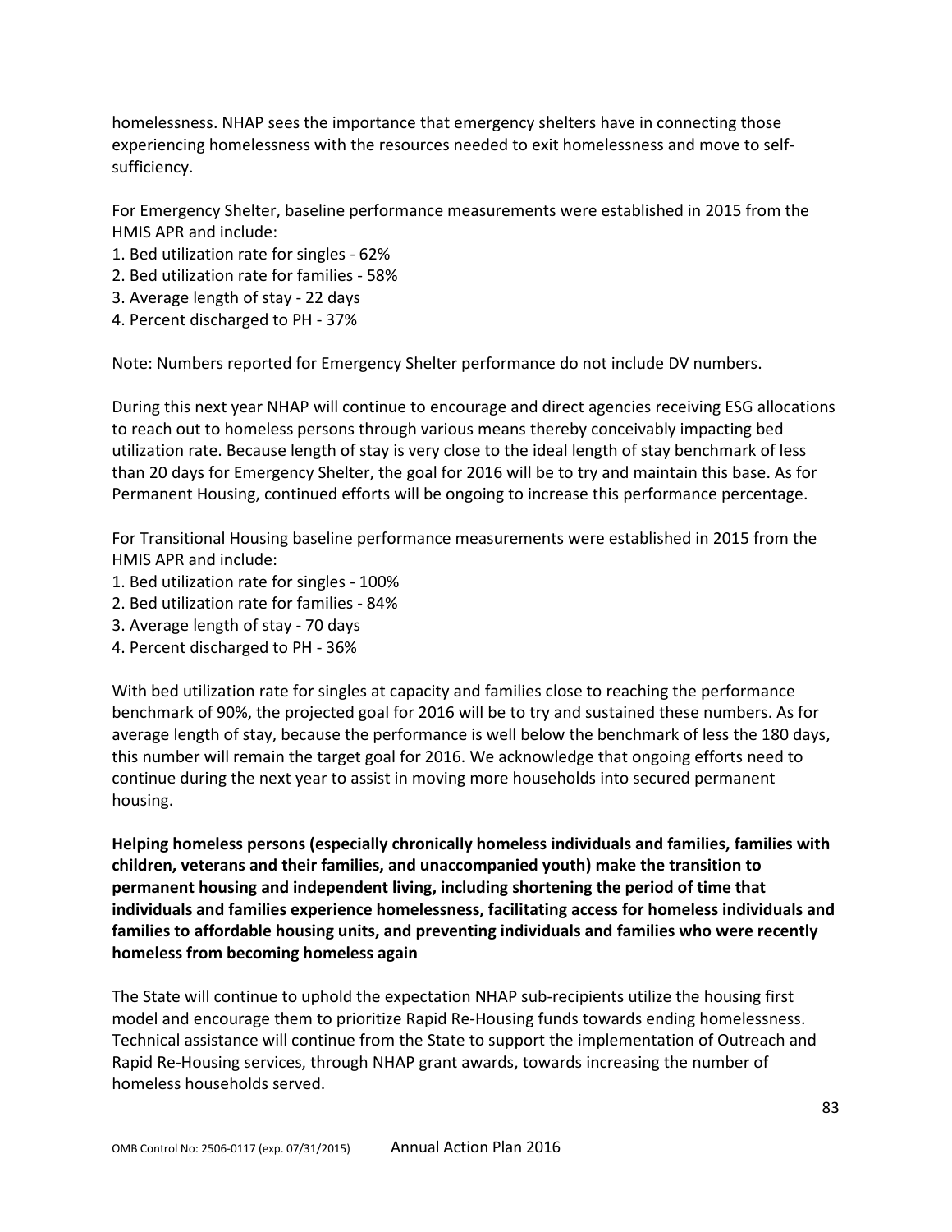homelessness. NHAP sees the importance that emergency shelters have in connecting those experiencing homelessness with the resources needed to exit homelessness and move to self-sufficiency.

For Emergency Shelter, baseline performance measurements were established in 2015 from the HMIS APR and include:

1. Bed utilization rate for singles - 62%
2. Bed utilization rate for families - 58%
3. Average length of stay - 22 days
4. Percent discharged to PH - 37%

Note: Numbers reported for Emergency Shelter performance do not include DV numbers.

During this next year NHAP will continue to encourage and direct agencies receiving ESG allocations to reach out to homeless persons through various means thereby conceivably impacting bed utilization rate. Because length of stay is very close to the ideal length of stay benchmark of less than 20 days for Emergency Shelter, the goal for 2016 will be to try and maintain this base. As for Permanent Housing, continued efforts will be ongoing to increase this performance percentage.

For Transitional Housing baseline performance measurements were established in 2015 from the HMIS APR and include:

1. Bed utilization rate for singles - 100%
2. Bed utilization rate for families - 84%
3. Average length of stay - 70 days
4. Percent discharged to PH - 36%

With bed utilization rate for singles at capacity and families close to reaching the performance benchmark of 90%, the projected goal for 2016 will be to try and sustained these numbers. As for average length of stay, because the performance is well below the benchmark of less the 180 days, this number will remain the target goal for 2016. We acknowledge that ongoing efforts need to continue during the next year to assist in moving more households into secured permanent housing.

**Helping homeless persons (especially chronically homeless individuals and families, families with children, veterans and their families, and unaccompanied youth) make the transition to permanent housing and independent living, including shortening the period of time that individuals and families experience homelessness, facilitating access for homeless individuals and families to affordable housing units, and preventing individuals and families who were recently homeless from becoming homeless again**

The State will continue to uphold the expectation NHAP sub-recipients utilize the housing first model and encourage them to prioritize Rapid Re-Housing funds towards ending homelessness. Technical assistance will continue from the State to support the implementation of Outreach and Rapid Re-Housing services, through NHAP grant awards, towards increasing the number of homeless households served.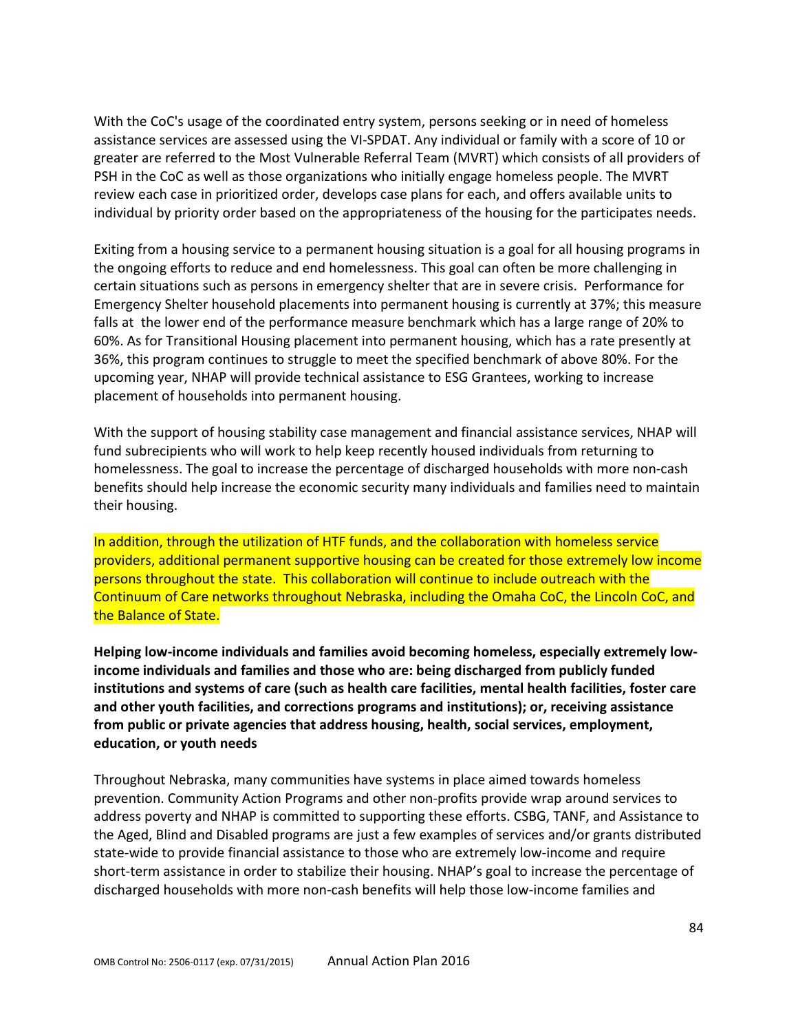With the CoC's usage of the coordinated entry system, persons seeking or in need of homeless assistance services are assessed using the VI-SPDAT. Any individual or family with a score of 10 or greater are referred to the Most Vulnerable Referral Team (MVRT) which consists of all providers of PSH in the CoC as well as those organizations who initially engage homeless people. The MVRT review each case in prioritized order, develops case plans for each, and offers available units to individual by priority order based on the appropriateness of the housing for the participates needs.

Exiting from a housing service to a permanent housing situation is a goal for all housing programs in the ongoing efforts to reduce and end homelessness. This goal can often be more challenging in certain situations such as persons in emergency shelter that are in severe crisis. Performance for Emergency Shelter household placements into permanent housing is currently at 37%; this measure falls at the lower end of the performance measure benchmark which has a large range of 20% to 60%. As for Transitional Housing placement into permanent housing, which has a rate presently at 36%, this program continues to struggle to meet the specified benchmark of above 80%. For the upcoming year, NHAP will provide technical assistance to ESG Grantees, working to increase placement of households into permanent housing.

With the support of housing stability case management and financial assistance services, NHAP will fund subrecipients who will work to help keep recently housed individuals from returning to homelessness. The goal to increase the percentage of discharged households with more non-cash benefits should help increase the economic security many individuals and families need to maintain their housing.

In addition, through the utilization of HTF funds, and the collaboration with homeless service providers, additional permanent supportive housing can be created for those extremely low income persons throughout the state. This collaboration will continue to include outreach with the Continuum of Care networks throughout Nebraska, including the Omaha CoC, the Lincoln CoC, and the Balance of State.

**Helping low-income individuals and families avoid becoming homeless, especially extremely low-income individuals and families and those who are: being discharged from publicly funded institutions and systems of care (such as health care facilities, mental health facilities, foster care and other youth facilities, and corrections programs and institutions); or, receiving assistance from public or private agencies that address housing, health, social services, employment, education, or youth needs**

Throughout Nebraska, many communities have systems in place aimed towards homeless prevention. Community Action Programs and other non-profits provide wrap around services to address poverty and NHAP is committed to supporting these efforts. CSBG, TANF, and Assistance to the Aged, Blind and Disabled programs are just a few examples of services and/or grants distributed state-wide to provide financial assistance to those who are extremely low-income and require short-term assistance in order to stabilize their housing. NHAP's goal to increase the percentage of discharged households with more non-cash benefits will help those low-income families and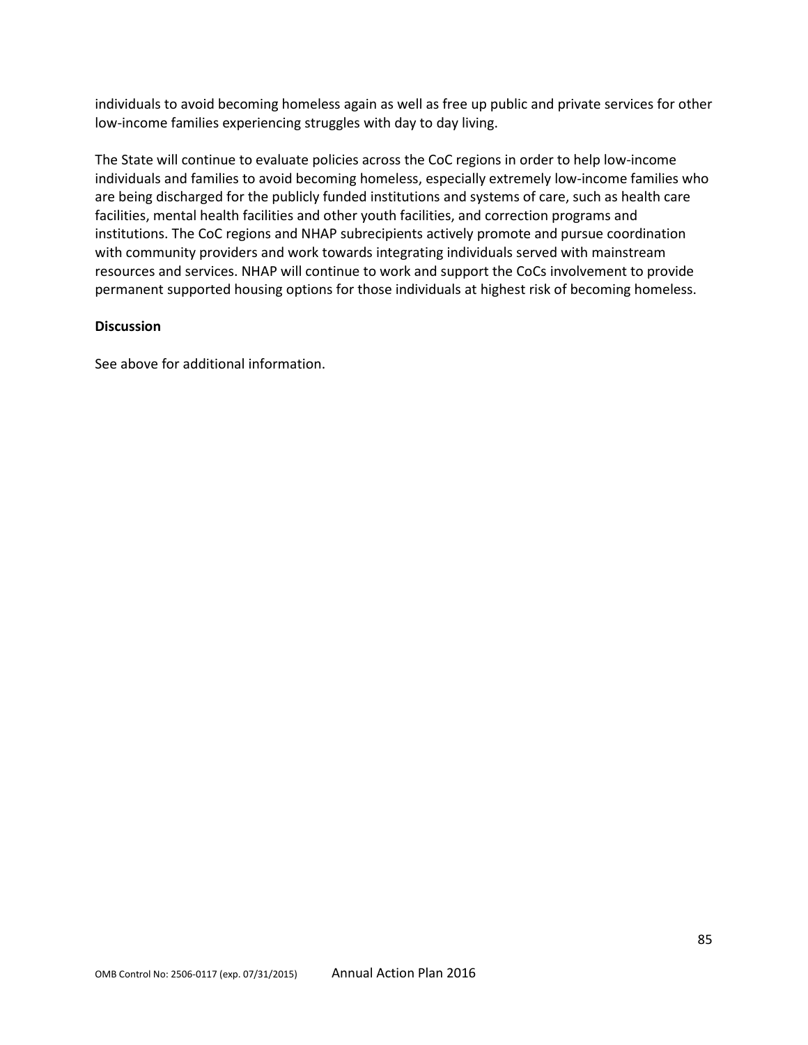individuals to avoid becoming homeless again as well as free up public and private services for other low-income families experiencing struggles with day to day living.

The State will continue to evaluate policies across the CoC regions in order to help low-income individuals and families to avoid becoming homeless, especially extremely low-income families who are being discharged for the publicly funded institutions and systems of care, such as health care facilities, mental health facilities and other youth facilities, and correction programs and institutions. The CoC regions and NHAP subrecipients actively promote and pursue coordination with community providers and work towards integrating individuals served with mainstream resources and services. NHAP will continue to work and support the CoCs involvement to provide permanent supported housing options for those individuals at highest risk of becoming homeless.

**Discussion**

See above for additional information.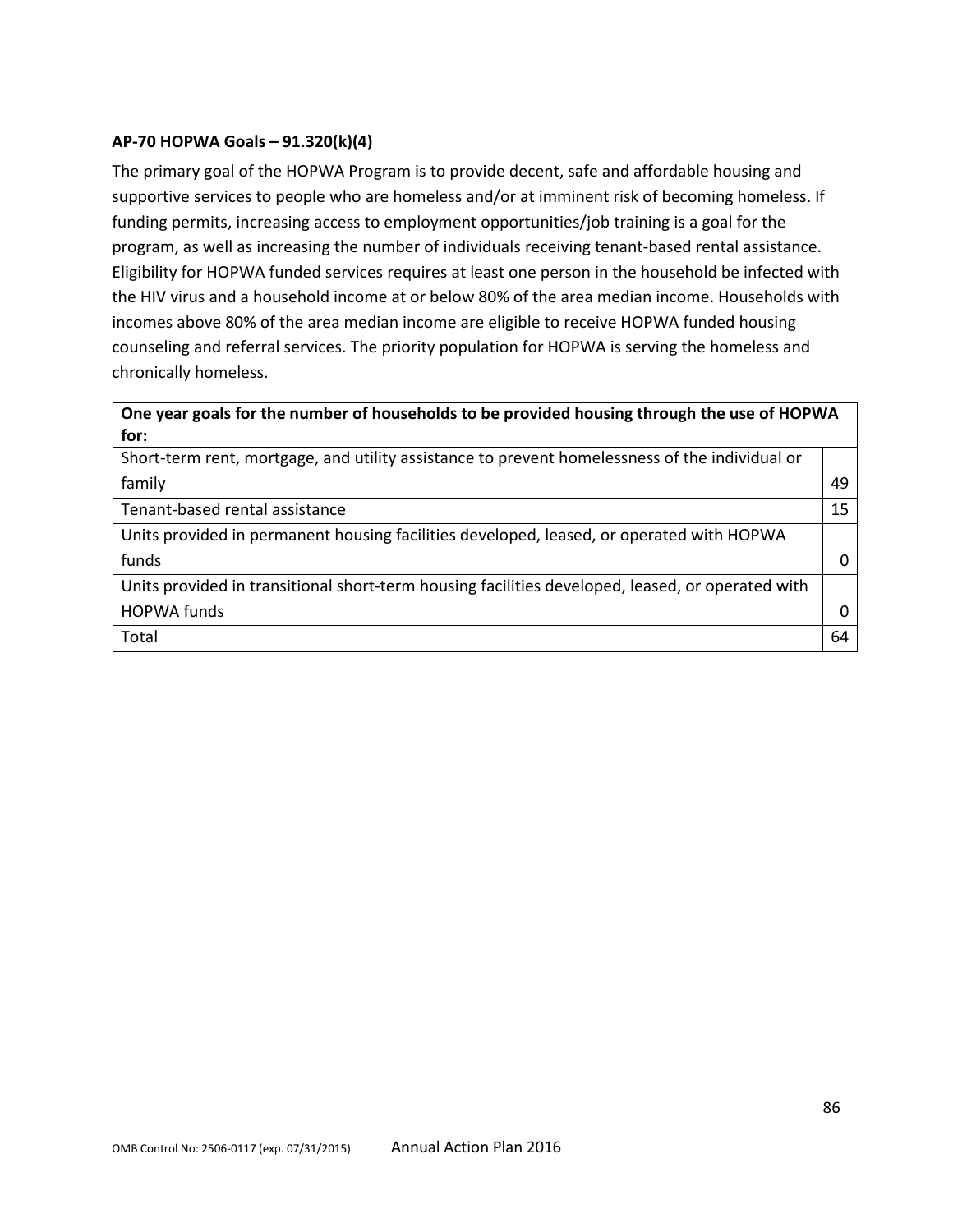**AP-70 HOPWA Goals – 91.320(k)(4)**

The primary goal of the HOPWA Program is to provide decent, safe and affordable housing and supportive services to people who are homeless and/or at imminent risk of becoming homeless. If funding permits, increasing access to employment opportunities/job training is a goal for the program, as well as increasing the number of individuals receiving tenant-based rental assistance. Eligibility for HOPWA funded services requires at least one person in the household be infected with the HIV virus and a household income at or below 80% of the area median income. Households with incomes above 80% of the area median income are eligible to receive HOPWA funded housing counseling and referral services. The priority population for HOPWA is serving the homeless and chronically homeless.

| **One year goals for the number of households to be provided housing through the use of HOPWA for:** | |
|---|---|
| Short-term rent, mortgage, and utility assistance to prevent homelessness of the individual or family | 49 |
| Tenant-based rental assistance | 15 |
| Units provided in permanent housing facilities developed, leased, or operated with HOPWA funds | 0 |
| Units provided in transitional short-term housing facilities developed, leased, or operated with HOPWA funds | 0 |
| Total | 64 |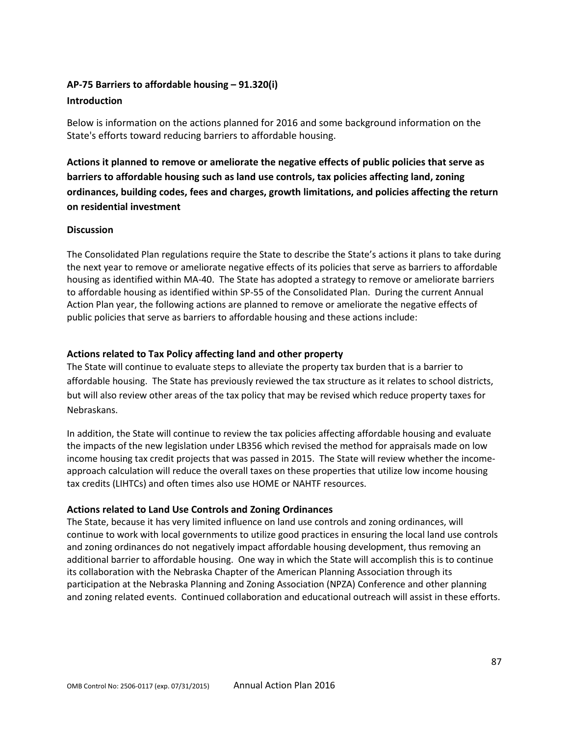## AP-75 Barriers to affordable housing – 91.320(i)

### Introduction

Below is information on the actions planned for 2016 and some background information on the State's efforts toward reducing barriers to affordable housing.

### Actions it planned to remove or ameliorate the negative effects of public policies that serve as barriers to affordable housing such as land use controls, tax policies affecting land, zoning ordinances, building codes, fees and charges, growth limitations, and policies affecting the return on residential investment

### Discussion

The Consolidated Plan regulations require the State to describe the State's actions it plans to take during the next year to remove or ameliorate negative effects of its policies that serve as barriers to affordable housing as identified within MA-40. The State has adopted a strategy to remove or ameliorate barriers to affordable housing as identified within SP-55 of the Consolidated Plan. During the current Annual Action Plan year, the following actions are planned to remove or ameliorate the negative effects of public policies that serve as barriers to affordable housing and these actions include:

**Actions related to Tax Policy affecting land and other property**

The State will continue to evaluate steps to alleviate the property tax burden that is a barrier to affordable housing. The State has previously reviewed the tax structure as it relates to school districts, but will also review other areas of the tax policy that may be revised which reduce property taxes for Nebraskans.

In addition, the State will continue to review the tax policies affecting affordable housing and evaluate the impacts of the new legislation under LB356 which revised the method for appraisals made on low income housing tax credit projects that was passed in 2015. The State will review whether the income-approach calculation will reduce the overall taxes on these properties that utilize low income housing tax credits (LIHTCs) and often times also use HOME or NAHTF resources.

**Actions related to Land Use Controls and Zoning Ordinances**

The State, because it has very limited influence on land use controls and zoning ordinances, will continue to work with local governments to utilize good practices in ensuring the local land use controls and zoning ordinances do not negatively impact affordable housing development, thus removing an additional barrier to affordable housing. One way in which the State will accomplish this is to continue its collaboration with the Nebraska Chapter of the American Planning Association through its participation at the Nebraska Planning and Zoning Association (NPZA) Conference and other planning and zoning related events. Continued collaboration and educational outreach will assist in these efforts.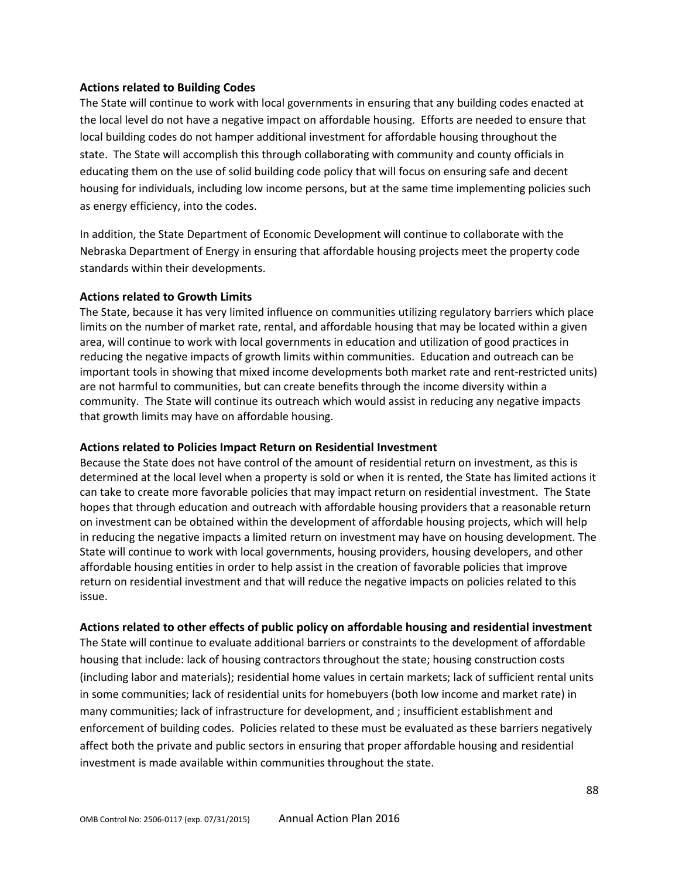**Actions related to Building Codes**

The State will continue to work with local governments in ensuring that any building codes enacted at the local level do not have a negative impact on affordable housing. Efforts are needed to ensure that local building codes do not hamper additional investment for affordable housing throughout the state. The State will accomplish this through collaborating with community and county officials in educating them on the use of solid building code policy that will focus on ensuring safe and decent housing for individuals, including low income persons, but at the same time implementing policies such as energy efficiency, into the codes.

In addition, the State Department of Economic Development will continue to collaborate with the Nebraska Department of Energy in ensuring that affordable housing projects meet the property code standards within their developments.

**Actions related to Growth Limits**

The State, because it has very limited influence on communities utilizing regulatory barriers which place limits on the number of market rate, rental, and affordable housing that may be located within a given area, will continue to work with local governments in education and utilization of good practices in reducing the negative impacts of growth limits within communities. Education and outreach can be important tools in showing that mixed income developments both market rate and rent-restricted units) are not harmful to communities, but can create benefits through the income diversity within a community. The State will continue its outreach which would assist in reducing any negative impacts that growth limits may have on affordable housing.

**Actions related to Policies Impact Return on Residential Investment**

Because the State does not have control of the amount of residential return on investment, as this is determined at the local level when a property is sold or when it is rented, the State has limited actions it can take to create more favorable policies that may impact return on residential investment. The State hopes that through education and outreach with affordable housing providers that a reasonable return on investment can be obtained within the development of affordable housing projects, which will help in reducing the negative impacts a limited return on investment may have on housing development. The State will continue to work with local governments, housing providers, housing developers, and other affordable housing entities in order to help assist in the creation of favorable policies that improve return on residential investment and that will reduce the negative impacts on policies related to this issue.

**Actions related to other effects of public policy on affordable housing and residential investment**

The State will continue to evaluate additional barriers or constraints to the development of affordable housing that include: lack of housing contractors throughout the state; housing construction costs (including labor and materials); residential home values in certain markets; lack of sufficient rental units in some communities; lack of residential units for homebuyers (both low income and market rate) in many communities; lack of infrastructure for development, and ; insufficient establishment and enforcement of building codes. Policies related to these must be evaluated as these barriers negatively affect both the private and public sectors in ensuring that proper affordable housing and residential investment is made available within communities throughout the state.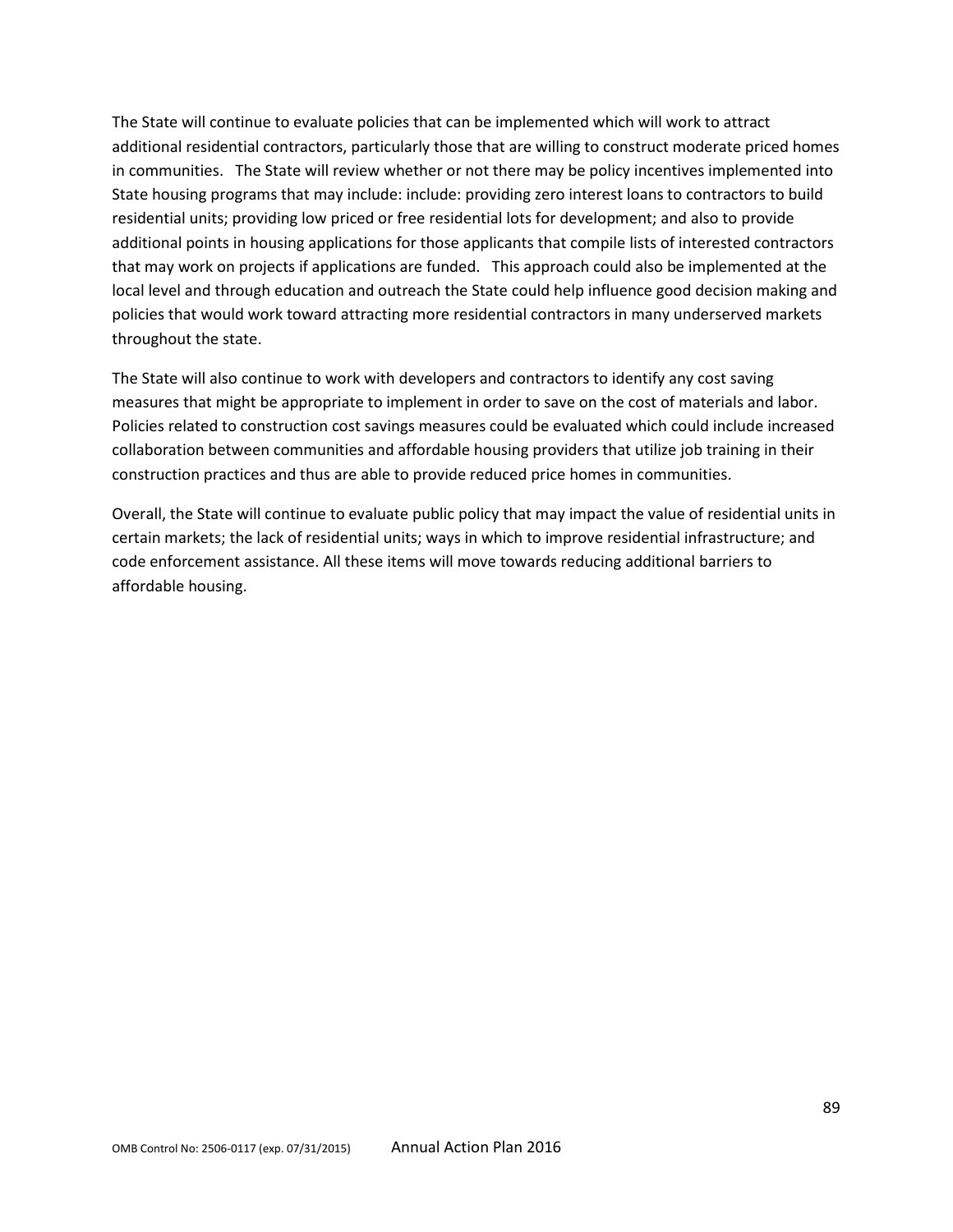The State will continue to evaluate policies that can be implemented which will work to attract additional residential contractors, particularly those that are willing to construct moderate priced homes in communities. The State will review whether or not there may be policy incentives implemented into State housing programs that may include: include: providing zero interest loans to contractors to build residential units; providing low priced or free residential lots for development; and also to provide additional points in housing applications for those applicants that compile lists of interested contractors that may work on projects if applications are funded. This approach could also be implemented at the local level and through education and outreach the State could help influence good decision making and policies that would work toward attracting more residential contractors in many underserved markets throughout the state.

The State will also continue to work with developers and contractors to identify any cost saving measures that might be appropriate to implement in order to save on the cost of materials and labor. Policies related to construction cost savings measures could be evaluated which could include increased collaboration between communities and affordable housing providers that utilize job training in their construction practices and thus are able to provide reduced price homes in communities.

Overall, the State will continue to evaluate public policy that may impact the value of residential units in certain markets; the lack of residential units; ways in which to improve residential infrastructure; and code enforcement assistance. All these items will move towards reducing additional barriers to affordable housing.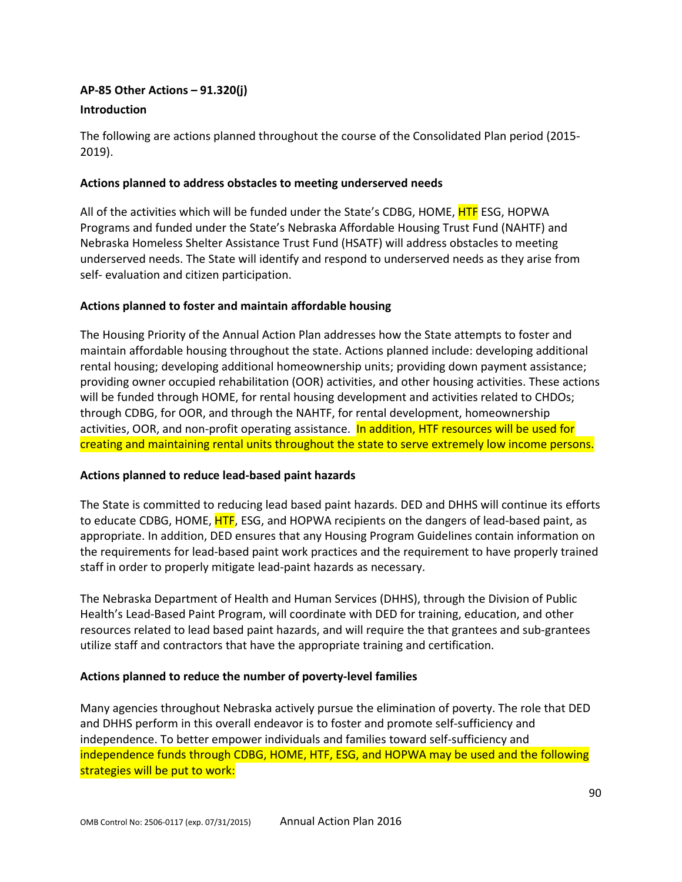**AP-85 Other Actions – 91.320(j)**

**Introduction**

The following are actions planned throughout the course of the Consolidated Plan period (2015-2019).

**Actions planned to address obstacles to meeting underserved needs**

All of the activities which will be funded under the State's CDBG, HOME, HTF ESG, HOPWA Programs and funded under the State's Nebraska Affordable Housing Trust Fund (NAHTF) and Nebraska Homeless Shelter Assistance Trust Fund (HSATF) will address obstacles to meeting underserved needs. The State will identify and respond to underserved needs as they arise from self- evaluation and citizen participation.

**Actions planned to foster and maintain affordable housing**

The Housing Priority of the Annual Action Plan addresses how the State attempts to foster and maintain affordable housing throughout the state. Actions planned include: developing additional rental housing; developing additional homeownership units; providing down payment assistance; providing owner occupied rehabilitation (OOR) activities, and other housing activities. These actions will be funded through HOME, for rental housing development and activities related to CHDOs; through CDBG, for OOR, and through the NAHTF, for rental development, homeownership activities, OOR, and non-profit operating assistance. In addition, HTF resources will be used for creating and maintaining rental units throughout the state to serve extremely low income persons.

**Actions planned to reduce lead-based paint hazards**

The State is committed to reducing lead based paint hazards. DED and DHHS will continue its efforts to educate CDBG, HOME, HTF, ESG, and HOPWA recipients on the dangers of lead-based paint, as appropriate. In addition, DED ensures that any Housing Program Guidelines contain information on the requirements for lead-based paint work practices and the requirement to have properly trained staff in order to properly mitigate lead-paint hazards as necessary.

The Nebraska Department of Health and Human Services (DHHS), through the Division of Public Health's Lead-Based Paint Program, will coordinate with DED for training, education, and other resources related to lead based paint hazards, and will require the that grantees and sub-grantees utilize staff and contractors that have the appropriate training and certification.

**Actions planned to reduce the number of poverty-level families**

Many agencies throughout Nebraska actively pursue the elimination of poverty. The role that DED and DHHS perform in this overall endeavor is to foster and promote self-sufficiency and independence. To better empower individuals and families toward self-sufficiency and independence funds through CDBG, HOME, HTF, ESG, and HOPWA may be used and the following strategies will be put to work: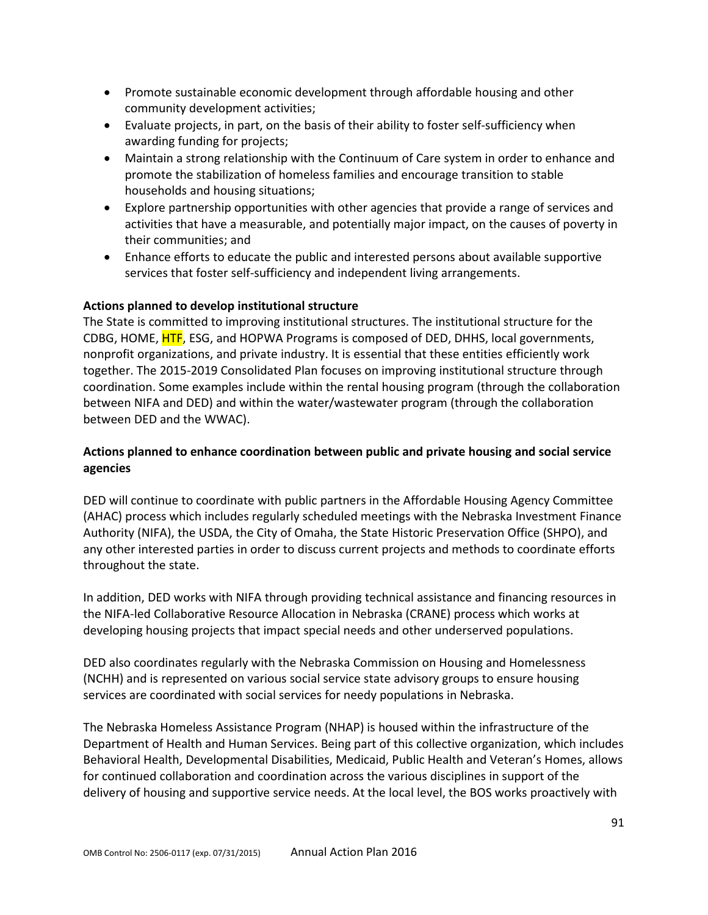- Promote sustainable economic development through affordable housing and other community development activities;
- Evaluate projects, in part, on the basis of their ability to foster self-sufficiency when awarding funding for projects;
- Maintain a strong relationship with the Continuum of Care system in order to enhance and promote the stabilization of homeless families and encourage transition to stable households and housing situations;
- Explore partnership opportunities with other agencies that provide a range of services and activities that have a measurable, and potentially major impact, on the causes of poverty in their communities; and
- Enhance efforts to educate the public and interested persons about available supportive services that foster self-sufficiency and independent living arrangements.

**Actions planned to develop institutional structure**

The State is committed to improving institutional structures. The institutional structure for the CDBG, HOME, HTF, ESG, and HOPWA Programs is composed of DED, DHHS, local governments, nonprofit organizations, and private industry. It is essential that these entities efficiently work together. The 2015-2019 Consolidated Plan focuses on improving institutional structure through coordination. Some examples include within the rental housing program (through the collaboration between NIFA and DED) and within the water/wastewater program (through the collaboration between DED and the WWAC).

**Actions planned to enhance coordination between public and private housing and social service agencies**

DED will continue to coordinate with public partners in the Affordable Housing Agency Committee (AHAC) process which includes regularly scheduled meetings with the Nebraska Investment Finance Authority (NIFA), the USDA, the City of Omaha, the State Historic Preservation Office (SHPO), and any other interested parties in order to discuss current projects and methods to coordinate efforts throughout the state.

In addition, DED works with NIFA through providing technical assistance and financing resources in the NIFA-led Collaborative Resource Allocation in Nebraska (CRANE) process which works at developing housing projects that impact special needs and other underserved populations.

DED also coordinates regularly with the Nebraska Commission on Housing and Homelessness (NCHH) and is represented on various social service state advisory groups to ensure housing services are coordinated with social services for needy populations in Nebraska.

The Nebraska Homeless Assistance Program (NHAP) is housed within the infrastructure of the Department of Health and Human Services. Being part of this collective organization, which includes Behavioral Health, Developmental Disabilities, Medicaid, Public Health and Veteran's Homes, allows for continued collaboration and coordination across the various disciplines in support of the delivery of housing and supportive service needs. At the local level, the BOS works proactively with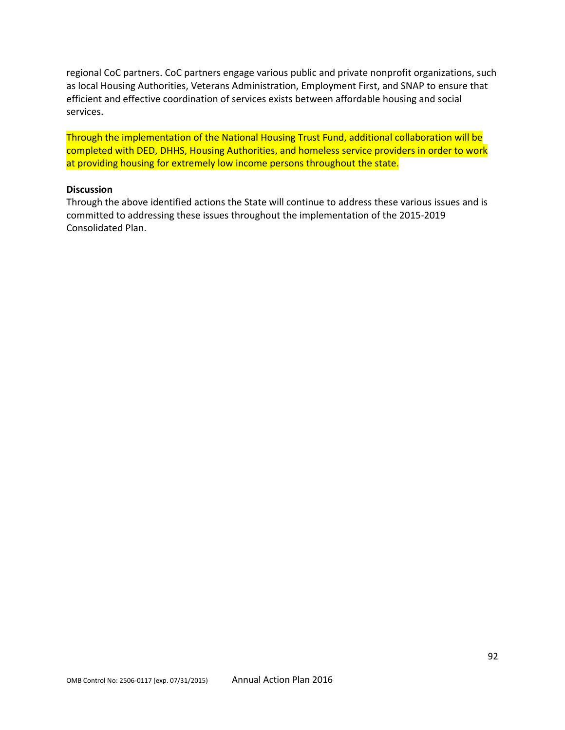regional CoC partners. CoC partners engage various public and private nonprofit organizations, such as local Housing Authorities, Veterans Administration, Employment First, and SNAP to ensure that efficient and effective coordination of services exists between affordable housing and social services.

Through the implementation of the National Housing Trust Fund, additional collaboration will be completed with DED, DHHS, Housing Authorities, and homeless service providers in order to work at providing housing for extremely low income persons throughout the state.

**Discussion**

Through the above identified actions the State will continue to address these various issues and is committed to addressing these issues throughout the implementation of the 2015-2019 Consolidated Plan.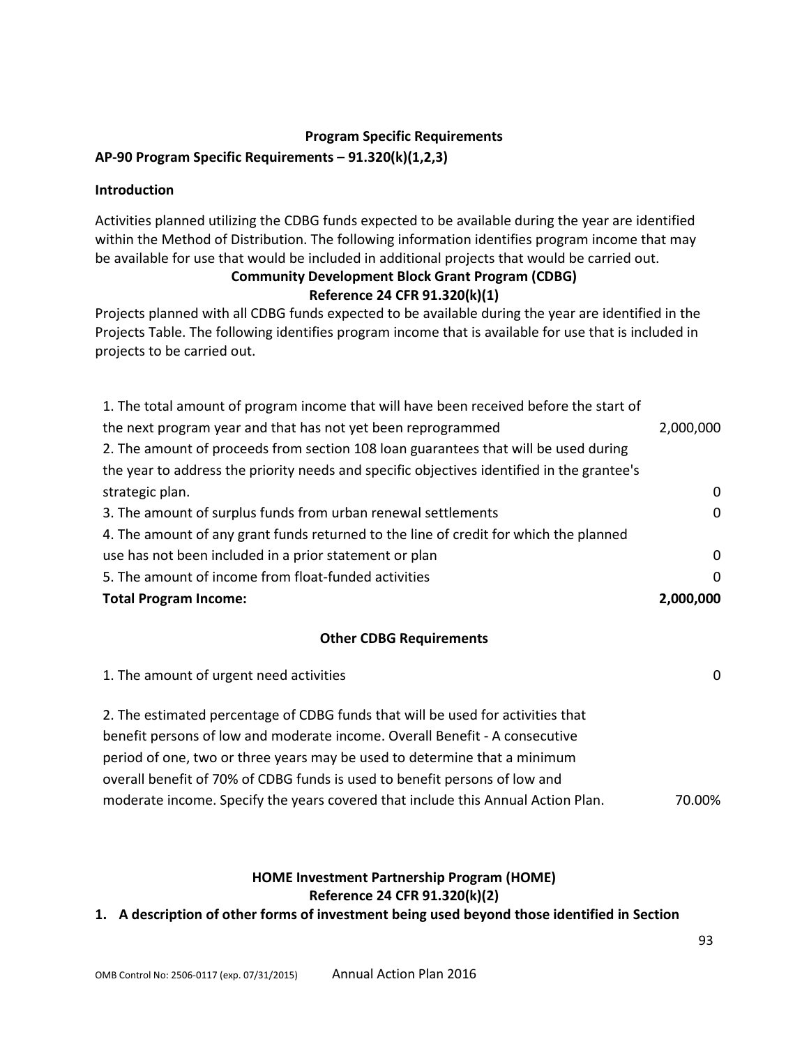## Program Specific Requirements

### AP-90 Program Specific Requirements – 91.320(k)(1,2,3)

**Introduction**

Activities planned utilizing the CDBG funds expected to be available during the year are identified within the Method of Distribution. The following information identifies program income that may be available for use that would be included in additional projects that would be carried out.

**Community Development Block Grant Program (CDBG)**
**Reference 24 CFR 91.320(k)(1)**

Projects planned with all CDBG funds expected to be available during the year are identified in the Projects Table. The following identifies program income that is available for use that is included in projects to be carried out.

| | |
|---|---|
| 1. The total amount of program income that will have been received before the start of the next program year and that has not yet been reprogrammed | 2,000,000 |
| 2. The amount of proceeds from section 108 loan guarantees that will be used during the year to address the priority needs and specific objectives identified in the grantee's strategic plan. | 0 |
| 3. The amount of surplus funds from urban renewal settlements | 0 |
| 4. The amount of any grant funds returned to the line of credit for which the planned use has not been included in a prior statement or plan | 0 |
| 5. The amount of income from float-funded activities | 0 |
| **Total Program Income:** | **2,000,000** |

**Other CDBG Requirements**

| | |
|---|---|
| 1. The amount of urgent need activities | 0 |
| 2. The estimated percentage of CDBG funds that will be used for activities that benefit persons of low and moderate income. Overall Benefit - A consecutive period of one, two or three years may be used to determine that a minimum overall benefit of 70% of CDBG funds is used to benefit persons of low and moderate income. Specify the years covered that include this Annual Action Plan. | 70.00% |

**HOME Investment Partnership Program (HOME)**
**Reference 24 CFR 91.320(k)(2)**

**1. A description of other forms of investment being used beyond those identified in Section**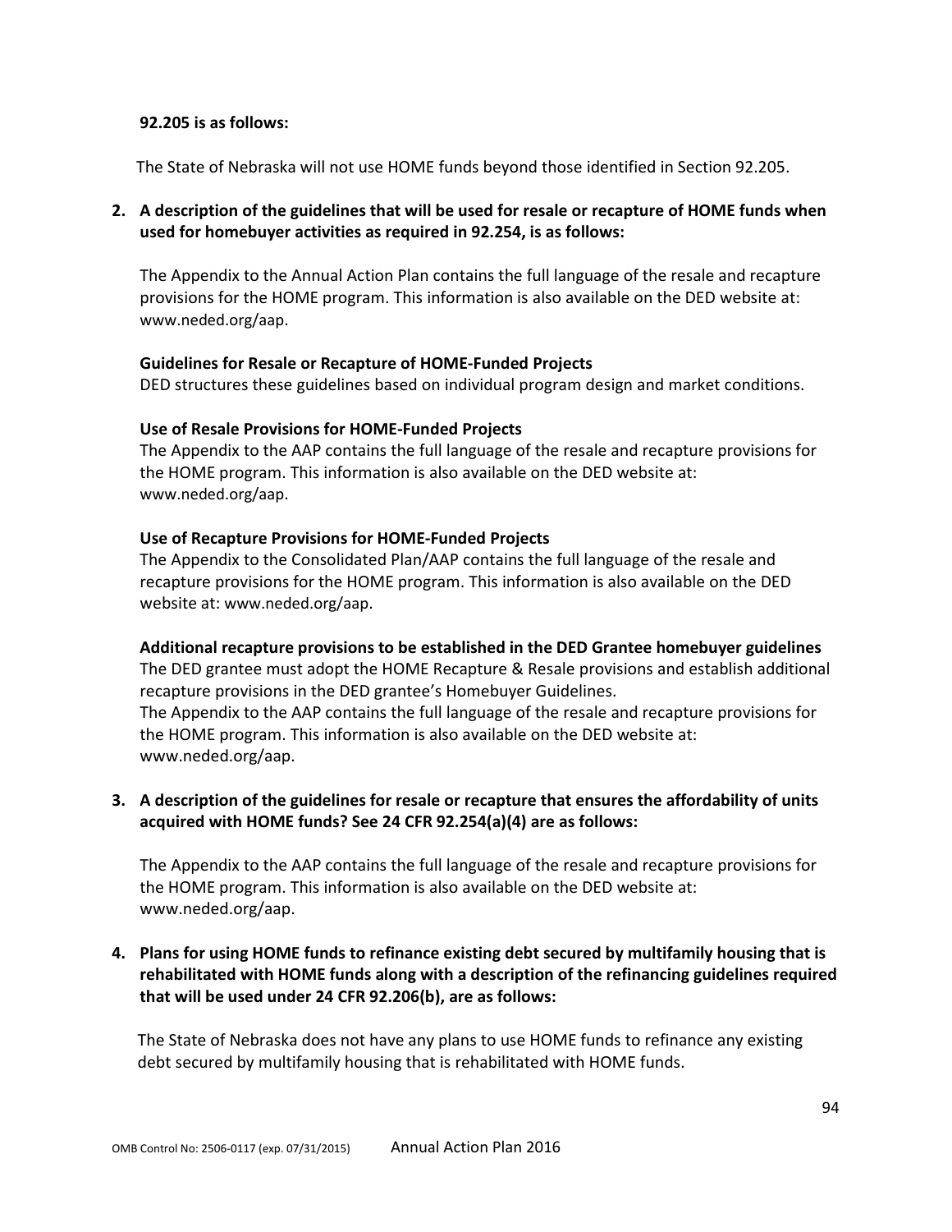**92.205 is as follows:**

The State of Nebraska will not use HOME funds beyond those identified in Section 92.205.

2. **A description of the guidelines that will be used for resale or recapture of HOME funds when used for homebuyer activities as required in 92.254, is as follows:**

   The Appendix to the Annual Action Plan contains the full language of the resale and recapture provisions for the HOME program. This information is also available on the DED website at: www.neded.org/aap.

   **Guidelines for Resale or Recapture of HOME-Funded Projects**
   DED structures these guidelines based on individual program design and market conditions.

   **Use of Resale Provisions for HOME-Funded Projects**
   The Appendix to the AAP contains the full language of the resale and recapture provisions for the HOME program. This information is also available on the DED website at: www.neded.org/aap.

   **Use of Recapture Provisions for HOME-Funded Projects**
   The Appendix to the Consolidated Plan/AAP contains the full language of the resale and recapture provisions for the HOME program. This information is also available on the DED website at: www.neded.org/aap.

   **Additional recapture provisions to be established in the DED Grantee homebuyer guidelines**
   The DED grantee must adopt the HOME Recapture & Resale provisions and establish additional recapture provisions in the DED grantee's Homebuyer Guidelines.
   The Appendix to the AAP contains the full language of the resale and recapture provisions for the HOME program. This information is also available on the DED website at: www.neded.org/aap.

3. **A description of the guidelines for resale or recapture that ensures the affordability of units acquired with HOME funds? See 24 CFR 92.254(a)(4) are as follows:**

   The Appendix to the AAP contains the full language of the resale and recapture provisions for the HOME program. This information is also available on the DED website at: www.neded.org/aap.

4. **Plans for using HOME funds to refinance existing debt secured by multifamily housing that is rehabilitated with HOME funds along with a description of the refinancing guidelines required that will be used under 24 CFR 92.206(b), are as follows:**

   The State of Nebraska does not have any plans to use HOME funds to refinance any existing debt secured by multifamily housing that is rehabilitated with HOME funds.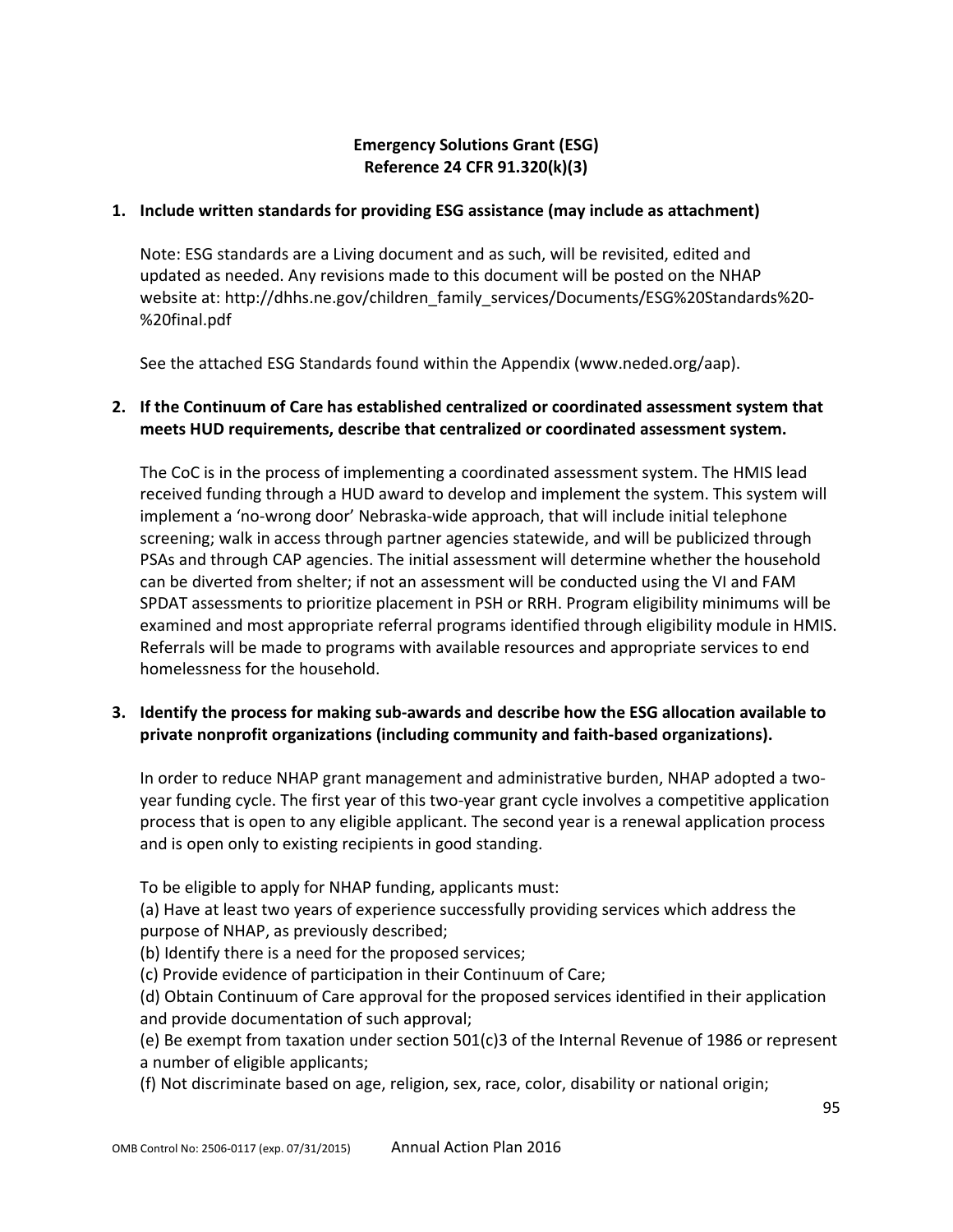**Emergency Solutions Grant (ESG)**
**Reference 24 CFR 91.320(k)(3)**

**1. Include written standards for providing ESG assistance (may include as attachment)**

Note: ESG standards are a Living document and as such, will be revisited, edited and updated as needed. Any revisions made to this document will be posted on the NHAP website at: http://dhhs.ne.gov/children_family_services/Documents/ESG%20Standards%20-%20final.pdf

See the attached ESG Standards found within the Appendix (www.neded.org/aap).

**2. If the Continuum of Care has established centralized or coordinated assessment system that meets HUD requirements, describe that centralized or coordinated assessment system.**

The CoC is in the process of implementing a coordinated assessment system. The HMIS lead received funding through a HUD award to develop and implement the system. This system will implement a 'no-wrong door' Nebraska-wide approach, that will include initial telephone screening; walk in access through partner agencies statewide, and will be publicized through PSAs and through CAP agencies. The initial assessment will determine whether the household can be diverted from shelter; if not an assessment will be conducted using the VI and FAM SPDAT assessments to prioritize placement in PSH or RRH. Program eligibility minimums will be examined and most appropriate referral programs identified through eligibility module in HMIS. Referrals will be made to programs with available resources and appropriate services to end homelessness for the household.

**3. Identify the process for making sub-awards and describe how the ESG allocation available to private nonprofit organizations (including community and faith-based organizations).**

In order to reduce NHAP grant management and administrative burden, NHAP adopted a two-year funding cycle. The first year of this two-year grant cycle involves a competitive application process that is open to any eligible applicant. The second year is a renewal application process and is open only to existing recipients in good standing.

To be eligible to apply for NHAP funding, applicants must:
(a) Have at least two years of experience successfully providing services which address the purpose of NHAP, as previously described;
(b) Identify there is a need for the proposed services;
(c) Provide evidence of participation in their Continuum of Care;
(d) Obtain Continuum of Care approval for the proposed services identified in their application and provide documentation of such approval;
(e) Be exempt from taxation under section 501(c)3 of the Internal Revenue of 1986 or represent a number of eligible applicants;
(f) Not discriminate based on age, religion, sex, race, color, disability or national origin;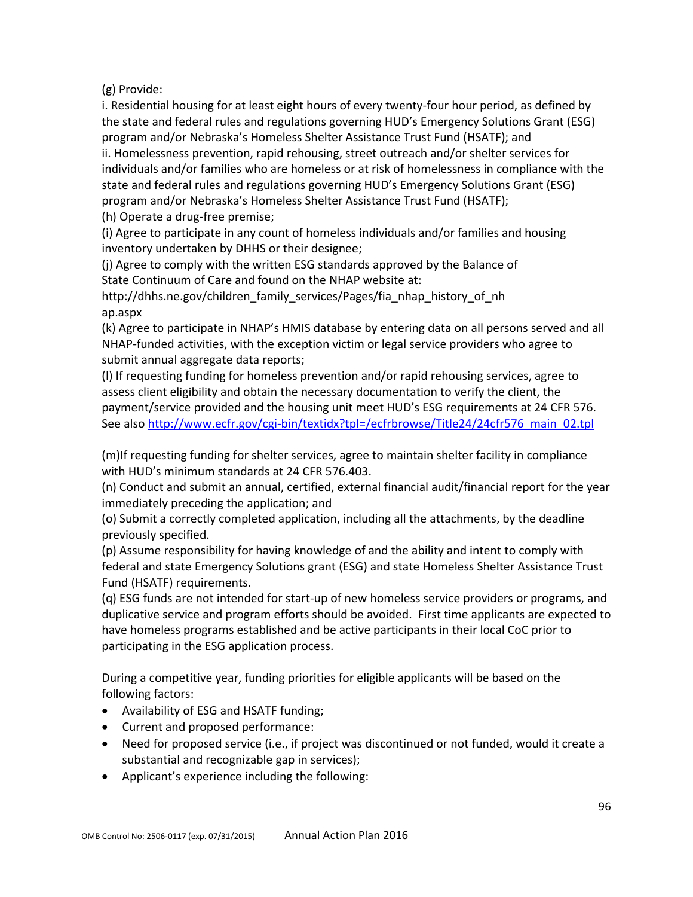(g) Provide:

i. Residential housing for at least eight hours of every twenty-four hour period, as defined by the state and federal rules and regulations governing HUD's Emergency Solutions Grant (ESG) program and/or Nebraska's Homeless Shelter Assistance Trust Fund (HSATF); and

ii. Homelessness prevention, rapid rehousing, street outreach and/or shelter services for individuals and/or families who are homeless or at risk of homelessness in compliance with the state and federal rules and regulations governing HUD's Emergency Solutions Grant (ESG) program and/or Nebraska's Homeless Shelter Assistance Trust Fund (HSATF);

(h) Operate a drug-free premise;

(i) Agree to participate in any count of homeless individuals and/or families and housing inventory undertaken by DHHS or their designee;

(j) Agree to comply with the written ESG standards approved by the Balance of State Continuum of Care and found on the NHAP website at: http://dhhs.ne.gov/children_family_services/Pages/fia_nhap_history_of_nhap.aspx

(k) Agree to participate in NHAP's HMIS database by entering data on all persons served and all NHAP-funded activities, with the exception victim or legal service providers who agree to submit annual aggregate data reports;

(l) If requesting funding for homeless prevention and/or rapid rehousing services, agree to assess client eligibility and obtain the necessary documentation to verify the client, the payment/service provided and the housing unit meet HUD's ESG requirements at 24 CFR 576. See also http://www.ecfr.gov/cgi-bin/textidx?tpl=/ecfrbrowse/Title24/24cfr576_main_02.tpl

(m)If requesting funding for shelter services, agree to maintain shelter facility in compliance with HUD's minimum standards at 24 CFR 576.403.

(n) Conduct and submit an annual, certified, external financial audit/financial report for the year immediately preceding the application; and

(o) Submit a correctly completed application, including all the attachments, by the deadline previously specified.

(p) Assume responsibility for having knowledge of and the ability and intent to comply with federal and state Emergency Solutions grant (ESG) and state Homeless Shelter Assistance Trust Fund (HSATF) requirements.

(q) ESG funds are not intended for start-up of new homeless service providers or programs, and duplicative service and program efforts should be avoided. First time applicants are expected to have homeless programs established and be active participants in their local CoC prior to participating in the ESG application process.

During a competitive year, funding priorities for eligible applicants will be based on the following factors:

- Availability of ESG and HSATF funding;
- Current and proposed performance:
- Need for proposed service (i.e., if project was discontinued or not funded, would it create a substantial and recognizable gap in services);
- Applicant's experience including the following: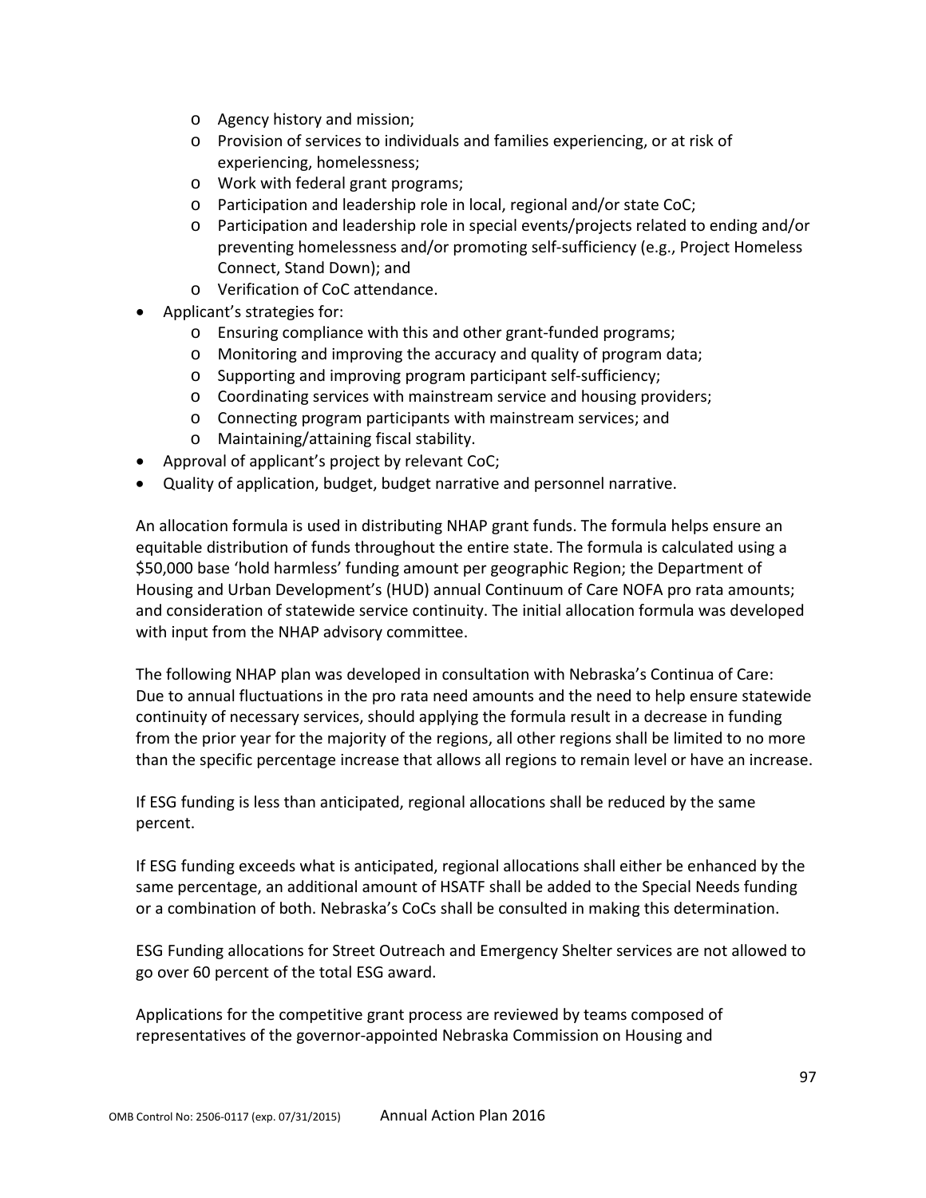- Agency history and mission;
  - Provision of services to individuals and families experiencing, or at risk of experiencing, homelessness;
  - Work with federal grant programs;
  - Participation and leadership role in local, regional and/or state CoC;
  - Participation and leadership role in special events/projects related to ending and/or preventing homelessness and/or promoting self-sufficiency (e.g., Project Homeless Connect, Stand Down); and
  - Verification of CoC attendance.
- Applicant's strategies for:
  - Ensuring compliance with this and other grant-funded programs;
  - Monitoring and improving the accuracy and quality of program data;
  - Supporting and improving program participant self-sufficiency;
  - Coordinating services with mainstream service and housing providers;
  - Connecting program participants with mainstream services; and
  - Maintaining/attaining fiscal stability.
- Approval of applicant's project by relevant CoC;
- Quality of application, budget, budget narrative and personnel narrative.

An allocation formula is used in distributing NHAP grant funds. The formula helps ensure an equitable distribution of funds throughout the entire state. The formula is calculated using a $50,000 base 'hold harmless' funding amount per geographic Region; the Department of Housing and Urban Development's (HUD) annual Continuum of Care NOFA pro rata amounts; and consideration of statewide service continuity. The initial allocation formula was developed with input from the NHAP advisory committee.

The following NHAP plan was developed in consultation with Nebraska's Continua of Care: Due to annual fluctuations in the pro rata need amounts and the need to help ensure statewide continuity of necessary services, should applying the formula result in a decrease in funding from the prior year for the majority of the regions, all other regions shall be limited to no more than the specific percentage increase that allows all regions to remain level or have an increase.

If ESG funding is less than anticipated, regional allocations shall be reduced by the same percent.

If ESG funding exceeds what is anticipated, regional allocations shall either be enhanced by the same percentage, an additional amount of HSATF shall be added to the Special Needs funding or a combination of both. Nebraska's CoCs shall be consulted in making this determination.

ESG Funding allocations for Street Outreach and Emergency Shelter services are not allowed to go over 60 percent of the total ESG award.

Applications for the competitive grant process are reviewed by teams composed of representatives of the governor-appointed Nebraska Commission on Housing and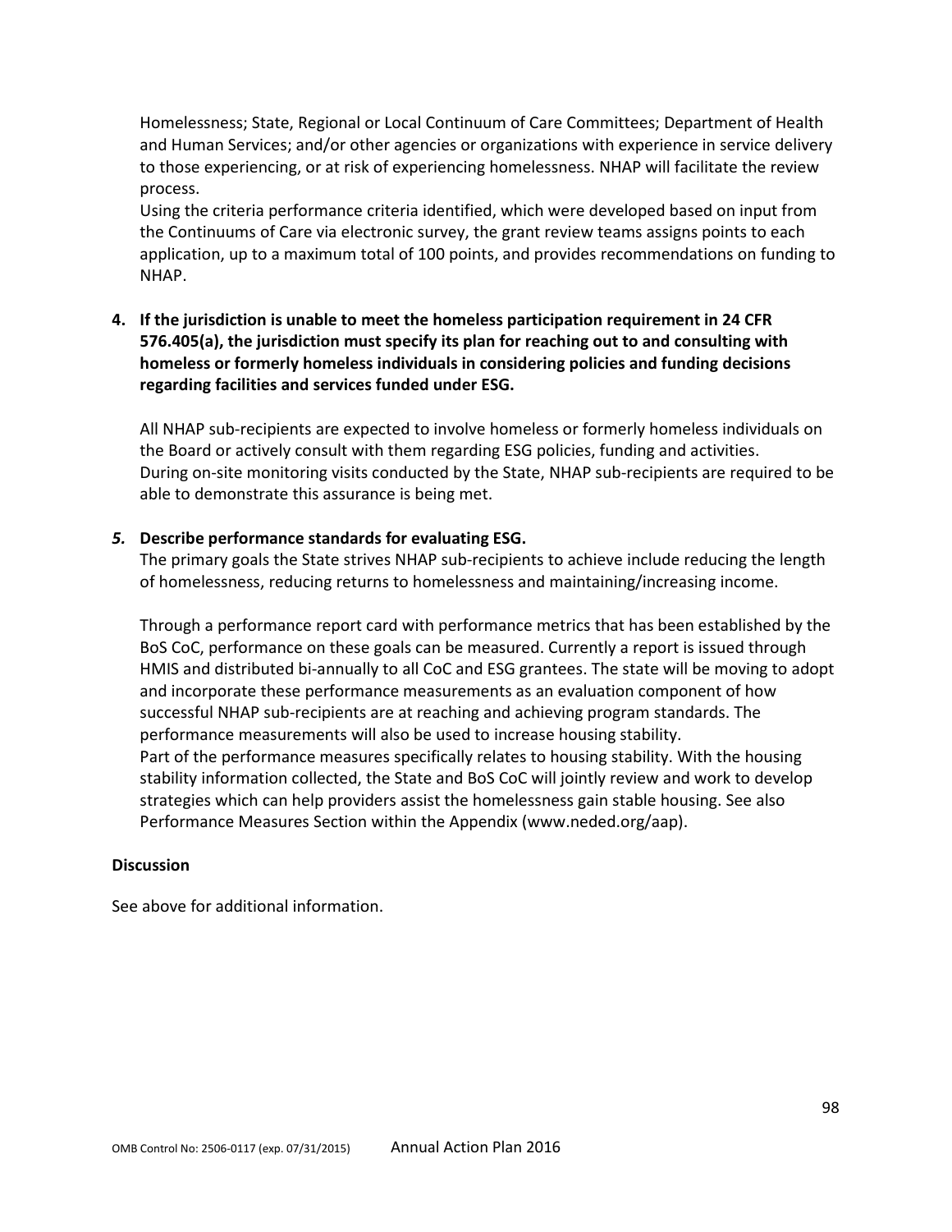Homelessness; State, Regional or Local Continuum of Care Committees; Department of Health and Human Services; and/or other agencies or organizations with experience in service delivery to those experiencing, or at risk of experiencing homelessness. NHAP will facilitate the review process.

Using the criteria performance criteria identified, which were developed based on input from the Continuums of Care via electronic survey, the grant review teams assigns points to each application, up to a maximum total of 100 points, and provides recommendations on funding to NHAP.

**4. If the jurisdiction is unable to meet the homeless participation requirement in 24 CFR 576.405(a), the jurisdiction must specify its plan for reaching out to and consulting with homeless or formerly homeless individuals in considering policies and funding decisions regarding facilities and services funded under ESG.**

All NHAP sub-recipients are expected to involve homeless or formerly homeless individuals on the Board or actively consult with them regarding ESG policies, funding and activities. During on-site monitoring visits conducted by the State, NHAP sub-recipients are required to be able to demonstrate this assurance is being met.

***5.* Describe performance standards for evaluating ESG.**

The primary goals the State strives NHAP sub-recipients to achieve include reducing the length of homelessness, reducing returns to homelessness and maintaining/increasing income.

Through a performance report card with performance metrics that has been established by the BoS CoC, performance on these goals can be measured. Currently a report is issued through HMIS and distributed bi-annually to all CoC and ESG grantees. The state will be moving to adopt and incorporate these performance measurements as an evaluation component of how successful NHAP sub-recipients are at reaching and achieving program standards. The performance measurements will also be used to increase housing stability.

Part of the performance measures specifically relates to housing stability. With the housing stability information collected, the State and BoS CoC will jointly review and work to develop strategies which can help providers assist the homelessness gain stable housing. See also Performance Measures Section within the Appendix (www.neded.org/aap).

**Discussion**

See above for additional information.